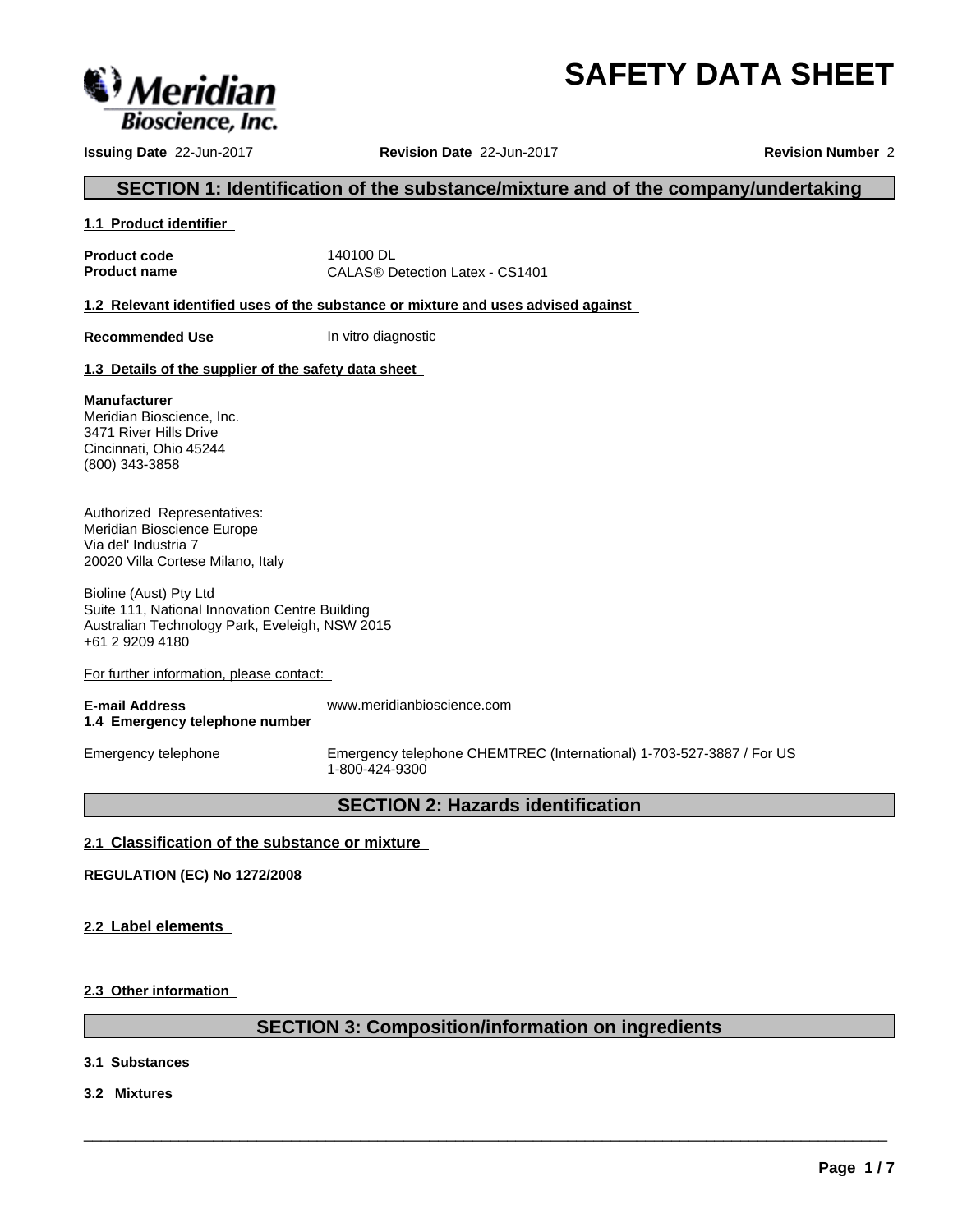Meridian Bioscience, Inc.

# SAFETY DATA SHEET

**Issuing Date** 22-Jun-2017 **Revision Date** 22-Jun-2017 **Revision Number** 2

## SECTION 1: Identification of the substance/mixture and of the company/undertaking

### 1.1 Product identifier

**Product code** 140100 DL
**Product name** CALAS® Detection Latex - CS1401

### 1.2 Relevant identified uses of the substance or mixture and uses advised against

**Recommended Use** In vitro diagnostic

### 1.3 Details of the supplier of the safety data sheet

**Manufacturer**
Meridian Bioscience, Inc.
3471 River Hills Drive
Cincinnati, Ohio 45244
(800) 343-3858

Authorized Representatives:
Meridian Bioscience Europe
Via del' Industria 7
20020 Villa Cortese Milano, Italy

Bioline (Aust) Pty Ltd
Suite 111, National Innovation Centre Building
Australian Technology Park, Eveleigh, NSW 2015
+61 2 9209 4180

For further information, please contact:

**E-mail Address** www.meridianbioscience.com

### 1.4 Emergency telephone number

Emergency telephone Emergency telephone CHEMTREC (International) 1-703-527-3887 / For US 1-800-424-9300

## SECTION 2: Hazards identification

### 2.1 Classification of the substance or mixture

**REGULATION (EC) No 1272/2008**

### 2.2 Label elements

### 2.3 Other information

## SECTION 3: Composition/information on ingredients

### 3.1 Substances

### 3.2 Mixtures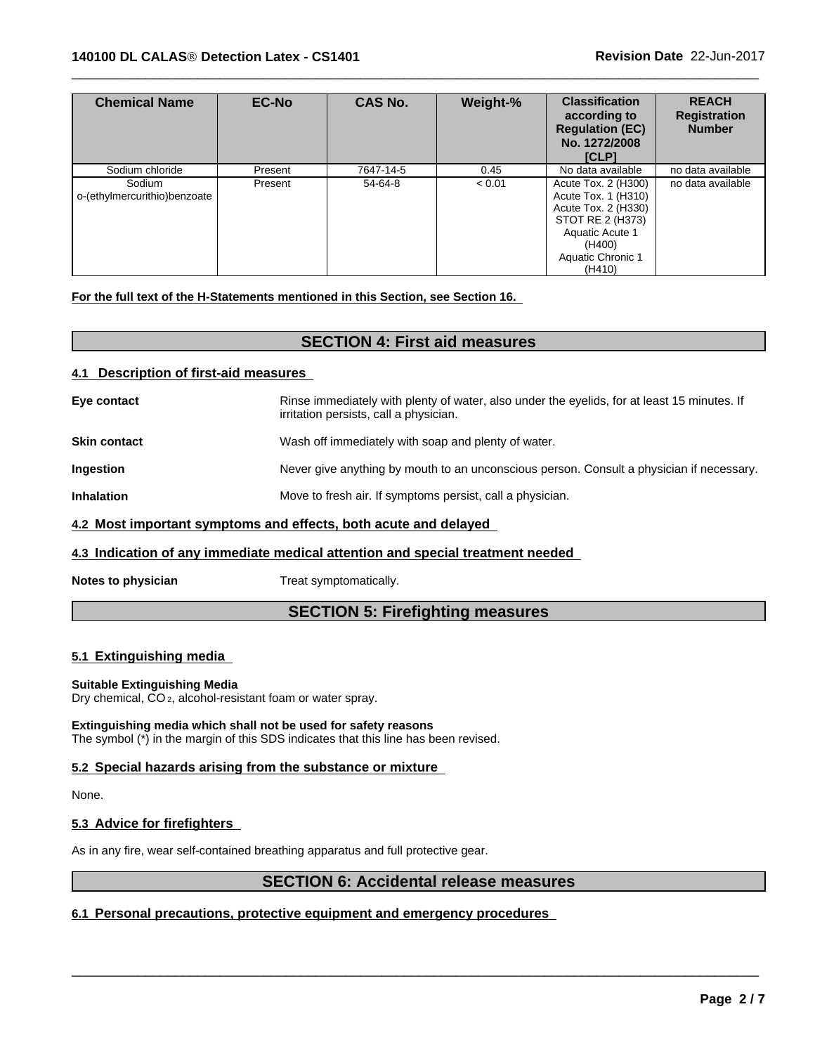| Chemical Name | EC-No | CAS No. | Weight-% | Classification according to Regulation (EC) No. 1272/2008 [CLP] | REACH Registration Number |
|---|---|---|---|---|---|
| Sodium chloride | Present | 7647-14-5 | 0.45 | No data available | no data available |
| Sodium o-(ethylmercurithio)benzoate | Present | 54-64-8 | < 0.01 | Acute Tox. 2 (H300) Acute Tox. 1 (H310) Acute Tox. 2 (H330) STOT RE 2 (H373) Aquatic Acute 1 (H400) Aquatic Chronic 1 (H410) | no data available |

**For the full text of the H-Statements mentioned in this Section, see Section 16.**

## SECTION 4: First aid measures

### 4.1 Description of first-aid measures

**Eye contact** Rinse immediately with plenty of water, also under the eyelids, for at least 15 minutes. If irritation persists, call a physician.

**Skin contact** Wash off immediately with soap and plenty of water.

**Ingestion** Never give anything by mouth to an unconscious person. Consult a physician if necessary.

**Inhalation** Move to fresh air. If symptoms persist, call a physician.

### 4.2 Most important symptoms and effects, both acute and delayed

### 4.3 Indication of any immediate medical attention and special treatment needed

**Notes to physician** Treat symptomatically.

## SECTION 5: Firefighting measures

### 5.1 Extinguishing media

**Suitable Extinguishing Media**
Dry chemical, $CO_2$, alcohol-resistant foam or water spray.

**Extinguishing media which shall not be used for safety reasons**
The symbol (*) in the margin of this SDS indicates that this line has been revised.

### 5.2 Special hazards arising from the substance or mixture

None.

### 5.3 Advice for firefighters

As in any fire, wear self-contained breathing apparatus and full protective gear.

## SECTION 6: Accidental release measures

### 6.1 Personal precautions, protective equipment and emergency procedures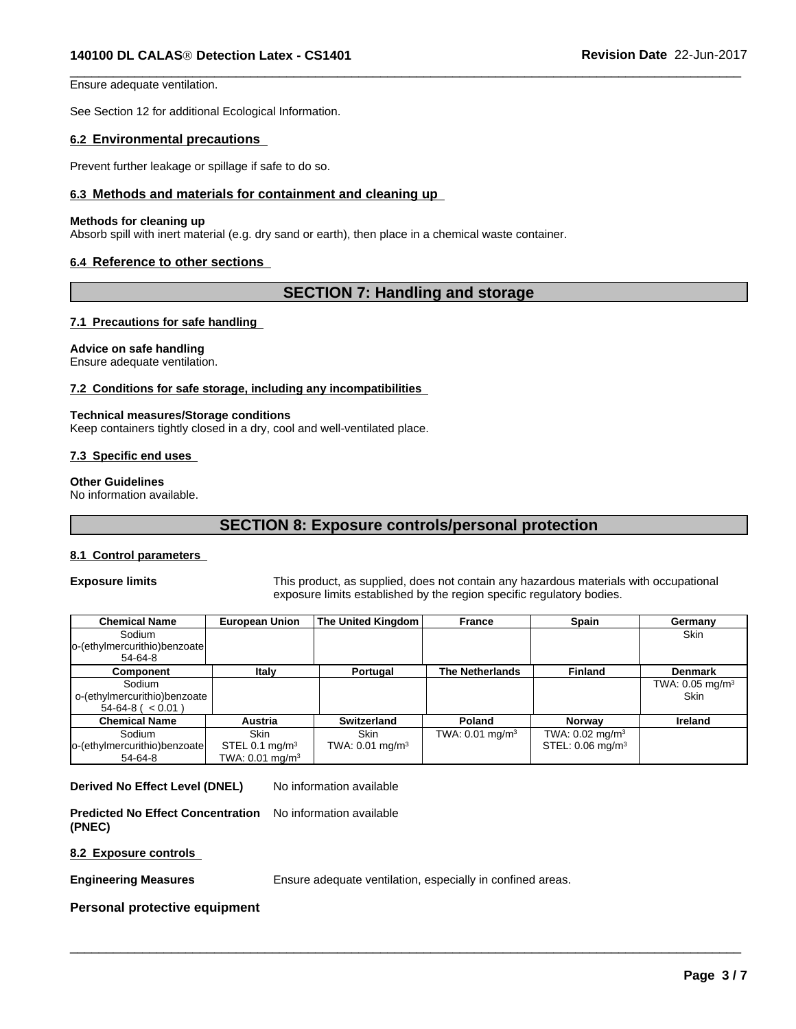Ensure adequate ventilation.

See Section 12 for additional Ecological Information.

### 6.2 Environmental precautions

Prevent further leakage or spillage if safe to do so.

### 6.3 Methods and materials for containment and cleaning up

**Methods for cleaning up**
Absorb spill with inert material (e.g. dry sand or earth), then place in a chemical waste container.

### 6.4 Reference to other sections

## SECTION 7: Handling and storage

### 7.1 Precautions for safe handling

**Advice on safe handling**
Ensure adequate ventilation.

### 7.2 Conditions for safe storage, including any incompatibilities

**Technical measures/Storage conditions**
Keep containers tightly closed in a dry, cool and well-ventilated place.

### 7.3 Specific end uses

**Other Guidelines**
No information available.

## SECTION 8: Exposure controls/personal protection

### 8.1 Control parameters

**Exposure limits** This product, as supplied, does not contain any hazardous materials with occupational exposure limits established by the region specific regulatory bodies.

| Chemical Name | European Union | The United Kingdom | France | Spain | Germany |
|---|---|---|---|---|---|
| Sodium o-(ethylmercurithio)benzoate 54-64-8 | | | | | Skin |
| **Component** | **Italy** | **Portugal** | **The Netherlands** | **Finland** | **Denmark** |
| Sodium o-(ethylmercurithio)benzoate 54-64-8 ( < 0.01 ) | | | | | TWA: 0.05 mg/m$^3$ Skin |
| **Chemical Name** | **Austria** | **Switzerland** | **Poland** | **Norway** | **Ireland** |
| Sodium o-(ethylmercurithio)benzoate 54-64-8 | Skin STEL 0.1 mg/m$^3$ TWA: 0.01 mg/m$^3$ | Skin TWA: 0.01 mg/m$^3$ | TWA: 0.01 mg/m$^3$ | TWA: 0.02 mg/m$^3$ STEL: 0.06 mg/m$^3$ | |

**Derived No Effect Level (DNEL)** No information available

**Predicted No Effect Concentration (PNEC)** No information available

### 8.2 Exposure controls

**Engineering Measures** Ensure adequate ventilation, especially in confined areas.

**Personal protective equipment**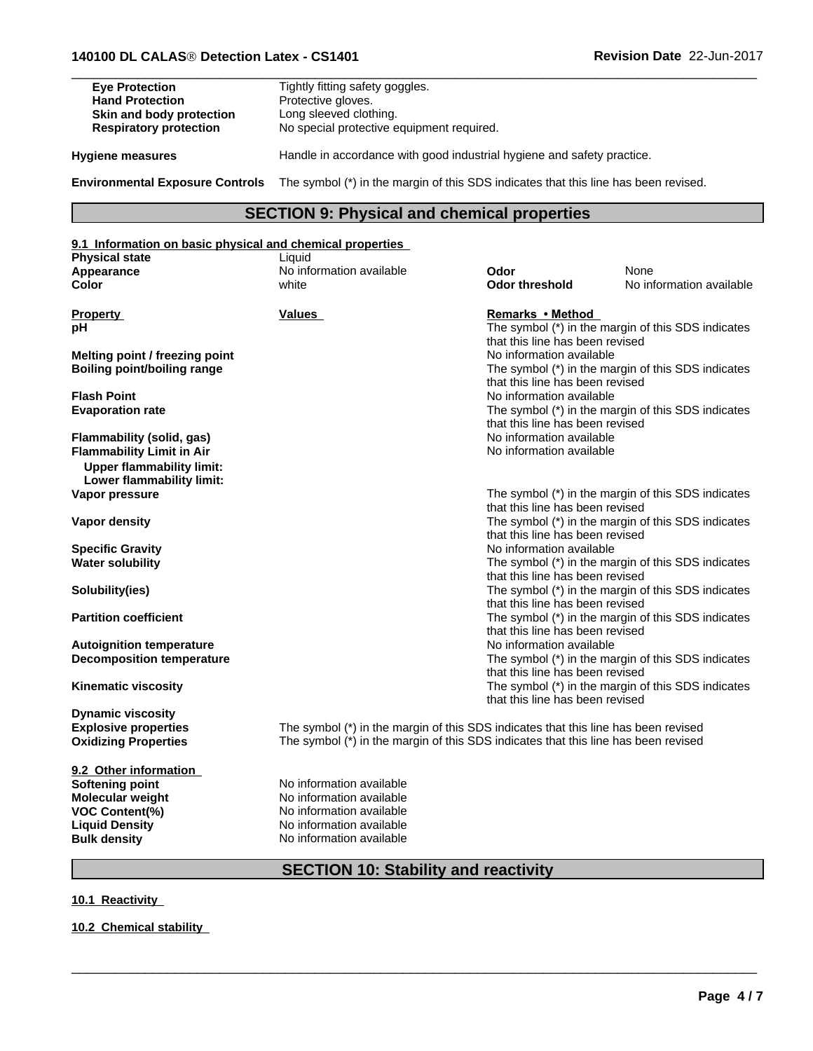| | |
|---|---|
| **Eye Protection** | Tightly fitting safety goggles. |
| **Hand Protection** | Protective gloves. |
| **Skin and body protection** | Long sleeved clothing. |
| **Respiratory protection** | No special protective equipment required. |

**Hygiene measures** Handle in accordance with good industrial hygiene and safety practice.

**Environmental Exposure Controls** The symbol (*) in the margin of this SDS indicates that this line has been revised.

## SECTION 9: Physical and chemical properties

### 9.1 Information on basic physical and chemical properties

| | | | |
|---|---|---|---|
| **Physical state** | Liquid | | |
| **Appearance** | No information available | **Odor** | None |
| **Color** | white | **Odor threshold** | No information available |

| **Property** | **Values** | **Remarks • Method** |
|---|---|---|
| **pH** | | The symbol (*) in the margin of this SDS indicates that this line has been revised |
| **Melting point / freezing point** | | No information available |
| **Boiling point/boiling range** | | The symbol (*) in the margin of this SDS indicates that this line has been revised |
| **Flash Point** | | No information available |
| **Evaporation rate** | | The symbol (*) in the margin of this SDS indicates that this line has been revised |
| **Flammability (solid, gas)** | | No information available |
| **Flammability Limit in Air** | | No information available |
| **Upper flammability limit:** | | |
| **Lower flammability limit:** | | |
| **Vapor pressure** | | The symbol (*) in the margin of this SDS indicates that this line has been revised |
| **Vapor density** | | The symbol (*) in the margin of this SDS indicates that this line has been revised |
| **Specific Gravity** | | No information available |
| **Water solubility** | | The symbol (*) in the margin of this SDS indicates that this line has been revised |
| **Solubility(ies)** | | The symbol (*) in the margin of this SDS indicates that this line has been revised |
| **Partition coefficient** | | The symbol (*) in the margin of this SDS indicates that this line has been revised |
| **Autoignition temperature** | | No information available |
| **Decomposition temperature** | | The symbol (*) in the margin of this SDS indicates that this line has been revised |
| **Kinematic viscosity** | | The symbol (*) in the margin of this SDS indicates that this line has been revised |
| **Dynamic viscosity** | | |
| **Explosive properties** | The symbol (*) in the margin of this SDS indicates that this line has been revised | |
| **Oxidizing Properties** | The symbol (*) in the margin of this SDS indicates that this line has been revised | |

### 9.2 Other information

| | |
|---|---|
| **Softening point** | No information available |
| **Molecular weight** | No information available |
| **VOC Content(%)** | No information available |
| **Liquid Density** | No information available |
| **Bulk density** | No information available |

## SECTION 10: Stability and reactivity

### 10.1 Reactivity

### 10.2 Chemical stability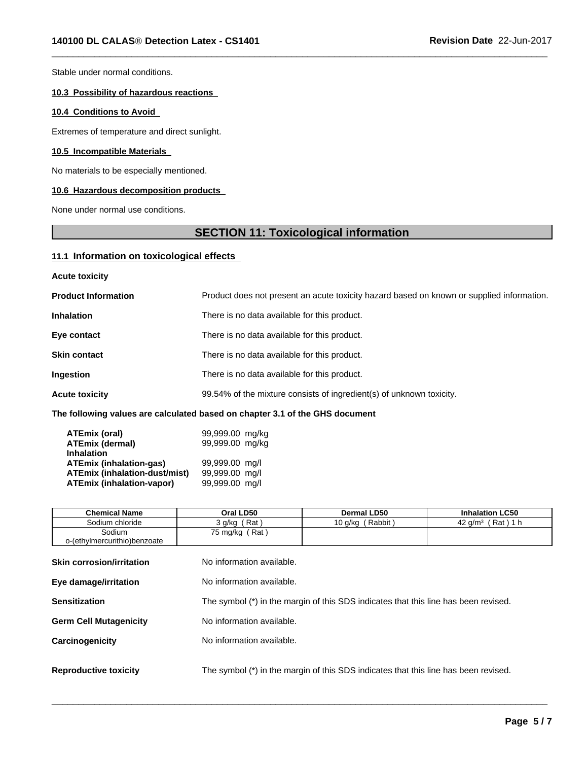Stable under normal conditions.

**10.3 Possibility of hazardous reactions**

**10.4 Conditions to Avoid**

Extremes of temperature and direct sunlight.

**10.5 Incompatible Materials**

No materials to be especially mentioned.

**10.6 Hazardous decomposition products**

None under normal use conditions.

## SECTION 11: Toxicological information

**11.1 Information on toxicological effects**

**Acute toxicity**

**Product Information** Product does not present an acute toxicity hazard based on known or supplied information.

**Inhalation** There is no data available for this product.

**Eye contact** There is no data available for this product.

**Skin contact** There is no data available for this product.

**Ingestion** There is no data available for this product.

**Acute toxicity** 99.54% of the mixture consists of ingredient(s) of unknown toxicity.

**The following values are calculated based on chapter 3.1 of the GHS document**

**ATEmix (oral)** 99,999.00 mg/kg
**ATEmix (dermal)** 99,999.00 mg/kg
**Inhalation**
**ATEmix (inhalation-gas)** 99,999.00 mg/l
**ATEmix (inhalation-dust/mist)** 99,999.00 mg/l
**ATEmix (inhalation-vapor)** 99,999.00 mg/l

| Chemical Name | Oral LD50 | Dermal LD50 | Inhalation LC50 |
|---|---|---|---|
| Sodium chloride | 3 g/kg ( Rat ) | 10 g/kg ( Rabbit ) | 42 g/m$^3$ ( Rat ) 1 h |
| Sodium o-(ethylmercurithio)benzoate | 75 mg/kg ( Rat ) | | |

**Skin corrosion/irritation** No information available.

**Eye damage/irritation** No information available.

**Sensitization** The symbol (*) in the margin of this SDS indicates that this line has been revised.

**Germ Cell Mutagenicity** No information available.

**Carcinogenicity** No information available.

**Reproductive toxicity** The symbol (*) in the margin of this SDS indicates that this line has been revised.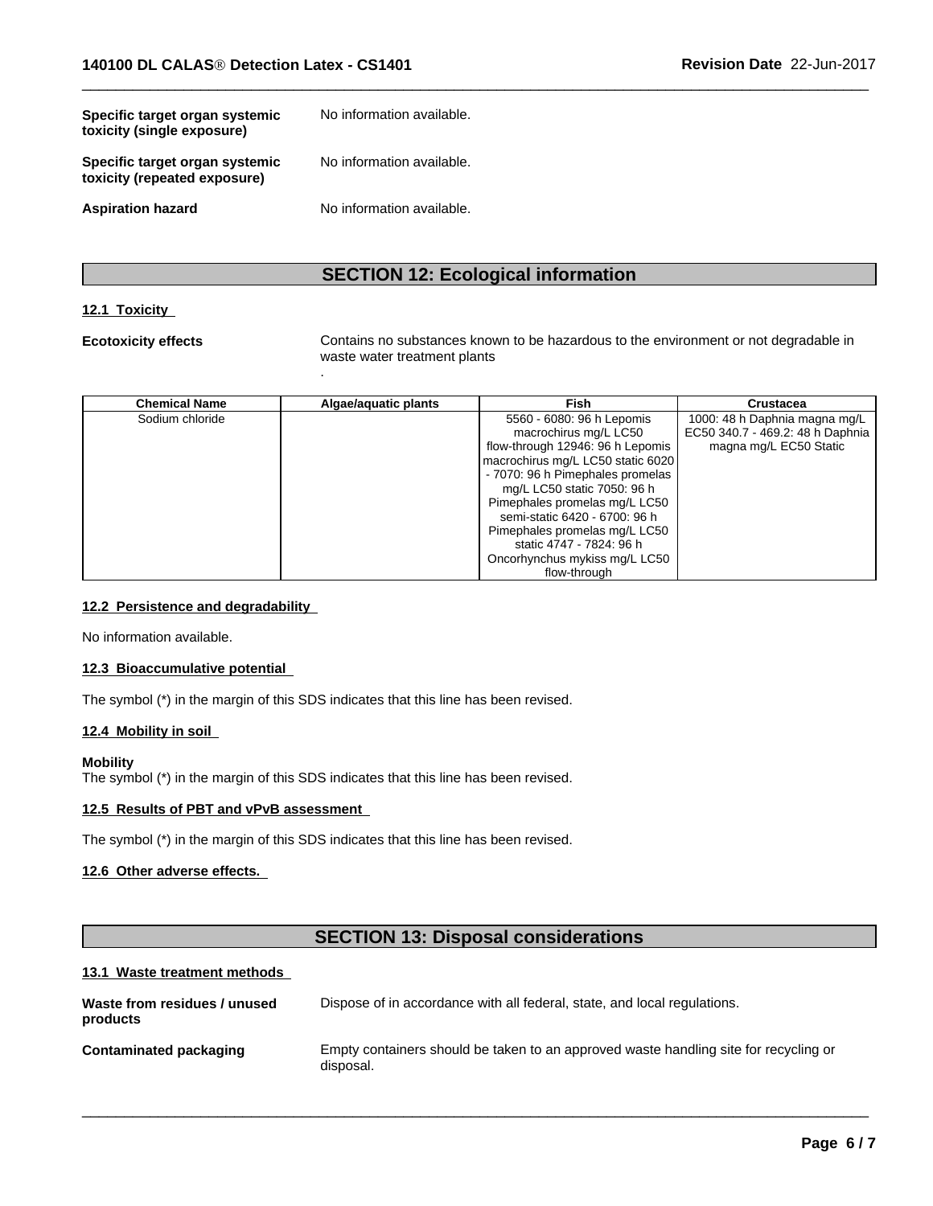**Specific target organ systemic toxicity (single exposure)** No information available.

**Specific target organ systemic toxicity (repeated exposure)** No information available.

**Aspiration hazard** No information available.

## SECTION 12: Ecological information

### 12.1 Toxicity

**Ecotoxicity effects** Contains no substances known to be hazardous to the environment or not degradable in waste water treatment plants
.

| Chemical Name | Algae/aquatic plants | Fish | Crustacea |
|---|---|---|---|
| Sodium chloride | | 5560 - 6080: 96 h Lepomis macrochirus mg/L LC50 flow-through 12946: 96 h Lepomis macrochirus mg/L LC50 static 6020 - 7070: 96 h Pimephales promelas mg/L LC50 static 7050: 96 h Pimephales promelas mg/L LC50 semi-static 6420 - 6700: 96 h Pimephales promelas mg/L LC50 static 4747 - 7824: 96 h Oncorhynchus mykiss mg/L LC50 flow-through | 1000: 48 h Daphnia magna mg/L EC50 340.7 - 469.2: 48 h Daphnia magna mg/L EC50 Static |

### 12.2 Persistence and degradability

No information available.

### 12.3 Bioaccumulative potential

The symbol (*) in the margin of this SDS indicates that this line has been revised.

### 12.4 Mobility in soil

**Mobility**
The symbol (*) in the margin of this SDS indicates that this line has been revised.

### 12.5 Results of PBT and vPvB assessment

The symbol (*) in the margin of this SDS indicates that this line has been revised.

### 12.6 Other adverse effects.

## SECTION 13: Disposal considerations

### 13.1 Waste treatment methods

**Waste from residues / unused products** Dispose of in accordance with all federal, state, and local regulations.

**Contaminated packaging** Empty containers should be taken to an approved waste handling site for recycling or disposal.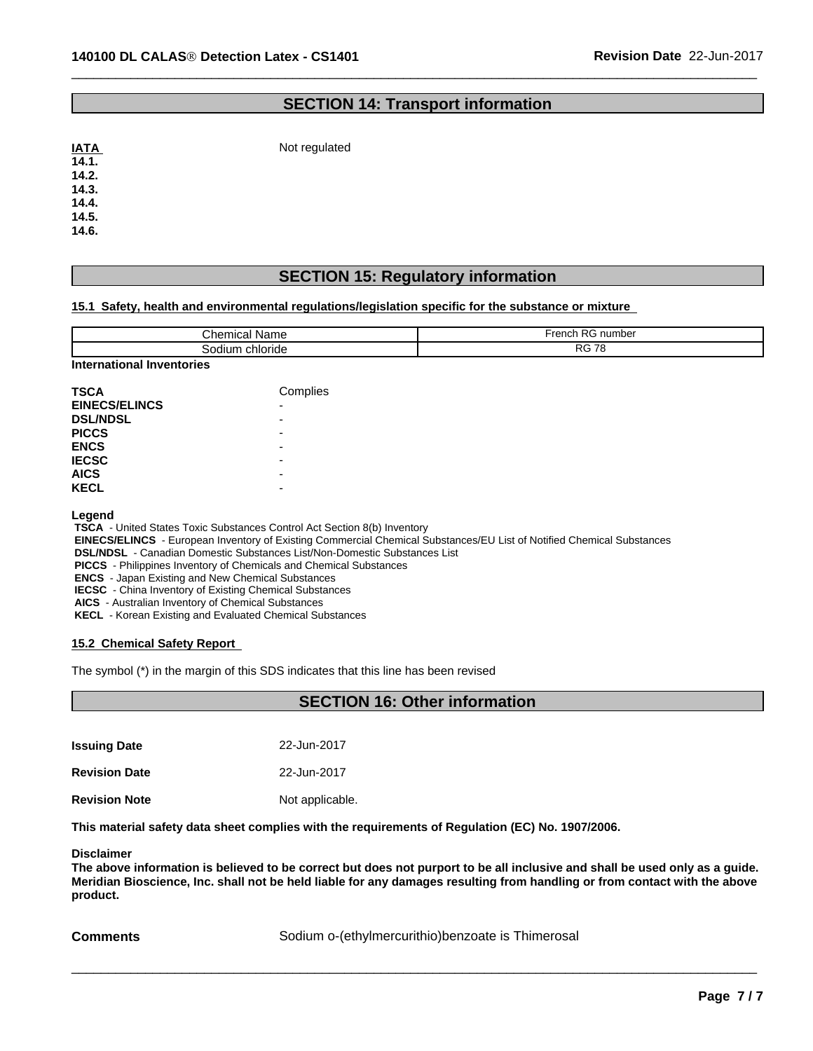## SECTION 14: Transport information

**IATA** Not regulated

**14.1.**
**14.2.**
**14.3.**
**14.4.**
**14.5.**
**14.6.**

## SECTION 15: Regulatory information

### 15.1 Safety, health and environmental regulations/legislation specific for the substance or mixture

| Chemical Name | French RG number |
|---|---|
| Sodium chloride | RG 78 |

**International Inventories**

| | |
|---|---|
| **TSCA** | Complies |
| **EINECS/ELINCS** | - |
| **DSL/NDSL** | - |
| **PICCS** | - |
| **ENCS** | - |
| **IECSC** | - |
| **AICS** | - |
| **KECL** | - |

**Legend**

**TSCA** - United States Toxic Substances Control Act Section 8(b) Inventory
**EINECS/ELINCS** - European Inventory of Existing Commercial Chemical Substances/EU List of Notified Chemical Substances
**DSL/NDSL** - Canadian Domestic Substances List/Non-Domestic Substances List
**PICCS** - Philippines Inventory of Chemicals and Chemical Substances
**ENCS** - Japan Existing and New Chemical Substances
**IECSC** - China Inventory of Existing Chemical Substances
**AICS** - Australian Inventory of Chemical Substances
**KECL** - Korean Existing and Evaluated Chemical Substances

### 15.2 Chemical Safety Report

The symbol (*) in the margin of this SDS indicates that this line has been revised

## SECTION 16: Other information

**Issuing Date** 22-Jun-2017

**Revision Date** 22-Jun-2017

**Revision Note** Not applicable.

**This material safety data sheet complies with the requirements of Regulation (EC) No. 1907/2006.**

**Disclaimer**
**The above information is believed to be correct but does not purport to be all inclusive and shall be used only as a guide. Meridian Bioscience, Inc. shall not be held liable for any damages resulting from handling or from contact with the above product.**

**Comments** Sodium o-(ethylmercurithio)benzoate is Thimerosal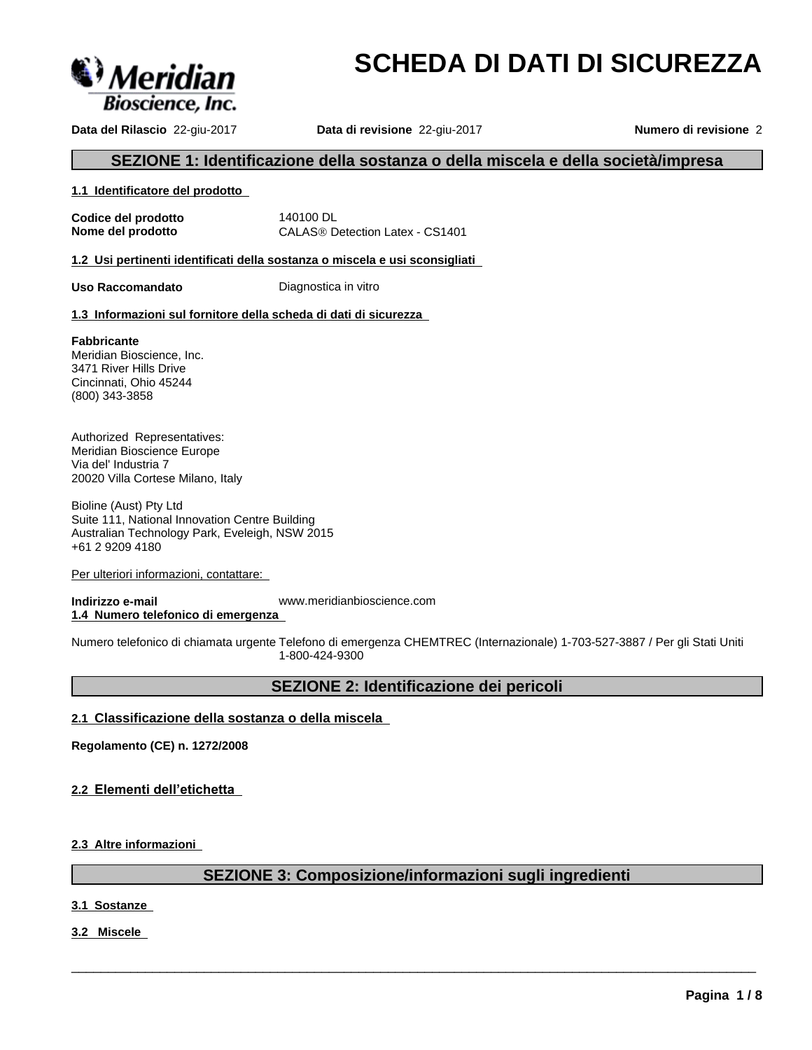# SCHEDA DI DATI DI SICUREZZA

**Data del Rilascio** 22-giu-2017 **Data di revisione** 22-giu-2017 **Numero di revisione** 2

## SEZIONE 1: Identificazione della sostanza o della miscela e della società/impresa

### 1.1 Identificatore del prodotto

**Codice del prodotto** 140100 DL
**Nome del prodotto** CALAS® Detection Latex - CS1401

### 1.2 Usi pertinenti identificati della sostanza o miscela e usi sconsigliati

**Uso Raccomandato** Diagnostica in vitro

### 1.3 Informazioni sul fornitore della scheda di dati di sicurezza

**Fabbricante**
Meridian Bioscience, Inc.
3471 River Hills Drive
Cincinnati, Ohio 45244
(800) 343-3858

Authorized Representatives:
Meridian Bioscience Europe
Via del' Industria 7
20020 Villa Cortese Milano, Italy

Bioline (Aust) Pty Ltd
Suite 111, National Innovation Centre Building
Australian Technology Park, Eveleigh, NSW 2015
+61 2 9209 4180

Per ulteriori informazioni, contattare:

**Indirizzo e-mail** www.meridianbioscience.com

### 1.4 Numero telefonico di emergenza

Numero telefonico di chiamata urgente Telefono di emergenza CHEMTREC (Internazionale) 1-703-527-3887 / Per gli Stati Uniti 1-800-424-9300

## SEZIONE 2: Identificazione dei pericoli

### 2.1 Classificazione della sostanza o della miscela

**Regolamento (CE) n. 1272/2008**

### 2.2 Elementi dell'etichetta

### 2.3 Altre informazioni

## SEZIONE 3: Composizione/informazioni sugli ingredienti

### 3.1 Sostanze

### 3.2 Miscele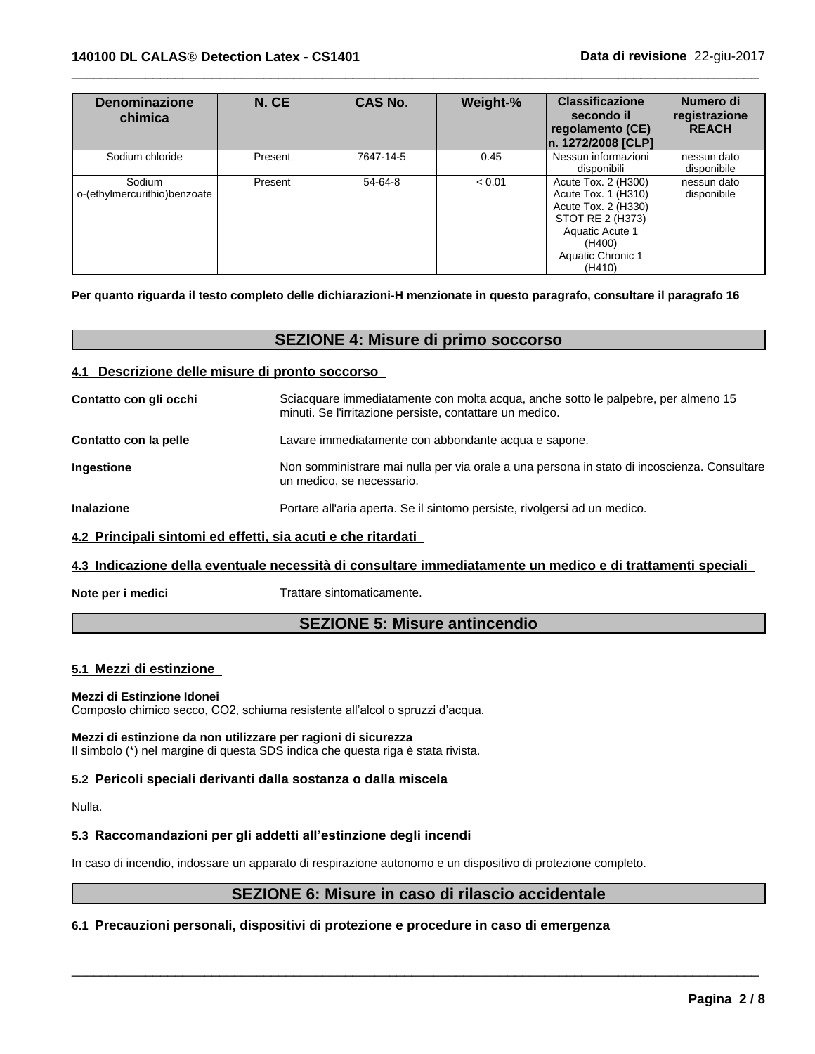| Denominazione chimica | N. CE | CAS No. | Weight-% | Classificazione secondo il regolamento (CE) n. 1272/2008 [CLP] | Numero di registrazione REACH |
|---|---|---|---|---|---|
| Sodium chloride | Present | 7647-14-5 | 0.45 | Nessun informazioni disponibili | nessun dato disponibile |
| Sodium o-(ethylmercurithio)benzoate | Present | 54-64-8 | < 0.01 | Acute Tox. 2 (H300) Acute Tox. 1 (H310) Acute Tox. 2 (H330) STOT RE 2 (H373) Aquatic Acute 1 (H400) Aquatic Chronic 1 (H410) | nessun dato disponibile |

**Per quanto riguarda il testo completo delle dichiarazioni-H menzionate in questo paragrafo, consultare il paragrafo 16**

## SEZIONE 4: Misure di primo soccorso

### 4.1 Descrizione delle misure di pronto soccorso

**Contatto con gli occhi** Sciacquare immediatamente con molta acqua, anche sotto le palpebre, per almeno 15 minuti. Se l'irritazione persiste, contattare un medico.

**Contatto con la pelle** Lavare immediatamente con abbondante acqua e sapone.

**Ingestione** Non somministrare mai nulla per via orale a una persona in stato di incoscienza. Consultare un medico, se necessario.

**Inalazione** Portare all'aria aperta. Se il sintomo persiste, rivolgersi ad un medico.

### 4.2 Principali sintomi ed effetti, sia acuti e che ritardati

### 4.3 Indicazione della eventuale necessità di consultare immediatamente un medico e di trattamenti speciali

**Note per i medici** Trattare sintomaticamente.

## SEZIONE 5: Misure antincendio

### 5.1 Mezzi di estinzione

**Mezzi di Estinzione Idonei**
Composto chimico secco, CO2, schiuma resistente all'alcol o spruzzi d'acqua.

**Mezzi di estinzione da non utilizzare per ragioni di sicurezza**
Il simbolo (*) nel margine di questa SDS indica che questa riga è stata rivista.

### 5.2 Pericoli speciali derivanti dalla sostanza o dalla miscela

Nulla.

### 5.3 Raccomandazioni per gli addetti all'estinzione degli incendi

In caso di incendio, indossare un apparato di respirazione autonomo e un dispositivo di protezione completo.

## SEZIONE 6: Misure in caso di rilascio accidentale

### 6.1 Precauzioni personali, dispositivi di protezione e procedure in caso di emergenza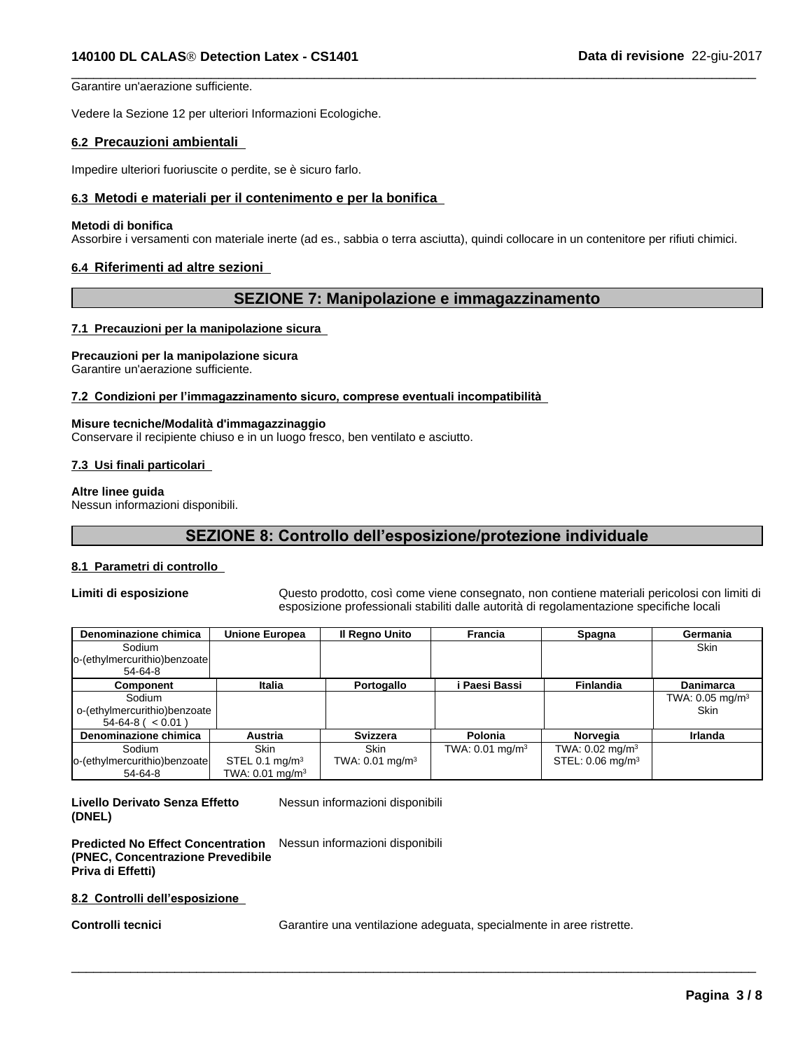Garantire un'aerazione sufficiente.

Vedere la Sezione 12 per ulteriori Informazioni Ecologiche.

### 6.2 Precauzioni ambientali

Impedire ulteriori fuoriuscite o perdite, se è sicuro farlo.

### 6.3 Metodi e materiali per il contenimento e per la bonifica

**Metodi di bonifica**
Assorbire i versamenti con materiale inerte (ad es., sabbia o terra asciutta), quindi collocare in un contenitore per rifiuti chimici.

### 6.4 Riferimenti ad altre sezioni

## SEZIONE 7: Manipolazione e immagazzinamento

### 7.1 Precauzioni per la manipolazione sicura

**Precauzioni per la manipolazione sicura**
Garantire un'aerazione sufficiente.

### 7.2 Condizioni per l'immagazzinamento sicuro, comprese eventuali incompatibilità

**Misure tecniche/Modalità d'immagazzinaggio**
Conservare il recipiente chiuso e in un luogo fresco, ben ventilato e asciutto.

### 7.3 Usi finali particolari

**Altre linee guida**
Nessun informazioni disponibili.

## SEZIONE 8: Controllo dell'esposizione/protezione individuale

### 8.1 Parametri di controllo

**Limiti di esposizione** Questo prodotto, così come viene consegnato, non contiene materiali pericolosi con limiti di esposizione professionali stabiliti dalle autorità di regolamentazione specifiche locali

| Denominazione chimica | Unione Europea | Il Regno Unito | Francia | Spagna | Germania |
|---|---|---|---|---|---|
| Sodium o-(ethylmercurithio)benzoate 54-64-8 | | | | | Skin |
| **Component** | **Italia** | **Portogallo** | **i Paesi Bassi** | **Finlandia** | **Danimarca** |
| Sodium o-(ethylmercurithio)benzoate 54-64-8 ( < 0.01 ) | | | | | TWA: 0.05 mg/m³ Skin |
| **Denominazione chimica** | **Austria** | **Svizzera** | **Polonia** | **Norvegia** | **Irlanda** |
| Sodium o-(ethylmercurithio)benzoate 54-64-8 | Skin STEL 0.1 mg/m³ TWA: 0.01 mg/m³ | Skin TWA: 0.01 mg/m³ | TWA: 0.01 mg/m³ | TWA: 0.02 mg/m³ STEL: 0.06 mg/m³ | |

**Livello Derivato Senza Effetto (DNEL)** Nessun informazioni disponibili

**Predicted No Effect Concentration (PNEC, Concentrazione Prevedibile Priva di Effetti)** Nessun informazioni disponibili

### 8.2 Controlli dell'esposizione

**Controlli tecnici** Garantire una ventilazione adeguata, specialmente in aree ristrette.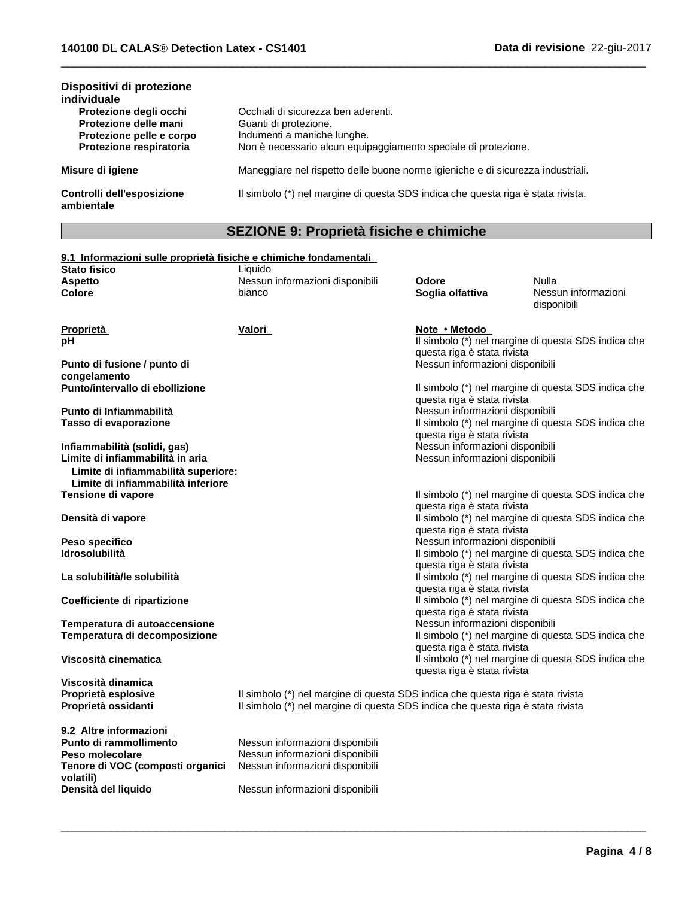**Dispositivi di protezione individuale**

| | |
|---|---|
| **Protezione degli occhi** | Occhiali di sicurezza ben aderenti. |
| **Protezione delle mani** | Guanti di protezione. |
| **Protezione pelle e corpo** | Indumenti a maniche lunghe. |
| **Protezione respiratoria** | Non è necessario alcun equipaggiamento speciale di protezione. |

**Misure di igiene** Maneggiare nel rispetto delle buone norme igieniche e di sicurezza industriali.

**Controlli dell'esposizione ambientale** Il simbolo (*) nel margine di questa SDS indica che questa riga è stata rivista.

## SEZIONE 9: Proprietà fisiche e chimiche

**9.1 Informazioni sulle proprietà fisiche e chimiche fondamentali**

| | | | |
|---|---|---|---|
| **Stato fisico** | Liquido | | |
| **Aspetto** | Nessun informazioni disponibili | **Odore** | Nulla |
| **Colore** | bianco | **Soglia olfattiva** | Nessun informazioni disponibili |

| Proprietà | Valori | Note • Metodo |
|---|---|---|
| **pH** | | Il simbolo (*) nel margine di questa SDS indica che questa riga è stata rivista |
| **Punto di fusione / punto di congelamento** | | Nessun informazioni disponibili |
| **Punto/intervallo di ebollizione** | | Il simbolo (*) nel margine di questa SDS indica che questa riga è stata rivista |
| **Punto di Infiammabilità** | | Nessun informazioni disponibili |
| **Tasso di evaporazione** | | Il simbolo (*) nel margine di questa SDS indica che questa riga è stata rivista |
| **Infiammabilità (solidi, gas)** | | Nessun informazioni disponibili |
| **Limite di infiammabilità in aria** | | Nessun informazioni disponibili |
| **Limite di infiammabilità superiore:** | | |
| **Limite di infiammabilità inferiore** | | |
| **Tensione di vapore** | | Il simbolo (*) nel margine di questa SDS indica che questa riga è stata rivista |
| **Densità di vapore** | | Il simbolo (*) nel margine di questa SDS indica che questa riga è stata rivista |
| **Peso specifico** | | Nessun informazioni disponibili |
| **Idrosolubilità** | | Il simbolo (*) nel margine di questa SDS indica che questa riga è stata rivista |
| **La solubilità/le solubilità** | | Il simbolo (*) nel margine di questa SDS indica che questa riga è stata rivista |
| **Coefficiente di ripartizione** | | Il simbolo (*) nel margine di questa SDS indica che questa riga è stata rivista |
| **Temperatura di autoaccensione** | | Nessun informazioni disponibili |
| **Temperatura di decomposizione** | | Il simbolo (*) nel margine di questa SDS indica che questa riga è stata rivista |
| **Viscosità cinematica** | | Il simbolo (*) nel margine di questa SDS indica che questa riga è stata rivista |
| **Viscosità dinamica** | | |
| **Proprietà esplosive** | Il simbolo (*) nel margine di questa SDS indica che questa riga è stata rivista | |
| **Proprietà ossidanti** | Il simbolo (*) nel margine di questa SDS indica che questa riga è stata rivista | |

**9.2 Altre informazioni**

| | |
|---|---|
| **Punto di rammollimento** | Nessun informazioni disponibili |
| **Peso molecolare** | Nessun informazioni disponibili |
| **Tenore di VOC (composti organici volatili)** | Nessun informazioni disponibili |
| **Densità del liquido** | Nessun informazioni disponibili |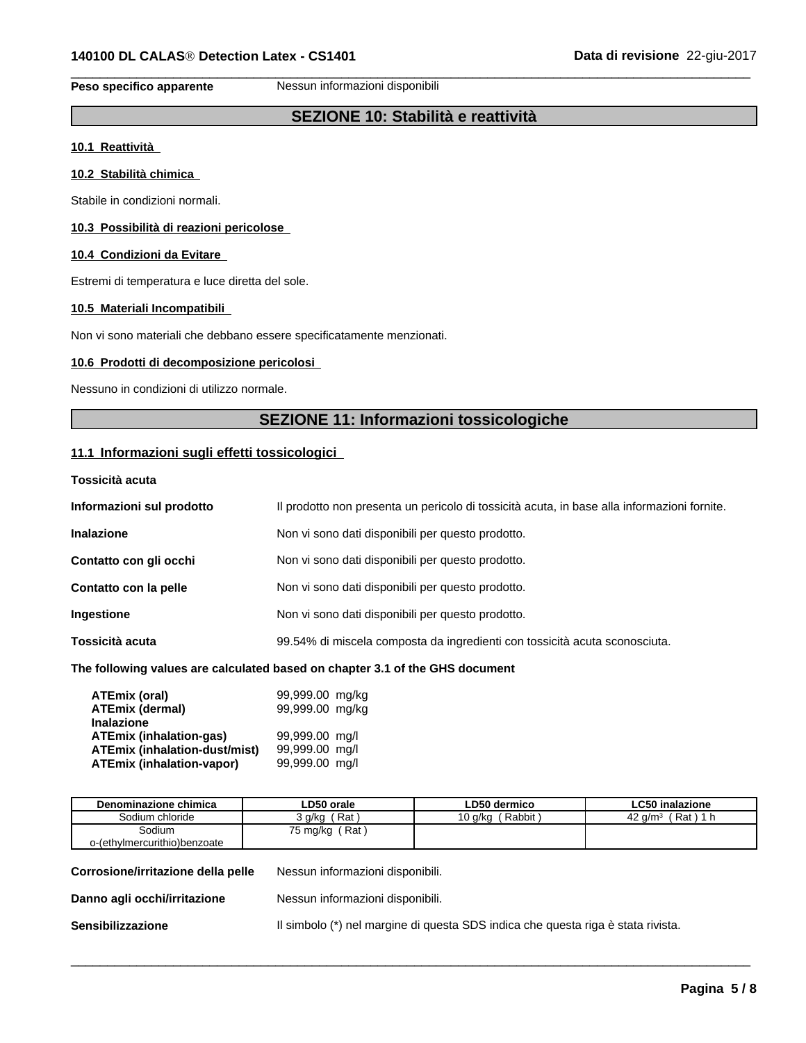**Peso specifico apparente** Nessun informazioni disponibili

## SEZIONE 10: Stabilità e reattività

**10.1 Reattività**

**10.2 Stabilità chimica**

Stabile in condizioni normali.

**10.3 Possibilità di reazioni pericolose**

**10.4 Condizioni da Evitare**

Estremi di temperatura e luce diretta del sole.

**10.5 Materiali Incompatibili**

Non vi sono materiali che debbano essere specificatamente menzionati.

**10.6 Prodotti di decomposizione pericolosi**

Nessuno in condizioni di utilizzo normale.

## SEZIONE 11: Informazioni tossicologiche

**11.1 Informazioni sugli effetti tossicologici**

**Tossicità acuta**

**Informazioni sul prodotto** Il prodotto non presenta un pericolo di tossicità acuta, in base alla informazioni fornite.

**Inalazione** Non vi sono dati disponibili per questo prodotto.

**Contatto con gli occhi** Non vi sono dati disponibili per questo prodotto.

**Contatto con la pelle** Non vi sono dati disponibili per questo prodotto.

**Ingestione** Non vi sono dati disponibili per questo prodotto.

**Tossicità acuta** 99.54% di miscela composta da ingredienti con tossicità acuta sconosciuta.

**The following values are calculated based on chapter 3.1 of the GHS document**

**ATEmix (oral)** 99,999.00 mg/kg
**ATEmix (dermal)** 99,999.00 mg/kg
**Inalazione**
**ATEmix (inhalation-gas)** 99,999.00 mg/l
**ATEmix (inhalation-dust/mist)** 99,999.00 mg/l
**ATEmix (inhalation-vapor)** 99,999.00 mg/l

| Denominazione chimica | LD50 orale | LD50 dermico | LC50 inalazione |
|---|---|---|---|
| Sodium chloride | 3 g/kg ( Rat ) | 10 g/kg ( Rabbit ) | 42 g/m³ ( Rat ) 1 h |
| Sodium o-(ethylmercurithio)benzoate | 75 mg/kg ( Rat ) | | |

**Corrosione/irritazione della pelle** Nessun informazioni disponibili.

**Danno agli occhi/irritazione** Nessun informazioni disponibili.

**Sensibilizzazione** Il simbolo (*) nel margine di questa SDS indica che questa riga è stata rivista.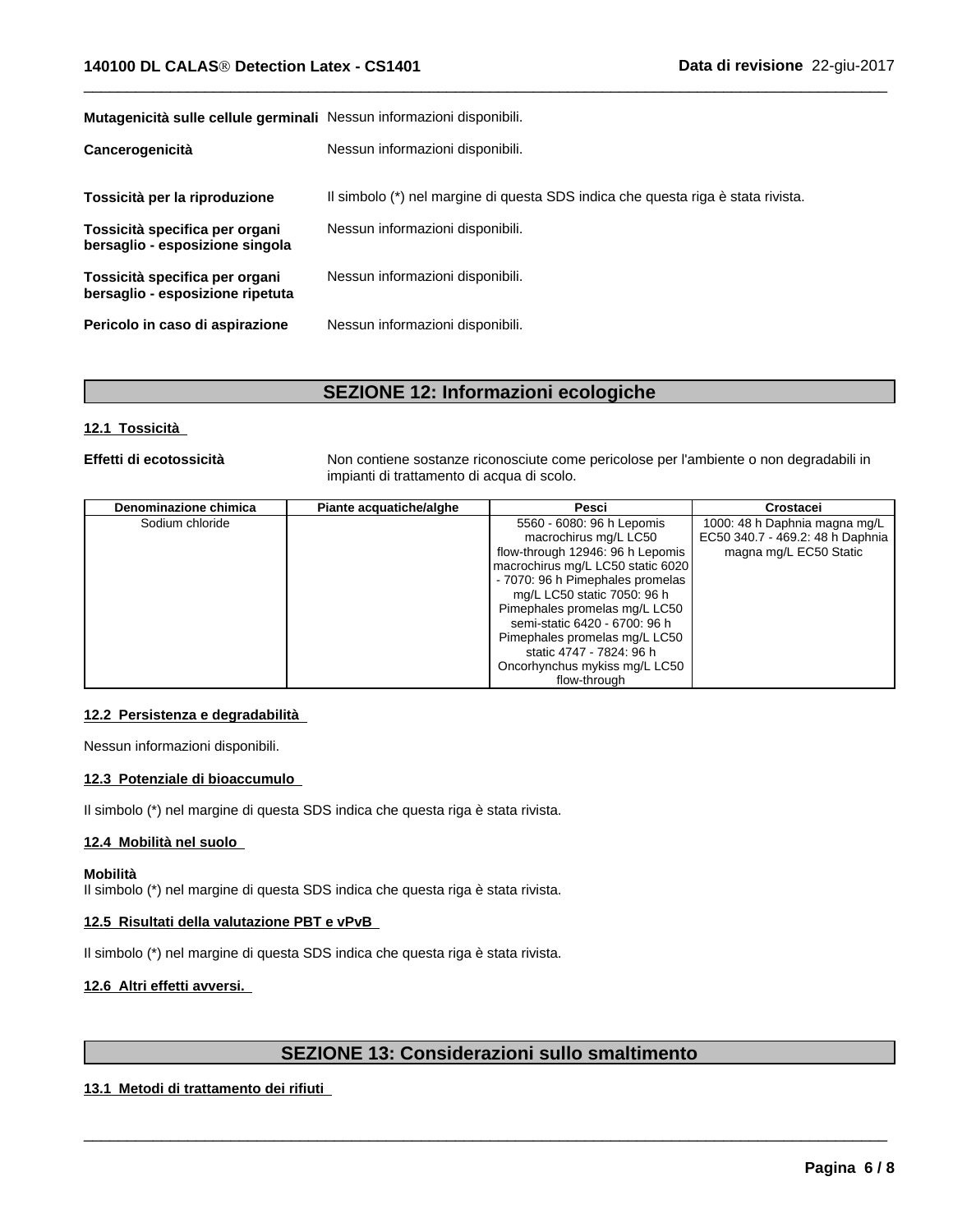**Mutagenicità sulle cellule germinali** Nessun informazioni disponibili.

**Cancerogenicità** Nessun informazioni disponibili.

**Tossicità per la riproduzione** Il simbolo (*) nel margine di questa SDS indica che questa riga è stata rivista.

**Tossicità specifica per organi bersaglio - esposizione singola** Nessun informazioni disponibili.

**Tossicità specifica per organi bersaglio - esposizione ripetuta** Nessun informazioni disponibili.

**Pericolo in caso di aspirazione** Nessun informazioni disponibili.

## SEZIONE 12: Informazioni ecologiche

### 12.1 Tossicità

**Effetti di ecotossicità** Non contiene sostanze riconosciute come pericolose per l'ambiente o non degradabili in impianti di trattamento di acqua di scolo.

| Denominazione chimica | Piante acquatiche/alghe | Pesci | Crostacei |
|---|---|---|---|
| Sodium chloride | | 5560 - 6080: 96 h Lepomis macrochirus mg/L LC50 flow-through 12946: 96 h Lepomis macrochirus mg/L LC50 static 6020 - 7070: 96 h Pimephales promelas mg/L LC50 static 7050: 96 h Pimephales promelas mg/L LC50 semi-static 6420 - 6700: 96 h Pimephales promelas mg/L LC50 static 4747 - 7824: 96 h Oncorhynchus mykiss mg/L LC50 flow-through | 1000: 48 h Daphnia magna mg/L EC50 340.7 - 469.2: 48 h Daphnia magna mg/L EC50 Static |

### 12.2 Persistenza e degradabilità

Nessun informazioni disponibili.

### 12.3 Potenziale di bioaccumulo

Il simbolo (*) nel margine di questa SDS indica che questa riga è stata rivista.

### 12.4 Mobilità nel suolo

**Mobilità**
Il simbolo (*) nel margine di questa SDS indica che questa riga è stata rivista.

### 12.5 Risultati della valutazione PBT e vPvB

Il simbolo (*) nel margine di questa SDS indica che questa riga è stata rivista.

### 12.6 Altri effetti avversi.

## SEZIONE 13: Considerazioni sullo smaltimento

### 13.1 Metodi di trattamento dei rifiuti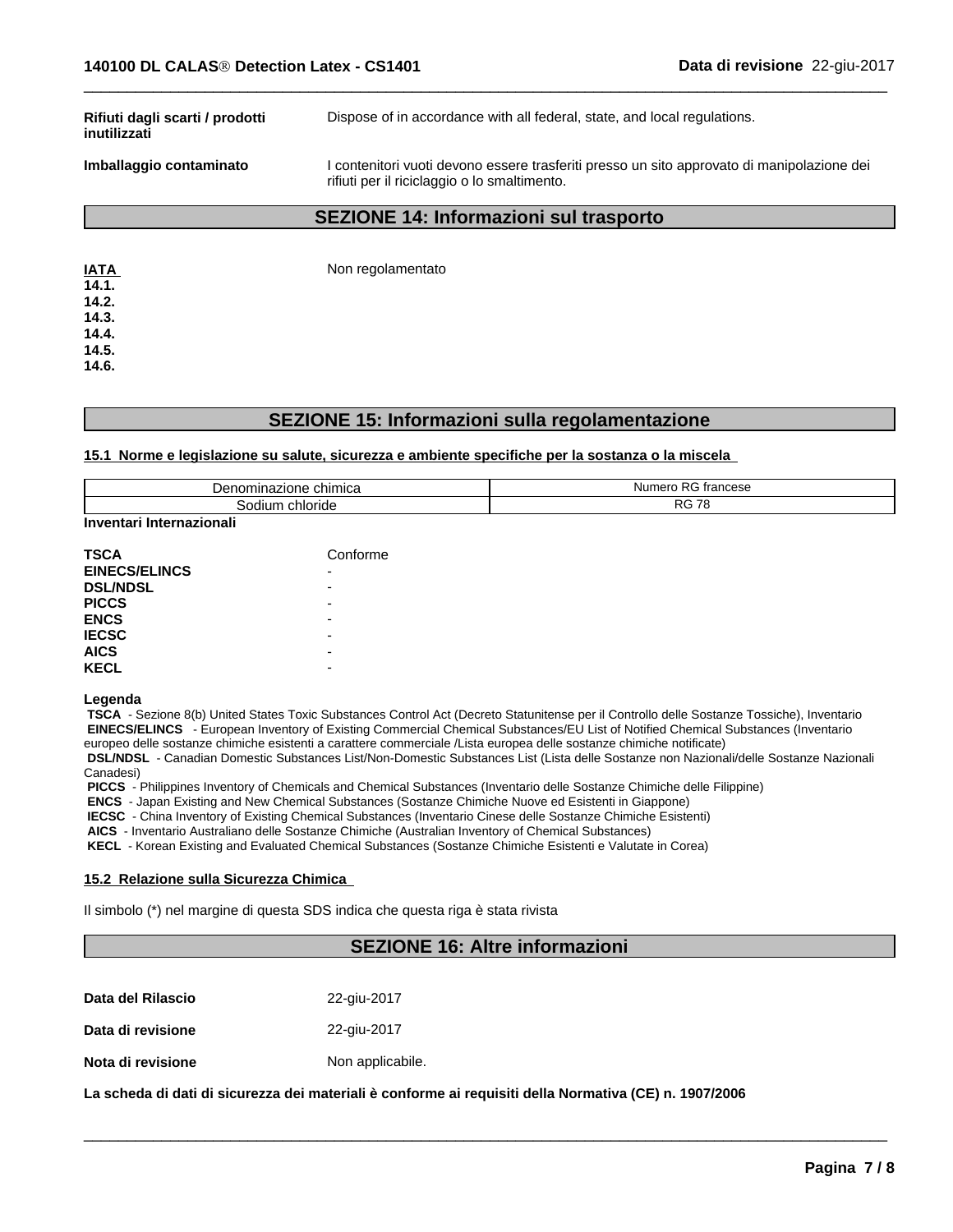| | |
|---|---|
| **Rifiuti dagli scarti / prodotti inutilizzati** | Dispose of in accordance with all federal, state, and local regulations. |
| **Imballaggio contaminato** | I contenitori vuoti devono essere trasferiti presso un sito approvato di manipolazione dei rifiuti per il riciclaggio o lo smaltimento. |

## SEZIONE 14: Informazioni sul trasporto

**IATA** Non regolamentato

**14.1.**
**14.2.**
**14.3.**
**14.4.**
**14.5.**
**14.6.**

## SEZIONE 15: Informazioni sulla regolamentazione

**15.1 Norme e legislazione su salute, sicurezza e ambiente specifiche per la sostanza o la miscela**

| Denominazione chimica | Numero RG francese |
|---|---|
| Sodium chloride | RG 78 |

**Inventari Internazionali**

| | |
|---|---|
| **TSCA** | Conforme |
| **EINECS/ELINCS** | - |
| **DSL/NDSL** | - |
| **PICCS** | - |
| **ENCS** | - |
| **IECSC** | - |
| **AICS** | - |
| **KECL** | - |

**Legenda**

**TSCA** - Sezione 8(b) United States Toxic Substances Control Act (Decreto Statunitense per il Controllo delle Sostanze Tossiche), Inventario
**EINECS/ELINCS** - European Inventory of Existing Commercial Chemical Substances/EU List of Notified Chemical Substances (Inventario europeo delle sostanze chimiche esistenti a carattere commerciale /Lista europea delle sostanze chimiche notificate)
**DSL/NDSL** - Canadian Domestic Substances List/Non-Domestic Substances List (Lista delle Sostanze non Nazionali/delle Sostanze Nazionali Canadesi)
**PICCS** - Philippines Inventory of Chemicals and Chemical Substances (Inventario delle Sostanze Chimiche delle Filippine)
**ENCS** - Japan Existing and New Chemical Substances (Sostanze Chimiche Nuove ed Esistenti in Giappone)
**IECSC** - China Inventory of Existing Chemical Substances (Inventario Cinese delle Sostanze Chimiche Esistenti)
**AICS** - Inventario Australiano delle Sostanze Chimiche (Australian Inventory of Chemical Substances)
**KECL** - Korean Existing and Evaluated Chemical Substances (Sostanze Chimiche Esistenti e Valutate in Corea)

**15.2 Relazione sulla Sicurezza Chimica**

Il simbolo (*) nel margine di questa SDS indica che questa riga è stata rivista

## SEZIONE 16: Altre informazioni

| | |
|---|---|
| **Data del Rilascio** | 22-giu-2017 |
| **Data di revisione** | 22-giu-2017 |
| **Nota di revisione** | Non applicabile. |

**La scheda di dati di sicurezza dei materiali è conforme ai requisiti della Normativa (CE) n. 1907/2006**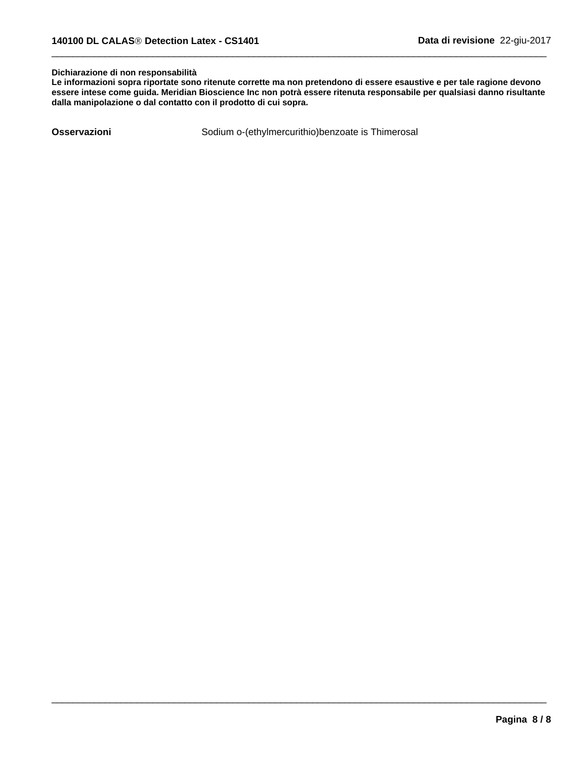**Dichiarazione di non responsabilità**
**Le informazioni sopra riportate sono ritenute corrette ma non pretendono di essere esaustive e per tale ragione devono essere intese come guida. Meridian Bioscience Inc non potrà essere ritenuta responsabile per qualsiasi danno risultante dalla manipolazione o dal contatto con il prodotto di cui sopra.**

**Osservazioni** Sodium o-(ethylmercurithio)benzoate is Thimerosal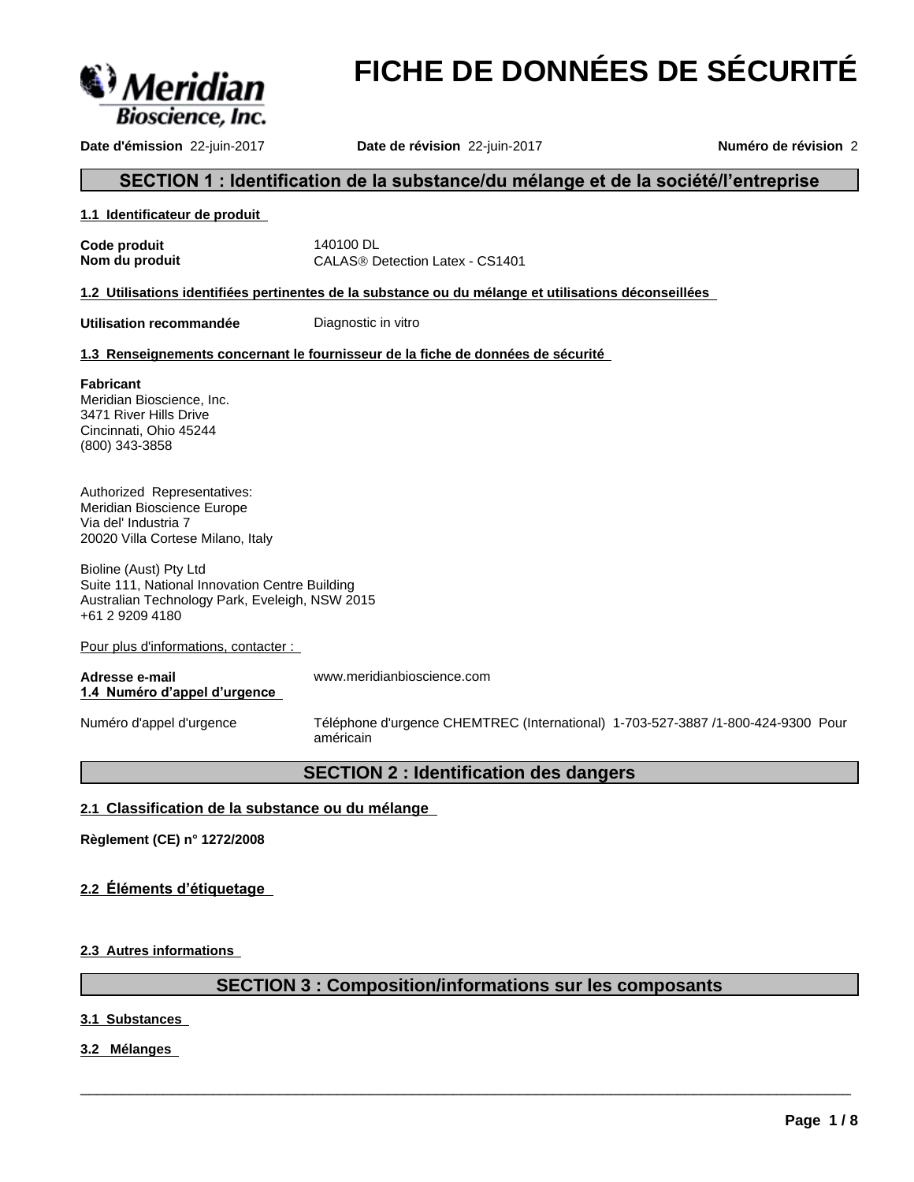# FICHE DE DONNÉES DE SÉCURITÉ

**Date d'émission** 22-juin-2017 **Date de révision** 22-juin-2017 **Numéro de révision** 2

## SECTION 1 : Identification de la substance/du mélange et de la société/l'entreprise

### 1.1 Identificateur de produit

**Code produit** 140100 DL
**Nom du produit** CALAS® Detection Latex - CS1401

### 1.2 Utilisations identifiées pertinentes de la substance ou du mélange et utilisations déconseillées

**Utilisation recommandée** Diagnostic in vitro

### 1.3 Renseignements concernant le fournisseur de la fiche de données de sécurité

**Fabricant**
Meridian Bioscience, Inc.
3471 River Hills Drive
Cincinnati, Ohio 45244
(800) 343-3858

Authorized Representatives:
Meridian Bioscience Europe
Via del' Industria 7
20020 Villa Cortese Milano, Italy

Bioline (Aust) Pty Ltd
Suite 111, National Innovation Centre Building
Australian Technology Park, Eveleigh, NSW 2015
+61 2 9209 4180

Pour plus d'informations, contacter :

**Adresse e-mail** www.meridianbioscience.com

### 1.4 Numéro d'appel d'urgence

Numéro d'appel d'urgence Téléphone d'urgence CHEMTREC (International) 1-703-527-3887 /1-800-424-9300 Pour américain

## SECTION 2 : Identification des dangers

### 2.1 Classification de la substance ou du mélange

**Règlement (CE) n° 1272/2008**

### 2.2 Éléments d'étiquetage

### 2.3 Autres informations

## SECTION 3 : Composition/informations sur les composants

### 3.1 Substances

### 3.2 Mélanges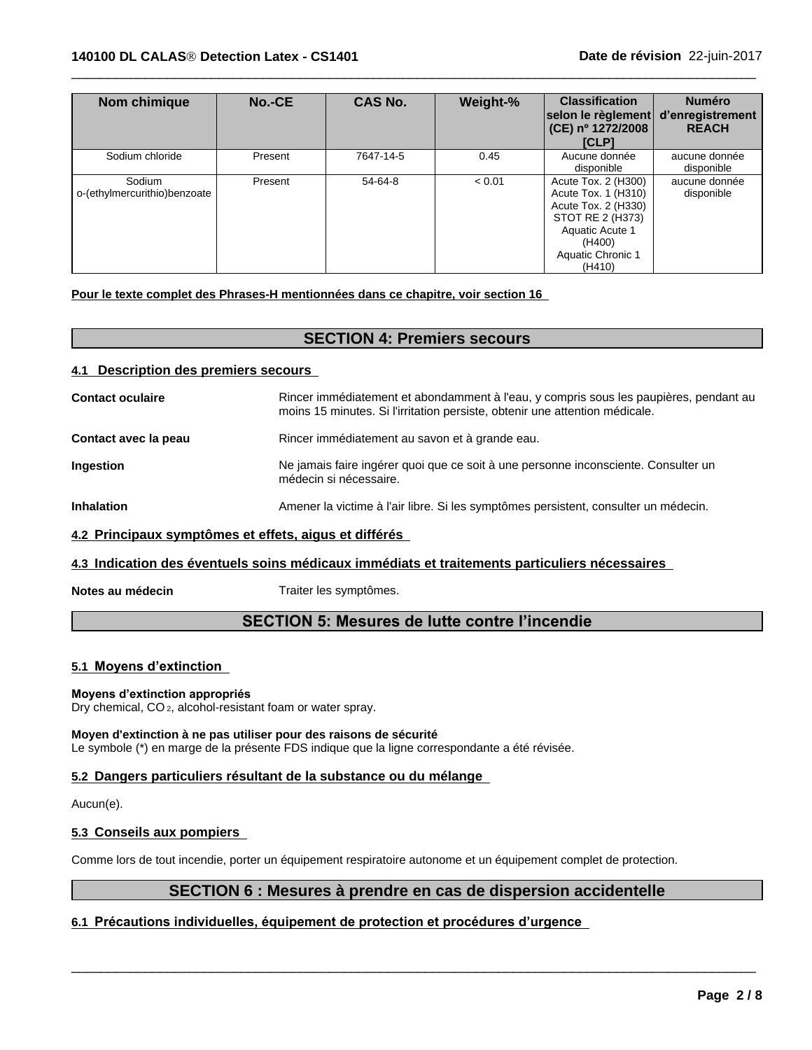| Nom chimique | No.-CE | CAS No. | Weight-% | Classification selon le règlement (CE) nº 1272/2008 [CLP] | Numéro d'enregistrement REACH |
|---|---|---|---|---|---|
| Sodium chloride | Present | 7647-14-5 | 0.45 | Aucune donnée disponible | aucune donnée disponible |
| Sodium o-(ethylmercurithio)benzoate | Present | 54-64-8 | < 0.01 | Acute Tox. 2 (H300) Acute Tox. 1 (H310) Acute Tox. 2 (H330) STOT RE 2 (H373) Aquatic Acute 1 (H400) Aquatic Chronic 1 (H410) | aucune donnée disponible |

**Pour le texte complet des Phrases-H mentionnées dans ce chapitre, voir section 16**

## SECTION 4: Premiers secours

### 4.1 Description des premiers secours

**Contact oculaire** Rincer immédiatement et abondamment à l'eau, y compris sous les paupières, pendant au moins 15 minutes. Si l'irritation persiste, obtenir une attention médicale.

**Contact avec la peau** Rincer immédiatement au savon et à grande eau.

**Ingestion** Ne jamais faire ingérer quoi que ce soit à une personne inconsciente. Consulter un médecin si nécessaire.

**Inhalation** Amener la victime à l'air libre. Si les symptômes persistent, consulter un médecin.

### 4.2 Principaux symptômes et effets, aigus et différés

### 4.3 Indication des éventuels soins médicaux immédiats et traitements particuliers nécessaires

**Notes au médecin** Traiter les symptômes.

## SECTION 5: Mesures de lutte contre l'incendie

### 5.1 Moyens d'extinction

**Moyens d'extinction appropriés**
Dry chemical, $CO_2$, alcohol-resistant foam or water spray.

**Moyen d'extinction à ne pas utiliser pour des raisons de sécurité**
Le symbole (*) en marge de la présente FDS indique que la ligne correspondante a été révisée.

### 5.2 Dangers particuliers résultant de la substance ou du mélange

Aucun(e).

### 5.3 Conseils aux pompiers

Comme lors de tout incendie, porter un équipement respiratoire autonome et un équipement complet de protection.

## SECTION 6 : Mesures à prendre en cas de dispersion accidentelle

### 6.1 Précautions individuelles, équipement de protection et procédures d'urgence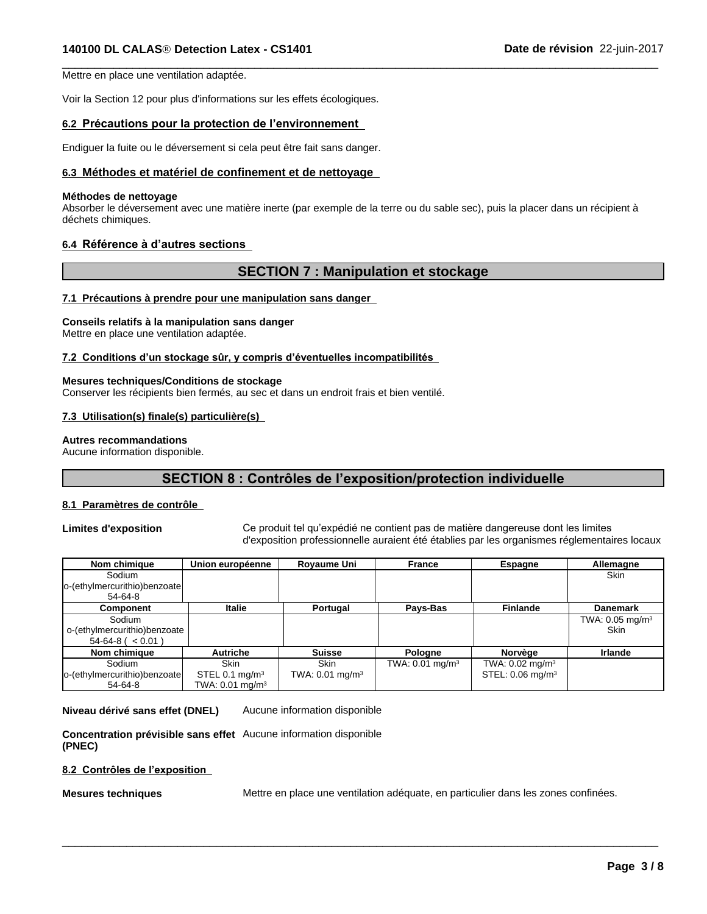Mettre en place une ventilation adaptée.

Voir la Section 12 pour plus d'informations sur les effets écologiques.

### 6.2 Précautions pour la protection de l'environnement

Endiguer la fuite ou le déversement si cela peut être fait sans danger.

### 6.3 Méthodes et matériel de confinement et de nettoyage

**Méthodes de nettoyage**
Absorber le déversement avec une matière inerte (par exemple de la terre ou du sable sec), puis la placer dans un récipient à déchets chimiques.

### 6.4 Référence à d'autres sections

## SECTION 7 : Manipulation et stockage

### 7.1 Précautions à prendre pour une manipulation sans danger

**Conseils relatifs à la manipulation sans danger**
Mettre en place une ventilation adaptée.

### 7.2 Conditions d'un stockage sûr, y compris d'éventuelles incompatibilités

**Mesures techniques/Conditions de stockage**
Conserver les récipients bien fermés, au sec et dans un endroit frais et bien ventilé.

### 7.3 Utilisation(s) finale(s) particulière(s)

**Autres recommandations**
Aucune information disponible.

## SECTION 8 : Contrôles de l'exposition/protection individuelle

### 8.1 Paramètres de contrôle

**Limites d'exposition** Ce produit tel qu'expédié ne contient pas de matière dangereuse dont les limites d'exposition professionnelle auraient été établies par les organismes réglementaires locaux

| Nom chimique | Union européenne | Royaume Uni | France | Espagne | Allemagne |
|---|---|---|---|---|---|
| Sodium o-(ethylmercurithio)benzoate 54-64-8 | | | | | Skin |
| **Component** | **Italie** | **Portugal** | **Pays-Bas** | **Finlande** | **Danemark** |
| Sodium o-(ethylmercurithio)benzoate 54-64-8 ( < 0.01 ) | | | | | TWA: 0.05 mg/m³ Skin |
| **Nom chimique** | **Autriche** | **Suisse** | **Pologne** | **Norvège** | **Irlande** |
| Sodium o-(ethylmercurithio)benzoate 54-64-8 | Skin STEL 0.1 mg/m³ TWA: 0.01 mg/m³ | Skin TWA: 0.01 mg/m³ | TWA: 0.01 mg/m³ | TWA: 0.02 mg/m³ STEL: 0.06 mg/m³ | |

**Niveau dérivé sans effet (DNEL)** Aucune information disponible

**Concentration prévisible sans effet (PNEC)** Aucune information disponible

### 8.2 Contrôles de l'exposition

**Mesures techniques** Mettre en place une ventilation adéquate, en particulier dans les zones confinées.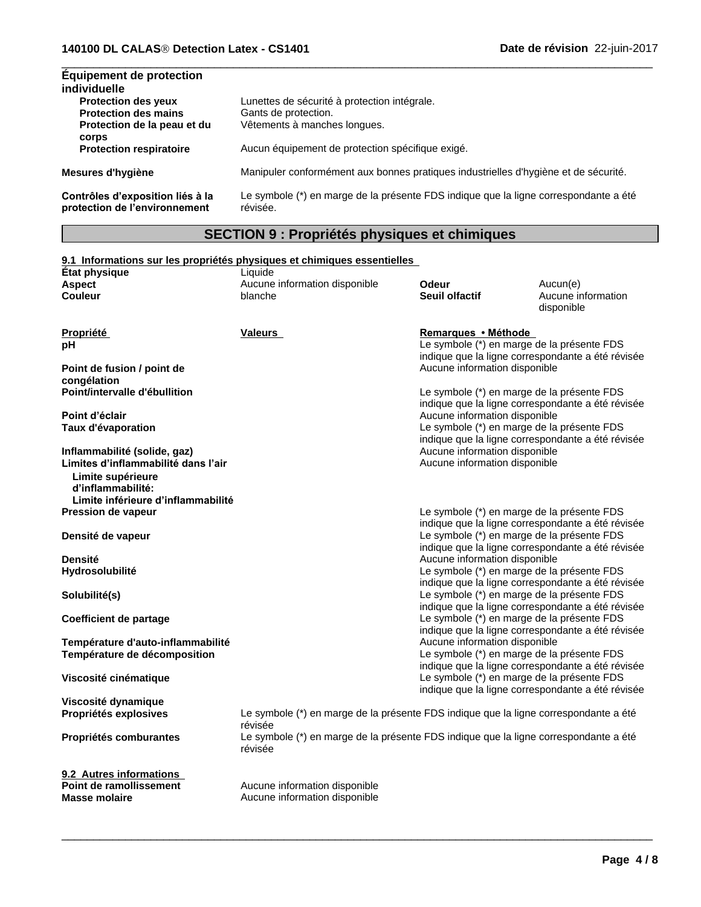**Équipement de protection individuelle**

| | |
|---|---|
| **Protection des yeux** | Lunettes de sécurité à protection intégrale. |
| **Protection des mains** | Gants de protection. |
| **Protection de la peau et du corps** | Vêtements à manches longues. |
| **Protection respiratoire** | Aucun équipement de protection spécifique exigé. |

**Mesures d'hygiène** — Manipuler conformément aux bonnes pratiques industrielles d'hygiène et de sécurité.

**Contrôles d'exposition liés à la protection de l'environnement** — Le symbole (*) en marge de la présente FDS indique que la ligne correspondante a été révisée.

## SECTION 9 : Propriétés physiques et chimiques

**9.1 Informations sur les propriétés physiques et chimiques essentielles**

| | | | |
|---|---|---|---|
| **État physique** | Liquide | | |
| **Aspect** | Aucune information disponible | **Odeur** | Aucun(e) |
| **Couleur** | blanche | **Seuil olfactif** | Aucune information disponible |

| Propriété | Valeurs | Remarques • Méthode |
|---|---|---|
| **pH** | | Le symbole (*) en marge de la présente FDS indique que la ligne correspondante a été révisée |
| **Point de fusion / point de congélation** | | Aucune information disponible |
| **Point/intervalle d'ébullition** | | Le symbole (*) en marge de la présente FDS indique que la ligne correspondante a été révisée |
| **Point d'éclair** | | Aucune information disponible |
| **Taux d'évaporation** | | Le symbole (*) en marge de la présente FDS indique que la ligne correspondante a été révisée |
| **Inflammabilité (solide, gaz)** | | Aucune information disponible |
| **Limites d'inflammabilité dans l'air** | | Aucune information disponible |
| **Limite supérieure d'inflammabilité:** | | |
| **Limite inférieure d'inflammabilité** | | |
| **Pression de vapeur** | | Le symbole (*) en marge de la présente FDS indique que la ligne correspondante a été révisée |
| **Densité de vapeur** | | Le symbole (*) en marge de la présente FDS indique que la ligne correspondante a été révisée |
| **Densité** | | Aucune information disponible |
| **Hydrosolubilité** | | Le symbole (*) en marge de la présente FDS indique que la ligne correspondante a été révisée |
| **Solubilité(s)** | | Le symbole (*) en marge de la présente FDS indique que la ligne correspondante a été révisée |
| **Coefficient de partage** | | Le symbole (*) en marge de la présente FDS indique que la ligne correspondante a été révisée |
| **Température d'auto-inflammabilité** | | Aucune information disponible |
| **Température de décomposition** | | Le symbole (*) en marge de la présente FDS indique que la ligne correspondante a été révisée |
| **Viscosité cinématique** | | Le symbole (*) en marge de la présente FDS indique que la ligne correspondante a été révisée |
| **Viscosité dynamique** | | |
| **Propriétés explosives** | Le symbole (*) en marge de la présente FDS indique que la ligne correspondante a été révisée | |
| **Propriétés comburantes** | Le symbole (*) en marge de la présente FDS indique que la ligne correspondante a été révisée | |

**9.2 Autres informations**

| | |
|---|---|
| **Point de ramollissement** | Aucune information disponible |
| **Masse molaire** | Aucune information disponible |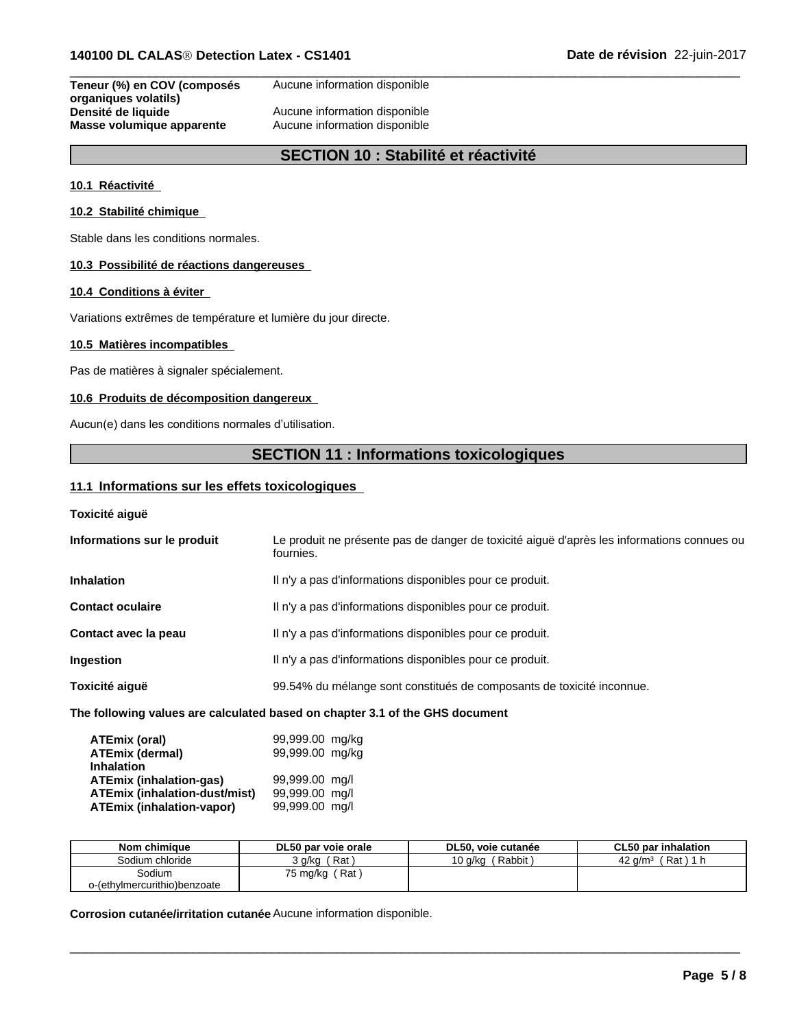| | |
|---|---|
| **Teneur (%) en COV (composés organiques volatils)** | Aucune information disponible |
| **Densité de liquide** | Aucune information disponible |
| **Masse volumique apparente** | Aucune information disponible |

## SECTION 10 : Stabilité et réactivité

### 10.1 Réactivité

### 10.2 Stabilité chimique

Stable dans les conditions normales.

### 10.3 Possibilité de réactions dangereuses

### 10.4 Conditions à éviter

Variations extrêmes de température et lumière du jour directe.

### 10.5 Matières incompatibles

Pas de matières à signaler spécialement.

### 10.6 Produits de décomposition dangereux

Aucun(e) dans les conditions normales d'utilisation.

## SECTION 11 : Informations toxicologiques

### 11.1 Informations sur les effets toxicologiques

**Toxicité aiguë**

| | |
|---|---|
| **Informations sur le produit** | Le produit ne présente pas de danger de toxicité aiguë d'après les informations connues ou fournies. |
| **Inhalation** | Il n'y a pas d'informations disponibles pour ce produit. |
| **Contact oculaire** | Il n'y a pas d'informations disponibles pour ce produit. |
| **Contact avec la peau** | Il n'y a pas d'informations disponibles pour ce produit. |
| **Ingestion** | Il n'y a pas d'informations disponibles pour ce produit. |
| **Toxicité aiguë** | 99.54% du mélange sont constitués de composants de toxicité inconnue. |

**The following values are calculated based on chapter 3.1 of the GHS document**

| | |
|---|---|
| **ATEmix (oral)** | 99,999.00 mg/kg |
| **ATEmix (dermal)** | 99,999.00 mg/kg |
| **Inhalation** | |
| **ATEmix (inhalation-gas)** | 99,999.00 mg/l |
| **ATEmix (inhalation-dust/mist)** | 99,999.00 mg/l |
| **ATEmix (inhalation-vapor)** | 99,999.00 mg/l |

| Nom chimique | DL50 par voie orale | DL50, voie cutanée | CL50 par inhalation |
|---|---|---|---|
| Sodium chloride | 3 g/kg ( Rat ) | 10 g/kg ( Rabbit ) | 42 g/m³ ( Rat ) 1 h |
| Sodium o-(ethylmercurithio)benzoate | 75 mg/kg ( Rat ) | | |

**Corrosion cutanée/irritation cutanée** Aucune information disponible.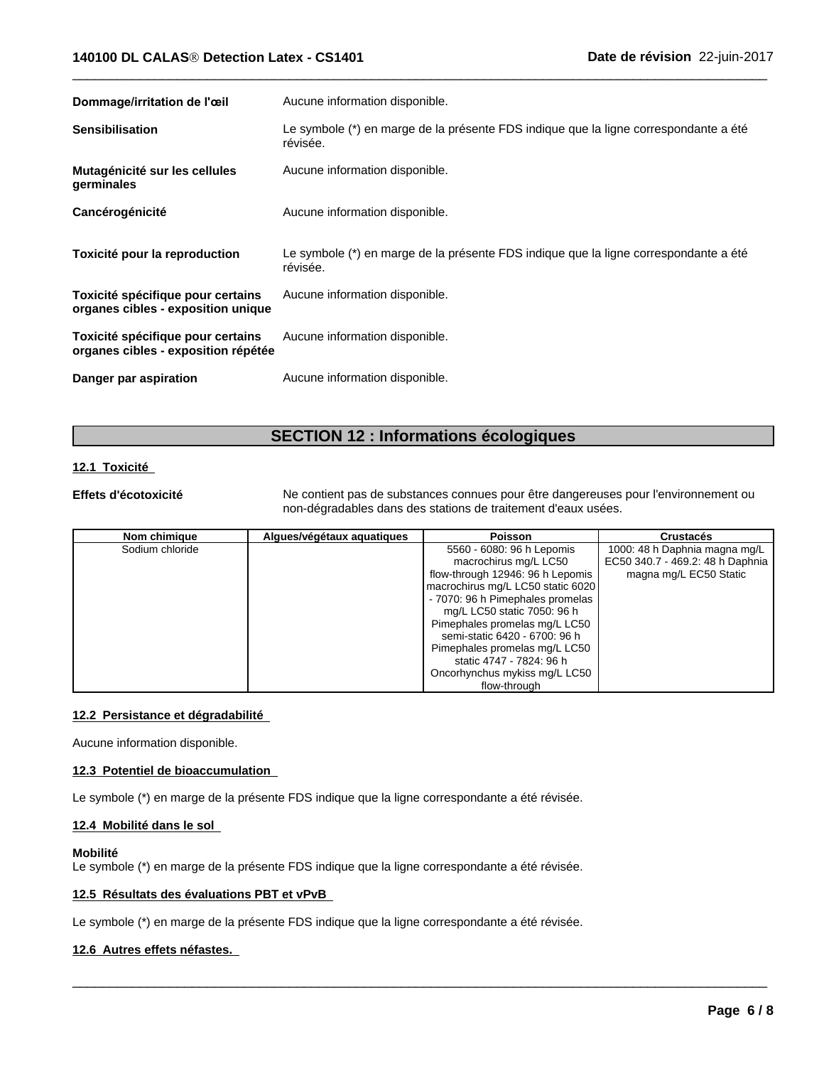**Dommage/irritation de l'œil** Aucune information disponible.

**Sensibilisation** Le symbole (*) en marge de la présente FDS indique que la ligne correspondante a été révisée.

**Mutagénicité sur les cellules germinales** Aucune information disponible.

**Cancérogénicité** Aucune information disponible.

**Toxicité pour la reproduction** Le symbole (*) en marge de la présente FDS indique que la ligne correspondante a été révisée.

**Toxicité spécifique pour certains organes cibles - exposition unique** Aucune information disponible.

**Toxicité spécifique pour certains organes cibles - exposition répétée** Aucune information disponible.

**Danger par aspiration** Aucune information disponible.

## SECTION 12 : Informations écologiques

### 12.1 Toxicité

**Effets d'écotoxicité** Ne contient pas de substances connues pour être dangereuses pour l'environnement ou non-dégradables dans des stations de traitement d'eaux usées.

| Nom chimique | Algues/végétaux aquatiques | Poisson | Crustacés |
|---|---|---|---|
| Sodium chloride | | 5560 - 6080: 96 h Lepomis macrochirus mg/L LC50 flow-through 12946: 96 h Lepomis macrochirus mg/L LC50 static 6020 - 7070: 96 h Pimephales promelas mg/L LC50 static 7050: 96 h Pimephales promelas mg/L LC50 semi-static 6420 - 6700: 96 h Pimephales promelas mg/L LC50 static 4747 - 7824: 96 h Oncorhynchus mykiss mg/L LC50 flow-through | 1000: 48 h Daphnia magna mg/L EC50 340.7 - 469.2: 48 h Daphnia magna mg/L EC50 Static |

### 12.2 Persistance et dégradabilité

Aucune information disponible.

### 12.3 Potentiel de bioaccumulation

Le symbole (*) en marge de la présente FDS indique que la ligne correspondante a été révisée.

### 12.4 Mobilité dans le sol

**Mobilité**
Le symbole (*) en marge de la présente FDS indique que la ligne correspondante a été révisée.

### 12.5 Résultats des évaluations PBT et vPvB

Le symbole (*) en marge de la présente FDS indique que la ligne correspondante a été révisée.

### 12.6 Autres effets néfastes.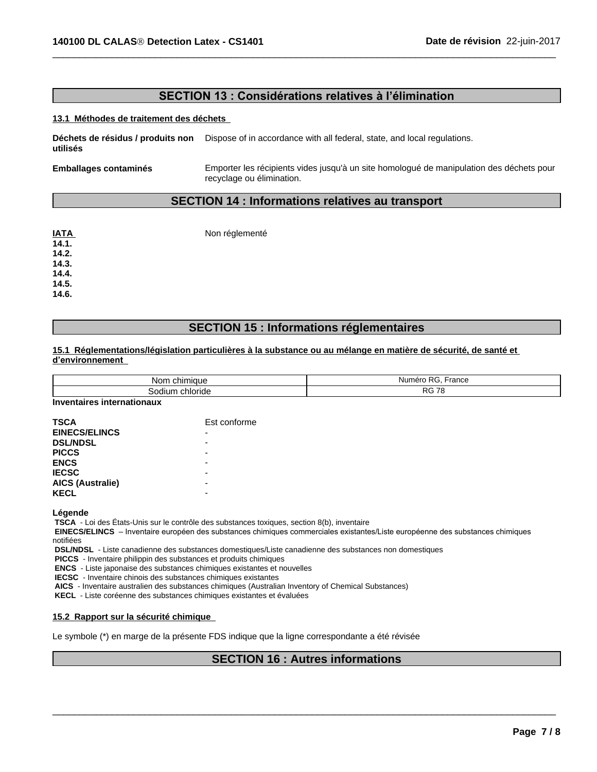## SECTION 13 : Considérations relatives à l'élimination

**13.1 Méthodes de traitement des déchets**

**Déchets de résidus / produits non utilisés** Dispose of in accordance with all federal, state, and local regulations.

**Emballages contaminés** Emporter les récipients vides jusqu'à un site homologué de manipulation des déchets pour recyclage ou élimination.

## SECTION 14 : Informations relatives au transport

**IATA** Non réglementé
**14.1.**
**14.2.**
**14.3.**
**14.4.**
**14.5.**
**14.6.**

## SECTION 15 : Informations réglementaires

**15.1 Réglementations/législation particulières à la substance ou au mélange en matière de sécurité, de santé et d'environnement**

| Nom chimique | Numéro RG, France |
|---|---|
| Sodium chloride | RG 78 |

**Inventaires internationaux**

| | |
|---|---|
| **TSCA** | Est conforme |
| **EINECS/ELINCS** | - |
| **DSL/NDSL** | - |
| **PICCS** | - |
| **ENCS** | - |
| **IECSC** | - |
| **AICS (Australie)** | - |
| **KECL** | - |

**Légende**
**TSCA** - Loi des États-Unis sur le contrôle des substances toxiques, section 8(b), inventaire
**EINECS/ELINCS** – Inventaire européen des substances chimiques commerciales existantes/Liste européenne des substances chimiques notifiées
**DSL/NDSL** - Liste canadienne des substances domestiques/Liste canadienne des substances non domestiques
**PICCS** - Inventaire philippin des substances et produits chimiques
**ENCS** - Liste japonaise des substances chimiques existantes et nouvelles
**IECSC** - Inventaire chinois des substances chimiques existantes
**AICS** - Inventaire australien des substances chimiques (Australian Inventory of Chemical Substances)
**KECL** - Liste coréenne des substances chimiques existantes et évaluées

**15.2 Rapport sur la sécurité chimique**

Le symbole (*) en marge de la présente FDS indique que la ligne correspondante a été révisée

## SECTION 16 : Autres informations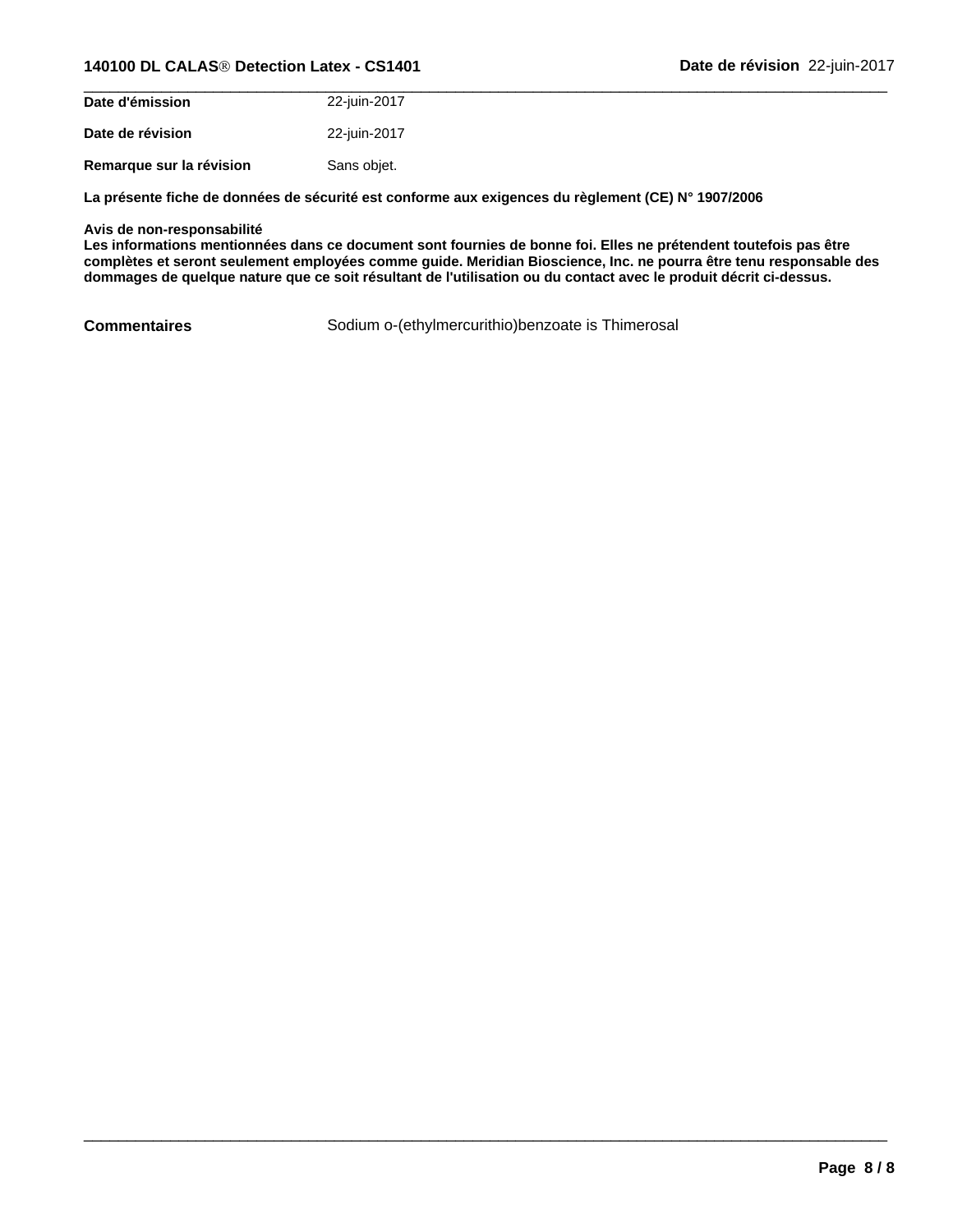| | |
|---|---|
| **Date d'émission** | 22-juin-2017 |
| **Date de révision** | 22-juin-2017 |
| **Remarque sur la révision** | Sans objet. |

**La présente fiche de données de sécurité est conforme aux exigences du règlement (CE) N° 1907/2006**

**Avis de non-responsabilité**
**Les informations mentionnées dans ce document sont fournies de bonne foi. Elles ne prétendent toutefois pas être complètes et seront seulement employées comme guide. Meridian Bioscience, Inc. ne pourra être tenu responsable des dommages de quelque nature que ce soit résultant de l'utilisation ou du contact avec le produit décrit ci-dessus.**

| | |
|---|---|
| **Commentaires** | Sodium o-(ethylmercurithio)benzoate is Thimerosal |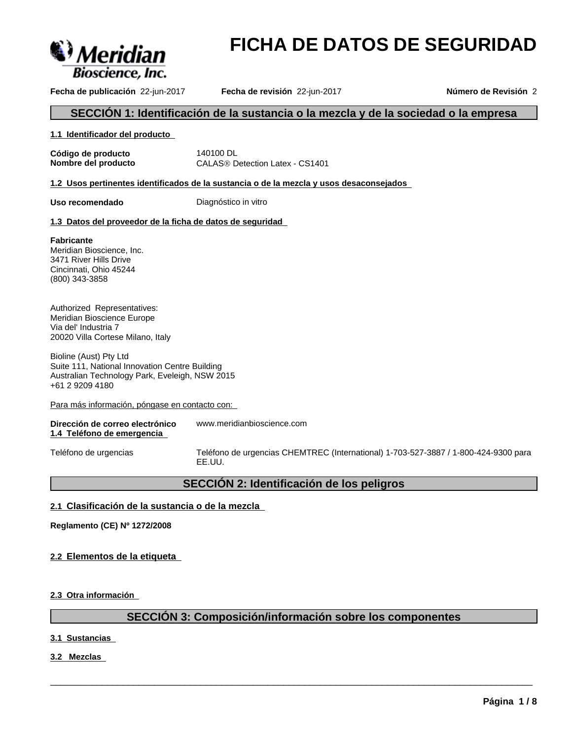# FICHA DE DATOS DE SEGURIDAD

**Fecha de publicación** 22-jun-2017 **Fecha de revisión** 22-jun-2017 **Número de Revisión** 2

## SECCIÓN 1: Identificación de la sustancia o la mezcla y de la sociedad o la empresa

### 1.1 Identificador del producto

| | |
|---|---|
| **Código de producto** | 140100 DL |
| **Nombre del producto** | CALAS® Detection Latex - CS1401 |

### 1.2 Usos pertinentes identificados de la sustancia o de la mezcla y usos desaconsejados

| | |
|---|---|
| **Uso recomendado** | Diagnóstico in vitro |

### 1.3 Datos del proveedor de la ficha de datos de seguridad

**Fabricante**
Meridian Bioscience, Inc.
3471 River Hills Drive
Cincinnati, Ohio 45244
(800) 343-3858

Authorized Representatives:
Meridian Bioscience Europe
Via del' Industria 7
20020 Villa Cortese Milano, Italy

Bioline (Aust) Pty Ltd
Suite 111, National Innovation Centre Building
Australian Technology Park, Eveleigh, NSW 2015
+61 2 9209 4180

Para más información, póngase en contacto con:

| | |
|---|---|
| **Dirección de correo electrónico** | www.meridianbioscience.com |

### 1.4 Teléfono de emergencia

| | |
|---|---|
| Teléfono de urgencias | Teléfono de urgencias CHEMTREC (International) 1-703-527-3887 / 1-800-424-9300 para EE.UU. |

## SECCIÓN 2: Identificación de los peligros

### 2.1 Clasificación de la sustancia o de la mezcla

**Reglamento (CE) Nº 1272/2008**

### 2.2 Elementos de la etiqueta

### 2.3 Otra información

## SECCIÓN 3: Composición/información sobre los componentes

### 3.1 Sustancias

### 3.2 Mezclas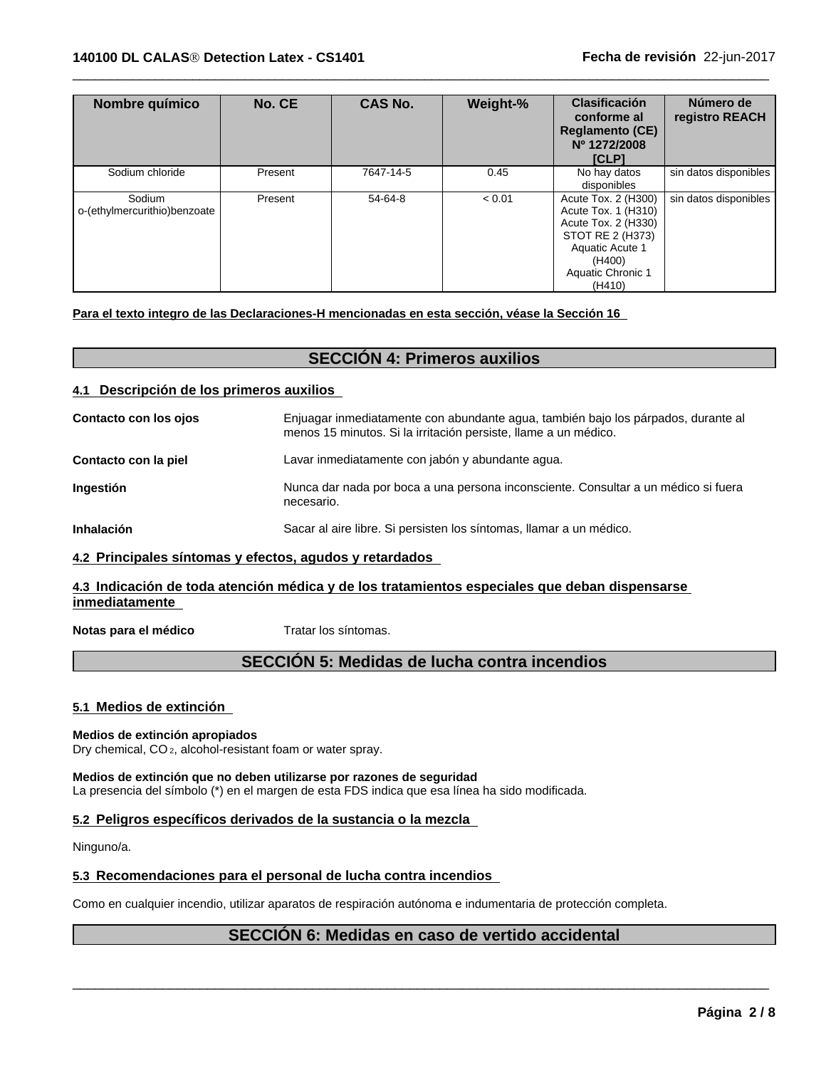| Nombre químico | No. CE | CAS No. | Weight-% | Clasificación conforme al Reglamento (CE) Nº 1272/2008 [CLP] | Número de registro REACH |
|---|---|---|---|---|---|
| Sodium chloride | Present | 7647-14-5 | 0.45 | No hay datos disponibles | sin datos disponibles |
| Sodium o-(ethylmercurithio)benzoate | Present | 54-64-8 | < 0.01 | Acute Tox. 2 (H300) Acute Tox. 1 (H310) Acute Tox. 2 (H330) STOT RE 2 (H373) Aquatic Acute 1 (H400) Aquatic Chronic 1 (H410) | sin datos disponibles |

**Para el texto integro de las Declaraciones-H mencionadas en esta sección, véase la Sección 16**

## SECCIÓN 4: Primeros auxilios

### 4.1 Descripción de los primeros auxilios

**Contacto con los ojos** Enjuagar inmediatamente con abundante agua, también bajo los párpados, durante al menos 15 minutos. Si la irritación persiste, llame a un médico.

**Contacto con la piel** Lavar inmediatamente con jabón y abundante agua.

**Ingestión** Nunca dar nada por boca a una persona inconsciente. Consultar a un médico si fuera necesario.

**Inhalación** Sacar al aire libre. Si persisten los síntomas, llamar a un médico.

### 4.2 Principales síntomas y efectos, agudos y retardados

### 4.3 Indicación de toda atención médica y de los tratamientos especiales que deban dispensarse inmediatamente

**Notas para el médico** Tratar los síntomas.

## SECCIÓN 5: Medidas de lucha contra incendios

### 5.1 Medios de extinción

**Medios de extinción apropiados**
Dry chemical, $CO_2$, alcohol-resistant foam or water spray.

**Medios de extinción que no deben utilizarse por razones de seguridad**
La presencia del símbolo (*) en el margen de esta FDS indica que esa línea ha sido modificada.

### 5.2 Peligros específicos derivados de la sustancia o la mezcla

Ninguno/a.

### 5.3 Recomendaciones para el personal de lucha contra incendios

Como en cualquier incendio, utilizar aparatos de respiración autónoma e indumentaria de protección completa.

## SECCIÓN 6: Medidas en caso de vertido accidental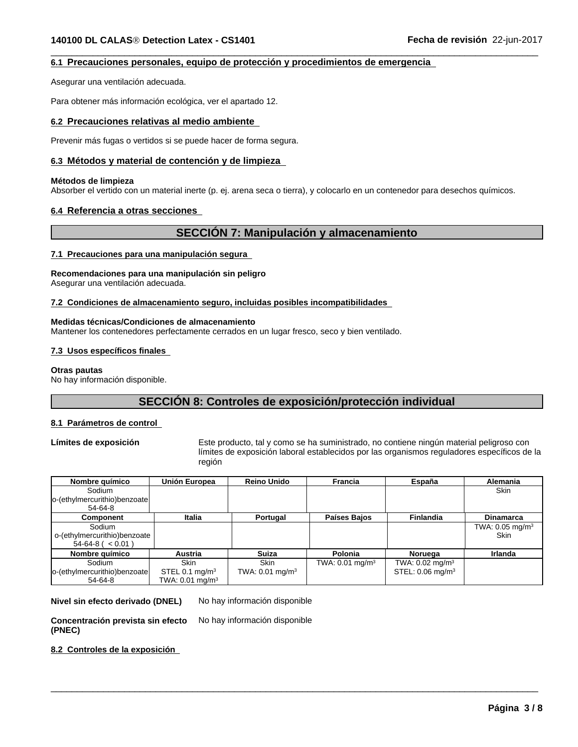#### 6.1 Precauciones personales, equipo de protección y procedimientos de emergencia

Asegurar una ventilación adecuada.

Para obtener más información ecológica, ver el apartado 12.

#### 6.2 Precauciones relativas al medio ambiente

Prevenir más fugas o vertidos si se puede hacer de forma segura.

#### 6.3 Métodos y material de contención y de limpieza

**Métodos de limpieza**
Absorber el vertido con un material inerte (p. ej. arena seca o tierra), y colocarlo en un contenedor para desechos químicos.

#### 6.4 Referencia a otras secciones

## SECCIÓN 7: Manipulación y almacenamiento

#### 7.1 Precauciones para una manipulación segura

**Recomendaciones para una manipulación sin peligro**
Asegurar una ventilación adecuada.

#### 7.2 Condiciones de almacenamiento seguro, incluidas posibles incompatibilidades

**Medidas técnicas/Condiciones de almacenamiento**
Mantener los contenedores perfectamente cerrados en un lugar fresco, seco y bien ventilado.

#### 7.3 Usos específicos finales

**Otras pautas**
No hay información disponible.

## SECCIÓN 8: Controles de exposición/protección individual

#### 8.1 Parámetros de control

**Límites de exposición** Este producto, tal y como se ha suministrado, no contiene ningún material peligroso con límites de exposición laboral establecidos por las organismos reguladores específicos de la región

| Nombre químico | Unión Europea | Reino Unido | Francia | España | Alemania |
|---|---|---|---|---|---|
| Sodium o-(ethylmercurithio)benzoate 54-64-8 | | | | | Skin |
| **Component** | **Italia** | **Portugal** | **Países Bajos** | **Finlandia** | **Dinamarca** |
| Sodium o-(ethylmercurithio)benzoate 54-64-8 ( < 0.01 ) | | | | | TWA: 0.05 mg/m³ Skin |
| **Nombre químico** | **Austria** | **Suiza** | **Polonia** | **Noruega** | **Irlanda** |
| Sodium o-(ethylmercurithio)benzoate 54-64-8 | Skin STEL 0.1 mg/m³ TWA: 0.01 mg/m³ | Skin TWA: 0.01 mg/m³ | TWA: 0.01 mg/m³ | TWA: 0.02 mg/m³ STEL: 0.06 mg/m³ | |

**Nivel sin efecto derivado (DNEL)** No hay información disponible

**Concentración prevista sin efecto (PNEC)** No hay información disponible

#### 8.2 Controles de la exposición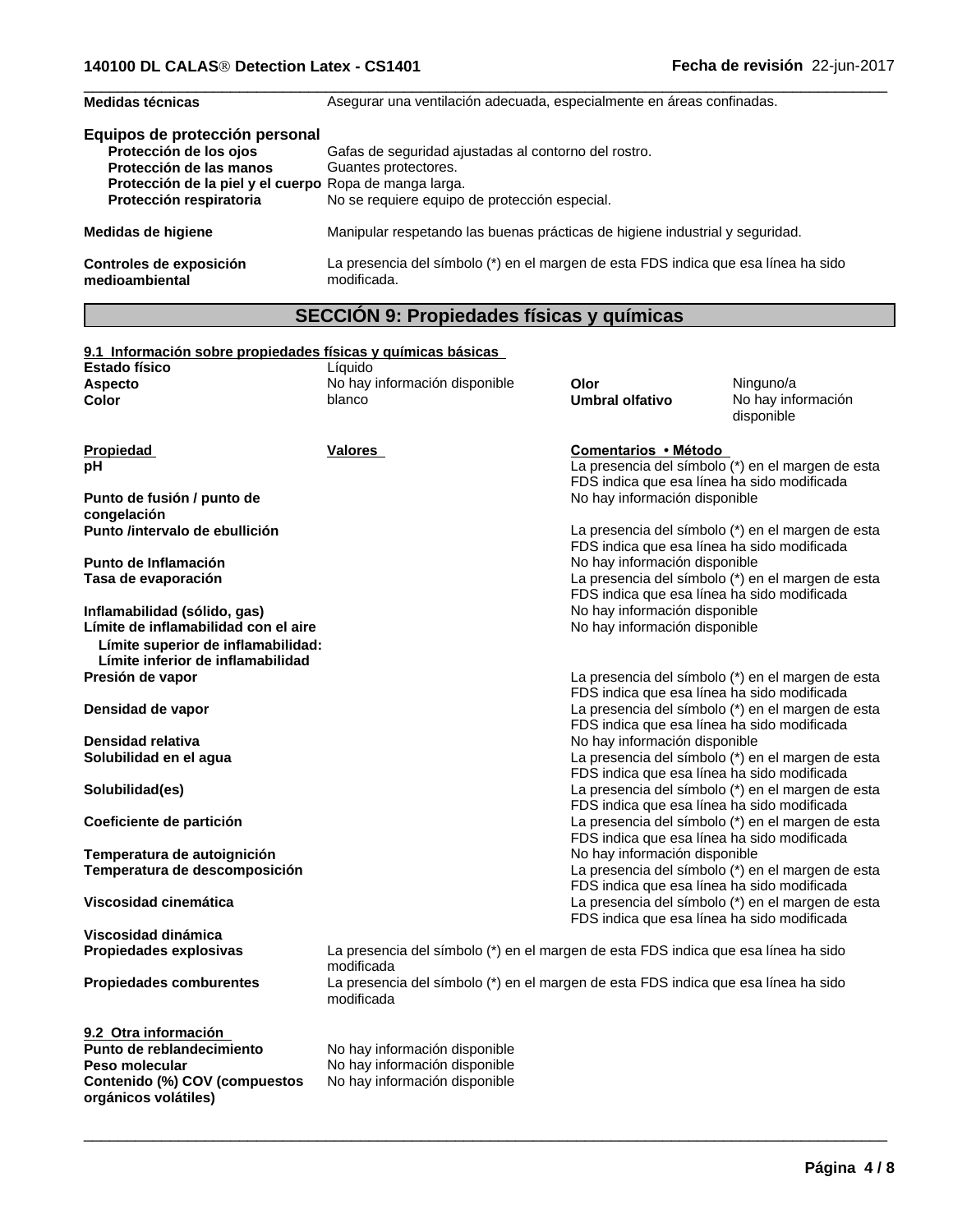| | |
|---|---|
| **Medidas técnicas** | Asegurar una ventilación adecuada, especialmente en áreas confinadas. |

**Equipos de protección personal**

| | |
|---|---|
| **Protección de los ojos** | Gafas de seguridad ajustadas al contorno del rostro. |
| **Protección de las manos** | Guantes protectores. |
| **Protección de la piel y el cuerpo** | Ropa de manga larga. |
| **Protección respiratoria** | No se requiere equipo de protección especial. |

| | |
|---|---|
| **Medidas de higiene** | Manipular respetando las buenas prácticas de higiene industrial y seguridad. |
| **Controles de exposición medioambiental** | La presencia del símbolo (*) en el margen de esta FDS indica que esa línea ha sido modificada. |

## SECCIÓN 9: Propiedades físicas y químicas

### 9.1 Información sobre propiedades físicas y químicas básicas

| | | | |
|---|---|---|---|
| **Estado físico** | Líquido | | |
| **Aspecto** | No hay información disponible | **Olor** | Ninguno/a |
| **Color** | blanco | **Umbral olfativo** | No hay información disponible |

| Propiedad | Valores | Comentarios • Método |
|---|---|---|
| **pH** | | La presencia del símbolo (*) en el margen de esta FDS indica que esa línea ha sido modificada |
| **Punto de fusión / punto de congelación** | | No hay información disponible |
| **Punto /intervalo de ebullición** | | La presencia del símbolo (*) en el margen de esta FDS indica que esa línea ha sido modificada |
| **Punto de Inflamación** | | No hay información disponible |
| **Tasa de evaporación** | | La presencia del símbolo (*) en el margen de esta FDS indica que esa línea ha sido modificada |
| **Inflamabilidad (sólido, gas)** | | No hay información disponible |
| **Límite de inflamabilidad con el aire** | | No hay información disponible |
| **Límite superior de inflamabilidad:** | | |
| **Límite inferior de inflamabilidad** | | |
| **Presión de vapor** | | La presencia del símbolo (*) en el margen de esta FDS indica que esa línea ha sido modificada |
| **Densidad de vapor** | | La presencia del símbolo (*) en el margen de esta FDS indica que esa línea ha sido modificada |
| **Densidad relativa** | | No hay información disponible |
| **Solubilidad en el agua** | | La presencia del símbolo (*) en el margen de esta FDS indica que esa línea ha sido modificada |
| **Solubilidad(es)** | | La presencia del símbolo (*) en el margen de esta FDS indica que esa línea ha sido modificada |
| **Coeficiente de partición** | | La presencia del símbolo (*) en el margen de esta FDS indica que esa línea ha sido modificada |
| **Temperatura de autoignición** | | No hay información disponible |
| **Temperatura de descomposición** | | La presencia del símbolo (*) en el margen de esta FDS indica que esa línea ha sido modificada |
| **Viscosidad cinemática** | | La presencia del símbolo (*) en el margen de esta FDS indica que esa línea ha sido modificada |
| **Viscosidad dinámica** | | |
| **Propiedades explosivas** | La presencia del símbolo (*) en el margen de esta FDS indica que esa línea ha sido modificada | |
| **Propiedades comburentes** | La presencia del símbolo (*) en el margen de esta FDS indica que esa línea ha sido modificada | |

### 9.2 Otra información

| | |
|---|---|
| **Punto de reblandecimiento** | No hay información disponible |
| **Peso molecular** | No hay información disponible |
| **Contenido (%) COV (compuestos orgánicos volátiles)** | No hay información disponible |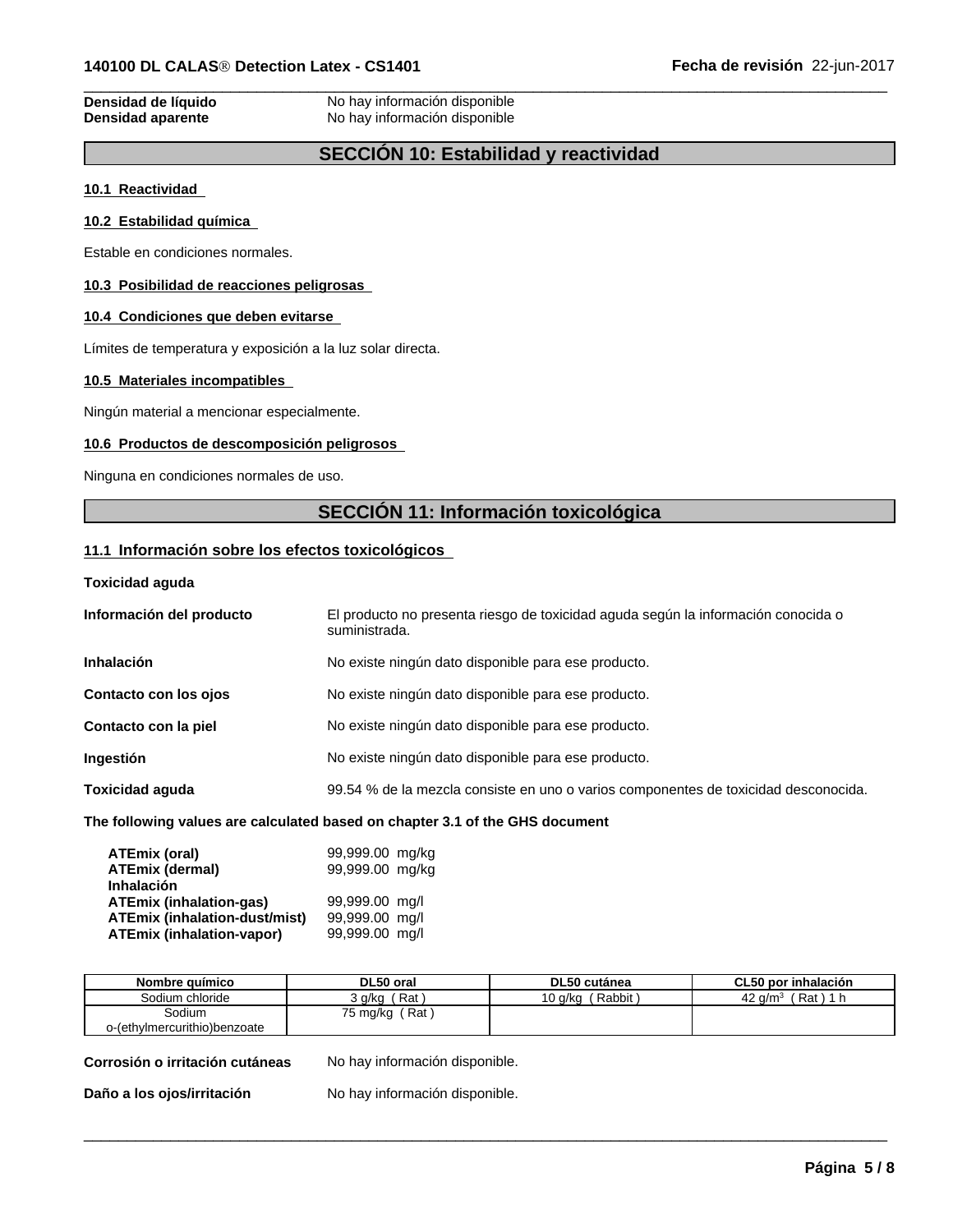**Densidad de líquido** No hay información disponible
**Densidad aparente** No hay información disponible

## SECCIÓN 10: Estabilidad y reactividad

### 10.1 Reactividad

### 10.2 Estabilidad química

Estable en condiciones normales.

### 10.3 Posibilidad de reacciones peligrosas

### 10.4 Condiciones que deben evitarse

Límites de temperatura y exposición a la luz solar directa.

### 10.5 Materiales incompatibles

Ningún material a mencionar especialmente.

### 10.6 Productos de descomposición peligrosos

Ninguna en condiciones normales de uso.

## SECCIÓN 11: Información toxicológica

### 11.1 Información sobre los efectos toxicológicos

**Toxicidad aguda**

**Información del producto** El producto no presenta riesgo de toxicidad aguda según la información conocida o suministrada.

**Inhalación** No existe ningún dato disponible para ese producto.

**Contacto con los ojos** No existe ningún dato disponible para ese producto.

**Contacto con la piel** No existe ningún dato disponible para ese producto.

**Ingestión** No existe ningún dato disponible para ese producto.

**Toxicidad aguda** 99.54 % de la mezcla consiste en uno o varios componentes de toxicidad desconocida.

**The following values are calculated based on chapter 3.1 of the GHS document**

**ATEmix (oral)** 99,999.00 mg/kg
**ATEmix (dermal)** 99,999.00 mg/kg
**Inhalación**
**ATEmix (inhalation-gas)** 99,999.00 mg/l
**ATEmix (inhalation-dust/mist)** 99,999.00 mg/l
**ATEmix (inhalation-vapor)** 99,999.00 mg/l

| Nombre químico | DL50 oral | DL50 cutánea | CL50 por inhalación |
|---|---|---|---|
| Sodium chloride | 3 g/kg ( Rat ) | 10 g/kg ( Rabbit ) | 42 g/m$^3$ ( Rat ) 1 h |
| Sodium o-(ethylmercurithio)benzoate | 75 mg/kg ( Rat ) | | |

**Corrosión o irritación cutáneas** No hay información disponible.

**Daño a los ojos/irritación** No hay información disponible.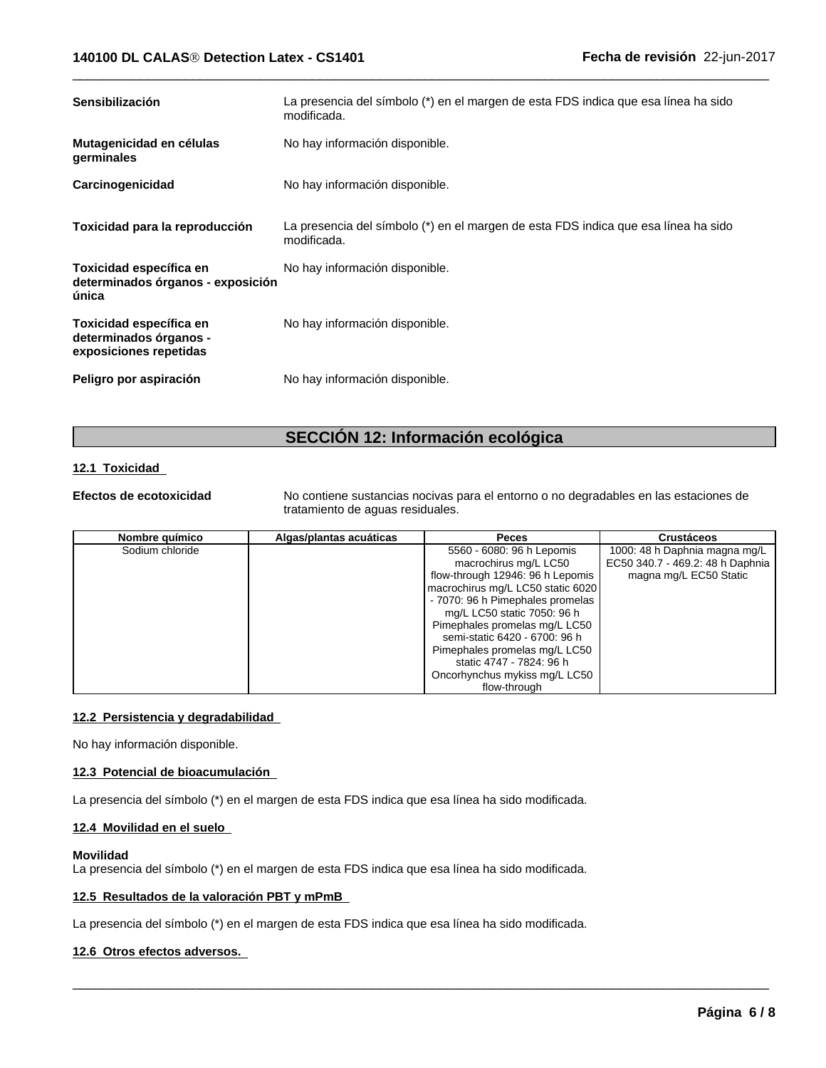**Sensibilización** La presencia del símbolo (*) en el margen de esta FDS indica que esa línea ha sido modificada.

**Mutagenicidad en células germinales** No hay información disponible.

**Carcinogenicidad** No hay información disponible.

**Toxicidad para la reproducción** La presencia del símbolo (*) en el margen de esta FDS indica que esa línea ha sido modificada.

**Toxicidad específica en determinados órganos - exposición única** No hay información disponible.

**Toxicidad específica en determinados órganos - exposiciones repetidas** No hay información disponible.

**Peligro por aspiración** No hay información disponible.

## SECCIÓN 12: Información ecológica

### 12.1 Toxicidad

**Efectos de ecotoxicidad** No contiene sustancias nocivas para el entorno o no degradables en las estaciones de tratamiento de aguas residuales.

| Nombre químico | Algas/plantas acuáticas | Peces | Crustáceos |
|---|---|---|---|
| Sodium chloride | | 5560 - 6080: 96 h Lepomis macrochirus mg/L LC50 flow-through 12946: 96 h Lepomis macrochirus mg/L LC50 static 6020 - 7070: 96 h Pimephales promelas mg/L LC50 static 7050: 96 h Pimephales promelas mg/L LC50 semi-static 6420 - 6700: 96 h Pimephales promelas mg/L LC50 static 4747 - 7824: 96 h Oncorhynchus mykiss mg/L LC50 flow-through | 1000: 48 h Daphnia magna mg/L EC50 340.7 - 469.2: 48 h Daphnia magna mg/L EC50 Static |

### 12.2 Persistencia y degradabilidad

No hay información disponible.

### 12.3 Potencial de bioacumulación

La presencia del símbolo (*) en el margen de esta FDS indica que esa línea ha sido modificada.

### 12.4 Movilidad en el suelo

**Movilidad**
La presencia del símbolo (*) en el margen de esta FDS indica que esa línea ha sido modificada.

### 12.5 Resultados de la valoración PBT y mPmB

La presencia del símbolo (*) en el margen de esta FDS indica que esa línea ha sido modificada.

### 12.6 Otros efectos adversos.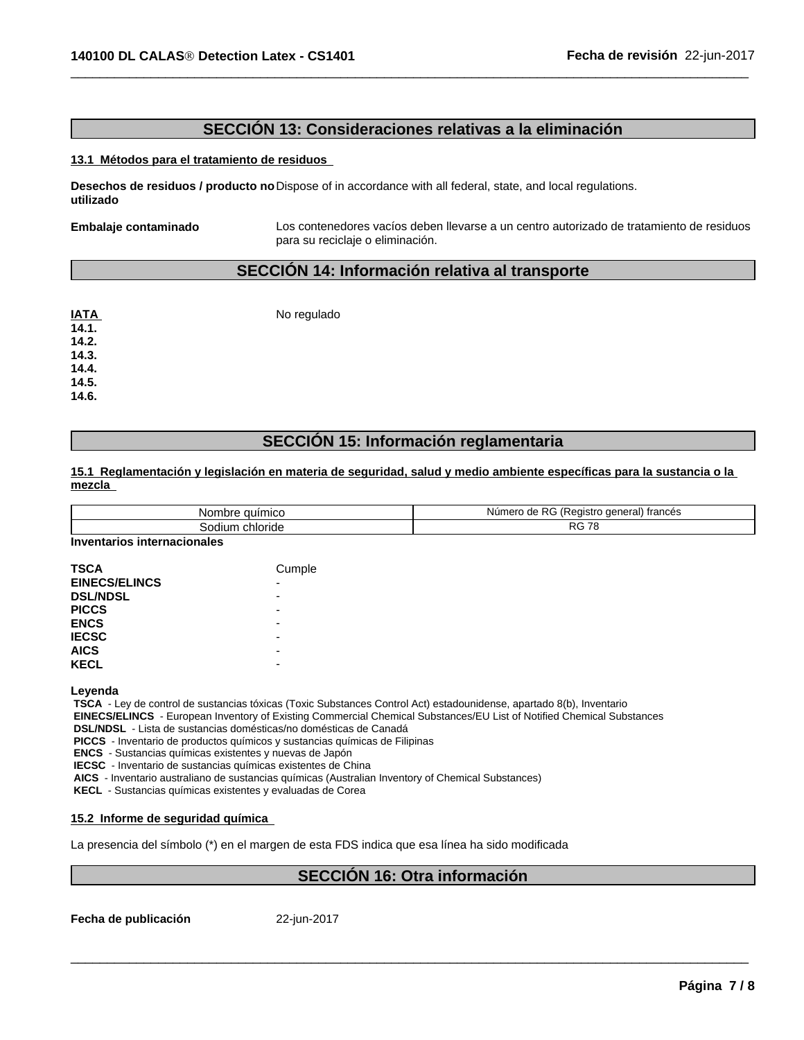## SECCIÓN 13: Consideraciones relativas a la eliminación

**13.1 Métodos para el tratamiento de residuos**

**Desechos de residuos / producto no utilizado** Dispose of in accordance with all federal, state, and local regulations.

**Embalaje contaminado** Los contenedores vacíos deben llevarse a un centro autorizado de tratamiento de residuos para su reciclaje o eliminación.

## SECCIÓN 14: Información relativa al transporte

**IATA** No regulado

**14.1.**
**14.2.**
**14.3.**
**14.4.**
**14.5.**
**14.6.**

## SECCIÓN 15: Información reglamentaria

**15.1 Reglamentación y legislación en materia de seguridad, salud y medio ambiente específicas para la sustancia o la mezcla**

| Nombre químico | Número de RG (Registro general) francés |
|---|---|
| Sodium chloride | RG 78 |

**Inventarios internacionales**

| | |
|---|---|
| **TSCA** | Cumple |
| **EINECS/ELINCS** | - |
| **DSL/NDSL** | - |
| **PICCS** | - |
| **ENCS** | - |
| **IECSC** | - |
| **AICS** | - |
| **KECL** | - |

**Leyenda**

**TSCA** - Ley de control de sustancias tóxicas (Toxic Substances Control Act) estadounidense, apartado 8(b), Inventario
**EINECS/ELINCS** - European Inventory of Existing Commercial Chemical Substances/EU List of Notified Chemical Substances
**DSL/NDSL** - Lista de sustancias domésticas/no domésticas de Canadá
**PICCS** - Inventario de productos químicos y sustancias químicas de Filipinas
**ENCS** - Sustancias químicas existentes y nuevas de Japón
**IECSC** - Inventario de sustancias químicas existentes de China
**AICS** - Inventario australiano de sustancias químicas (Australian Inventory of Chemical Substances)
**KECL** - Sustancias químicas existentes y evaluadas de Corea

**15.2 Informe de seguridad química**

La presencia del símbolo (*) en el margen de esta FDS indica que esa línea ha sido modificada

## SECCIÓN 16: Otra información

**Fecha de publicación** 22-jun-2017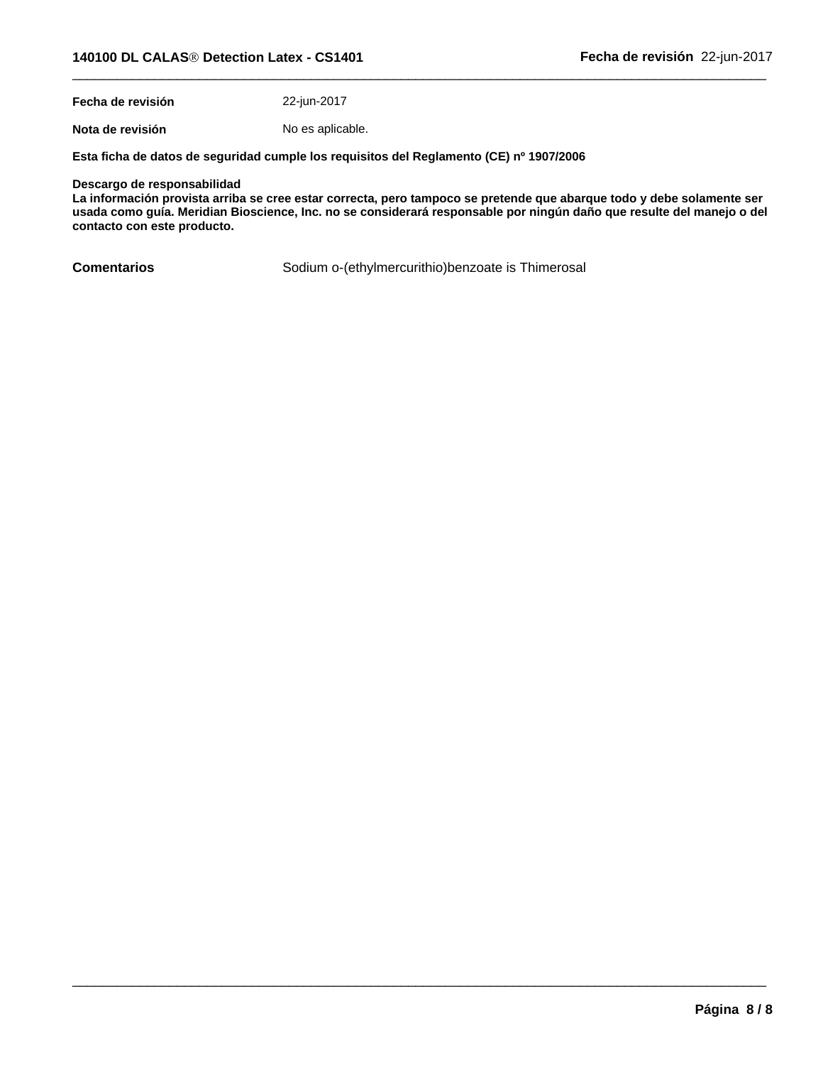**Fecha de revisión** 22-jun-2017

**Nota de revisión** No es aplicable.

**Esta ficha de datos de seguridad cumple los requisitos del Reglamento (CE) nº 1907/2006**

**Descargo de responsabilidad**
**La información provista arriba se cree estar correcta, pero tampoco se pretende que abarque todo y debe solamente ser usada como guía. Meridian Bioscience, Inc. no se considerará responsable por ningún daño que resulte del manejo o del contacto con este producto.**

**Comentarios** Sodium o-(ethylmercurithio)benzoate is Thimerosal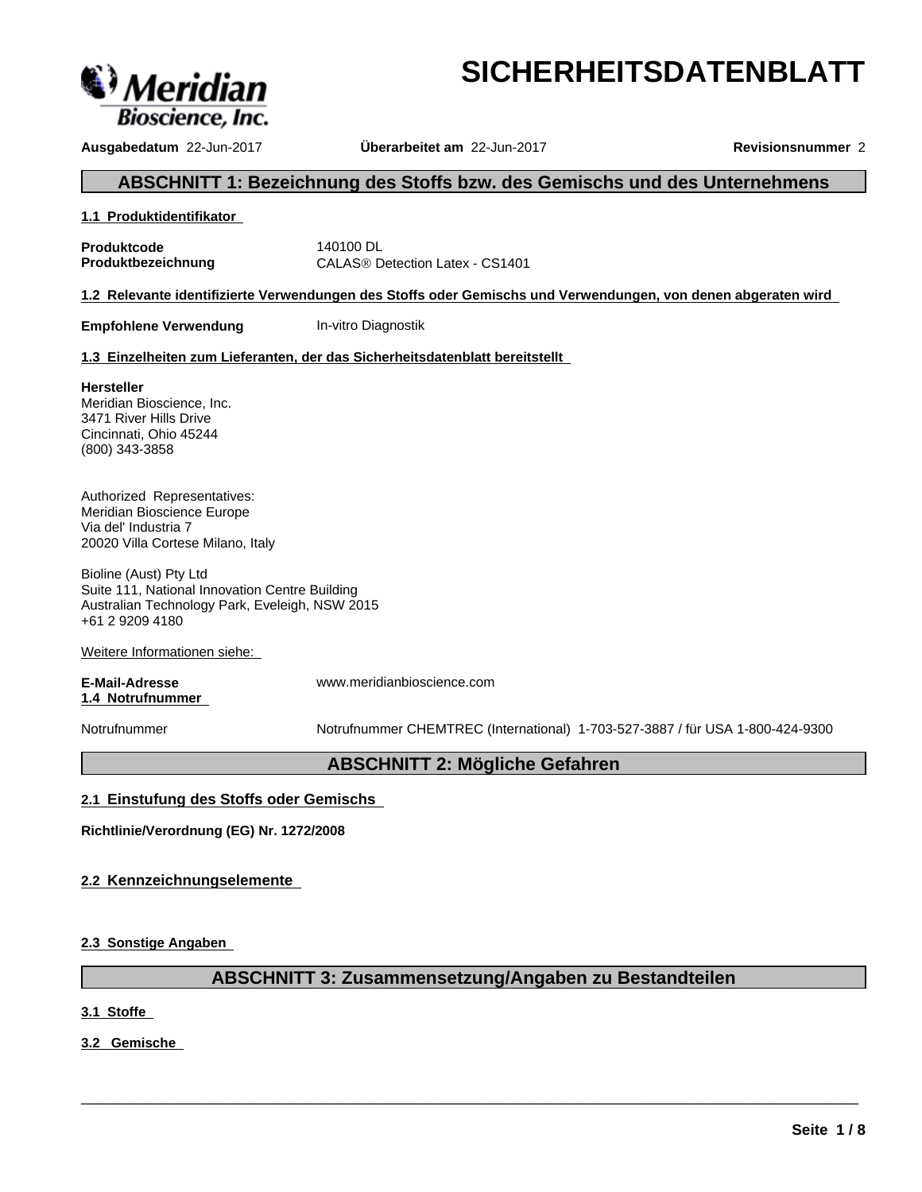Meridian Bioscience, Inc.

# SICHERHEITSDATENBLATT

**Ausgabedatum** 22-Jun-2017 **Überarbeitet am** 22-Jun-2017 **Revisionsnummer** 2

## ABSCHNITT 1: Bezeichnung des Stoffs bzw. des Gemischs und des Unternehmens

### 1.1 Produktidentifikator

| | |
|---|---|
| **Produktcode** | 140100 DL |
| **Produktbezeichnung** | CALAS® Detection Latex - CS1401 |

### 1.2 Relevante identifizierte Verwendungen des Stoffs oder Gemischs und Verwendungen, von denen abgeraten wird

**Empfohlene Verwendung** In-vitro Diagnostik

### 1.3 Einzelheiten zum Lieferanten, der das Sicherheitsdatenblatt bereitstellt

**Hersteller**
Meridian Bioscience, Inc.
3471 River Hills Drive
Cincinnati, Ohio 45244
(800) 343-3858

Authorized Representatives:
Meridian Bioscience Europe
Via del' Industria 7
20020 Villa Cortese Milano, Italy

Bioline (Aust) Pty Ltd
Suite 111, National Innovation Centre Building
Australian Technology Park, Eveleigh, NSW 2015
+61 2 9209 4180

Weitere Informationen siehe:

**E-Mail-Adresse** www.meridianbioscience.com

### 1.4 Notrufnummer

Notrufnummer Notrufnummer CHEMTREC (International) 1-703-527-3887 / für USA 1-800-424-9300

## ABSCHNITT 2: Mögliche Gefahren

### 2.1 Einstufung des Stoffs oder Gemischs

**Richtlinie/Verordnung (EG) Nr. 1272/2008**

### 2.2 Kennzeichnungselemente

### 2.3 Sonstige Angaben

## ABSCHNITT 3: Zusammensetzung/Angaben zu Bestandteilen

### 3.1 Stoffe

### 3.2 Gemische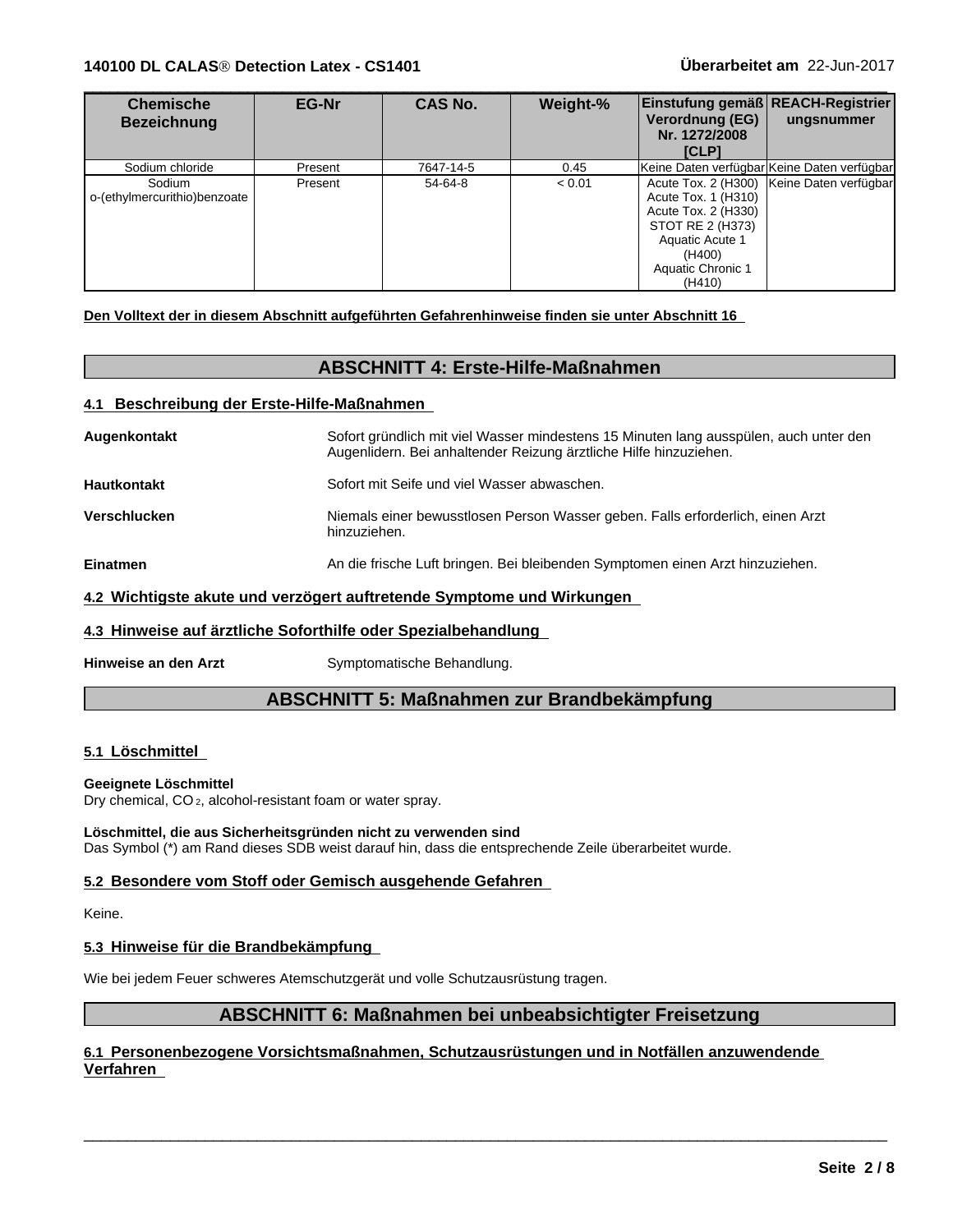| Chemische Bezeichnung | EG-Nr | CAS No. | Weight-% | Einstufung gemäß Verordnung (EG) Nr. 1272/2008 [CLP] | REACH-Registriernummer |
|---|---|---|---|---|---|
| Sodium chloride | Present | 7647-14-5 | 0.45 | Keine Daten verfügbar | Keine Daten verfügbar |
| Sodium o-(ethylmercurithio)benzoate | Present | 54-64-8 | < 0.01 | Acute Tox. 2 (H300) Acute Tox. 1 (H310) Acute Tox. 2 (H330) STOT RE 2 (H373) Aquatic Acute 1 (H400) Aquatic Chronic 1 (H410) | Keine Daten verfügbar |

**Den Volltext der in diesem Abschnitt aufgeführten Gefahrenhinweise finden sie unter Abschnitt 16**

## ABSCHNITT 4: Erste-Hilfe-Maßnahmen

### 4.1 Beschreibung der Erste-Hilfe-Maßnahmen

**Augenkontakt** Sofort gründlich mit viel Wasser mindestens 15 Minuten lang ausspülen, auch unter den Augenlidern. Bei anhaltender Reizung ärztliche Hilfe hinzuziehen.

**Hautkontakt** Sofort mit Seife und viel Wasser abwaschen.

**Verschlucken** Niemals einer bewusstlosen Person Wasser geben. Falls erforderlich, einen Arzt hinzuziehen.

**Einatmen** An die frische Luft bringen. Bei bleibenden Symptomen einen Arzt hinzuziehen.

### 4.2 Wichtigste akute und verzögert auftretende Symptome und Wirkungen

### 4.3 Hinweise auf ärztliche Soforthilfe oder Spezialbehandlung

**Hinweise an den Arzt** Symptomatische Behandlung.

## ABSCHNITT 5: Maßnahmen zur Brandbekämpfung

### 5.1 Löschmittel

**Geeignete Löschmittel**
Dry chemical, $CO_2$, alcohol-resistant foam or water spray.

**Löschmittel, die aus Sicherheitsgründen nicht zu verwenden sind**
Das Symbol (*) am Rand dieses SDB weist darauf hin, dass die entsprechende Zeile überarbeitet wurde.

### 5.2 Besondere vom Stoff oder Gemisch ausgehende Gefahren

Keine.

### 5.3 Hinweise für die Brandbekämpfung

Wie bei jedem Feuer schweres Atemschutzgerät und volle Schutzausrüstung tragen.

## ABSCHNITT 6: Maßnahmen bei unbeabsichtigter Freisetzung

### 6.1 Personenbezogene Vorsichtsmaßnahmen, Schutzausrüstungen und in Notfällen anzuwendende Verfahren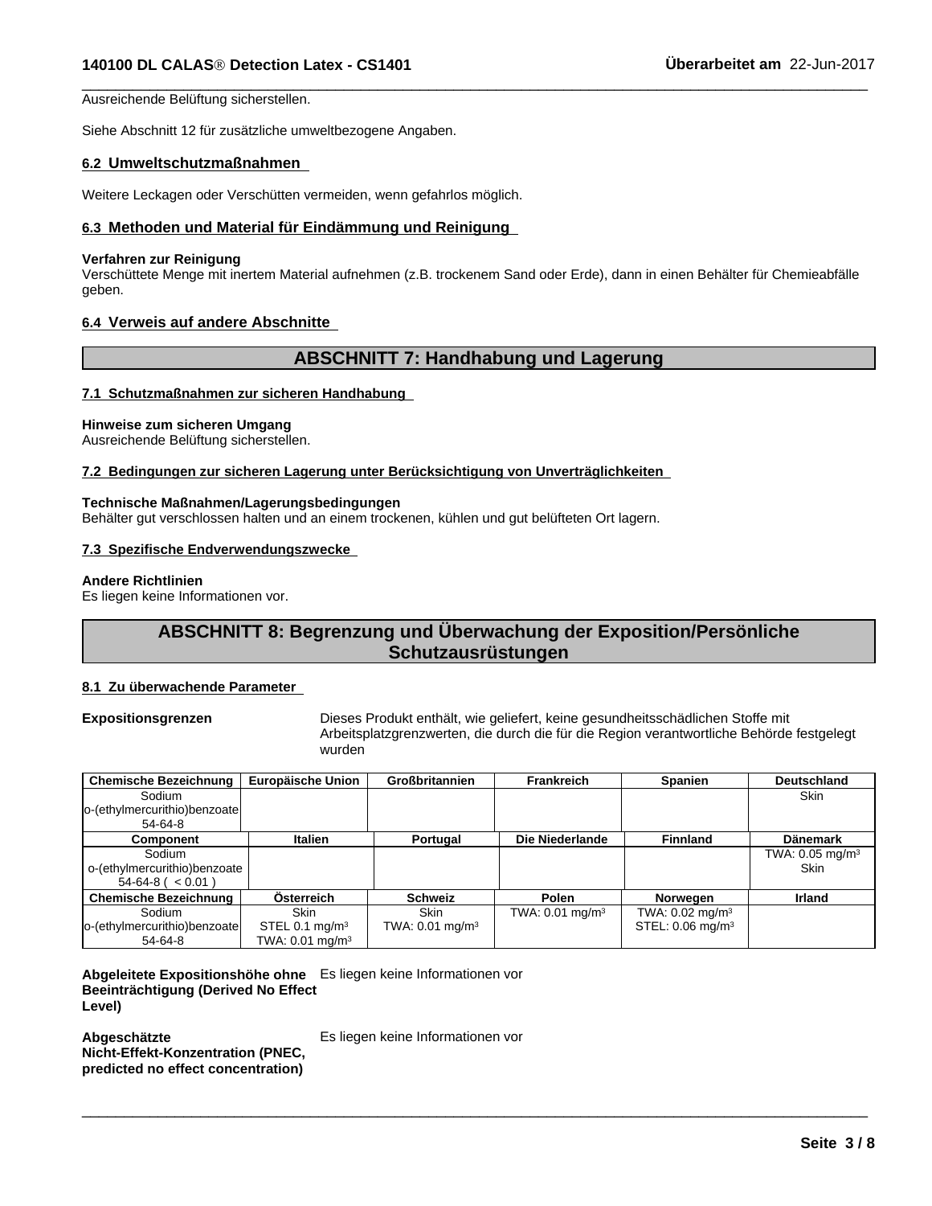Ausreichende Belüftung sicherstellen.

Siehe Abschnitt 12 für zusätzliche umweltbezogene Angaben.

### 6.2 Umweltschutzmaßnahmen

Weitere Leckagen oder Verschütten vermeiden, wenn gefahrlos möglich.

### 6.3 Methoden und Material für Eindämmung und Reinigung

**Verfahren zur Reinigung**
Verschüttete Menge mit inertem Material aufnehmen (z.B. trockenem Sand oder Erde), dann in einen Behälter für Chemieabfälle geben.

### 6.4 Verweis auf andere Abschnitte

## ABSCHNITT 7: Handhabung und Lagerung

### 7.1 Schutzmaßnahmen zur sicheren Handhabung

**Hinweise zum sicheren Umgang**
Ausreichende Belüftung sicherstellen.

### 7.2 Bedingungen zur sicheren Lagerung unter Berücksichtigung von Unverträglichkeiten

**Technische Maßnahmen/Lagerungsbedingungen**
Behälter gut verschlossen halten und an einem trockenen, kühlen und gut belüfteten Ort lagern.

### 7.3 Spezifische Endverwendungszwecke

**Andere Richtlinien**
Es liegen keine Informationen vor.

## ABSCHNITT 8: Begrenzung und Überwachung der Exposition/Persönliche Schutzausrüstungen

### 8.1 Zu überwachende Parameter

**Expositionsgrenzen** Dieses Produkt enthält, wie geliefert, keine gesundheitsschädlichen Stoffe mit Arbeitsplatzgrenzwerten, die durch die für die Region verantwortliche Behörde festgelegt wurden

| Chemische Bezeichnung | Europäische Union | Großbritannien | Frankreich | Spanien | Deutschland |
|---|---|---|---|---|---|
| Sodium o-(ethylmercurithio)benzoate 54-64-8 | | | | | Skin |
| **Component** | **Italien** | **Portugal** | **Die Niederlande** | **Finnland** | **Dänemark** |
| Sodium o-(ethylmercurithio)benzoate 54-64-8 ( < 0.01 ) | | | | | TWA: 0.05 mg/m³ Skin |
| **Chemische Bezeichnung** | **Österreich** | **Schweiz** | **Polen** | **Norwegen** | **Irland** |
| Sodium o-(ethylmercurithio)benzoate 54-64-8 | Skin STEL 0.1 mg/m³ TWA: 0.01 mg/m³ | Skin TWA: 0.01 mg/m³ | TWA: 0.01 mg/m³ | TWA: 0.02 mg/m³ STEL: 0.06 mg/m³ | |

**Abgeleitete Expositionshöhe ohne Beeinträchtigung (Derived No Effect Level)** Es liegen keine Informationen vor

**Abgeschätzte Nicht-Effekt-Konzentration (PNEC, predicted no effect concentration)** Es liegen keine Informationen vor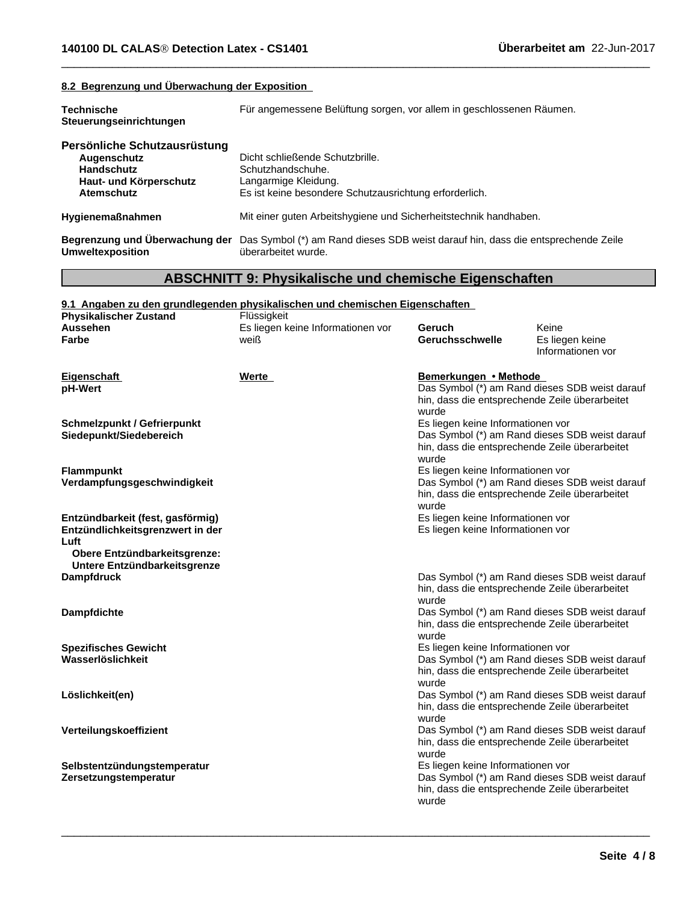#### 8.2 Begrenzung und Überwachung der Exposition

| | |
|---|---|
| **Technische Steuerungseinrichtungen** | Für angemessene Belüftung sorgen, vor allem in geschlossenen Räumen. |

**Persönliche Schutzausrüstung**

| | |
|---|---|
| **Augenschutz** | Dicht schließende Schutzbrille. |
| **Handschutz** | Schutzhandschuhe. |
| **Haut- und Körperschutz** | Langarmige Kleidung. |
| **Atemschutz** | Es ist keine besondere Schutzausrichtung erforderlich. |

| | |
|---|---|
| **Hygienemaßnahmen** | Mit einer guten Arbeitshygiene und Sicherheitstechnik handhaben. |
| **Begrenzung und Überwachung der Umweltexposition** | Das Symbol (*) am Rand dieses SDB weist darauf hin, dass die entsprechende Zeile überarbeitet wurde. |

## ABSCHNITT 9: Physikalische und chemische Eigenschaften

#### 9.1 Angaben zu den grundlegenden physikalischen und chemischen Eigenschaften

| | | | |
|---|---|---|---|
| **Physikalischer Zustand** | Flüssigkeit | | |
| **Aussehen** | Es liegen keine Informationen vor | **Geruch** | Keine |
| **Farbe** | weiß | **Geruchsschwelle** | Es liegen keine Informationen vor |

| **Eigenschaft** | **Werte** | **Bemerkungen • Methode** |
|---|---|---|
| **pH-Wert** | | Das Symbol (*) am Rand dieses SDB weist darauf hin, dass die entsprechende Zeile überarbeitet wurde |
| **Schmelzpunkt / Gefrierpunkt** | | Es liegen keine Informationen vor |
| **Siedepunkt/Siedebereich** | | Das Symbol (*) am Rand dieses SDB weist darauf hin, dass die entsprechende Zeile überarbeitet wurde |
| **Flammpunkt** | | Es liegen keine Informationen vor |
| **Verdampfungsgeschwindigkeit** | | Das Symbol (*) am Rand dieses SDB weist darauf hin, dass die entsprechende Zeile überarbeitet wurde |
| **Entzündbarkeit (fest, gasförmig)** | | Es liegen keine Informationen vor |
| **Entzündlichkeitsgrenzwert in der Luft** | | Es liegen keine Informationen vor |
| **Obere Entzündbarkeitsgrenze:** | | |
| **Untere Entzündbarkeitsgrenze** | | |
| **Dampfdruck** | | Das Symbol (*) am Rand dieses SDB weist darauf hin, dass die entsprechende Zeile überarbeitet wurde |
| **Dampfdichte** | | Das Symbol (*) am Rand dieses SDB weist darauf hin, dass die entsprechende Zeile überarbeitet wurde |
| **Spezifisches Gewicht** | | Es liegen keine Informationen vor |
| **Wasserlöslichkeit** | | Das Symbol (*) am Rand dieses SDB weist darauf hin, dass die entsprechende Zeile überarbeitet wurde |
| **Löslichkeit(en)** | | Das Symbol (*) am Rand dieses SDB weist darauf hin, dass die entsprechende Zeile überarbeitet wurde |
| **Verteilungskoeffizient** | | Das Symbol (*) am Rand dieses SDB weist darauf hin, dass die entsprechende Zeile überarbeitet wurde |
| **Selbstentzündungstemperatur** | | Es liegen keine Informationen vor |
| **Zersetzungstemperatur** | | Das Symbol (*) am Rand dieses SDB weist darauf hin, dass die entsprechende Zeile überarbeitet wurde |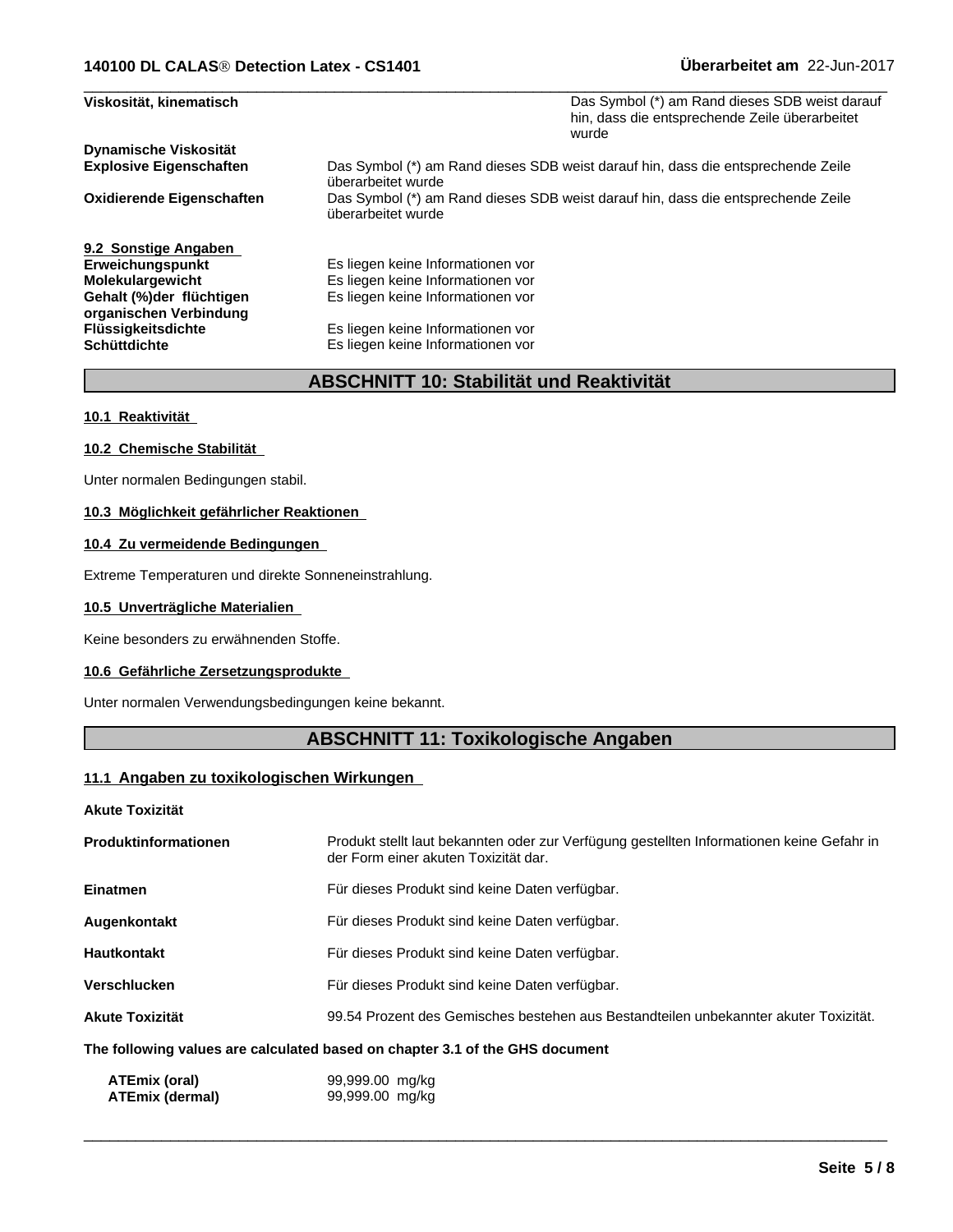| | |
|---|---|
| **Viskosität, kinematisch** | Das Symbol (*) am Rand dieses SDB weist darauf hin, dass die entsprechende Zeile überarbeitet wurde |
| **Dynamische Viskosität** | |
| **Explosive Eigenschaften** | Das Symbol (*) am Rand dieses SDB weist darauf hin, dass die entsprechende Zeile überarbeitet wurde |
| **Oxidierende Eigenschaften** | Das Symbol (*) am Rand dieses SDB weist darauf hin, dass die entsprechende Zeile überarbeitet wurde |

**9.2 Sonstige Angaben**

| | |
|---|---|
| **Erweichungspunkt** | Es liegen keine Informationen vor |
| **Molekulargewicht** | Es liegen keine Informationen vor |
| **Gehalt (%)der flüchtigen organischen Verbindung** | Es liegen keine Informationen vor |
| **Flüssigkeitsdichte** | Es liegen keine Informationen vor |
| **Schüttdichte** | Es liegen keine Informationen vor |

## ABSCHNITT 10: Stabilität und Reaktivität

**10.1 Reaktivität**

**10.2 Chemische Stabilität**

Unter normalen Bedingungen stabil.

**10.3 Möglichkeit gefährlicher Reaktionen**

**10.4 Zu vermeidende Bedingungen**

Extreme Temperaturen und direkte Sonneneinstrahlung.

**10.5 Unverträgliche Materialien**

Keine besonders zu erwähnenden Stoffe.

**10.6 Gefährliche Zersetzungsprodukte**

Unter normalen Verwendungsbedingungen keine bekannt.

## ABSCHNITT 11: Toxikologische Angaben

**11.1 Angaben zu toxikologischen Wirkungen**

**Akute Toxizität**

| | |
|---|---|
| **Produktinformationen** | Produkt stellt laut bekannten oder zur Verfügung gestellten Informationen keine Gefahr in der Form einer akuten Toxizität dar. |
| **Einatmen** | Für dieses Produkt sind keine Daten verfügbar. |
| **Augenkontakt** | Für dieses Produkt sind keine Daten verfügbar. |
| **Hautkontakt** | Für dieses Produkt sind keine Daten verfügbar. |
| **Verschlucken** | Für dieses Produkt sind keine Daten verfügbar. |
| **Akute Toxizität** | 99.54 Prozent des Gemisches bestehen aus Bestandteilen unbekannter akuter Toxizität. |

**The following values are calculated based on chapter 3.1 of the GHS document**

| | |
|---|---|
| **ATEmix (oral)** | 99,999.00 mg/kg |
| **ATEmix (dermal)** | 99,999.00 mg/kg |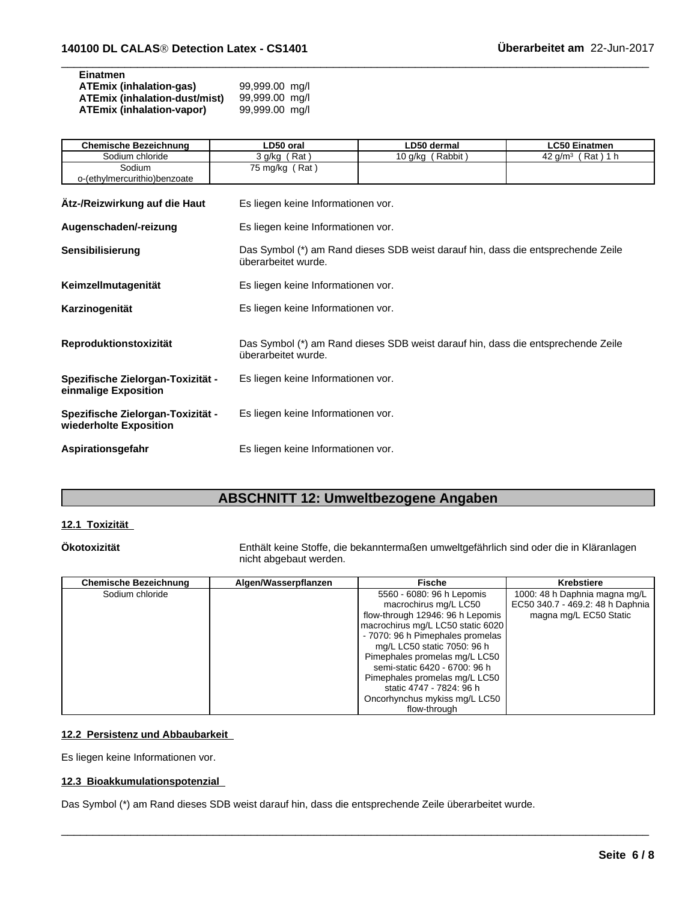**Einatmen**

**ATEmix (inhalation-gas)** 99,999.00 mg/l
**ATEmix (inhalation-dust/mist)** 99,999.00 mg/l
**ATEmix (inhalation-vapor)** 99,999.00 mg/l

| Chemische Bezeichnung | LD50 oral | LD50 dermal | LC50 Einatmen |
|---|---|---|---|
| Sodium chloride | 3 g/kg ( Rat ) | 10 g/kg ( Rabbit ) | 42 g/m³ ( Rat ) 1 h |
| Sodium o-(ethylmercurithio)benzoate | 75 mg/kg ( Rat ) | | |

**Ätz-/Reizwirkung auf die Haut** Es liegen keine Informationen vor.

**Augenschaden/-reizung** Es liegen keine Informationen vor.

**Sensibilisierung** Das Symbol (*) am Rand dieses SDB weist darauf hin, dass die entsprechende Zeile überarbeitet wurde.

**Keimzellmutagenität** Es liegen keine Informationen vor.

**Karzinogenität** Es liegen keine Informationen vor.

**Reproduktionstoxizität** Das Symbol (*) am Rand dieses SDB weist darauf hin, dass die entsprechende Zeile überarbeitet wurde.

**Spezifische Zielorgan-Toxizität - einmalige Exposition** Es liegen keine Informationen vor.

**Spezifische Zielorgan-Toxizität - wiederholte Exposition** Es liegen keine Informationen vor.

**Aspirationsgefahr** Es liegen keine Informationen vor.

## ABSCHNITT 12: Umweltbezogene Angaben

### 12.1 Toxizität

**Ökotoxizität** Enthält keine Stoffe, die bekanntermaßen umweltgefährlich sind oder die in Kläranlagen nicht abgebaut werden.

| Chemische Bezeichnung | Algen/Wasserpflanzen | Fische | Krebstiere |
|---|---|---|---|
| Sodium chloride | | 5560 - 6080: 96 h Lepomis macrochirus mg/L LC50 flow-through 12946: 96 h Lepomis macrochirus mg/L LC50 static 6020 - 7070: 96 h Pimephales promelas mg/L LC50 static 7050: 96 h Pimephales promelas mg/L LC50 semi-static 6420 - 6700: 96 h Pimephales promelas mg/L LC50 static 4747 - 7824: 96 h Oncorhynchus mykiss mg/L LC50 flow-through | 1000: 48 h Daphnia magna mg/L EC50 340.7 - 469.2: 48 h Daphnia magna mg/L EC50 Static |

### 12.2 Persistenz und Abbaubarkeit

Es liegen keine Informationen vor.

### 12.3 Bioakkumulationspotenzial

Das Symbol (*) am Rand dieses SDB weist darauf hin, dass die entsprechende Zeile überarbeitet wurde.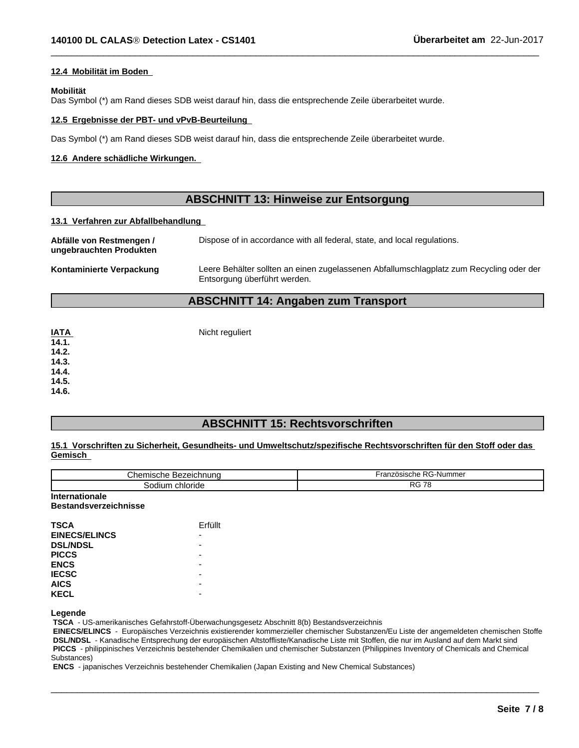#### 12.4 Mobilität im Boden

**Mobilität**

Das Symbol (*) am Rand dieses SDB weist darauf hin, dass die entsprechende Zeile überarbeitet wurde.

#### 12.5 Ergebnisse der PBT- und vPvB-Beurteilung

Das Symbol (*) am Rand dieses SDB weist darauf hin, dass die entsprechende Zeile überarbeitet wurde.

#### 12.6 Andere schädliche Wirkungen.

## ABSCHNITT 13: Hinweise zur Entsorgung

#### 13.1 Verfahren zur Abfallbehandlung

**Abfälle von Restmengen / ungebrauchten Produkten** Dispose of in accordance with all federal, state, and local regulations.

**Kontaminierte Verpackung** Leere Behälter sollten an einen zugelassenen Abfallumschlagplatz zum Recycling oder der Entsorgung überführt werden.

## ABSCHNITT 14: Angaben zum Transport

**IATA** Nicht reguliert

**14.1.**
**14.2.**
**14.3.**
**14.4.**
**14.5.**
**14.6.**

## ABSCHNITT 15: Rechtsvorschriften

#### 15.1 Vorschriften zu Sicherheit, Gesundheits- und Umweltschutz/spezifische Rechtsvorschriften für den Stoff oder das Gemisch

| Chemische Bezeichnung | Französische RG-Nummer |
|---|---|
| Sodium chloride | RG 78 |

**Internationale Bestandsverzeichnisse**

| | |
|---|---|
| **TSCA** | Erfüllt |
| **EINECS/ELINCS** | - |
| **DSL/NDSL** | - |
| **PICCS** | - |
| **ENCS** | - |
| **IECSC** | - |
| **AICS** | - |
| **KECL** | - |

**Legende**

**TSCA** - US-amerikanisches Gefahrstoff-Überwachungsgesetz Abschnitt 8(b) Bestandsverzeichnis
**EINECS/ELINCS** - Europäisches Verzeichnis existierender kommerzieller chemischer Substanzen/Eu Liste der angemeldeten chemischen Stoffe
**DSL/NDSL** - Kanadische Entsprechung der europäischen Altstoffliste/Kanadische Liste mit Stoffen, die nur im Ausland auf dem Markt sind
**PICCS** - philippinisches Verzeichnis bestehender Chemikalien und chemischer Substanzen (Philippines Inventory of Chemicals and Chemical Substances)
**ENCS** - japanisches Verzeichnis bestehender Chemikalien (Japan Existing and New Chemical Substances)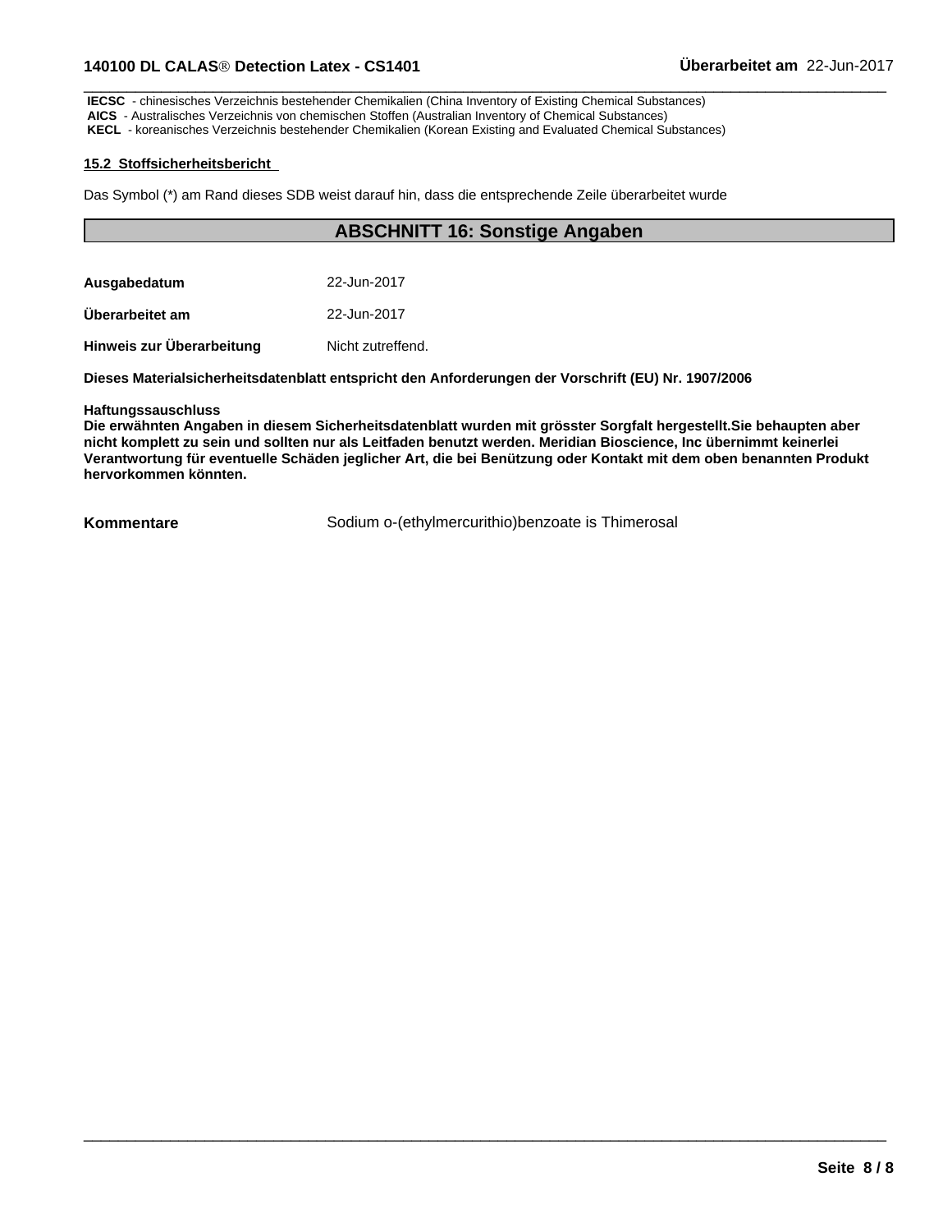**IECSC** - chinesisches Verzeichnis bestehender Chemikalien (China Inventory of Existing Chemical Substances)
**AICS** - Australisches Verzeichnis von chemischen Stoffen (Australian Inventory of Chemical Substances)
**KECL** - koreanisches Verzeichnis bestehender Chemikalien (Korean Existing and Evaluated Chemical Substances)

**15.2 Stoffsicherheitsbericht**

Das Symbol (*) am Rand dieses SDB weist darauf hin, dass die entsprechende Zeile überarbeitet wurde

## ABSCHNITT 16: Sonstige Angaben

**Ausgabedatum** 22-Jun-2017

**Überarbeitet am** 22-Jun-2017

**Hinweis zur Überarbeitung** Nicht zutreffend.

**Dieses Materialsicherheitsdatenblatt entspricht den Anforderungen der Vorschrift (EU) Nr. 1907/2006**

**Haftungssauschluss**
**Die erwähnten Angaben in diesem Sicherheitsdatenblatt wurden mit grösster Sorgfalt hergestellt.Sie behaupten aber nicht komplett zu sein und sollten nur als Leitfaden benutzt werden. Meridian Bioscience, Inc übernimmt keinerlei Verantwortung für eventuelle Schäden jeglicher Art, die bei Benützung oder Kontakt mit dem oben benannten Produkt hervorkommen könnten.**

**Kommentare** Sodium o-(ethylmercurithio)benzoate is Thimerosal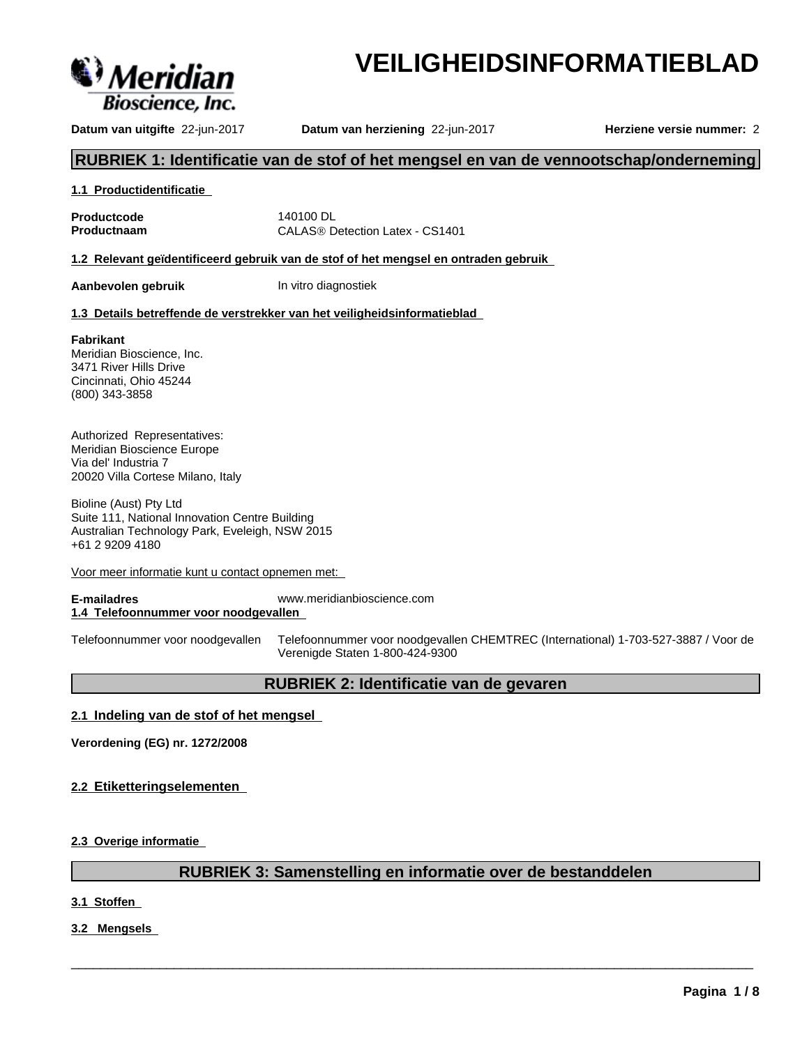# VEILIGHEIDSINFORMATIEBLAD

**Datum van uitgifte** 22-jun-2017 **Datum van herziening** 22-jun-2017 **Herziene versie nummer:** 2

## RUBRIEK 1: Identificatie van de stof of het mengsel en van de vennootschap/onderneming

### 1.1 Productidentificatie

| | |
|---|---|
| **Productcode** | 140100 DL |
| **Productnaam** | CALAS® Detection Latex - CS1401 |

### 1.2 Relevant geïdentificeerd gebruik van de stof of het mengsel en ontraden gebruik

**Aanbevolen gebruik** In vitro diagnostiek

### 1.3 Details betreffende de verstrekker van het veiligheidsinformatieblad

**Fabrikant**
Meridian Bioscience, Inc.
3471 River Hills Drive
Cincinnati, Ohio 45244
(800) 343-3858

Authorized Representatives:
Meridian Bioscience Europe
Via del' Industria 7
20020 Villa Cortese Milano, Italy

Bioline (Aust) Pty Ltd
Suite 111, National Innovation Centre Building
Australian Technology Park, Eveleigh, NSW 2015
+61 2 9209 4180

Voor meer informatie kunt u contact opnemen met:

**E-mailadres** www.meridianbioscience.com

### 1.4 Telefoonnummer voor noodgevallen

Telefoonnummer voor noodgevallen Telefoonnummer voor noodgevallen CHEMTREC (International) 1-703-527-3887 / Voor de Verenigde Staten 1-800-424-9300

## RUBRIEK 2: Identificatie van de gevaren

### 2.1 Indeling van de stof of het mengsel

**Verordening (EG) nr. 1272/2008**

### 2.2 Etiketteringselementen

### 2.3 Overige informatie

## RUBRIEK 3: Samenstelling en informatie over de bestanddelen

### 3.1 Stoffen

### 3.2 Mengsels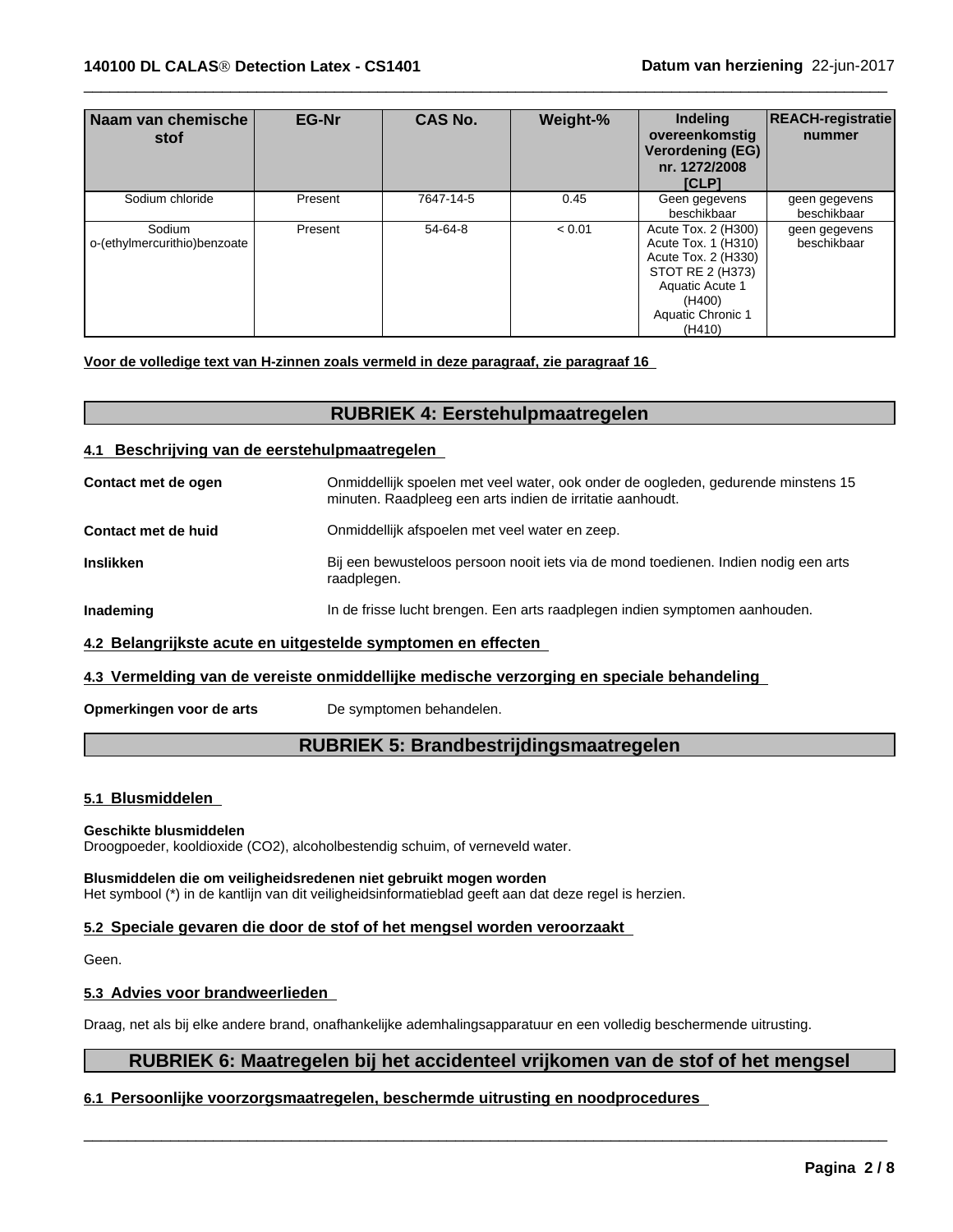| Naam van chemische stof | EG-Nr | CAS No. | Weight-% | Indeling overeenkomstig Verordening (EG) nr. 1272/2008 [CLP] | REACH-registratie nummer |
|---|---|---|---|---|---|
| Sodium chloride | Present | 7647-14-5 | 0.45 | Geen gegevens beschikbaar | geen gegevens beschikbaar |
| Sodium o-(ethylmercurithio)benzoate | Present | 54-64-8 | < 0.01 | Acute Tox. 2 (H300) Acute Tox. 1 (H310) Acute Tox. 2 (H330) STOT RE 2 (H373) Aquatic Acute 1 (H400) Aquatic Chronic 1 (H410) | geen gegevens beschikbaar |

Voor de volledige text van H-zinnen zoals vermeld in deze paragraaf, zie paragraaf 16

## RUBRIEK 4: Eerstehulpmaatregelen

### 4.1 Beschrijving van de eerstehulpmaatregelen

**Contact met de ogen** Onmiddellijk spoelen met veel water, ook onder de oogleden, gedurende minstens 15 minuten. Raadpleeg een arts indien de irritatie aanhoudt.

**Contact met de huid** Onmiddellijk afspoelen met veel water en zeep.

**Inslikken** Bij een bewusteloos persoon nooit iets via de mond toedienen. Indien nodig een arts raadplegen.

**Inademing** In de frisse lucht brengen. Een arts raadplegen indien symptomen aanhouden.

### 4.2 Belangrijkste acute en uitgestelde symptomen en effecten

### 4.3 Vermelding van de vereiste onmiddellijke medische verzorging en speciale behandeling

**Opmerkingen voor de arts** De symptomen behandelen.

## RUBRIEK 5: Brandbestrijdingsmaatregelen

### 5.1 Blusmiddelen

**Geschikte blusmiddelen**
Droogpoeder, kooldioxide (CO2), alcoholbestendig schuim, of verneveld water.

**Blusmiddelen die om veiligheidsredenen niet gebruikt mogen worden**
Het symbool (*) in de kantlijn van dit veiligheidsinformatieblad geeft aan dat deze regel is herzien.

### 5.2 Speciale gevaren die door de stof of het mengsel worden veroorzaakt

Geen.

### 5.3 Advies voor brandweerlieden

Draag, net als bij elke andere brand, onafhankelijke ademhalingsapparatuur en een volledig beschermende uitrusting.

## RUBRIEK 6: Maatregelen bij het accidenteel vrijkomen van de stof of het mengsel

### 6.1 Persoonlijke voorzorgsmaatregelen, beschermde uitrusting en noodprocedures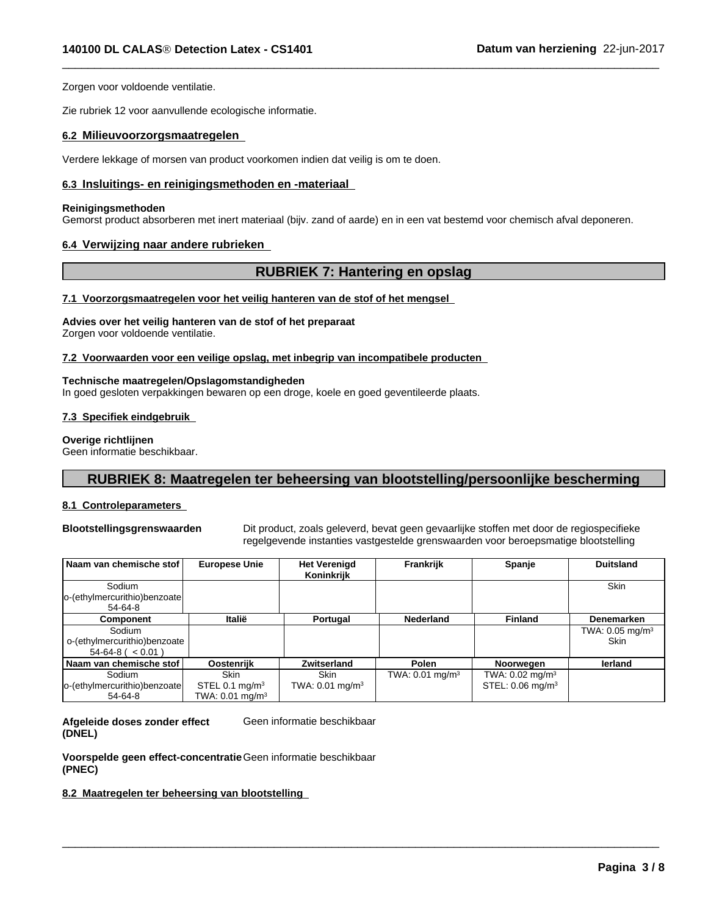Zorgen voor voldoende ventilatie.

Zie rubriek 12 voor aanvullende ecologische informatie.

### 6.2 Milieuvoorzorgsmaatregelen

Verdere lekkage of morsen van product voorkomen indien dat veilig is om te doen.

### 6.3 Insluitings- en reinigingsmethoden en -materiaal

**Reinigingsmethoden**
Gemorst product absorberen met inert materiaal (bijv. zand of aarde) en in een vat bestemd voor chemisch afval deponeren.

### 6.4 Verwijzing naar andere rubrieken

## RUBRIEK 7: Hantering en opslag

### 7.1 Voorzorgsmaatregelen voor het veilig hanteren van de stof of het mengsel

**Advies over het veilig hanteren van de stof of het preparaat**
Zorgen voor voldoende ventilatie.

### 7.2 Voorwaarden voor een veilige opslag, met inbegrip van incompatibele producten

**Technische maatregelen/Opslagomstandigheden**
In goed gesloten verpakkingen bewaren op een droge, koele en goed geventileerde plaats.

### 7.3 Specifiek eindgebruik

**Overige richtlijnen**
Geen informatie beschikbaar.

## RUBRIEK 8: Maatregelen ter beheersing van blootstelling/persoonlijke bescherming

### 8.1 Controleparameters

**Blootstellingsgrenswaarden** Dit product, zoals geleverd, bevat geen gevaarlijke stoffen met door de regiospecifieke regelgevende instanties vastgestelde grenswaarden voor beroepsmatige blootstelling

| Naam van chemische stof | Europese Unie | Het Verenigd Koninkrijk | Frankrijk | Spanje | Duitsland |
|---|---|---|---|---|---|
| Sodium o-(ethylmercurithio)benzoate 54-64-8 | | | | | Skin |
| **Component** | **Italië** | **Portugal** | **Nederland** | **Finland** | **Denemarken** |
| Sodium o-(ethylmercurithio)benzoate 54-64-8 ( < 0.01 ) | | | | | TWA: 0.05 mg/m³ Skin |
| **Naam van chemische stof** | **Oostenrijk** | **Zwitserland** | **Polen** | **Noorwegen** | **Ierland** |
| Sodium o-(ethylmercurithio)benzoate 54-64-8 | Skin STEL 0.1 mg/m³ TWA: 0.01 mg/m³ | Skin TWA: 0.01 mg/m³ | TWA: 0.01 mg/m³ | TWA: 0.02 mg/m³ STEL: 0.06 mg/m³ | |

**Afgeleide doses zonder effect (DNEL)** Geen informatie beschikbaar

**Voorspelde geen effect-concentratie (PNEC)** Geen informatie beschikbaar

### 8.2 Maatregelen ter beheersing van blootstelling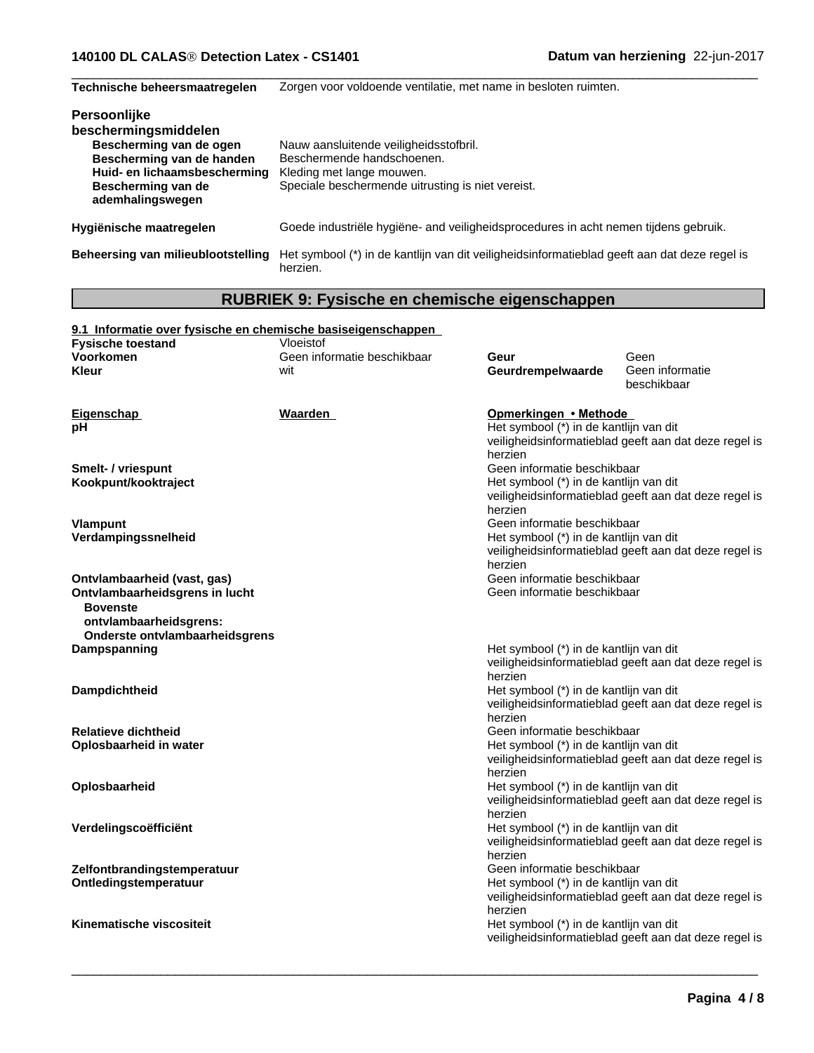| | |
|---|---|
| **Technische beheersmaatregelen** | Zorgen voor voldoende ventilatie, met name in besloten ruimten. |

**Persoonlijke beschermingsmiddelen**

| | |
|---|---|
| **Bescherming van de ogen** | Nauw aansluitende veiligheidsstofbril. |
| **Bescherming van de handen** | Beschermende handschoenen. |
| **Huid- en lichaamsbescherming** | Kleding met lange mouwen. |
| **Bescherming van de ademhalingswegen** | Speciale beschermende uitrusting is niet vereist. |

| | |
|---|---|
| **Hygiënische maatregelen** | Goede industriële hygiëne- and veiligheidsprocedures in acht nemen tijdens gebruik. |
| **Beheersing van milieublootstelling** | Het symbool (*) in de kantlijn van dit veiligheidsinformatieblad geeft aan dat deze regel is herzien. |

## RUBRIEK 9: Fysische en chemische eigenschappen

**9.1 Informatie over fysische en chemische basiseigenschappen**

| | | | |
|---|---|---|---|
| **Fysische toestand** | Vloeistof | | |
| **Voorkomen** | Geen informatie beschikbaar | **Geur** | Geen |
| **Kleur** | wit | **Geurdrempelwaarde** | Geen informatie beschikbaar |

| Eigenschap | Waarden | Opmerkingen • Methode |
|---|---|---|
| **pH** | | Het symbool (*) in de kantlijn van dit veiligheidsinformatieblad geeft aan dat deze regel is herzien |
| **Smelt- / vriespunt** | | Geen informatie beschikbaar |
| **Kookpunt/kooktraject** | | Het symbool (*) in de kantlijn van dit veiligheidsinformatieblad geeft aan dat deze regel is herzien |
| **Vlampunt** | | Geen informatie beschikbaar |
| **Verdampingssnelheid** | | Het symbool (*) in de kantlijn van dit veiligheidsinformatieblad geeft aan dat deze regel is herzien |
| **Ontvlambaarheid (vast, gas)** | | Geen informatie beschikbaar |
| **Ontvlambaarheidsgrens in lucht** | | Geen informatie beschikbaar |
| **Bovenste ontvlambaarheidsgrens:** | | |
| **Onderste ontvlambaarheidsgrens** | | |
| **Dampspanning** | | Het symbool (*) in de kantlijn van dit veiligheidsinformatieblad geeft aan dat deze regel is herzien |
| **Dampdichtheid** | | Het symbool (*) in de kantlijn van dit veiligheidsinformatieblad geeft aan dat deze regel is herzien |
| **Relatieve dichtheid** | | Geen informatie beschikbaar |
| **Oplosbaarheid in water** | | Het symbool (*) in de kantlijn van dit veiligheidsinformatieblad geeft aan dat deze regel is herzien |
| **Oplosbaarheid** | | Het symbool (*) in de kantlijn van dit veiligheidsinformatieblad geeft aan dat deze regel is herzien |
| **Verdelingscoëfficiënt** | | Het symbool (*) in de kantlijn van dit veiligheidsinformatieblad geeft aan dat deze regel is herzien |
| **Zelfontbrandingstemperatuur** | | Geen informatie beschikbaar |
| **Ontledingstemperatuur** | | Het symbool (*) in de kantlijn van dit veiligheidsinformatieblad geeft aan dat deze regel is herzien |
| **Kinematische viscositeit** | | Het symbool (*) in de kantlijn van dit veiligheidsinformatieblad geeft aan dat deze regel is |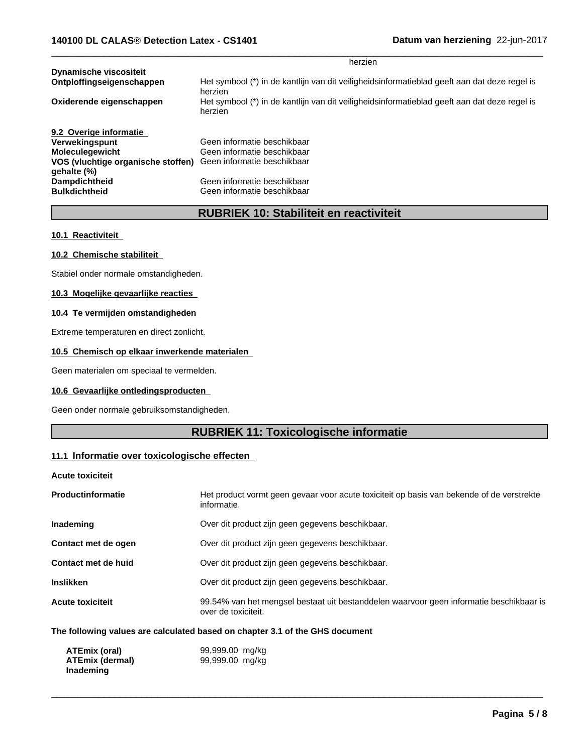| | |
|---|---|
| | herzien |
| **Dynamische viscositeit** | |
| **Ontploffingseigenschappen** | Het symbool (*) in de kantlijn van dit veiligheidsinformatieblad geeft aan dat deze regel is herzien |
| **Oxiderende eigenschappen** | Het symbool (*) in de kantlijn van dit veiligheidsinformatieblad geeft aan dat deze regel is herzien |

**9.2 Overige informatie**

| | |
|---|---|
| **Verwekingspunt** | Geen informatie beschikbaar |
| **Moleculegewicht** | Geen informatie beschikbaar |
| **VOS (vluchtige organische stoffen) gehalte (%)** | Geen informatie beschikbaar |
| **Dampdichtheid** | Geen informatie beschikbaar |
| **Bulkdichtheid** | Geen informatie beschikbaar |

## RUBRIEK 10: Stabiliteit en reactiviteit

**10.1 Reactiviteit**

**10.2 Chemische stabiliteit**

Stabiel onder normale omstandigheden.

**10.3 Mogelijke gevaarlijke reacties**

**10.4 Te vermijden omstandigheden**

Extreme temperaturen en direct zonlicht.

**10.5 Chemisch op elkaar inwerkende materialen**

Geen materialen om speciaal te vermelden.

**10.6 Gevaarlijke ontledingsproducten**

Geen onder normale gebruiksomstandigheden.

## RUBRIEK 11: Toxicologische informatie

**11.1 Informatie over toxicologische effecten**

**Acute toxiciteit**

| | |
|---|---|
| **Productinformatie** | Het product vormt geen gevaar voor acute toxiciteit op basis van bekende of de verstrekte informatie. |
| **Inademing** | Over dit product zijn geen gegevens beschikbaar. |
| **Contact met de ogen** | Over dit product zijn geen gegevens beschikbaar. |
| **Contact met de huid** | Over dit product zijn geen gegevens beschikbaar. |
| **Inslikken** | Over dit product zijn geen gegevens beschikbaar. |
| **Acute toxiciteit** | 99.54% van het mengsel bestaat uit bestanddelen waarvoor geen informatie beschikbaar is over de toxiciteit. |

**The following values are calculated based on chapter 3.1 of the GHS document**

| | |
|---|---|
| **ATEmix (oral)** | 99,999.00 mg/kg |
| **ATEmix (dermal)** | 99,999.00 mg/kg |
| **Inademing** | |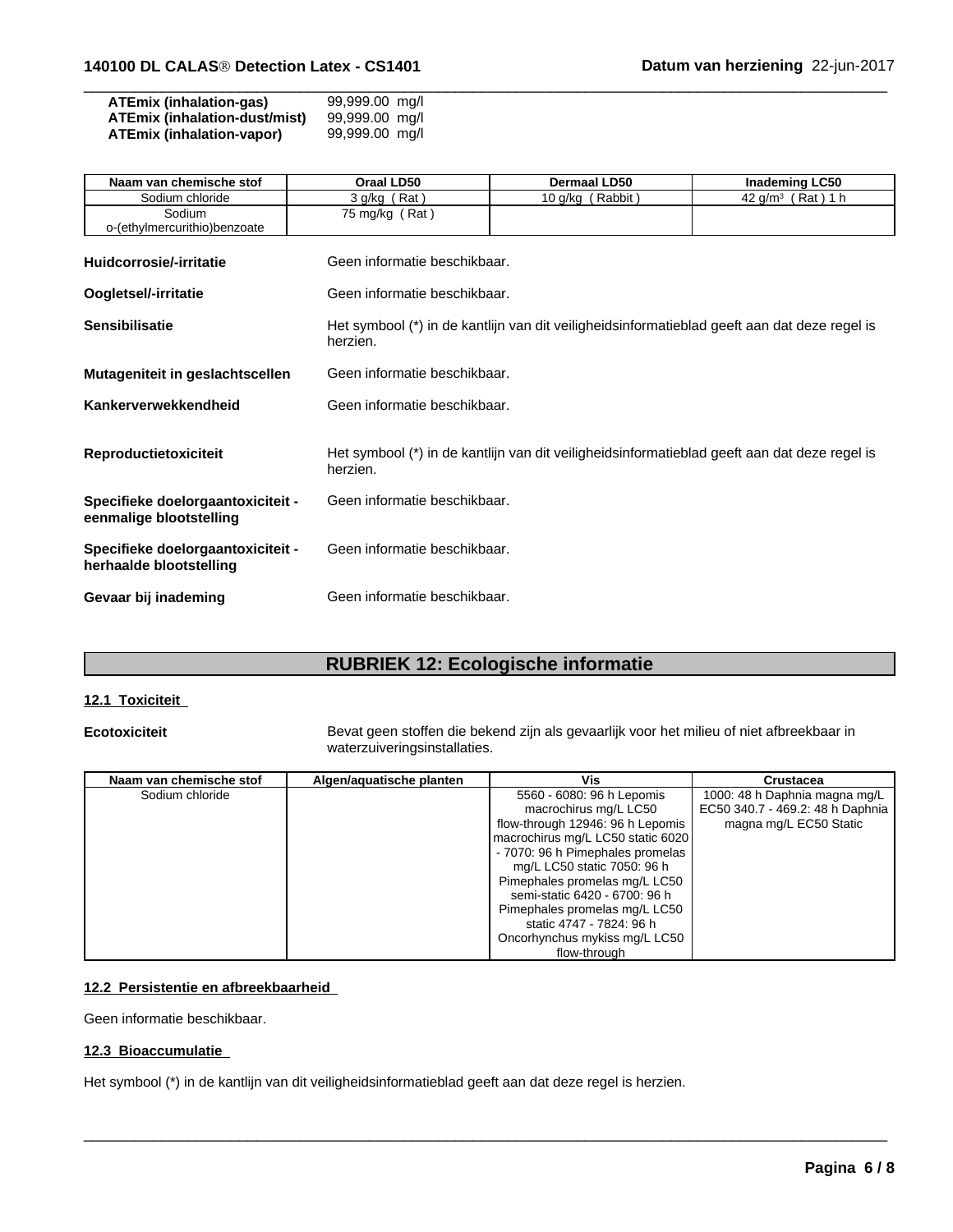**ATEmix (inhalation-gas)** 99,999.00 mg/l
**ATEmix (inhalation-dust/mist)** 99,999.00 mg/l
**ATEmix (inhalation-vapor)** 99,999.00 mg/l

| Naam van chemische stof | Oraal LD50 | Dermaal LD50 | Inademing LC50 |
|---|---|---|---|
| Sodium chloride | 3 g/kg ( Rat ) | 10 g/kg ( Rabbit ) | 42 g/m³ ( Rat ) 1 h |
| Sodium o-(ethylmercurithio)benzoate | 75 mg/kg ( Rat ) | | |

**Huidcorrosie/-irritatie** Geen informatie beschikbaar.

**Oogletsel/-irritatie** Geen informatie beschikbaar.

**Sensibilisatie** Het symbool (*) in de kantlijn van dit veiligheidsinformatieblad geeft aan dat deze regel is herzien.

**Mutageniteit in geslachtscellen** Geen informatie beschikbaar.

**Kankerverwekkendheid** Geen informatie beschikbaar.

**Reproductietoxiciteit** Het symbool (*) in de kantlijn van dit veiligheidsinformatieblad geeft aan dat deze regel is herzien.

**Specifieke doelorgaantoxiciteit - eenmalige blootstelling** Geen informatie beschikbaar.

**Specifieke doelorgaantoxiciteit - herhaalde blootstelling** Geen informatie beschikbaar.

**Gevaar bij inademing** Geen informatie beschikbaar.

## RUBRIEK 12: Ecologische informatie

### 12.1 Toxiciteit

**Ecotoxiciteit** Bevat geen stoffen die bekend zijn als gevaarlijk voor het milieu of niet afbreekbaar in waterzuiveringsinstallaties.

| Naam van chemische stof | Algen/aquatische planten | Vis | Crustacea |
|---|---|---|---|
| Sodium chloride | | 5560 - 6080: 96 h Lepomis macrochirus mg/L LC50 flow-through 12946: 96 h Lepomis macrochirus mg/L LC50 static 6020 - 7070: 96 h Pimephales promelas mg/L LC50 static 7050: 96 h Pimephales promelas mg/L LC50 semi-static 6420 - 6700: 96 h Pimephales promelas mg/L LC50 static 4747 - 7824: 96 h Oncorhynchus mykiss mg/L LC50 flow-through | 1000: 48 h Daphnia magna mg/L EC50 340.7 - 469.2: 48 h Daphnia magna mg/L EC50 Static |

### 12.2 Persistentie en afbreekbaarheid

Geen informatie beschikbaar.

### 12.3 Bioaccumulatie

Het symbool (*) in de kantlijn van dit veiligheidsinformatieblad geeft aan dat deze regel is herzien.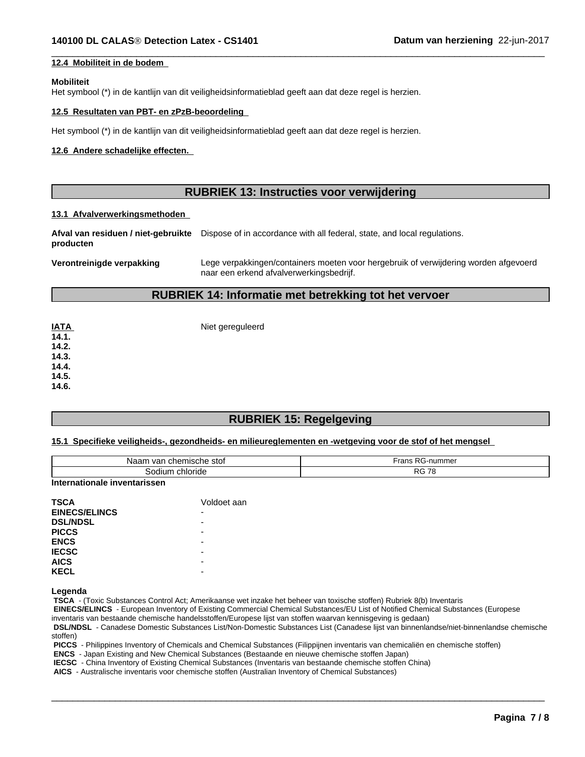#### 12.4 Mobiliteit in de bodem

**Mobiliteit**
Het symbool (*) in de kantlijn van dit veiligheidsinformatieblad geeft aan dat deze regel is herzien.

#### 12.5 Resultaten van PBT- en zPzB-beoordeling

Het symbool (*) in de kantlijn van dit veiligheidsinformatieblad geeft aan dat deze regel is herzien.

#### 12.6 Andere schadelijke effecten.

## RUBRIEK 13: Instructies voor verwijdering

#### 13.1 Afvalverwerkingsmethoden

**Afval van residuen / niet-gebruikte producten** Dispose of in accordance with all federal, state, and local regulations.

**Verontreinigde verpakking** Lege verpakkingen/containers moeten voor hergebruik of verwijdering worden afgevoerd naar een erkend afvalverwerkingsbedrijf.

## RUBRIEK 14: Informatie met betrekking tot het vervoer

**IATA** Niet gereguleerd
**14.1.**
**14.2.**
**14.3.**
**14.4.**
**14.5.**
**14.6.**

## RUBRIEK 15: Regelgeving

#### 15.1 Specifieke veiligheids-, gezondheids- en milieureglementen en -wetgeving voor de stof of het mengsel

| Naam van chemische stof | Frans RG-nummer |
|---|---|
| Sodium chloride | RG 78 |

**Internationale inventarissen**

| | |
|---|---|
| **TSCA** | Voldoet aan |
| **EINECS/ELINCS** | - |
| **DSL/NDSL** | - |
| **PICCS** | - |
| **ENCS** | - |
| **IECSC** | - |
| **AICS** | - |
| **KECL** | - |

**Legenda**
**TSCA** - (Toxic Substances Control Act; Amerikaanse wet inzake het beheer van toxische stoffen) Rubriek 8(b) Inventaris
**EINECS/ELINCS** - European Inventory of Existing Commercial Chemical Substances/EU List of Notified Chemical Substances (Europese inventaris van bestaande chemische handelsstoffen/Europese lijst van stoffen waarvan kennisgeving is gedaan)
**DSL/NDSL** - Canadese Domestic Substances List/Non-Domestic Substances List (Canadese lijst van binnenlandse/niet-binnenlandse chemische stoffen)
**PICCS** - Philippines Inventory of Chemicals and Chemical Substances (Filippijnen inventaris van chemicaliën en chemische stoffen)
**ENCS** - Japan Existing and New Chemical Substances (Bestaande en nieuwe chemische stoffen Japan)
**IECSC** - China Inventory of Existing Chemical Substances (Inventaris van bestaande chemische stoffen China)
**AICS** - Australische inventaris voor chemische stoffen (Australian Inventory of Chemical Substances)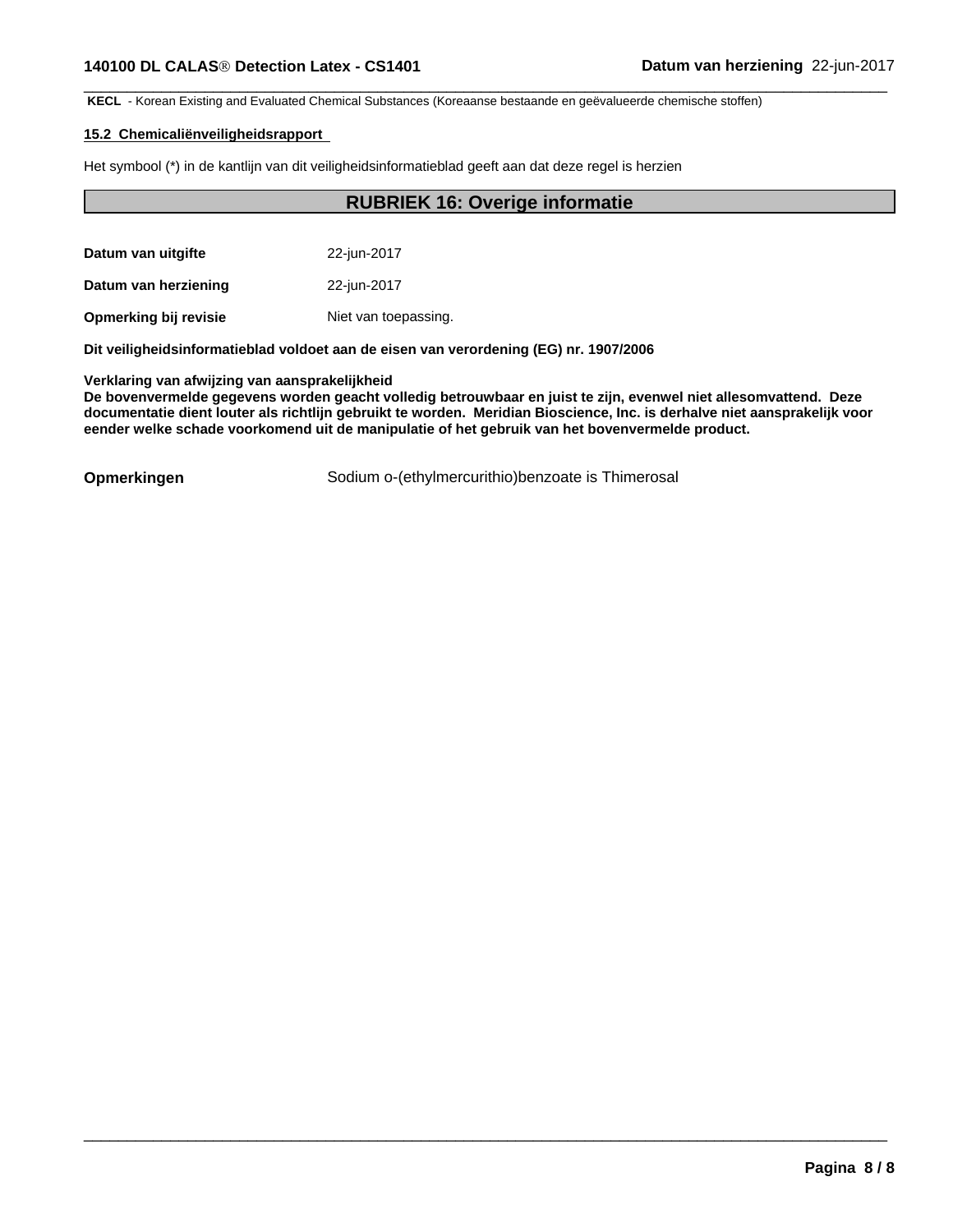**KECL** - Korean Existing and Evaluated Chemical Substances (Koreaanse bestaande en geëvalueerde chemische stoffen)

### 15.2 Chemicaliënveiligheidsrapport

Het symbool (*) in de kantlijn van dit veiligheidsinformatieblad geeft aan dat deze regel is herzien

## RUBRIEK 16: Overige informatie

**Datum van uitgifte** 22-jun-2017

**Datum van herziening** 22-jun-2017

**Opmerking bij revisie** Niet van toepassing.

**Dit veiligheidsinformatieblad voldoet aan de eisen van verordening (EG) nr. 1907/2006**

**Verklaring van afwijzing van aansprakelijkheid**
**De bovenvermelde gegevens worden geacht volledig betrouwbaar en juist te zijn, evenwel niet allesomvattend. Deze documentatie dient louter als richtlijn gebruikt te worden. Meridian Bioscience, Inc. is derhalve niet aansprakelijk voor eender welke schade voorkomend uit de manipulatie of het gebruik van het bovenvermelde product.**

**Opmerkingen** Sodium o-(ethylmercurithio)benzoate is Thimerosal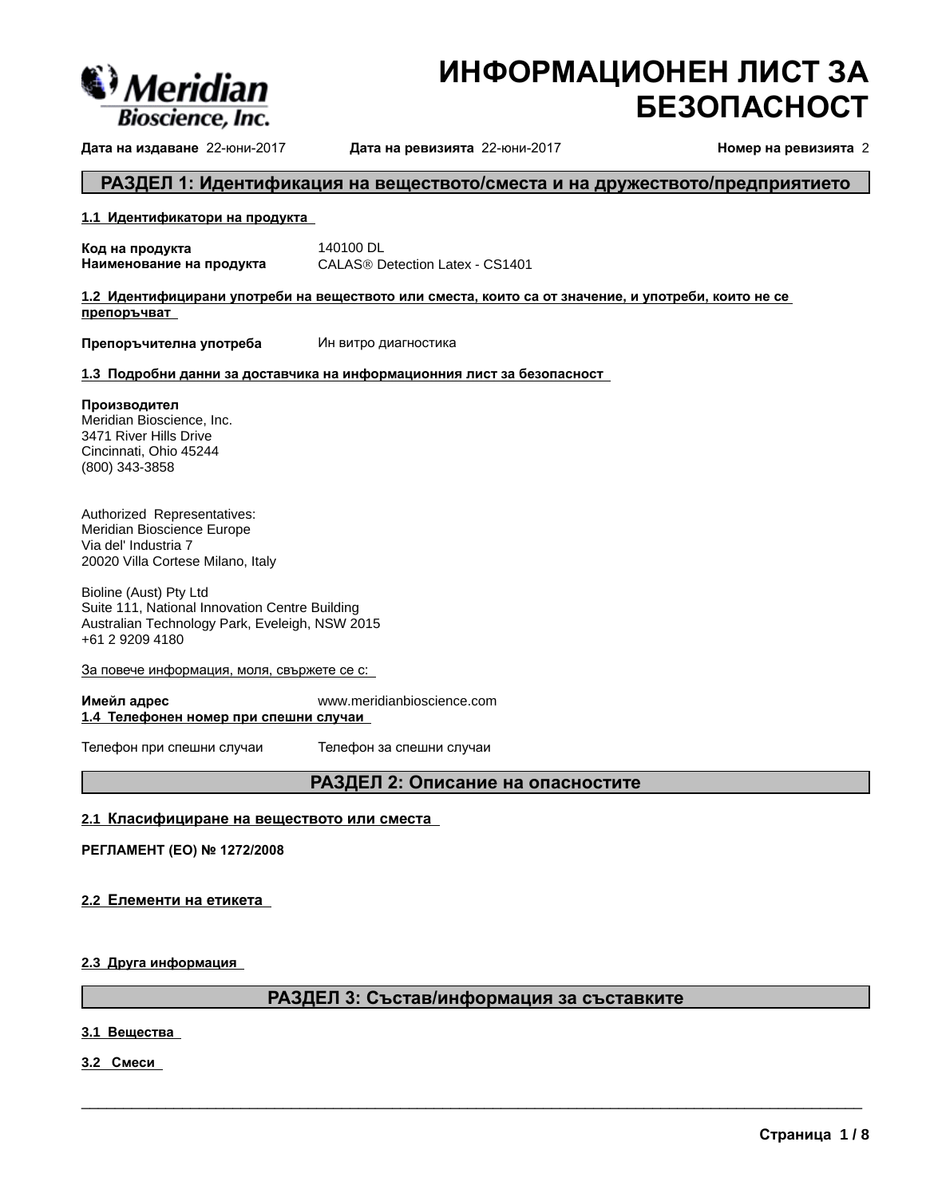Meridian Bioscience, Inc.

# ИНФОРМАЦИОНЕН ЛИСТ ЗА БЕЗОПАСНОСТ

**Дата на издаване** 22-юни-2017 **Дата на ревизията** 22-юни-2017 **Номер на ревизията** 2

## РАЗДЕЛ 1: Идентификация на веществото/сместа и на дружеството/предприятието

### 1.1 Идентификатори на продукта

| | |
|---|---|
| **Код на продукта** | 140100 DL |
| **Наименование на продукта** | CALAS® Detection Latex - CS1401 |

### 1.2 Идентифицирани употреби на веществото или сместа, които са от значение, и употреби, които не се препоръчват

**Препоръчителна употреба** Ин витро диагностика

### 1.3 Подробни данни за доставчика на информационния лист за безопасност

**Производител**
Meridian Bioscience, Inc.
3471 River Hills Drive
Cincinnati, Ohio 45244
(800) 343-3858

Authorized Representatives:
Meridian Bioscience Europe
Via del' Industria 7
20020 Villa Cortese Milano, Italy

Bioline (Aust) Pty Ltd
Suite 111, National Innovation Centre Building
Australian Technology Park, Eveleigh, NSW 2015
+61 2 9209 4180

За повече информация, моля, свържете се с:

**Имейл адрес** www.meridianbioscience.com

### 1.4 Телефонен номер при спешни случаи

Телефон при спешни случаи Телефон за спешни случаи

## РАЗДЕЛ 2: Описание на опасностите

### 2.1 Класифициране на веществото или сместа

**РЕГЛАМЕНТ (ЕО) № 1272/2008**

### 2.2 Елементи на етикета

### 2.3 Друга информация

## РАЗДЕЛ 3: Състав/информация за съставките

### 3.1 Вещества

### 3.2 Смеси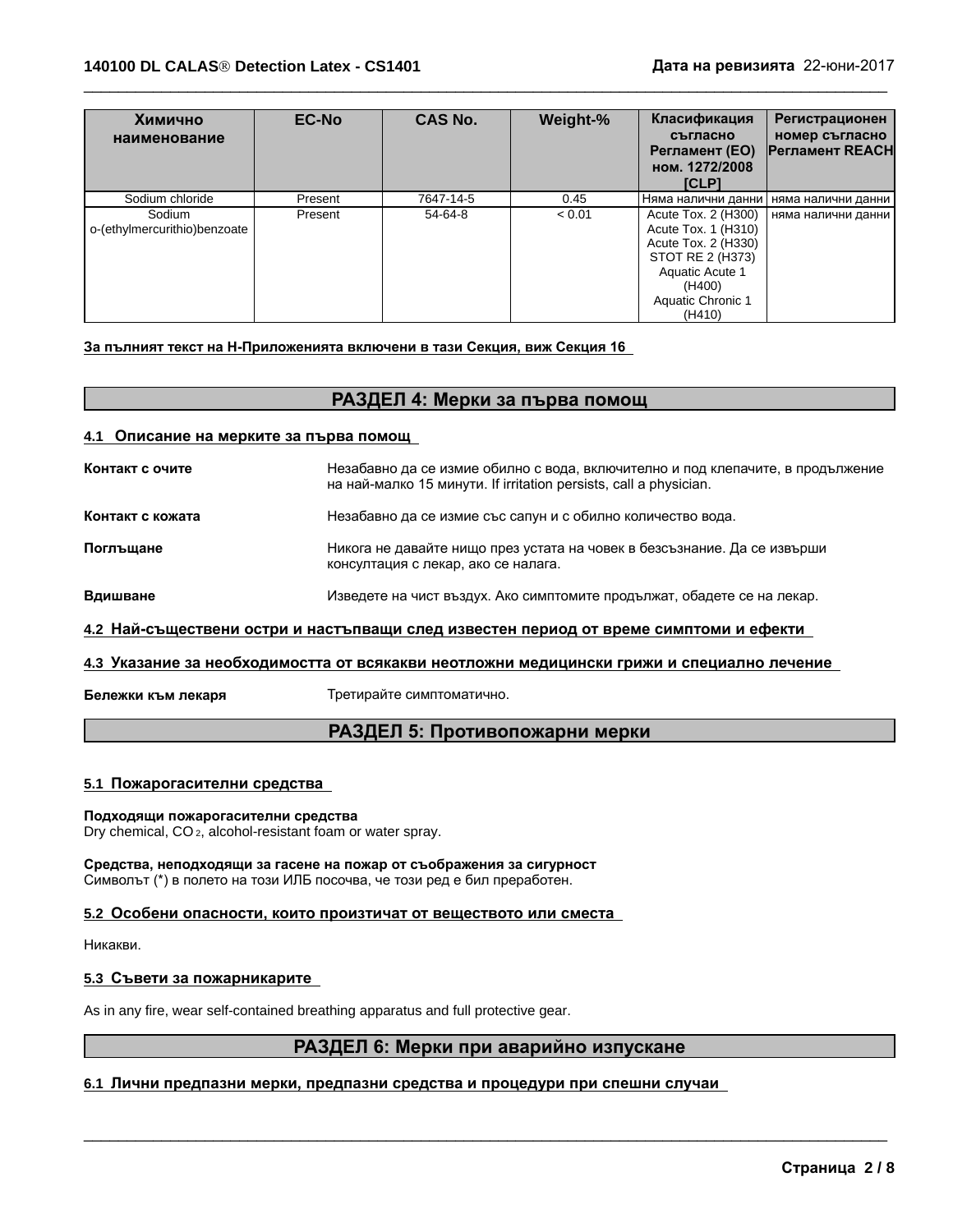| Химично наименование | EC-No | CAS No. | Weight-% | Класификация съгласно Регламент (ЕО) ном. 1272/2008 [CLP] | Регистрационен номер съгласно Регламент REACH |
|---|---|---|---|---|---|
| Sodium chloride | Present | 7647-14-5 | 0.45 | Няма налични данни | няма налични данни |
| Sodium o-(ethylmercurithio)benzoate | Present | 54-64-8 | < 0.01 | Acute Tox. 2 (H300)<br>Acute Tox. 1 (H310)<br>Acute Tox. 2 (H330)<br>STOT RE 2 (H373)<br>Aquatic Acute 1 (H400)<br>Aquatic Chronic 1 (H410) | няма налични данни |

**За пълният текст на H-Приложенията включени в тази Секция, виж Секция 16**

## РАЗДЕЛ 4: Мерки за първа помощ

### 4.1 Описание на мерките за първа помощ

**Контакт с очите** Незабавно да се измие обилно с вода, включително и под клепачите, в продължение на най-малко 15 минути. If irritation persists, call a physician.

**Контакт с кожата** Незабавно да се измие със сапун и с обилно количество вода.

**Поглъщане** Никога не давайте нищо през устата на човек в безсъзнание. Да се извърши консултация с лекар, ако се налага.

**Вдишване** Изведете на чист въздух. Ако симптомите продължат, обадете се на лекар.

### 4.2 Най-съществени остри и настъпващи след известен период от време симптоми и ефекти

### 4.3 Указание за необходимостта от всякакви неотложни медицински грижи и специално лечение

**Бележки към лекаря** Третирайте симптоматично.

## РАЗДЕЛ 5: Противопожарни мерки

### 5.1 Пожарогасителни средства

**Подходящи пожарогасителни средства**
Dry chemical, $CO_2$, alcohol-resistant foam or water spray.

**Средства, неподходящи за гасене на пожар от съображения за сигурност**
Символът (*) в полето на този ИЛБ посочва, че този ред е бил преработен.

### 5.2 Особени опасности, които произтичат от веществото или сместа

Никакви.

### 5.3 Съвети за пожарникарите

As in any fire, wear self-contained breathing apparatus and full protective gear.

## РАЗДЕЛ 6: Мерки при аварийно изпускане

### 6.1 Лични предпазни мерки, предпазни средства и процедури при спешни случаи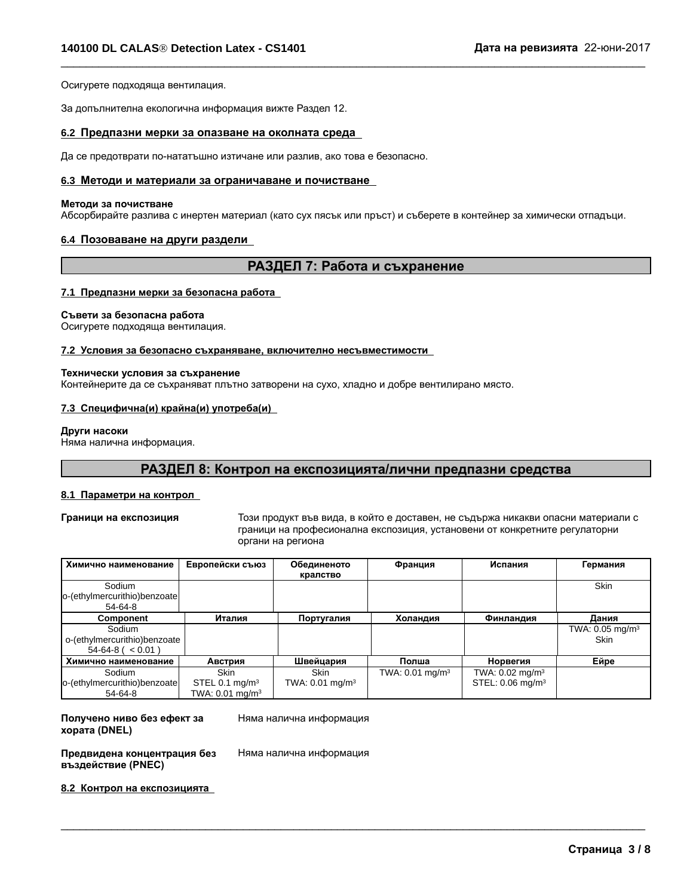Осигурете подходяща вентилация.

За допълнителна екологична информация вижте Раздел 12.

### 6.2 Предпазни мерки за опазване на околната среда

Да се предотврати по-нататъшно изтичане или разлив, ако това е безопасно.

### 6.3 Методи и материали за ограничаване и почистване

**Методи за почистване**
Абсорбирайте разлива с инертен материал (като сух пясък или пръст) и съберете в контейнер за химически отпадъци.

### 6.4 Позоваване на други раздели

## РАЗДЕЛ 7: Работа и съхранение

### 7.1 Предпазни мерки за безопасна работа

**Съвети за безопасна работа**
Осигурете подходяща вентилация.

### 7.2 Условия за безопасно съхраняване, включително несъвместимости

**Технически условия за съхранение**
Контейнерите да се съхраняват плътно затворени на сухо, хладно и добре вентилирано място.

### 7.3 Специфична(и) крайна(и) употреба(и)

**Други насоки**
Няма налична информация.

## РАЗДЕЛ 8: Контрол на експозицията/лични предпазни средства

### 8.1 Параметри на контрол

**Граници на експозиция** Този продукт във вида, в който е доставен, не съдържа никакви опасни материали с граници на професионална експозиция, установени от конкретните регулаторни органи на региона

| Химично наименование | Европейски съюз | Обединеното кралство | Франция | Испания | Германия |
|---|---|---|---|---|---|
| Sodium o-(ethylmercurithio)benzoate 54-64-8 | | | | | Skin |
| **Component** | **Италия** | **Португалия** | **Холандия** | **Финландия** | **Дания** |
| Sodium o-(ethylmercurithio)benzoate 54-64-8 ( < 0.01 ) | | | | | TWA: 0.05 mg/m³ Skin |
| **Химично наименование** | **Австрия** | **Швейцария** | **Полша** | **Норвегия** | **Ейре** |
| Sodium o-(ethylmercurithio)benzoate 54-64-8 | Skin STEL 0.1 mg/m³ TWA: 0.01 mg/m³ | Skin TWA: 0.01 mg/m³ | TWA: 0.01 mg/m³ | TWA: 0.02 mg/m³ STEL: 0.06 mg/m³ | |

**Получено ниво без ефект за хората (DNEL)** Няма налична информация

**Предвидена концентрация без въздействие (PNEC)** Няма налична информация

### 8.2 Контрол на експозицията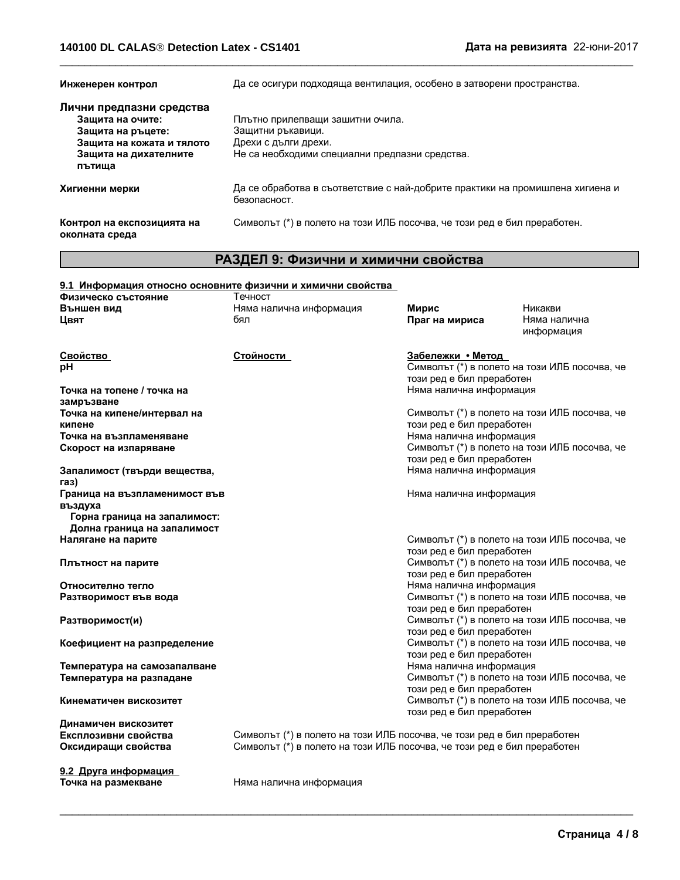| | |
|---|---|
| **Инженерен контрол** | Да се осигури подходяща вентилация, особено в затворени пространства. |

**Лични предпазни средства**

| | |
|---|---|
| **Защита на очите:** | Плътно прилепващи зашитни очила. |
| **Защита на ръцете:** | Защитни ръкавици. |
| **Защита на кожата и тялото** | Дрехи с дълги дрехи. |
| **Защита на дихателните пътища** | Не са необходими специални предпазни средства. |

| | |
|---|---|
| **Хигиенни мерки** | Да се обработва в съответствие с най-добрите практики на промишлена хигиена и безопасност. |
| **Контрол на експозицията на околната среда** | Символът (*) в полето на този ИЛБ посочва, че този ред е бил преработен. |

## РАЗДЕЛ 9: Физични и химични свойства

### 9.1 Информация относно основните физични и химични свойства

| | | | |
|---|---|---|---|
| **Физическо състояние** | Течност | | |
| **Външен вид** | Няма налична информация | **Мирис** | Никакви |
| **Цвят** | бял | **Праг на мириса** | Няма налична информация |

| Свойство | Стойности | Забележки • Метод |
|---|---|---|
| **pH** | | Символът (*) в полето на този ИЛБ посочва, че този ред е бил преработен |
| **Точка на топене / точка на замръзване** | | Няма налична информация |
| **Точка на кипене/интервал на кипене** | | Символът (*) в полето на този ИЛБ посочва, че този ред е бил преработен |
| **Точка на възпламеняване** | | Няма налична информация |
| **Скорост на изпаряване** | | Символът (*) в полето на този ИЛБ посочва, че този ред е бил преработен |
| **Запалимост (твърди вещества, газ)** | | Няма налична информация |
| **Граница на възпламенимост във въздуха** | | Няма налична информация |
| **Горна граница на запалимост:** | | |
| **Долна граница на запалимост** | | |
| **Налягане на парите** | | Символът (*) в полето на този ИЛБ посочва, че този ред е бил преработен |
| **Плътност на парите** | | Символът (*) в полето на този ИЛБ посочва, че този ред е бил преработен |
| **Относително тегло** | | Няма налична информация |
| **Разтворимост във вода** | | Символът (*) в полето на този ИЛБ посочва, че този ред е бил преработен |
| **Разтворимост(и)** | | Символът (*) в полето на този ИЛБ посочва, че този ред е бил преработен |
| **Коефициент на разпределение** | | Символът (*) в полето на този ИЛБ посочва, че този ред е бил преработен |
| **Температура на самозапалване** | | Няма налична информация |
| **Температура на разпадане** | | Символът (*) в полето на този ИЛБ посочва, че този ред е бил преработен |
| **Кинематичен вискозитет** | | Символът (*) в полето на този ИЛБ посочва, че този ред е бил преработен |
| **Динамичен вискозитет** | | |
| **Експлозивни свойства** | Символът (*) в полето на този ИЛБ посочва, че този ред е бил преработен | |
| **Оксидиращи свойства** | Символът (*) в полето на този ИЛБ посочва, че този ред е бил преработен | |

### 9.2 Друга информация

| | |
|---|---|
| **Точка на размекване** | Няма налична информация |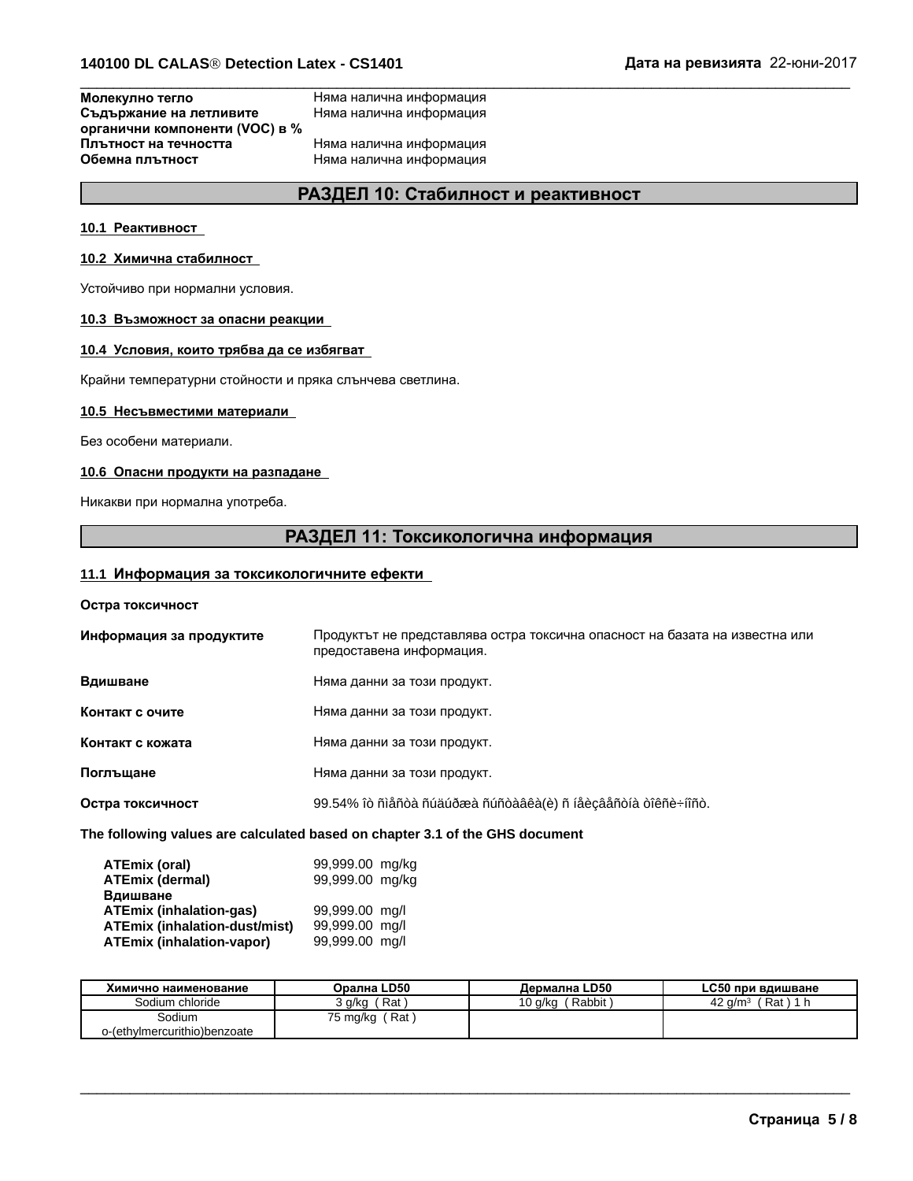| | |
|---|---|
| **Молекулно тегло** | Няма налична информация |
| **Съдържание на летливите органични компоненти (VOC) в %** | Няма налична информация |
| **Плътност на течността** | Няма налична информация |
| **Обемна плътност** | Няма налична информация |

## РАЗДЕЛ 10: Стабилност и реактивност

**10.1 Реактивност**

**10.2 Химична стабилност**

Устойчиво при нормални условия.

**10.3 Възможност за опасни реакции**

**10.4 Условия, които трябва да се избягват**

Крайни температурни стойности и пряка слънчева светлина.

**10.5 Несъвместими материали**

Без особени материали.

**10.6 Опасни продукти на разпадане**

Никакви при нормална употреба.

## РАЗДЕЛ 11: Токсикологична информация

**11.1 Информация за токсикологичните ефекти**

**Остра токсичност**

| | |
|---|---|
| **Информация за продуктите** | Продуктът не представлява остра токсична опасност на базата на известна или предоставена информация. |
| **Вдишване** | Няма данни за този продукт. |
| **Контакт с очите** | Няма данни за този продукт. |
| **Контакт с кожата** | Няма данни за този продукт. |
| **Поглъщане** | Няма данни за този продукт. |
| **Остра токсичност** | 99.54% îò ñìåñòà ñúäúðæà ñúñòàâêà(è) ñ íåèçâåñòíà òîêñè÷íîñò. |

**The following values are calculated based on chapter 3.1 of the GHS document**

| | |
|---|---|
| **ATEmix (oral)** | 99,999.00 mg/kg |
| **ATEmix (dermal)** | 99,999.00 mg/kg |
| **Вдишване** | |
| **ATEmix (inhalation-gas)** | 99,999.00 mg/l |
| **ATEmix (inhalation-dust/mist)** | 99,999.00 mg/l |
| **ATEmix (inhalation-vapor)** | 99,999.00 mg/l |

| Химично наименование | Орална LD50 | Дермална LD50 | LC50 при вдишване |
|---|---|---|---|
| Sodium chloride | 3 g/kg ( Rat ) | 10 g/kg ( Rabbit ) | 42 g/m$^3$ ( Rat ) 1 h |
| Sodium o-(ethylmercurithio)benzoate | 75 mg/kg ( Rat ) | | |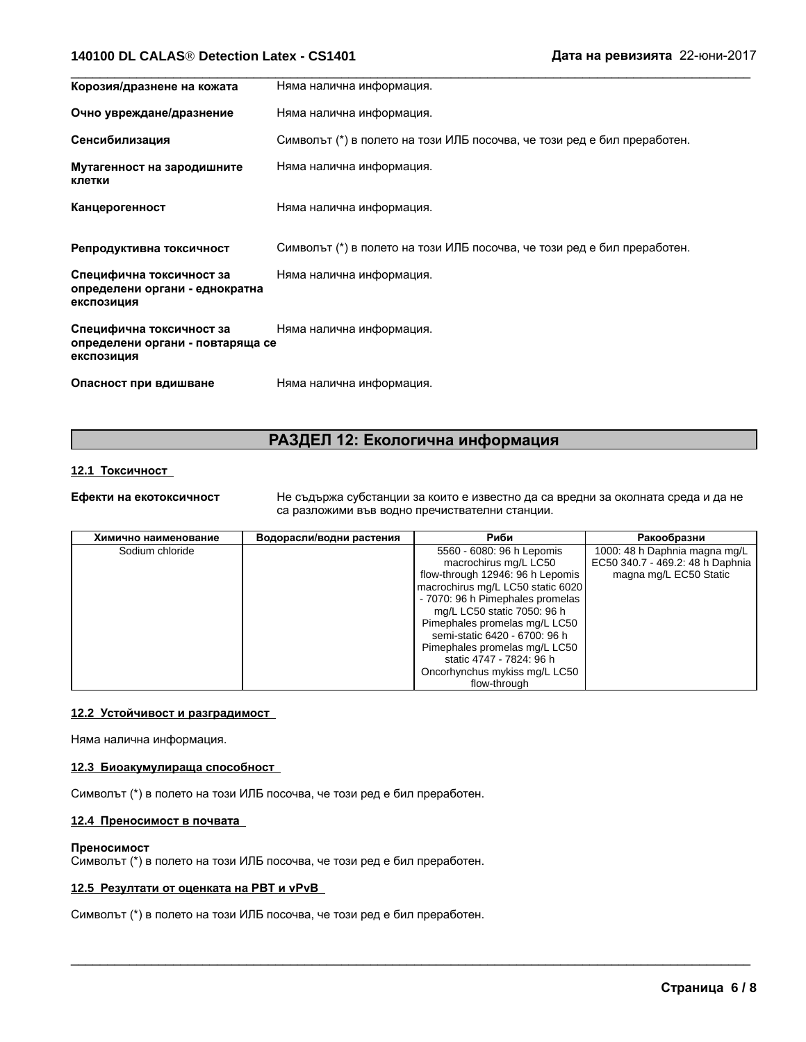**Корозия/дразнене на кожата** Няма налична информация.

**Очно увреждане/дразнение** Няма налична информация.

**Сенсибилизация** Символът (*) в полето на този ИЛБ посочва, че този ред е бил преработен.

**Мутагенност на зародишните клетки** Няма налична информация.

**Канцерогенност** Няма налична информация.

**Репродуктивна токсичност** Символът (*) в полето на този ИЛБ посочва, че този ред е бил преработен.

**Специфична токсичност за определени органи - еднократна експозиция** Няма налична информация.

**Специфична токсичност за определени органи - повтаряща се експозиция** Няма налична информация.

**Опасност при вдишване** Няма налична информация.

## РАЗДЕЛ 12: Екологична информация

### 12.1 Токсичност

**Ефекти на екотоксичност** Не съдържа субстанции за които е известно да са вредни за околната среда и да не са разложими във водно пречиствателни станции.

| Химично наименование | Водорасли/водни растения | Риби | Ракообразни |
|---|---|---|---|
| Sodium chloride | | 5560 - 6080: 96 h Lepomis macrochirus mg/L LC50 flow-through 12946: 96 h Lepomis macrochirus mg/L LC50 static 6020 - 7070: 96 h Pimephales promelas mg/L LC50 static 7050: 96 h Pimephales promelas mg/L LC50 semi-static 6420 - 6700: 96 h Pimephales promelas mg/L LC50 static 4747 - 7824: 96 h Oncorhynchus mykiss mg/L LC50 flow-through | 1000: 48 h Daphnia magna mg/L EC50 340.7 - 469.2: 48 h Daphnia magna mg/L EC50 Static |

### 12.2 Устойчивост и разградимост

Няма налична информация.

### 12.3 Биоакумулираща способност

Символът (*) в полето на този ИЛБ посочва, че този ред е бил преработен.

### 12.4 Преносимост в почвата

**Преносимост**
Символът (*) в полето на този ИЛБ посочва, че този ред е бил преработен.

### 12.5 Резултати от оценката на PBT и vPvB

Символът (*) в полето на този ИЛБ посочва, че този ред е бил преработен.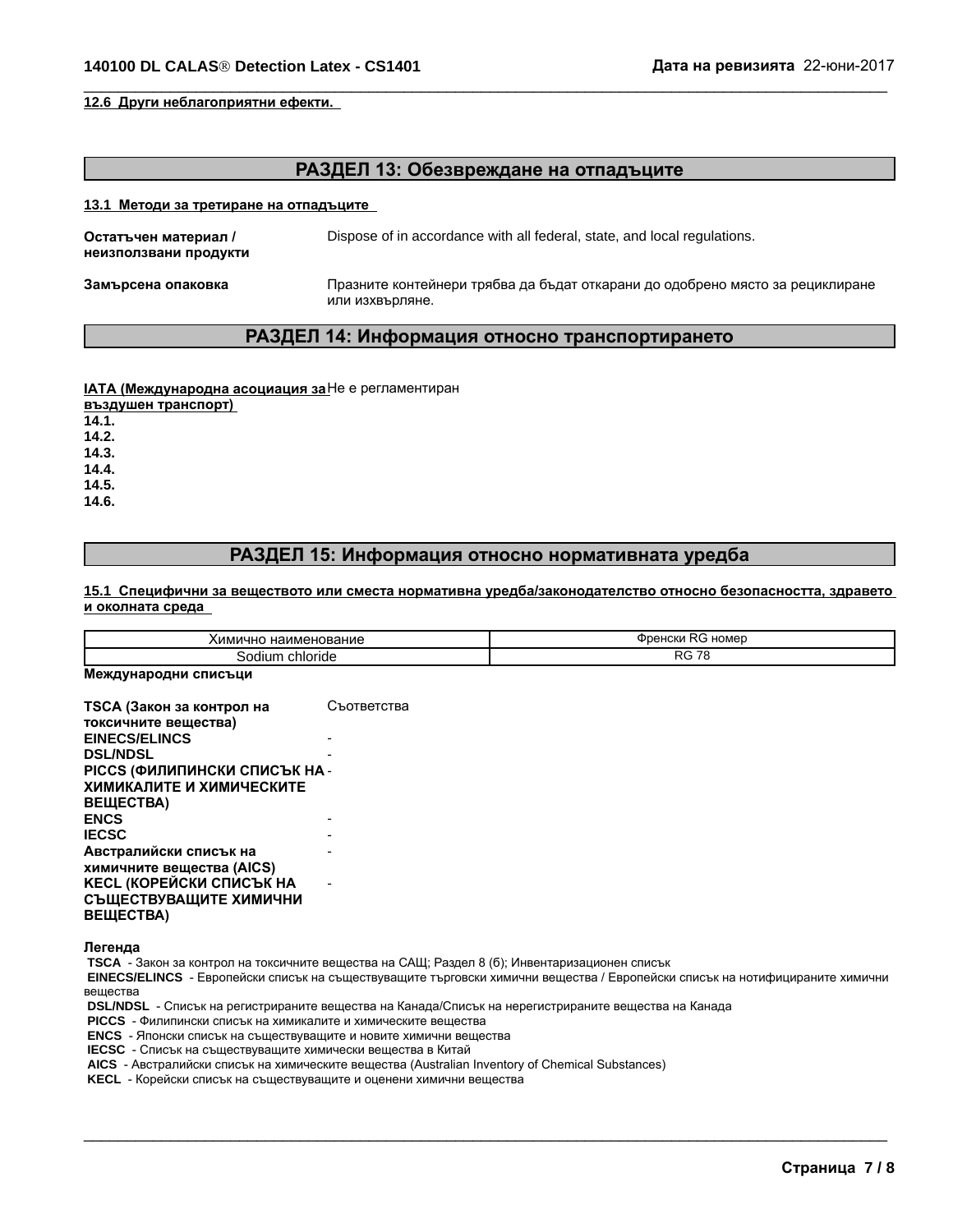**12.6 Други неблагоприятни ефекти.**

## РАЗДЕЛ 13: Обезвреждане на отпадъците

**13.1 Методи за третиране на отпадъците**

**Остатъчен материал / неизползвани продукти** Dispose of in accordance with all federal, state, and local regulations.

**Замърсена опаковка** Празните контейнери трябва да бъдат откарани до одобрено място за рециклиране или изхвърляне.

## РАЗДЕЛ 14: Информация относно транспортирането

**IATA (Международна асоциация за въздушен транспорт)** Не е регламентиран

**14.1.**
**14.2.**
**14.3.**
**14.4.**
**14.5.**
**14.6.**

## РАЗДЕЛ 15: Информация относно нормативната уредба

**15.1 Специфични за веществото или сместа нормативна уредба/законодателство относно безопасността, здравето и околната среда**

| Химично наименование | Френски RG номер |
|---|---|
| Sodium chloride | RG 78 |

**Международни списъци**

**TSCA (Закон за контрол на токсичните вещества)** Съответства
**EINECS/ELINCS** -
**DSL/NDSL** -
**PICCS (ФИЛИПИНСКИ СПИСЪК НА ХИМИКАЛИТЕ И ХИМИЧЕСКИТЕ ВЕЩЕСТВА)** -
**ENCS** -
**IECSC** -
**Австралийски списък на химичните вещества (AICS)** -
**KECL (КОРЕЙСКИ СПИСЪК НА СЪЩЕСТВУВАЩИТЕ ХИМИЧНИ ВЕЩЕСТВА)** -

**Легенда**

**TSCA** - Закон за контрол на токсичните вещества на САЩ; Раздел 8 (б); Инвентаризационен списък
**EINECS/ELINCS** - Европейски списък на съществуващите търговски химични вещества / Европейски списък на нотифицираните химични вещества
**DSL/NDSL** - Списък на регистрираните вещества на Канада/Списък на нерегистрираните вещества на Канада
**PICCS** - Филипински списък на химикалите и химическите вещества
**ENCS** - Японски списък на съществуващите и новите химични вещества
**IECSC** - Списък на съществуващите химически вещества в Китай
**AICS** - Австралийски списък на химическите вещества (Australian Inventory of Chemical Substances)
**KECL** - Корейски списък на съществуващите и оценени химични вещества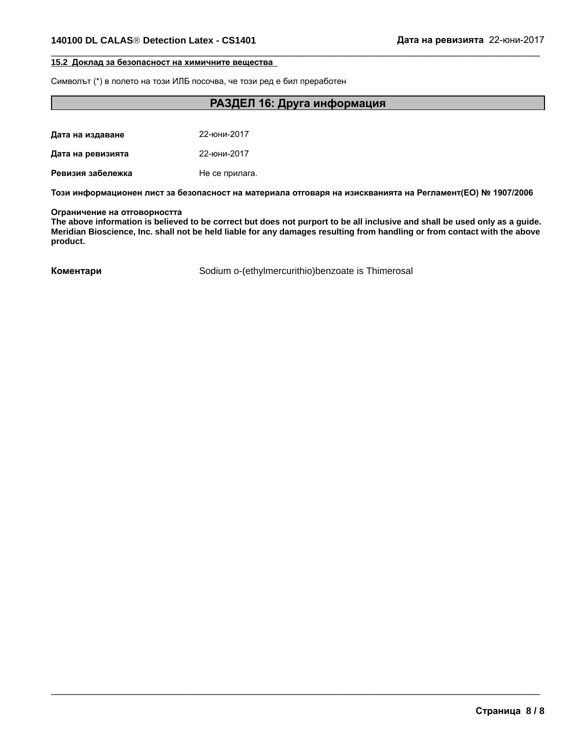### 15.2 Доклад за безопасност на химичните вещества

Символът (*) в полето на този ИЛБ посочва, че този ред е бил преработен

## РАЗДЕЛ 16: Друга информация

| | |
|---|---|
| **Дата на издаване** | 22-юни-2017 |
| **Дата на ревизията** | 22-юни-2017 |
| **Ревизия забележка** | Не се прилага. |

**Този информационен лист за безопасност на материала отговаря на изискванията на Регламент(ЕО) № 1907/2006**

**Ограничение на отговорността**
**The above information is believed to be correct but does not purport to be all inclusive and shall be used only as a guide. Meridian Bioscience, Inc. shall not be held liable for any damages resulting from handling or from contact with the above product.**

**Коментари** Sodium o-(ethylmercurithio)benzoate is Thimerosal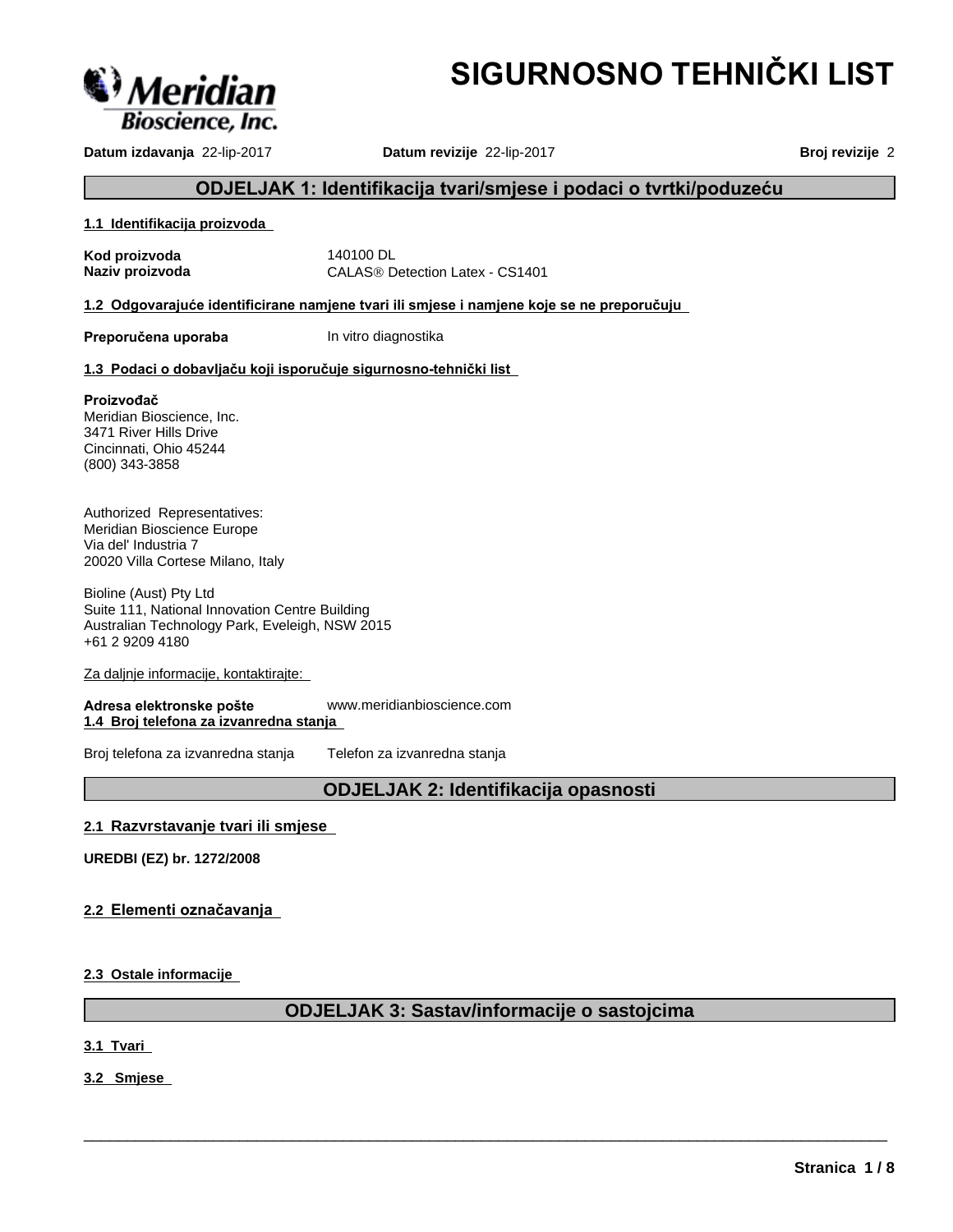Meridian Bioscience, Inc.

# SIGURNOSNO TEHNIČKI LIST

**Datum izdavanja** 22-lip-2017 **Datum revizije** 22-lip-2017 **Broj revizije** 2

## ODJELJAK 1: Identifikacija tvari/smjese i podaci o tvrtki/poduzeću

### 1.1 Identifikacija proizvoda

**Kod proizvoda** 140100 DL
**Naziv proizvoda** CALAS® Detection Latex - CS1401

### 1.2 Odgovarajuće identificirane namjene tvari ili smjese i namjene koje se ne preporučuju

**Preporučena uporaba** In vitro diagnostika

### 1.3 Podaci o dobavljaču koji isporučuje sigurnosno-tehnički list

**Proizvođač**
Meridian Bioscience, Inc.
3471 River Hills Drive
Cincinnati, Ohio 45244
(800) 343-3858

Authorized Representatives:
Meridian Bioscience Europe
Via del' Industria 7
20020 Villa Cortese Milano, Italy

Bioline (Aust) Pty Ltd
Suite 111, National Innovation Centre Building
Australian Technology Park, Eveleigh, NSW 2015
+61 2 9209 4180

Za daljnje informacije, kontaktirajte:

**Adresa elektronske pošte** www.meridianbioscience.com

### 1.4 Broj telefona za izvanredna stanja

Broj telefona za izvanredna stanja Telefon za izvanredna stanja

## ODJELJAK 2: Identifikacija opasnosti

### 2.1 Razvrstavanje tvari ili smjese

**UREDBI (EZ) br. 1272/2008**

### 2.2 Elementi označavanja

### 2.3 Ostale informacije

## ODJELJAK 3: Sastav/informacije o sastojcima

### 3.1 Tvari

### 3.2 Smjese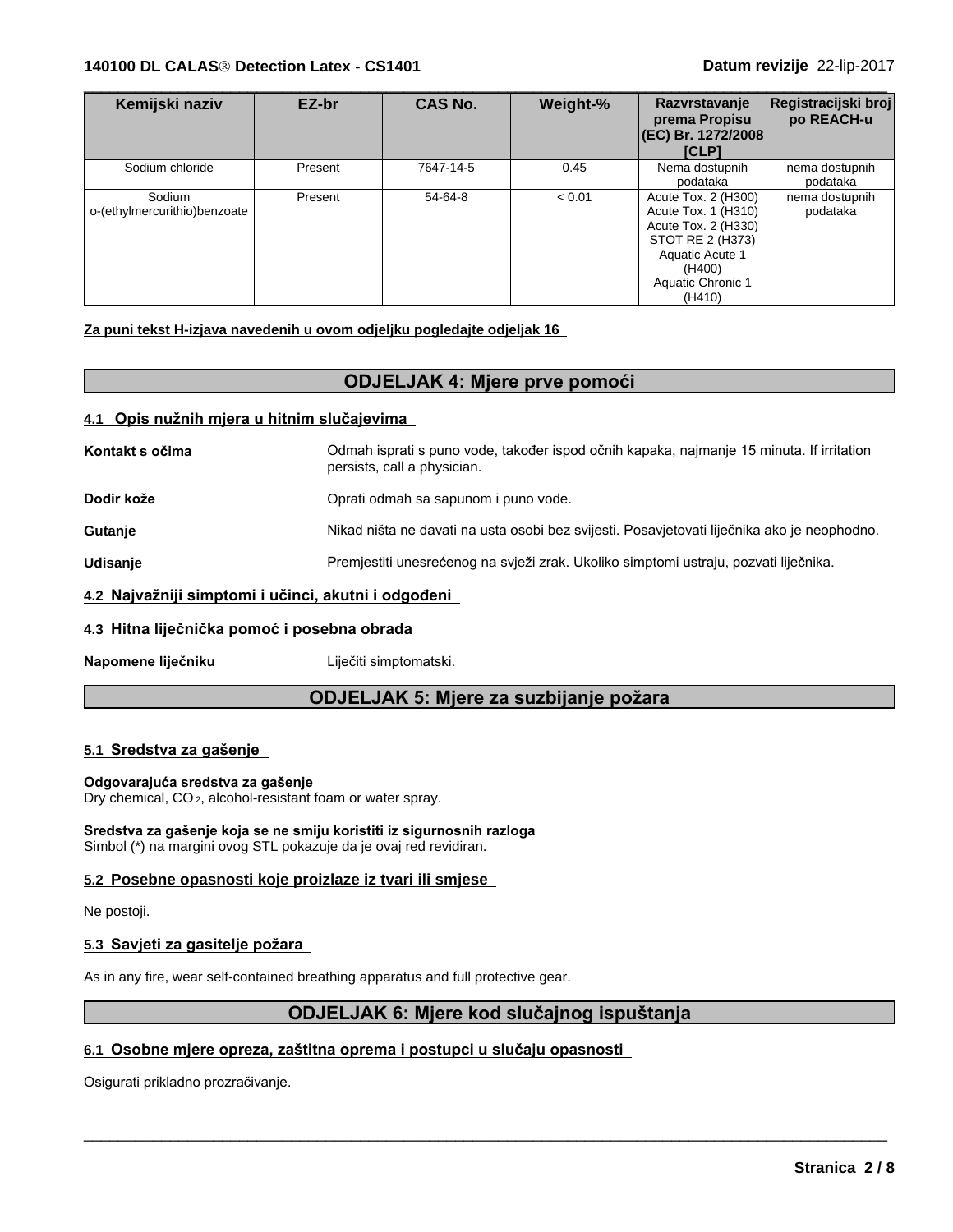| Kemijski naziv | EZ-br | CAS No. | Weight-% | Razvrstavanje prema Propisu (EC) Br. 1272/2008 [CLP] | Registracijski broj po REACH-u |
|---|---|---|---|---|---|
| Sodium chloride | Present | 7647-14-5 | 0.45 | Nema dostupnih podataka | nema dostupnih podataka |
| Sodium o-(ethylmercurithio)benzoate | Present | 54-64-8 | < 0.01 | Acute Tox. 2 (H300)<br>Acute Tox. 1 (H310)<br>Acute Tox. 2 (H330)<br>STOT RE 2 (H373)<br>Aquatic Acute 1 (H400)<br>Aquatic Chronic 1 (H410) | nema dostupnih podataka |

**Za puni tekst H-izjava navedenih u ovom odjeljku pogledajte odjeljak 16**

## ODJELJAK 4: Mjere prve pomoći

### 4.1 Opis nužnih mjera u hitnim slučajevima

**Kontakt s očima**: Odmah isprati s puno vode, također ispod očnih kapaka, najmanje 15 minuta. If irritation persists, call a physician.

**Dodir kože**: Oprati odmah sa sapunom i puno vode.

**Gutanje**: Nikad ništa ne davati na usta osobi bez svijesti. Posavjetovati liječnika ako je neophodno.

**Udisanje**: Premjestiti unesrećenog na svježi zrak. Ukoliko simptomi ustraju, pozvati liječnika.

### 4.2 Najvažniji simptomi i učinci, akutni i odgođeni

### 4.3 Hitna liječnička pomoć i posebna obrada

**Napomene liječniku**: Liječiti simptomatski.

## ODJELJAK 5: Mjere za suzbijanje požara

### 5.1 Sredstva za gašenje

**Odgovarajuća sredstva za gašenje**
Dry chemical, $CO_2$, alcohol-resistant foam or water spray.

**Sredstva za gašenje koja se ne smiju koristiti iz sigurnosnih razloga**
Simbol (*) na margini ovog STL pokazuje da je ovaj red revidiran.

### 5.2 Posebne opasnosti koje proizlaze iz tvari ili smjese

Ne postoji.

### 5.3 Savjeti za gasitelje požara

As in any fire, wear self-contained breathing apparatus and full protective gear.

## ODJELJAK 6: Mjere kod slučajnog ispuštanja

### 6.1 Osobne mjere opreza, zaštitna oprema i postupci u slučaju opasnosti

Osigurati prikladno prozračivanje.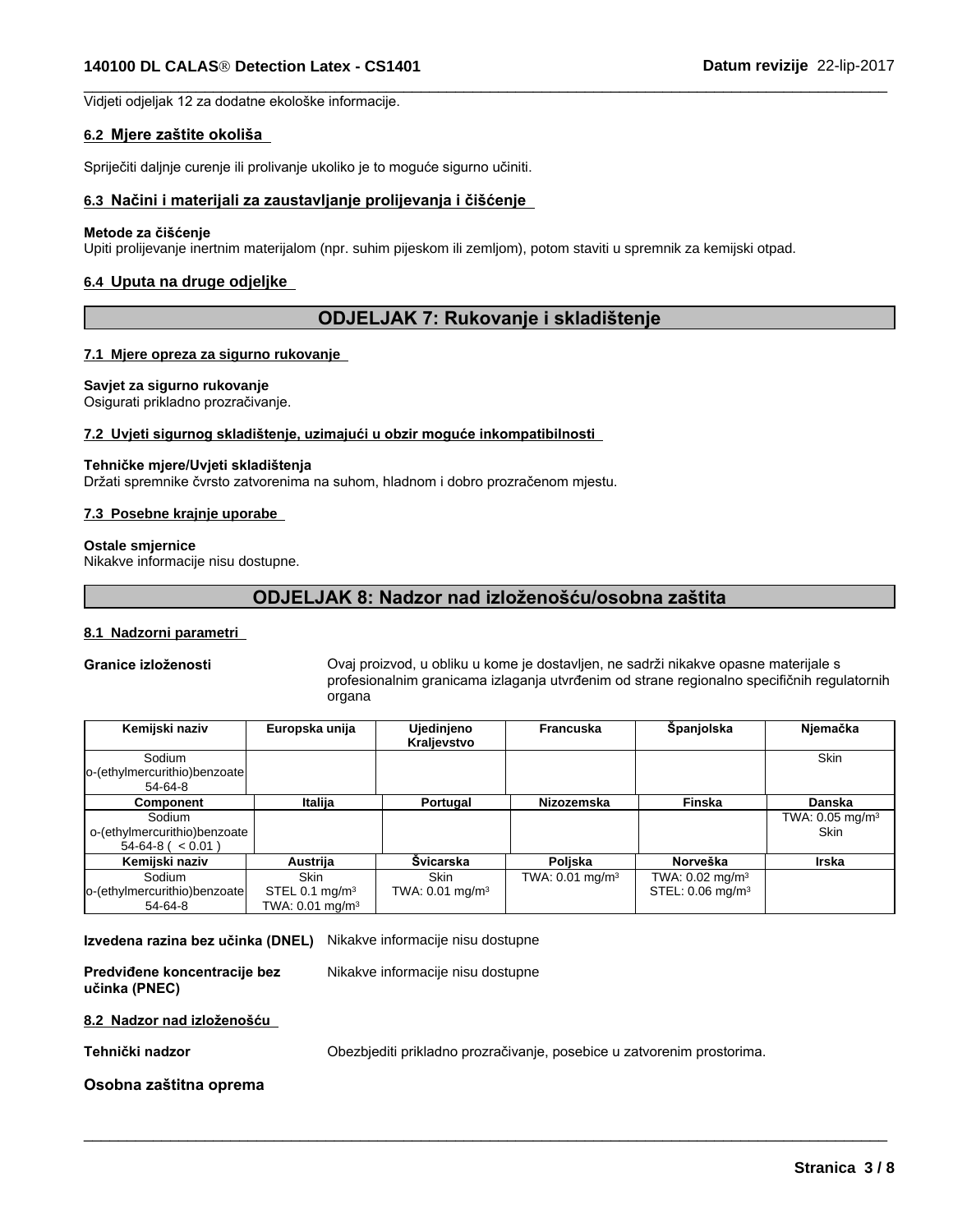Vidjeti odjeljak 12 za dodatne ekološke informacije.

### 6.2 Mjere zaštite okoliša

Spriječiti daljnje curenje ili prolivanje ukoliko je to moguće sigurno učiniti.

### 6.3 Načini i materijali za zaustavljanje prolijevanja i čišćenje

**Metode za čišćenje**
Upiti prolijevanje inertnim materijalom (npr. suhim pijeskom ili zemljom), potom staviti u spremnik za kemijski otpad.

### 6.4 Uputa na druge odjeljke

## ODJELJAK 7: Rukovanje i skladištenje

### 7.1 Mjere opreza za sigurno rukovanje

**Savjet za sigurno rukovanje**
Osigurati prikladno prozračivanje.

### 7.2 Uvjeti sigurnog skladištenje, uzimajući u obzir moguće inkompatibilnosti

**Tehničke mjere/Uvjeti skladištenja**
Držati spremnike čvrsto zatvorenima na suhom, hladnom i dobro prozračenom mjestu.

### 7.3 Posebne krajnje uporabe

**Ostale smjernice**
Nikakve informacije nisu dostupne.

## ODJELJAK 8: Nadzor nad izloženošću/osobna zaštita

### 8.1 Nadzorni parametri

**Granice izloženosti** Ovaj proizvod, u obliku u kome je dostavljen, ne sadrži nikakve opasne materijale s profesionalnim granicama izlaganja utvrđenim od strane regionalno specifičnih regulatornih organa

| Kemijski naziv | Europska unija | Ujedinjeno Kraljevstvo | Francuska | Španjolska | Njemačka |
|---|---|---|---|---|---|
| Sodium o-(ethylmercurithio)benzoate 54-64-8 | | | | | Skin |
| **Component** | **Italija** | **Portugal** | **Nizozemska** | **Finska** | **Danska** |
| Sodium o-(ethylmercurithio)benzoate 54-64-8 ( < 0.01 ) | | | | | TWA: 0.05 mg/m³ Skin |
| **Kemijski naziv** | **Austrija** | **Švicarska** | **Poljska** | **Norveška** | **Irska** |
| Sodium o-(ethylmercurithio)benzoate 54-64-8 | Skin STEL 0.1 mg/m³ TWA: 0.01 mg/m³ | Skin TWA: 0.01 mg/m³ | TWA: 0.01 mg/m³ | TWA: 0.02 mg/m³ STEL: 0.06 mg/m³ | |

**Izvedena razina bez učinka (DNEL)** Nikakve informacije nisu dostupne

**Predviđene koncentracije bez učinka (PNEC)** Nikakve informacije nisu dostupne

### 8.2 Nadzor nad izloženošću

**Tehnički nadzor** Obezbjediti prikladno prozračivanje, posebice u zatvorenim prostorima.

**Osobna zaštitna oprema**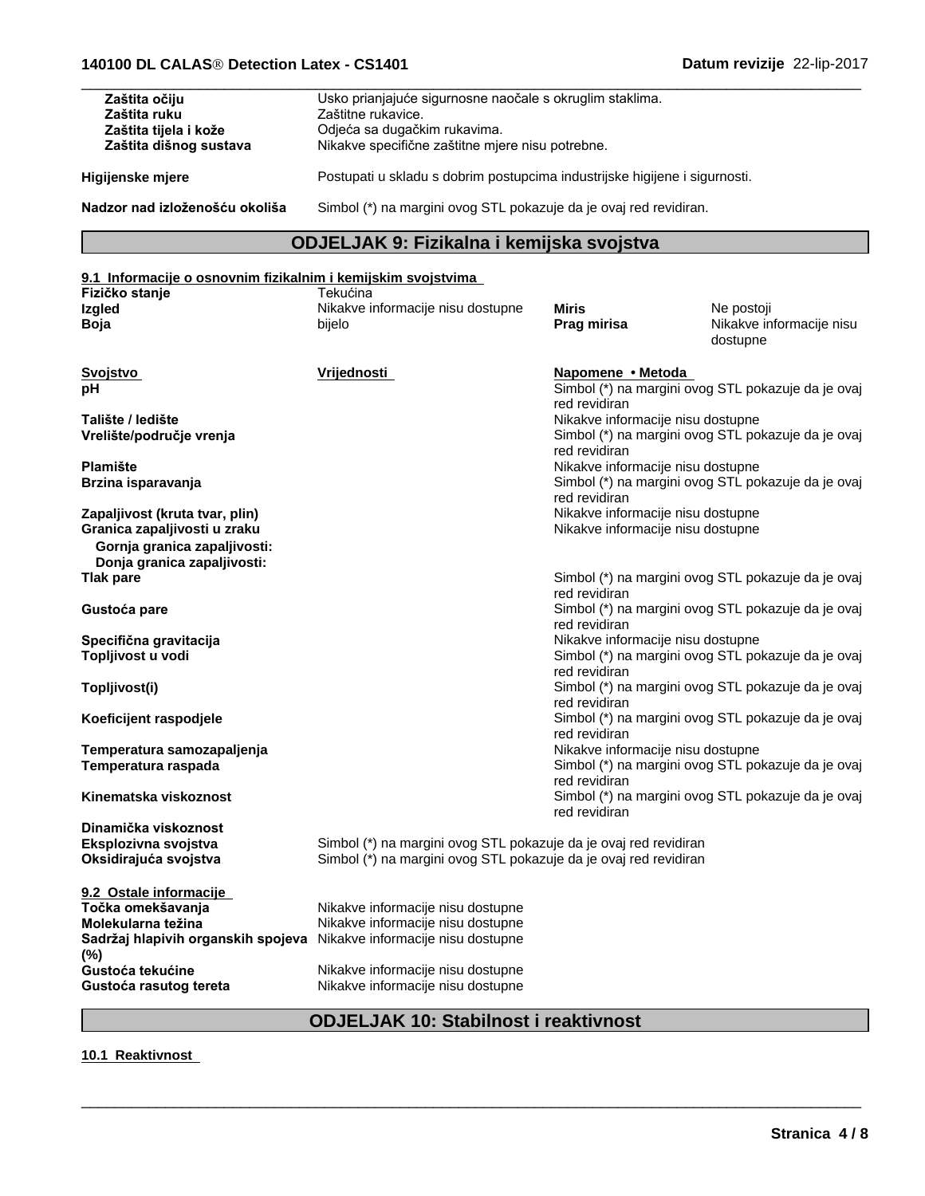| | |
|---|---|
| **Zaštita očiju** | Usko prianjajuće sigurnosne naočale s okruglim staklima. |
| **Zaštita ruku** | Zaštitne rukavice. |
| **Zaštita tijela i kože** | Odjeća sa dugačkim rukavima. |
| **Zaštita dišnog sustava** | Nikakve specifične zaštitne mjere nisu potrebne. |

**Higijenske mjere** Postupati u skladu s dobrim postupcima industrijske higijene i sigurnosti.

**Nadzor nad izloženošću okoliša** Simbol (*) na margini ovog STL pokazuje da je ovaj red revidiran.

## ODJELJAK 9: Fizikalna i kemijska svojstva

**9.1 Informacije o osnovnim fizikalnim i kemijskim svojstvima**

| | | | |
|---|---|---|---|
| **Fizičko stanje** | Tekućina | | |
| **Izgled** | Nikakve informacije nisu dostupne | **Miris** | Ne postoji |
| **Boja** | bijelo | **Prag mirisa** | Nikakve informacije nisu dostupne |

| **Svojstvo** | **Vrijednosti** | **Napomene • Metoda** |
|---|---|---|
| **pH** | | Simbol (*) na margini ovog STL pokazuje da je ovaj red revidiran |
| **Talište / ledište** | | Nikakve informacije nisu dostupne |
| **Vrelište/područje vrenja** | | Simbol (*) na margini ovog STL pokazuje da je ovaj red revidiran |
| **Plamište** | | Nikakve informacije nisu dostupne |
| **Brzina isparavanja** | | Simbol (*) na margini ovog STL pokazuje da je ovaj red revidiran |
| **Zapaljivost (kruta tvar, plin)** | | Nikakve informacije nisu dostupne |
| **Granica zapaljivosti u zraku** | | Nikakve informacije nisu dostupne |
| **Gornja granica zapaljivosti:** | | |
| **Donja granica zapaljivosti:** | | |
| **Tlak pare** | | Simbol (*) na margini ovog STL pokazuje da je ovaj red revidiran |
| **Gustoća pare** | | Simbol (*) na margini ovog STL pokazuje da je ovaj red revidiran |
| **Specifična gravitacija** | | Nikakve informacije nisu dostupne |
| **Topljivost u vodi** | | Simbol (*) na margini ovog STL pokazuje da je ovaj red revidiran |
| **Topljivost(i)** | | Simbol (*) na margini ovog STL pokazuje da je ovaj red revidiran |
| **Koeficijent raspodjele** | | Simbol (*) na margini ovog STL pokazuje da je ovaj red revidiran |
| **Temperatura samozapaljenja** | | Nikakve informacije nisu dostupne |
| **Temperatura raspada** | | Simbol (*) na margini ovog STL pokazuje da je ovaj red revidiran |
| **Kinematska viskoznost** | | Simbol (*) na margini ovog STL pokazuje da je ovaj red revidiran |
| **Dinamička viskoznost** | | |
| **Eksplozivna svojstva** | Simbol (*) na margini ovog STL pokazuje da je ovaj red revidiran | |
| **Oksidirajuća svojstva** | Simbol (*) na margini ovog STL pokazuje da je ovaj red revidiran | |

**9.2 Ostale informacije**

| | |
|---|---|
| **Točka omekšavanja** | Nikakve informacije nisu dostupne |
| **Molekularna težina** | Nikakve informacije nisu dostupne |
| **Sadržaj hlapivih organskih spojeva (%)** | Nikakve informacije nisu dostupne |
| **Gustoća tekućine** | Nikakve informacije nisu dostupne |
| **Gustoća rasutog tereta** | Nikakve informacije nisu dostupne |

## ODJELJAK 10: Stabilnost i reaktivnost

**10.1 Reaktivnost**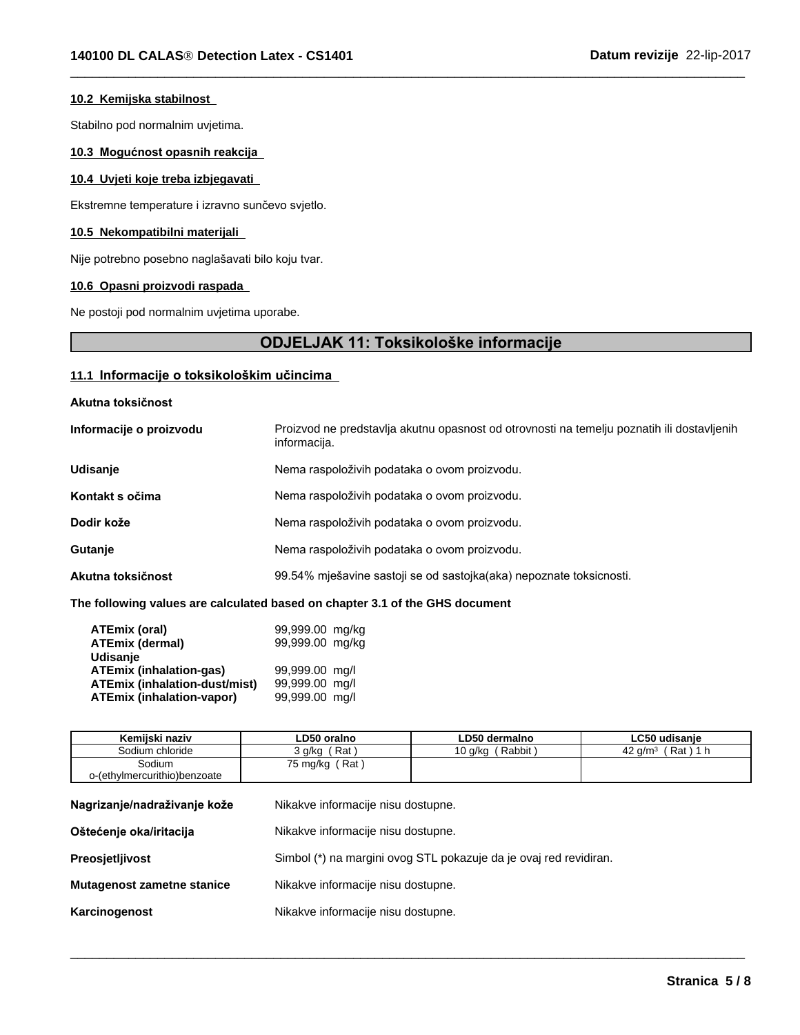#### 10.2 Kemijska stabilnost

Stabilno pod normalnim uvjetima.

#### 10.3 Mogućnost opasnih reakcija

#### 10.4 Uvjeti koje treba izbjegavati

Ekstremne temperature i izravno sunčevo svjetlo.

#### 10.5 Nekompatibilni materijali

Nije potrebno posebno naglašavati bilo koju tvar.

#### 10.6 Opasni proizvodi raspada

Ne postoji pod normalnim uvjetima uporabe.

## ODJELJAK 11: Toksikološke informacije

### 11.1 Informacije o toksikološkim učincima

**Akutna toksičnost**

**Informacije o proizvodu** Proizvod ne predstavlja akutnu opasnost od otrovnosti na temelju poznatih ili dostavljenih informacija.

**Udisanje** Nema raspoloživih podataka o ovom proizvodu.

**Kontakt s očima** Nema raspoloživih podataka o ovom proizvodu.

**Dodir kože** Nema raspoloživih podataka o ovom proizvodu.

**Gutanje** Nema raspoloživih podataka o ovom proizvodu.

**Akutna toksičnost** 99.54% mješavine sastoji se od sastojka(aka) nepoznate toksicnosti.

**The following values are calculated based on chapter 3.1 of the GHS document**

**ATEmix (oral)** 99,999.00 mg/kg
**ATEmix (dermal)** 99,999.00 mg/kg
**Udisanje**
**ATEmix (inhalation-gas)** 99,999.00 mg/l
**ATEmix (inhalation-dust/mist)** 99,999.00 mg/l
**ATEmix (inhalation-vapor)** 99,999.00 mg/l

| Kemijski naziv | LD50 oralno | LD50 dermalno | LC50 udisanje |
|---|---|---|---|
| Sodium chloride | 3 g/kg ( Rat ) | 10 g/kg ( Rabbit ) | 42 g/m$^3$ ( Rat ) 1 h |
| Sodium o-(ethylmercurithio)benzoate | 75 mg/kg ( Rat ) | | |

**Nagrizanje/nadraživanje kože** Nikakve informacije nisu dostupne.

**Oštećenje oka/iritacija** Nikakve informacije nisu dostupne.

**Preosjetljivost** Simbol (*) na margini ovog STL pokazuje da je ovaj red revidiran.

**Mutagenost zametne stanice** Nikakve informacije nisu dostupne.

**Karcinogenost** Nikakve informacije nisu dostupne.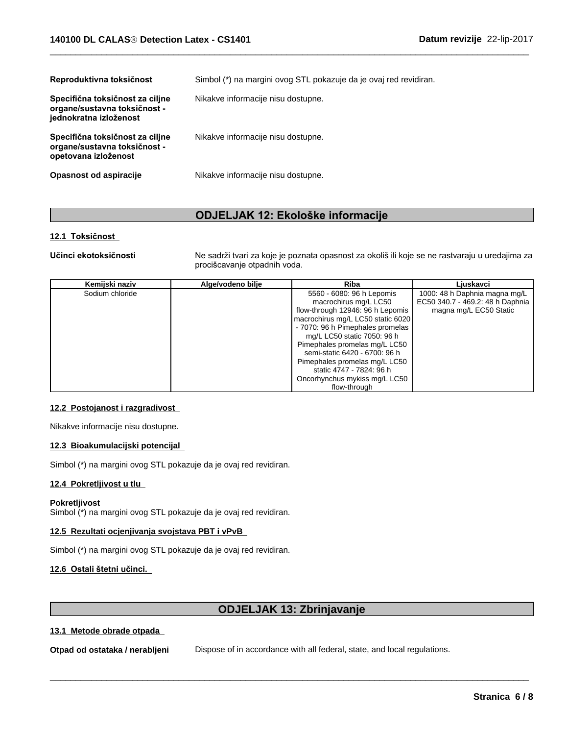**Reproduktivna toksičnost** Simbol (*) na margini ovog STL pokazuje da je ovaj red revidiran.

**Specifična toksičnost za ciljne organe/sustavna toksičnost - jednokratna izloženost** Nikakve informacije nisu dostupne.

**Specifična toksičnost za ciljne organe/sustavna toksičnost - opetovana izloženost** Nikakve informacije nisu dostupne.

**Opasnost od aspiracije** Nikakve informacije nisu dostupne.

## ODJELJAK 12: Ekološke informacije

### 12.1 Toksičnost

**Učinci ekotoksičnosti** Ne sadrži tvari za koje je poznata opasnost za okoliš ili koje se ne rastvaraju u uredajima za prociščavanje otpadnih voda.

| Kemijski naziv | Alge/vodeno bilje | Riba | Ljuskavci |
|---|---|---|---|
| Sodium chloride | | 5560 - 6080: 96 h Lepomis macrochirus mg/L LC50 flow-through 12946: 96 h Lepomis macrochirus mg/L LC50 static 6020 - 7070: 96 h Pimephales promelas mg/L LC50 static 7050: 96 h Pimephales promelas mg/L LC50 semi-static 6420 - 6700: 96 h Pimephales promelas mg/L LC50 static 4747 - 7824: 96 h Oncorhynchus mykiss mg/L LC50 flow-through | 1000: 48 h Daphnia magna mg/L EC50 340.7 - 469.2: 48 h Daphnia magna mg/L EC50 Static |

### 12.2 Postojanost i razgradivost

Nikakve informacije nisu dostupne.

### 12.3 Bioakumulacijski potencijal

Simbol (*) na margini ovog STL pokazuje da je ovaj red revidiran.

### 12.4 Pokretljivost u tlu

**Pokretljivost**
Simbol (*) na margini ovog STL pokazuje da je ovaj red revidiran.

### 12.5 Rezultati ocjenjivanja svojstava PBT i vPvB

Simbol (*) na margini ovog STL pokazuje da je ovaj red revidiran.

### 12.6 Ostali štetni učinci.

## ODJELJAK 13: Zbrinjavanje

### 13.1 Metode obrade otpada

**Otpad od ostataka / nerabljeni** Dispose of in accordance with all federal, state, and local regulations.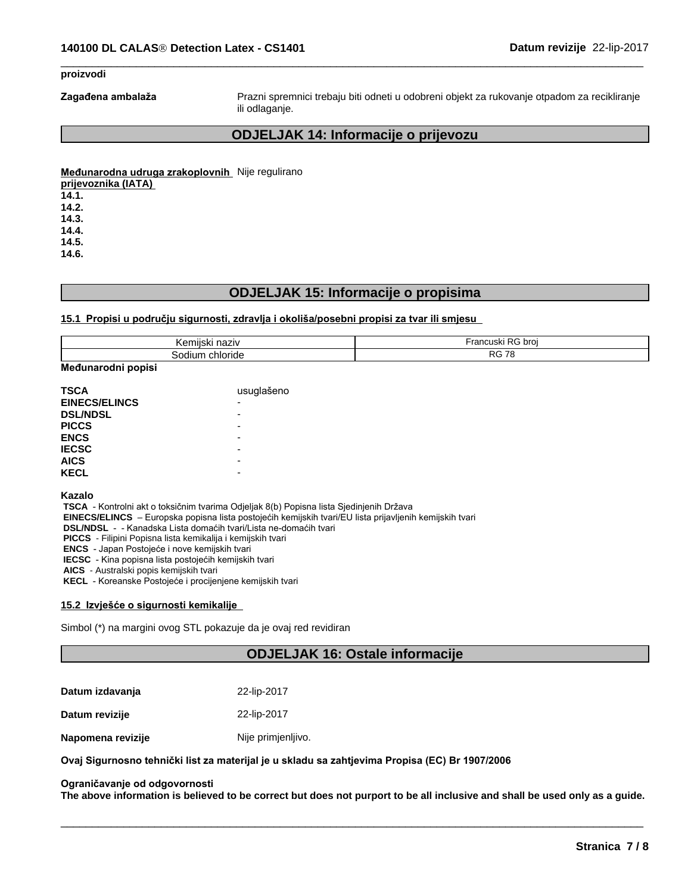proizvodi

**Zagađena ambalaža** Prazni spremnici trebaju biti odneti u odobreni objekt za rukovanje otpadom za recikliranje ili odlaganje.

## ODJELJAK 14: Informacije o prijevozu

**Međunarodna udruga zrakoplovnih prijevoznika (IATA)** Nije regulirano

**14.1.**
**14.2.**
**14.3.**
**14.4.**
**14.5.**
**14.6.**

## ODJELJAK 15: Informacije o propisima

**15.1 Propisi u području sigurnosti, zdravlja i okoliša/posebni propisi za tvar ili smjesu**

| Kemijski naziv | Francuski RG broj |
|---|---|
| Sodium chloride | RG 78 |

**Međunarodni popisi**

| | |
|---|---|
| **TSCA** | usuglašeno |
| **EINECS/ELINCS** | - |
| **DSL/NDSL** | - |
| **PICCS** | - |
| **ENCS** | - |
| **IECSC** | - |
| **AICS** | - |
| **KECL** | - |

**Kazalo**
**TSCA** - Kontrolni akt o toksičnim tvarima Odjeljak 8(b) Popisna lista Sjedinjenih Država
**EINECS/ELINCS** – Europska popisna lista postojećih kemijskih tvari/EU lista prijavljenih kemijskih tvari
**DSL/NDSL** - - Kanadska Lista domaćih tvari/Lista ne-domaćih tvari
**PICCS** - Filipini Popisna lista kemikalija i kemijskih tvari
**ENCS** - Japan Postojeće i nove kemijskih tvari
**IECSC** - Kina popisna lista postojećih kemijskih tvari
**AICS** - Australski popis kemijskih tvari
**KECL** - Koreanske Postojeće i procijenjene kemijskih tvari

**15.2 Izvješće o sigurnosti kemikalije**

Simbol (*) na margini ovog STL pokazuje da je ovaj red revidiran

## ODJELJAK 16: Ostale informacije

**Datum izdavanja** 22-lip-2017

**Datum revizije** 22-lip-2017

**Napomena revizije** Nije primjenljivo.

**Ovaj Sigurnosno tehnički list za materijal je u skladu sa zahtjevima Propisa (EC) Br 1907/2006**

**Ograničavanje od odgovornosti**
**The above information is believed to be correct but does not purport to be all inclusive and shall be used only as a guide.**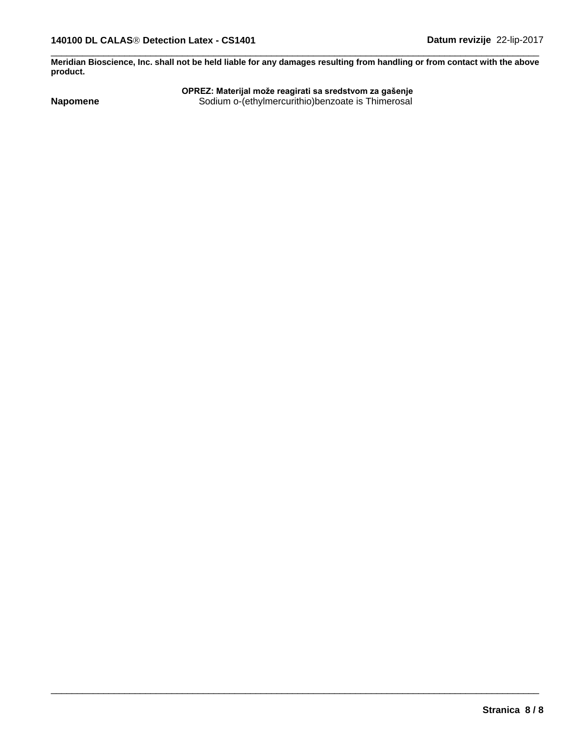**Meridian Bioscience, Inc. shall not be held liable for any damages resulting from handling or from contact with the above product.**

**OPREZ: Materijal može reagirati sa sredstvom za gašenje**

**Napomene** Sodium o-(ethylmercurithio)benzoate is Thimerosal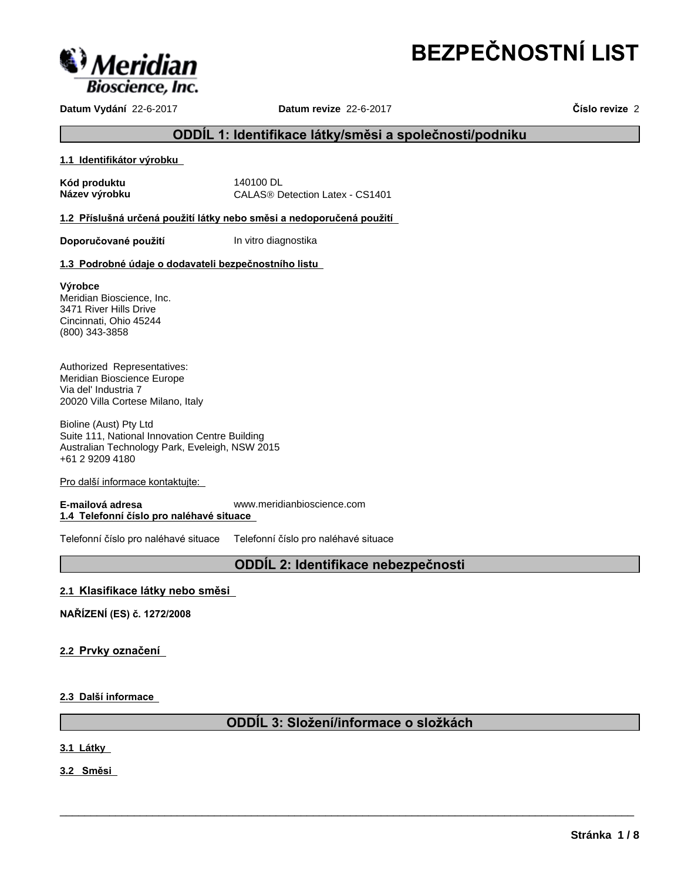Meridian Bioscience, Inc.

# BEZPEČNOSTNÍ LIST

**Datum Vydání** 22-6-2017 **Datum revize** 22-6-2017 **Číslo revize** 2

## ODDÍL 1: Identifikace látky/směsi a společnosti/podniku

### 1.1 Identifikátor výrobku

| | |
|---|---|
| **Kód produktu** | 140100 DL |
| **Název výrobku** | CALAS® Detection Latex - CS1401 |

### 1.2 Příslušná určená použití látky nebo směsi a nedoporučená použití

**Doporučované použití** In vitro diagnostika

### 1.3 Podrobné údaje o dodavateli bezpečnostního listu

**Výrobce**
Meridian Bioscience, Inc.
3471 River Hills Drive
Cincinnati, Ohio 45244
(800) 343-3858

Authorized Representatives:
Meridian Bioscience Europe
Via del' Industria 7
20020 Villa Cortese Milano, Italy

Bioline (Aust) Pty Ltd
Suite 111, National Innovation Centre Building
Australian Technology Park, Eveleigh, NSW 2015
+61 2 9209 4180

Pro další informace kontaktujte:

**E-mailová adresa** www.meridianbioscience.com

### 1.4 Telefonní číslo pro naléhavé situace

Telefonní číslo pro naléhavé situace Telefonní číslo pro naléhavé situace

## ODDÍL 2: Identifikace nebezpečnosti

### 2.1 Klasifikace látky nebo směsi

**NAŘÍZENÍ (ES) č. 1272/2008**

### 2.2 Prvky označení

### 2.3 Další informace

## ODDÍL 3: Složení/informace o složkách

### 3.1 Látky

### 3.2 Směsi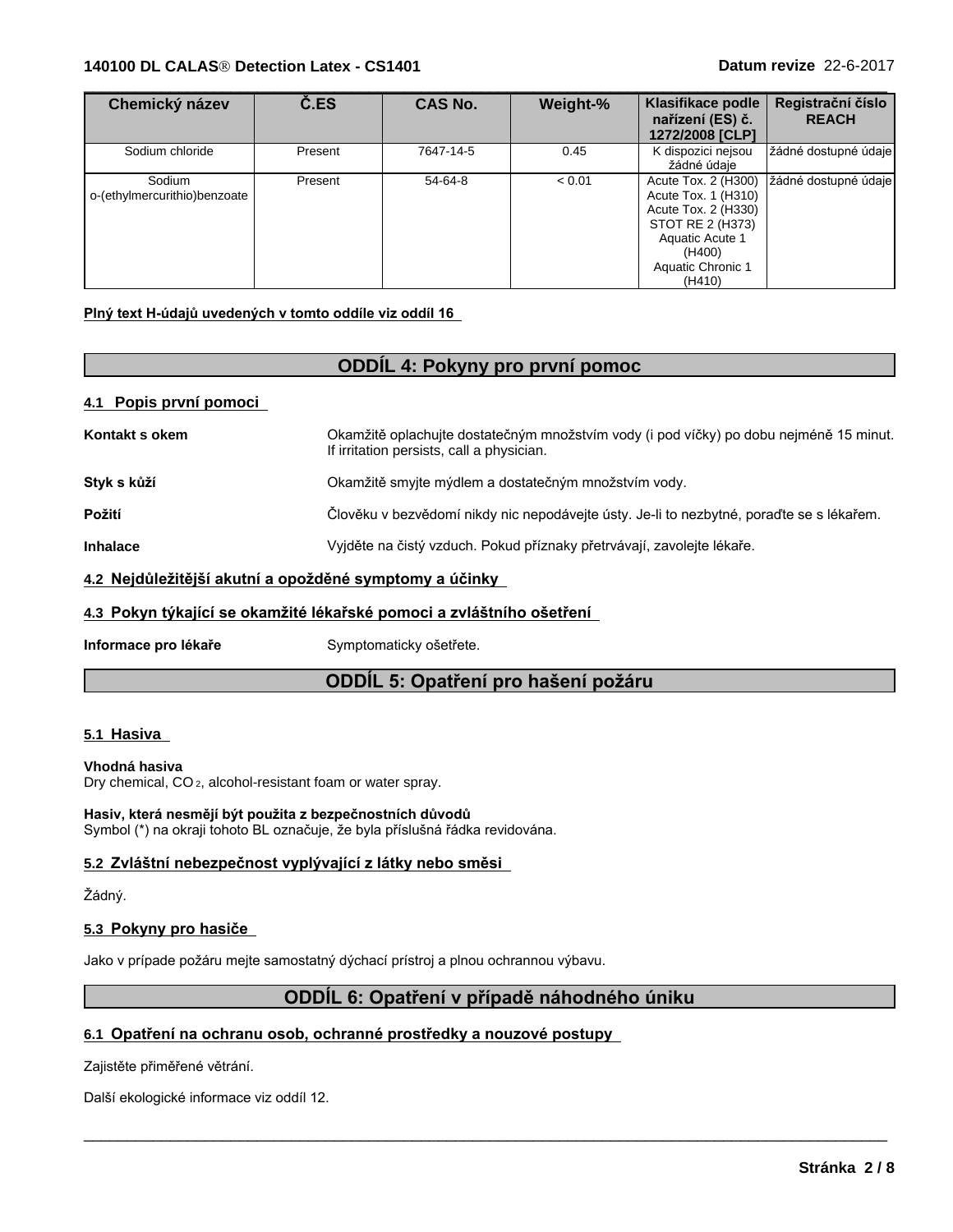| Chemický název | Č.ES | CAS No. | Weight-% | Klasifikace podle nařízení (ES) č. 1272/2008 [CLP] | Registrační číslo REACH |
| --- | --- | --- | --- | --- | --- |
| Sodium chloride | Present | 7647-14-5 | 0.45 | K dispozici nejsou žádné údaje | žádné dostupné údaje |
| Sodium o-(ethylmercurithio)benzoate | Present | 54-64-8 | < 0.01 | Acute Tox. 2 (H300) Acute Tox. 1 (H310) Acute Tox. 2 (H330) STOT RE 2 (H373) Aquatic Acute 1 (H400) Aquatic Chronic 1 (H410) | žádné dostupné údaje |

**Plný text H-údajů uvedených v tomto oddíle viz oddíl 16**

## ODDÍL 4: Pokyny pro první pomoc

### 4.1 Popis první pomoci

**Kontakt s okem** Okamžitě oplachujte dostatečným množstvím vody (i pod víčky) po dobu nejméně 15 minut. If irritation persists, call a physician.

**Styk s kůží** Okamžitě smyjte mýdlem a dostatečným množstvím vody.

**Požití** Člověku v bezvědomí nikdy nic nepodávejte ústy. Je-li to nezbytné, poraďte se s lékařem.

**Inhalace** Vyjděte na čistý vzduch. Pokud příznaky přetrvávají, zavolejte lékaře.

### 4.2 Nejdůležitější akutní a opožděné symptomy a účinky

### 4.3 Pokyn týkající se okamžité lékařské pomoci a zvláštního ošetření

**Informace pro lékaře** Symptomaticky ošetřete.

## ODDÍL 5: Opatření pro hašení požáru

### 5.1 Hasiva

**Vhodná hasiva**
Dry chemical, $CO_2$, alcohol-resistant foam or water spray.

**Hasiv, která nesmějí být použita z bezpečnostních důvodů**
Symbol (*) na okraji tohoto BL označuje, že byla příslušná řádka revidována.

### 5.2 Zvláštní nebezpečnost vyplývající z látky nebo směsi

Žádný.

### 5.3 Pokyny pro hasiče

Jako v prípade požáru mejte samostatný dýchací prístroj a plnou ochrannou výbavu.

## ODDÍL 6: Opatření v případě náhodného úniku

### 6.1 Opatření na ochranu osob, ochranné prostředky a nouzové postupy

Zajistěte přiměřené větrání.

Další ekologické informace viz oddíl 12.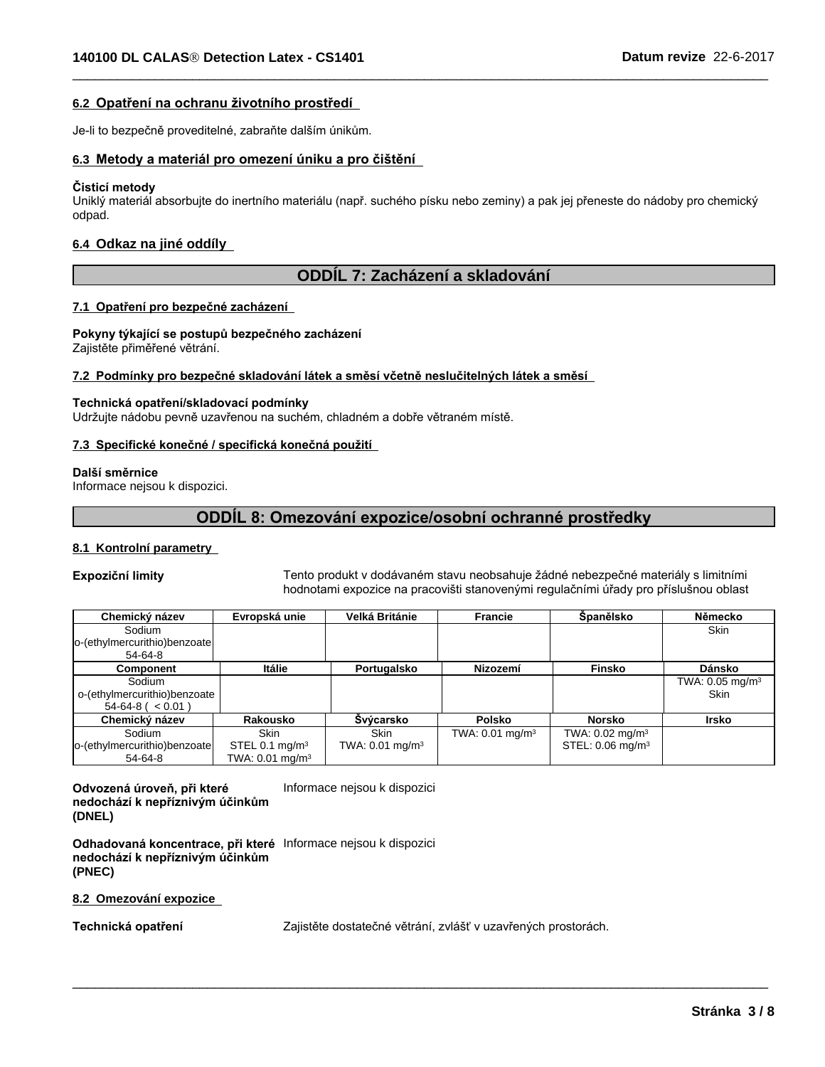### 6.2 Opatření na ochranu životního prostředí

Je-li to bezpečně proveditelné, zabraňte dalším únikům.

### 6.3 Metody a materiál pro omezení úniku a pro čištění

**Čisticí metody**
Uniklý materiál absorbujte do inertního materiálu (např. suchého písku nebo zeminy) a pak jej přeneste do nádoby pro chemický odpad.

### 6.4 Odkaz na jiné oddíly

## ODDÍL 7: Zacházení a skladování

### 7.1 Opatření pro bezpečné zacházení

**Pokyny týkající se postupů bezpečného zacházení**
Zajistěte přiměřené větrání.

### 7.2 Podmínky pro bezpečné skladování látek a směsí včetně neslučitelných látek a směsí

**Technická opatření/skladovací podmínky**
Udržujte nádobu pevně uzavřenou na suchém, chladném a dobře větraném místě.

### 7.3 Specifické konečné / specifická konečná použití

**Další směrnice**
Informace nejsou k dispozici.

## ODDÍL 8: Omezování expozice/osobní ochranné prostředky

### 8.1 Kontrolní parametry

**Expoziční limity** Tento produkt v dodávaném stavu neobsahuje žádné nebezpečné materiály s limitními hodnotami expozice na pracovišti stanovenými regulačními úřady pro příslušnou oblast

| Chemický název | Evropská unie | Velká Británie | Francie | Španělsko | Německo |
|---|---|---|---|---|---|
| Sodium o-(ethylmercurithio)benzoate 54-64-8 | | | | | Skin |
| **Component** | **Itálie** | **Portugalsko** | **Nizozemí** | **Finsko** | **Dánsko** |
| Sodium o-(ethylmercurithio)benzoate 54-64-8 ( < 0.01 ) | | | | | TWA: 0.05 mg/m³ Skin |
| **Chemický název** | **Rakousko** | **Švýcarsko** | **Polsko** | **Norsko** | **Irsko** |
| Sodium o-(ethylmercurithio)benzoate 54-64-8 | Skin STEL 0.1 mg/m³ TWA: 0.01 mg/m³ | Skin TWA: 0.01 mg/m³ | TWA: 0.01 mg/m³ | TWA: 0.02 mg/m³ STEL: 0.06 mg/m³ | |

**Odvozená úroveň, při které nedochází k nepříznivým účinkům (DNEL)** Informace nejsou k dispozici

**Odhadovaná koncentrace, při které nedochází k nepříznivým účinkům (PNEC)** Informace nejsou k dispozici

### 8.2 Omezování expozice

**Technická opatření** Zajistěte dostatečné větrání, zvlášť v uzavřených prostorách.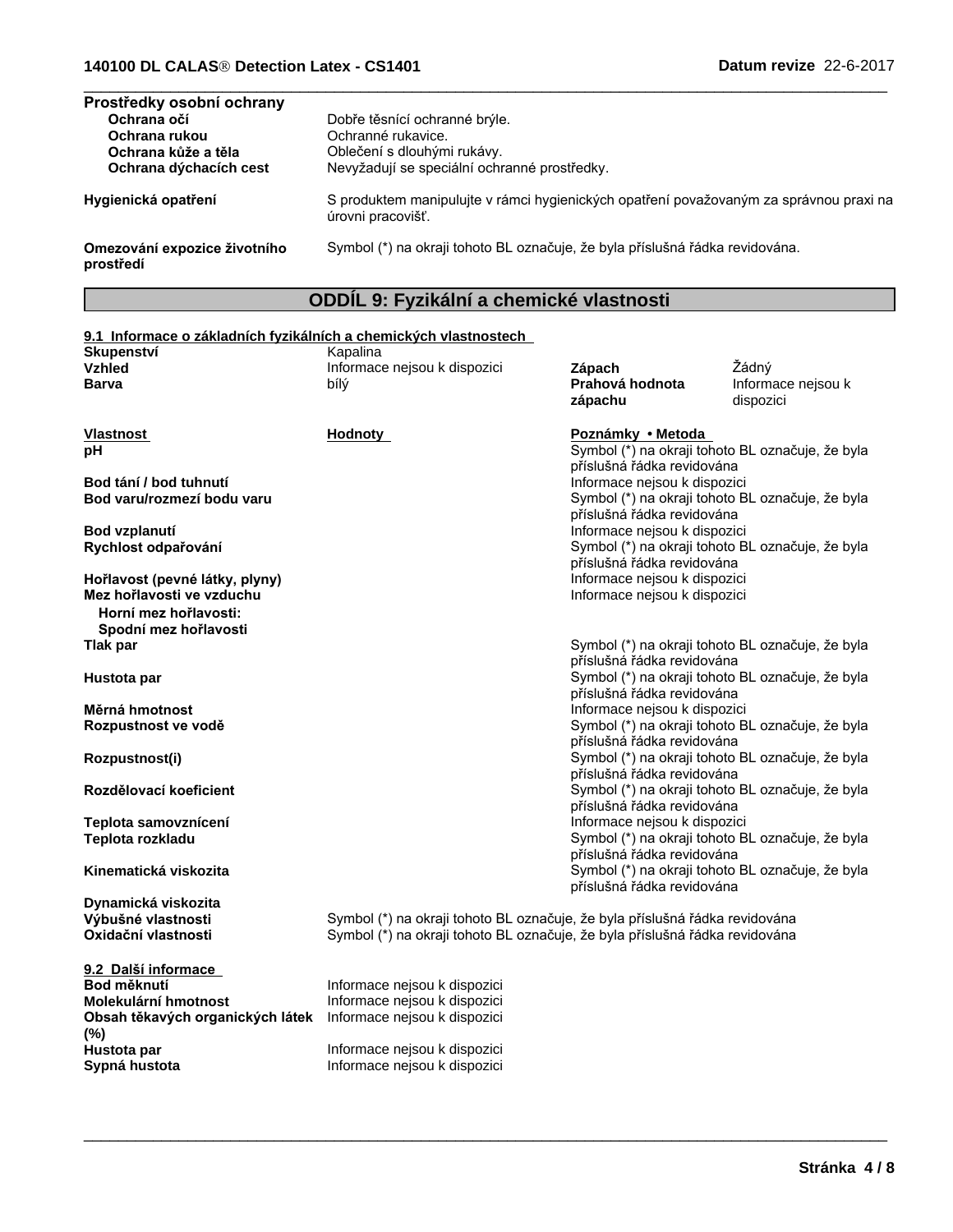**Prostředky osobní ochrany**

| | |
|---|---|
| **Ochrana očí** | Dobře těsnící ochranné brýle. |
| **Ochrana rukou** | Ochranné rukavice. |
| **Ochrana kůže a těla** | Oblečení s dlouhými rukávy. |
| **Ochrana dýchacích cest** | Nevyžadují se speciální ochranné prostředky. |

| | |
|---|---|
| **Hygienická opatření** | S produktem manipulujte v rámci hygienických opatření považovaným za správnou praxi na úrovni pracovišť. |
| **Omezování expozice životního prostředí** | Symbol (*) na okraji tohoto BL označuje, že byla příslušná řádka revidována. |

## ODDÍL 9: Fyzikální a chemické vlastnosti

### 9.1 Informace o základních fyzikálních a chemických vlastnostech

| | | | |
|---|---|---|---|
| **Skupenství** | Kapalina | | |
| **Vzhled** | Informace nejsou k dispozici | **Zápach** | Žádný |
| **Barva** | bílý | **Prahová hodnota zápachu** | Informace nejsou k dispozici |

| **Vlastnost** | **Hodnoty** | **Poznámky • Metoda** |
|---|---|---|
| **pH** | | Symbol (*) na okraji tohoto BL označuje, že byla příslušná řádka revidována |
| **Bod tání / bod tuhnutí** | | Informace nejsou k dispozici |
| **Bod varu/rozmezí bodu varu** | | Symbol (*) na okraji tohoto BL označuje, že byla příslušná řádka revidována |
| **Bod vzplanutí** | | Informace nejsou k dispozici |
| **Rychlost odpařování** | | Symbol (*) na okraji tohoto BL označuje, že byla příslušná řádka revidována |
| **Hořlavost (pevné látky, plyny)** | | Informace nejsou k dispozici |
| **Mez hořlavosti ve vzduchu** | | Informace nejsou k dispozici |
| **Horní mez hořlavosti:** | | |
| **Spodní mez hořlavosti** | | |
| **Tlak par** | | Symbol (*) na okraji tohoto BL označuje, že byla příslušná řádka revidována |
| **Hustota par** | | Symbol (*) na okraji tohoto BL označuje, že byla příslušná řádka revidována |
| **Měrná hmotnost** | | Informace nejsou k dispozici |
| **Rozpustnost ve vodě** | | Symbol (*) na okraji tohoto BL označuje, že byla příslušná řádka revidována |
| **Rozpustnost(i)** | | Symbol (*) na okraji tohoto BL označuje, že byla příslušná řádka revidována |
| **Rozdělovací koeficient** | | Symbol (*) na okraji tohoto BL označuje, že byla příslušná řádka revidována |
| **Teplota samovznícení** | | Informace nejsou k dispozici |
| **Teplota rozkladu** | | Symbol (*) na okraji tohoto BL označuje, že byla příslušná řádka revidována |
| **Kinematická viskozita** | | Symbol (*) na okraji tohoto BL označuje, že byla příslušná řádka revidována |
| **Dynamická viskozita** | | |
| **Výbušné vlastnosti** | Symbol (*) na okraji tohoto BL označuje, že byla příslušná řádka revidována | |
| **Oxidační vlastnosti** | Symbol (*) na okraji tohoto BL označuje, že byla příslušná řádka revidována | |

### 9.2 Další informace

| | |
|---|---|
| **Bod měknutí** | Informace nejsou k dispozici |
| **Molekulární hmotnost** | Informace nejsou k dispozici |
| **Obsah těkavých organických látek (%)** | Informace nejsou k dispozici |
| **Hustota par** | Informace nejsou k dispozici |
| **Sypná hustota** | Informace nejsou k dispozici |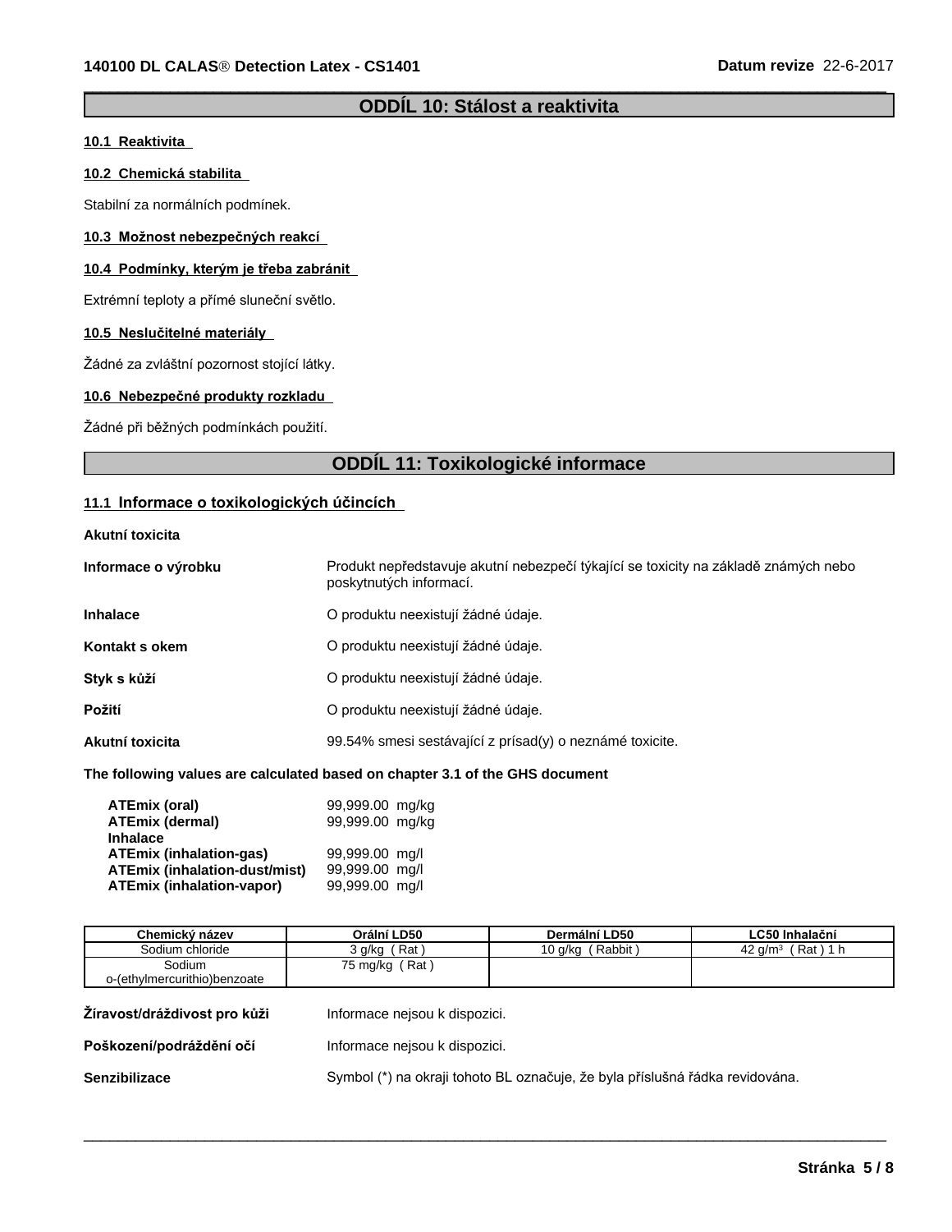## ODDÍL 10: Stálost a reaktivita

**10.1 Reaktivita**

**10.2 Chemická stabilita**

Stabilní za normálních podmínek.

**10.3 Možnost nebezpečných reakcí**

**10.4 Podmínky, kterým je třeba zabránit**

Extrémní teploty a přímé sluneční světlo.

**10.5 Neslučitelné materiály**

Žádné za zvláštní pozornost stojící látky.

**10.6 Nebezpečné produkty rozkladu**

Žádné při běžných podmínkách použití.

## ODDÍL 11: Toxikologické informace

**11.1 Informace o toxikologických účincích**

**Akutní toxicita**

**Informace o výrobku** Produkt nepředstavuje akutní nebezpečí týkající se toxicity na základě známých nebo poskytnutých informací.

**Inhalace** O produktu neexistují žádné údaje.

**Kontakt s okem** O produktu neexistují žádné údaje.

**Styk s kůží** O produktu neexistují žádné údaje.

**Požití** O produktu neexistují žádné údaje.

**Akutní toxicita** 99.54% smesi sestávající z prísad(y) o neznámé toxicite.

**The following values are calculated based on chapter 3.1 of the GHS document**

| | |
|---|---|
| **ATEmix (oral)** | 99,999.00 mg/kg |
| **ATEmix (dermal)** | 99,999.00 mg/kg |
| **Inhalace** | |
| **ATEmix (inhalation-gas)** | 99,999.00 mg/l |
| **ATEmix (inhalation-dust/mist)** | 99,999.00 mg/l |
| **ATEmix (inhalation-vapor)** | 99,999.00 mg/l |

| Chemický název | Orální LD50 | Dermální LD50 | LC50 Inhalační |
|---|---|---|---|
| Sodium chloride | 3 g/kg ( Rat ) | 10 g/kg ( Rabbit ) | 42 g/m$^3$ ( Rat ) 1 h |
| Sodium o-(ethylmercurithio)benzoate | 75 mg/kg ( Rat ) | | |

**Žíravost/dráždivost pro kůži** Informace nejsou k dispozici.

**Poškození/podráždění očí** Informace nejsou k dispozici.

**Senzibilizace** Symbol (*) na okraji tohoto BL označuje, že byla příslušná řádka revidována.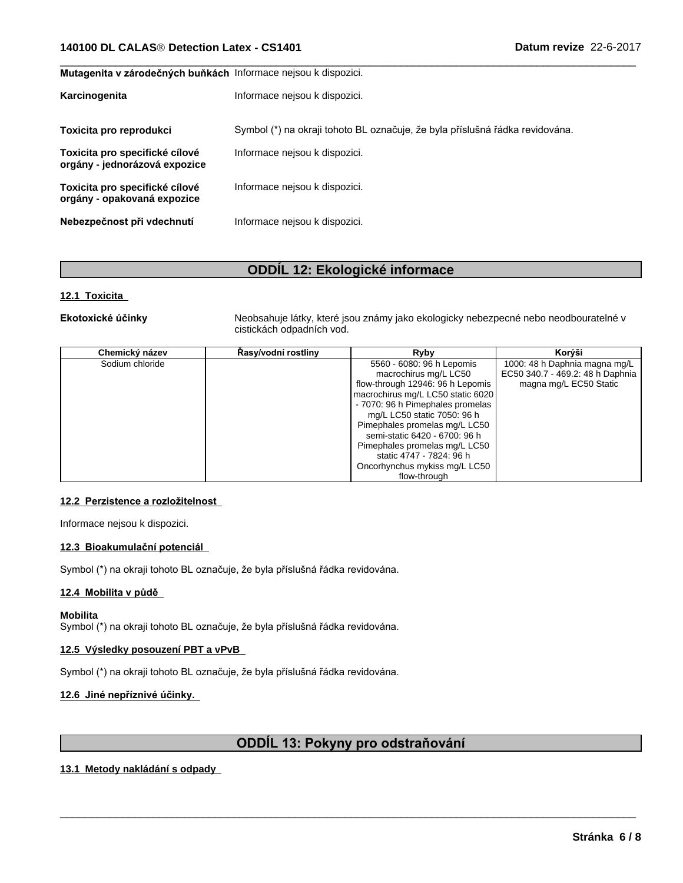**Mutagenita v zárodečných buňkách** Informace nejsou k dispozici.

**Karcinogenita** Informace nejsou k dispozici.

**Toxicita pro reprodukci** Symbol (*) na okraji tohoto BL označuje, že byla příslušná řádka revidována.

**Toxicita pro specifické cílové orgány - jednorázová expozice** Informace nejsou k dispozici.

**Toxicita pro specifické cílové orgány - opakovaná expozice** Informace nejsou k dispozici.

**Nebezpečnost při vdechnutí** Informace nejsou k dispozici.

## ODDÍL 12: Ekologické informace

### 12.1 Toxicita

**Ekotoxické účinky** Neobsahuje látky, které jsou známy jako ekologicky nebezpecné nebo neodbouratelné v cistickách odpadních vod.

| Chemický název | Řasy/vodní rostliny | Ryby | Korýši |
|---|---|---|---|
| Sodium chloride | | 5560 - 6080: 96 h Lepomis macrochirus mg/L LC50 flow-through 12946: 96 h Lepomis macrochirus mg/L LC50 static 6020 - 7070: 96 h Pimephales promelas mg/L LC50 static 7050: 96 h Pimephales promelas mg/L LC50 semi-static 6420 - 6700: 96 h Pimephales promelas mg/L LC50 static 4747 - 7824: 96 h Oncorhynchus mykiss mg/L LC50 flow-through | 1000: 48 h Daphnia magna mg/L EC50 340.7 - 469.2: 48 h Daphnia magna mg/L EC50 Static |

### 12.2 Perzistence a rozložitelnost

Informace nejsou k dispozici.

### 12.3 Bioakumulační potenciál

Symbol (*) na okraji tohoto BL označuje, že byla příslušná řádka revidována.

### 12.4 Mobilita v půdě

**Mobilita**
Symbol (*) na okraji tohoto BL označuje, že byla příslušná řádka revidována.

### 12.5 Výsledky posouzení PBT a vPvB

Symbol (*) na okraji tohoto BL označuje, že byla příslušná řádka revidována.

### 12.6 Jiné nepříznivé účinky.

## ODDÍL 13: Pokyny pro odstraňování

### 13.1 Metody nakládání s odpady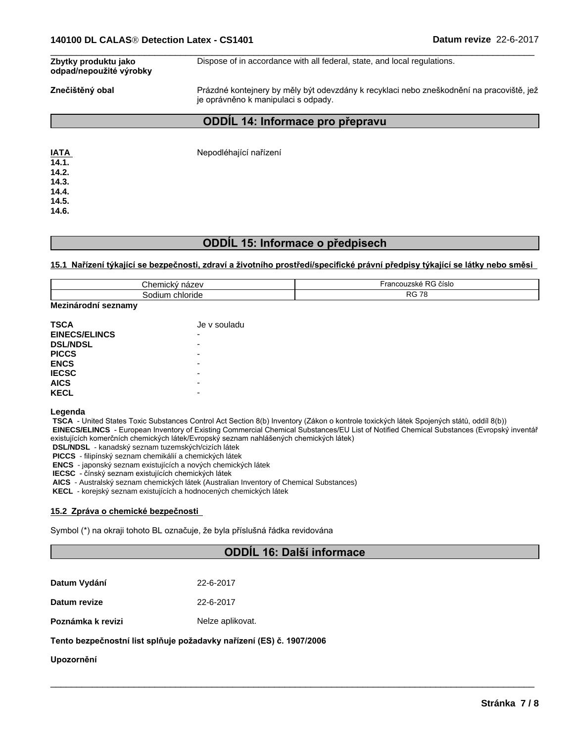**Zbytky produktu jako odpad/nepoužité výrobky** Dispose of in accordance with all federal, state, and local regulations.

**Znečištěný obal** Prázdné kontejnery by měly být odevzdány k recyklaci nebo zneškodnění na pracoviště, jež je oprávněno k manipulaci s odpady.

## ODDÍL 14: Informace pro přepravu

**IATA** Nepodléhající nařízení

**14.1.**
**14.2.**
**14.3.**
**14.4.**
**14.5.**
**14.6.**

## ODDÍL 15: Informace o předpisech

**15.1 Nařízení týkající se bezpečnosti, zdraví a životního prostředí/specifické právní předpisy týkající se látky nebo směsi**

| Chemický název | Francouzské RG číslo |
|---|---|
| Sodium chloride | RG 78 |

**Mezinárodní seznamy**

| | |
|---|---|
| **TSCA** | Je v souladu |
| **EINECS/ELINCS** | - |
| **DSL/NDSL** | - |
| **PICCS** | - |
| **ENCS** | - |
| **IECSC** | - |
| **AICS** | - |
| **KECL** | - |

**Legenda**

**TSCA** - United States Toxic Substances Control Act Section 8(b) Inventory (Zákon o kontrole toxických látek Spojených států, oddíl 8(b))
**EINECS/ELINCS** - European Inventory of Existing Commercial Chemical Substances/EU List of Notified Chemical Substances (Evropský inventář existujících komerčních chemických látek/Evropský seznam nahlášených chemických látek)
**DSL/NDSL** - kanadský seznam tuzemských/cizích látek
**PICCS** - filipínský seznam chemikálií a chemických látek
**ENCS** - japonský seznam existujících a nových chemických látek
**IECSC** - čínský seznam existujících chemických látek
**AICS** - Australský seznam chemických látek (Australian Inventory of Chemical Substances)
**KECL** - korejský seznam existujících a hodnocených chemických látek

**15.2 Zpráva o chemické bezpečnosti**

Symbol (*) na okraji tohoto BL označuje, že byla příslušná řádka revidována

## ODDÍL 16: Další informace

**Datum Vydání** 22-6-2017

**Datum revize** 22-6-2017

**Poznámka k revizi** Nelze aplikovat.

**Tento bezpečnostní list splňuje požadavky nařízení (ES) č. 1907/2006**

**Upozornění**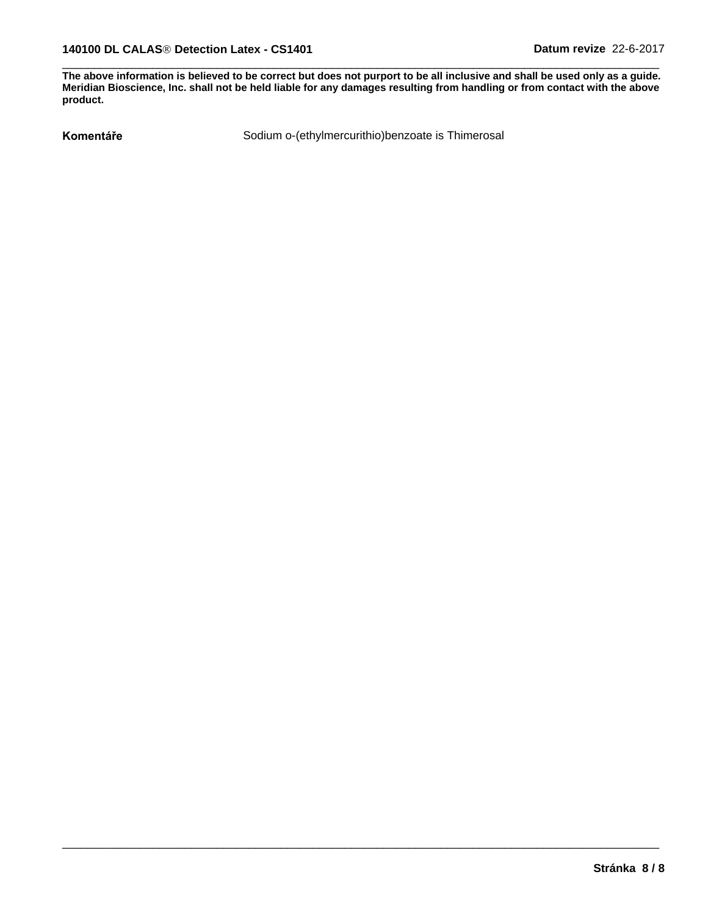**The above information is believed to be correct but does not purport to be all inclusive and shall be used only as a guide. Meridian Bioscience, Inc. shall not be held liable for any damages resulting from handling or from contact with the above product.**

**Komentáře** Sodium o-(ethylmercurithio)benzoate is Thimerosal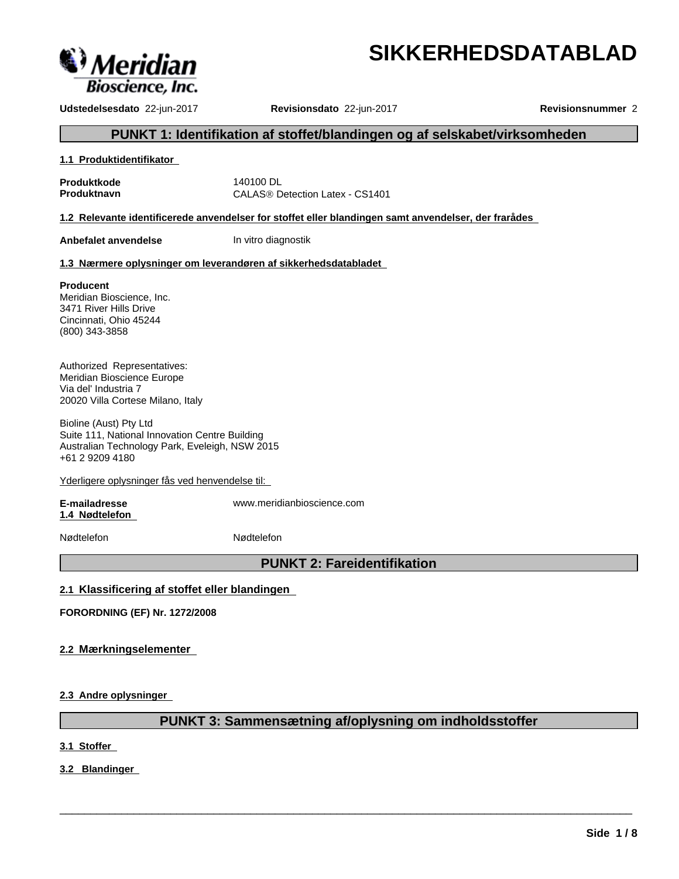# SIKKERHEDSDATABLAD

**Udstedelsesdato** 22-jun-2017 **Revisionsdato** 22-jun-2017 **Revisionsnummer** 2

## PUNKT 1: Identifikation af stoffet/blandingen og af selskabet/virksomheden

### 1.1 Produktidentifikator

| | |
|---|---|
| **Produktkode** | 140100 DL |
| **Produktnavn** | CALAS® Detection Latex - CS1401 |

### 1.2 Relevante identificerede anvendelser for stoffet eller blandingen samt anvendelser, der frarådes

| | |
|---|---|
| **Anbefalet anvendelse** | In vitro diagnostik |

### 1.3 Nærmere oplysninger om leverandøren af sikkerhedsdatabladet

**Producent**
Meridian Bioscience, Inc.
3471 River Hills Drive
Cincinnati, Ohio 45244
(800) 343-3858

Authorized Representatives:
Meridian Bioscience Europe
Via del' Industria 7
20020 Villa Cortese Milano, Italy

Bioline (Aust) Pty Ltd
Suite 111, National Innovation Centre Building
Australian Technology Park, Eveleigh, NSW 2015
+61 2 9209 4180

Yderligere oplysninger fås ved henvendelse til:

| | |
|---|---|
| **E-mailadresse** | www.meridianbioscience.com |

### 1.4 Nødtelefon

| | |
|---|---|
| Nødtelefon | Nødtelefon |

## PUNKT 2: Fareidentifikation

### 2.1 Klassificering af stoffet eller blandingen

**FORORDNING (EF) Nr. 1272/2008**

### 2.2 Mærkningselementer

### 2.3 Andre oplysninger

## PUNKT 3: Sammensætning af/oplysning om indholdsstoffer

### 3.1 Stoffer

### 3.2 Blandinger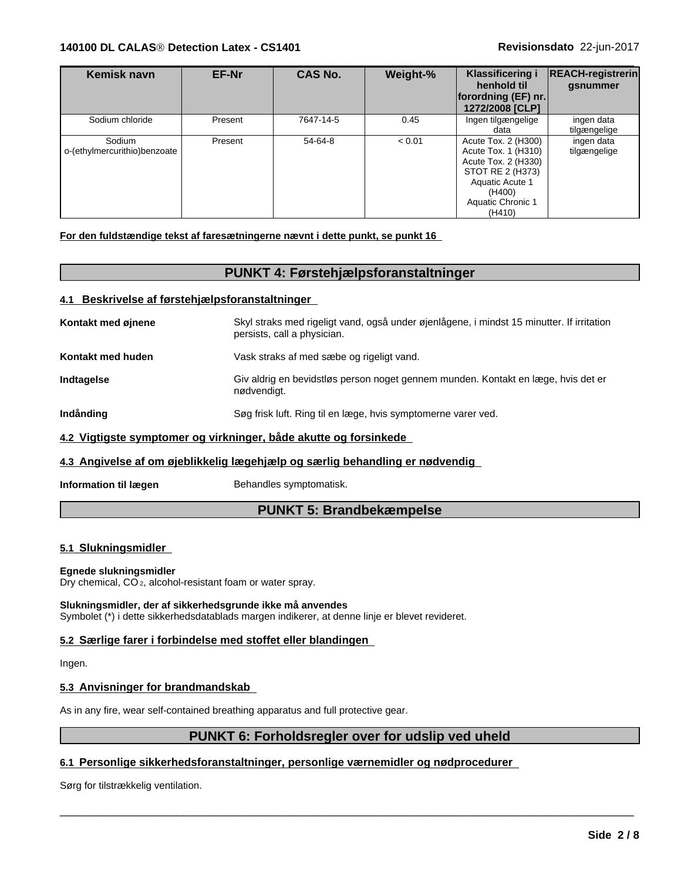| Kemisk navn | EF-Nr | CAS No. | Weight-% | Klassificering i henhold til forordning (EF) nr. 1272/2008 [CLP] | REACH-registreringsnummer |
|---|---|---|---|---|---|
| Sodium chloride | Present | 7647-14-5 | 0.45 | Ingen tilgængelige data | ingen data tilgængelige |
| Sodium o-(ethylmercurithio)benzoate | Present | 54-64-8 | < 0.01 | Acute Tox. 2 (H300) Acute Tox. 1 (H310) Acute Tox. 2 (H330) STOT RE 2 (H373) Aquatic Acute 1 (H400) Aquatic Chronic 1 (H410) | ingen data tilgængelige |

**For den fuldstændige tekst af faresætningerne nævnt i dette punkt, se punkt 16**

## PUNKT 4: Førstehjælpsforanstaltninger

### 4.1 Beskrivelse af førstehjælpsforanstaltninger

**Kontakt med øjnene** — Skyl straks med rigeligt vand, også under øjenlågene, i mindst 15 minutter. If irritation persists, call a physician.

**Kontakt med huden** — Vask straks af med sæbe og rigeligt vand.

**Indtagelse** — Giv aldrig en bevidstløs person noget gennem munden. Kontakt en læge, hvis det er nødvendigt.

**Indånding** — Søg frisk luft. Ring til en læge, hvis symptomerne varer ved.

### 4.2 Vigtigste symptomer og virkninger, både akutte og forsinkede

### 4.3 Angivelse af om øjeblikkelig lægehjælp og særlig behandling er nødvendig

**Information til lægen** — Behandles symptomatisk.

## PUNKT 5: Brandbekæmpelse

### 5.1 Slukningsmidler

**Egnede slukningsmidler**
Dry chemical, $CO_2$, alcohol-resistant foam or water spray.

**Slukningsmidler, der af sikkerhedsgrunde ikke må anvendes**
Symbolet (*) i dette sikkerhedsdatablads margen indikerer, at denne linje er blevet revideret.

### 5.2 Særlige farer i forbindelse med stoffet eller blandingen

Ingen.

### 5.3 Anvisninger for brandmandskab

As in any fire, wear self-contained breathing apparatus and full protective gear.

## PUNKT 6: Forholdsregler over for udslip ved uheld

### 6.1 Personlige sikkerhedsforanstaltninger, personlige værnemidler og nødprocedurer

Sørg for tilstrækkelig ventilation.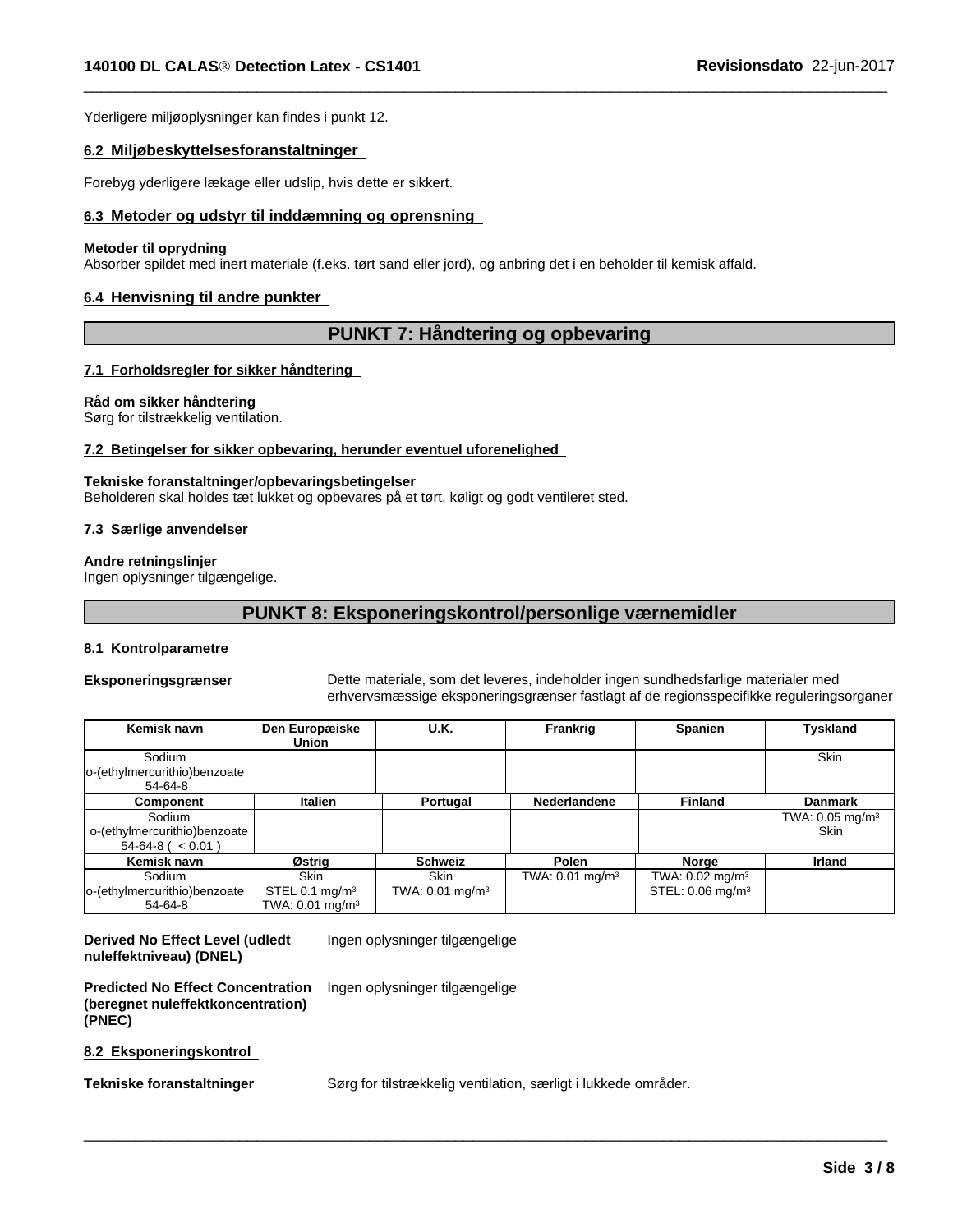Yderligere miljøoplysninger kan findes i punkt 12.

### 6.2 Miljøbeskyttelsesforanstaltninger

Forebyg yderligere lækage eller udslip, hvis dette er sikkert.

### 6.3 Metoder og udstyr til inddæmning og oprensning

**Metoder til oprydning**
Absorber spildet med inert materiale (f.eks. tørt sand eller jord), og anbring det i en beholder til kemisk affald.

### 6.4 Henvisning til andre punkter

## PUNKT 7: Håndtering og opbevaring

### 7.1 Forholdsregler for sikker håndtering

**Råd om sikker håndtering**
Sørg for tilstrækkelig ventilation.

### 7.2 Betingelser for sikker opbevaring, herunder eventuel uforenelighed

**Tekniske foranstaltninger/opbevaringsbetingelser**
Beholderen skal holdes tæt lukket og opbevares på et tørt, køligt og godt ventileret sted.

### 7.3 Særlige anvendelser

**Andre retningslinjer**
Ingen oplysninger tilgængelige.

## PUNKT 8: Eksponeringskontrol/personlige værnemidler

### 8.1 Kontrolparametre

**Eksponeringsgrænser** Dette materiale, som det leveres, indeholder ingen sundhedsfarlige materialer med erhvervsmæssige eksponeringsgrænser fastlagt af de regionsspecifikke reguleringsorganer

| Kemisk navn | Den Europæiske Union | U.K. | Frankrig | Spanien | Tyskland |
|---|---|---|---|---|---|
| Sodium o-(ethylmercurithio)benzoate 54-64-8 | | | | | Skin |
| **Component** | **Italien** | **Portugal** | **Nederlandene** | **Finland** | **Danmark** |
| Sodium o-(ethylmercurithio)benzoate 54-64-8 ( < 0.01 ) | | | | | TWA: 0.05 mg/m³ Skin |
| **Kemisk navn** | **Østrig** | **Schweiz** | **Polen** | **Norge** | **Irland** |
| Sodium o-(ethylmercurithio)benzoate 54-64-8 | Skin STEL 0.1 mg/m³ TWA: 0.01 mg/m³ | Skin TWA: 0.01 mg/m³ | TWA: 0.01 mg/m³ | TWA: 0.02 mg/m³ STEL: 0.06 mg/m³ | |

**Derived No Effect Level (udledt nuleffektniveau) (DNEL)** Ingen oplysninger tilgængelige

**Predicted No Effect Concentration (beregnet nuleffektkoncentration) (PNEC)** Ingen oplysninger tilgængelige

### 8.2 Eksponeringskontrol

**Tekniske foranstaltninger** Sørg for tilstrækkelig ventilation, særligt i lukkede områder.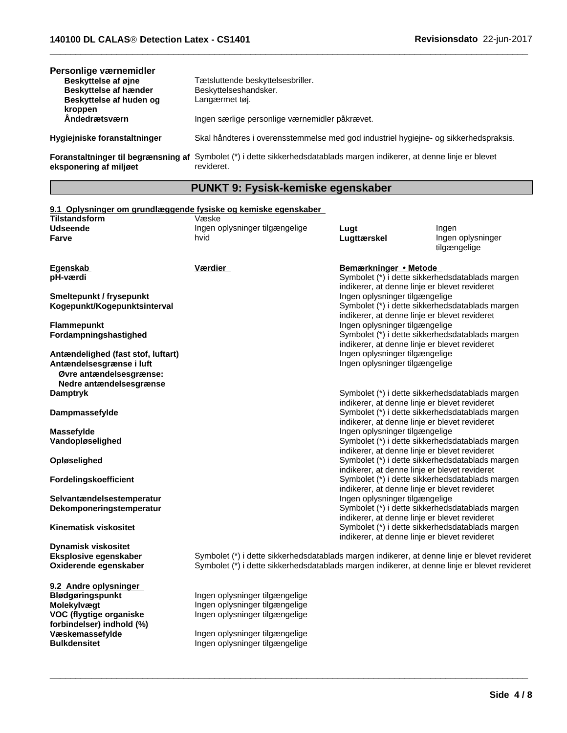**Personlige værnemidler**

| | |
|---|---|
| **Beskyttelse af øjne** | Tætsluttende beskyttelsesbriller. |
| **Beskyttelse af hænder** | Beskyttelseshandsker. |
| **Beskyttelse af huden og kroppen** | Langærmet tøj. |
| **Åndedrætsværn** | Ingen særlige personlige værnemidler påkrævet. |

**Hygiejniske foranstaltninger** Skal håndteres i overensstemmelse med god industriel hygiejne- og sikkerhedspraksis.

**Foranstaltninger til begrænsning af eksponering af miljøet** Symbolet (*) i dette sikkerhedsdatablads margen indikerer, at denne linje er blevet revideret.

## PUNKT 9: Fysisk-kemiske egenskaber

### 9.1 Oplysninger om grundlæggende fysiske og kemiske egenskaber

| | | | |
|---|---|---|---|
| **Tilstandsform** | Væske | | |
| **Udseende** | Ingen oplysninger tilgængelige | **Lugt** | Ingen |
| **Farve** | hvid | **Lugttærskel** | Ingen oplysninger tilgængelige |

| Egenskab | Værdier | Bemærkninger • Metode |
|---|---|---|
| **pH-værdi** | | Symbolet (*) i dette sikkerhedsdatablads margen indikerer, at denne linje er blevet revideret |
| **Smeltepunkt / frysepunkt** | | Ingen oplysninger tilgængelige |
| **Kogepunkt/Kogepunktsinterval** | | Symbolet (*) i dette sikkerhedsdatablads margen indikerer, at denne linje er blevet revideret |
| **Flammepunkt** | | Ingen oplysninger tilgængelige |
| **Fordampningshastighed** | | Symbolet (*) i dette sikkerhedsdatablads margen indikerer, at denne linje er blevet revideret |
| **Antændelighed (fast stof, luftart)** | | Ingen oplysninger tilgængelige |
| **Antændelsesgrænse i luft** | | Ingen oplysninger tilgængelige |
| **Øvre antændelsesgrænse:** | | |
| **Nedre antændelsesgrænse** | | |
| **Damptryk** | | Symbolet (*) i dette sikkerhedsdatablads margen indikerer, at denne linje er blevet revideret |
| **Dampmassefylde** | | Symbolet (*) i dette sikkerhedsdatablads margen indikerer, at denne linje er blevet revideret |
| **Massefylde** | | Ingen oplysninger tilgængelige |
| **Vandopløselighed** | | Symbolet (*) i dette sikkerhedsdatablads margen indikerer, at denne linje er blevet revideret |
| **Opløselighed** | | Symbolet (*) i dette sikkerhedsdatablads margen indikerer, at denne linje er blevet revideret |
| **Fordelingskoefficient** | | Symbolet (*) i dette sikkerhedsdatablads margen indikerer, at denne linje er blevet revideret |
| **Selvantændelsestemperatur** | | Ingen oplysninger tilgængelige |
| **Dekomponeringstemperatur** | | Symbolet (*) i dette sikkerhedsdatablads margen indikerer, at denne linje er blevet revideret |
| **Kinematisk viskositet** | | Symbolet (*) i dette sikkerhedsdatablads margen indikerer, at denne linje er blevet revideret |
| **Dynamisk viskositet** | | |
| **Eksplosive egenskaber** | Symbolet (*) i dette sikkerhedsdatablads margen indikerer, at denne linje er blevet revideret | |
| **Oxiderende egenskaber** | Symbolet (*) i dette sikkerhedsdatablads margen indikerer, at denne linje er blevet revideret | |

### 9.2 Andre oplysninger

| | |
|---|---|
| **Blødgøringspunkt** | Ingen oplysninger tilgængelige |
| **Molekylvægt** | Ingen oplysninger tilgængelige |
| **VOC (flygtige organiske forbindelser) indhold (%)** | Ingen oplysninger tilgængelige |
| **Væskemassefylde** | Ingen oplysninger tilgængelige |
| **Bulkdensitet** | Ingen oplysninger tilgængelige |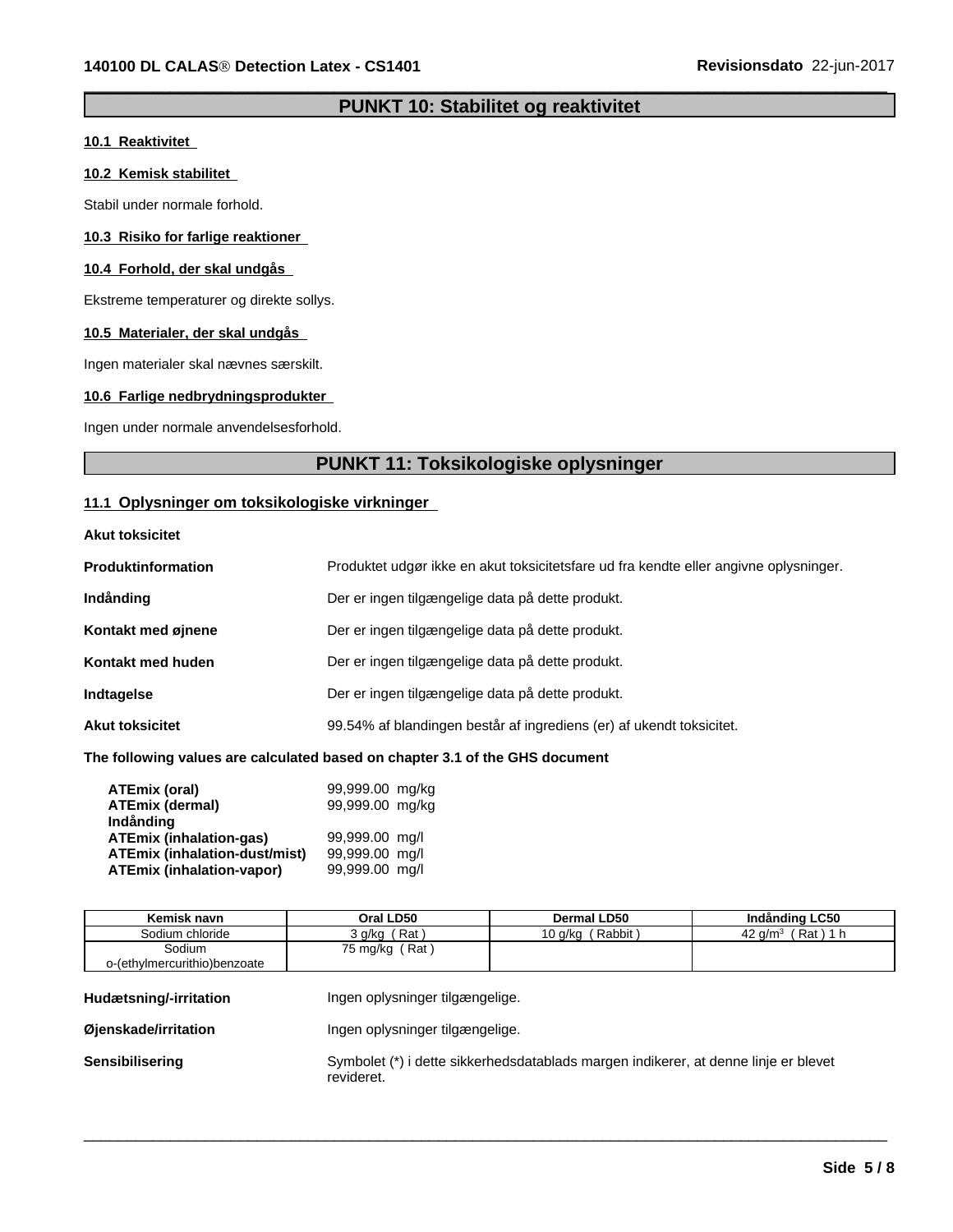## PUNKT 10: Stabilitet og reaktivitet

**10.1 Reaktivitet**

**10.2 Kemisk stabilitet**

Stabil under normale forhold.

**10.3 Risiko for farlige reaktioner**

**10.4 Forhold, der skal undgås**

Ekstreme temperaturer og direkte sollys.

**10.5 Materialer, der skal undgås**

Ingen materialer skal nævnes særskilt.

**10.6 Farlige nedbrydningsprodukter**

Ingen under normale anvendelsesforhold.

## PUNKT 11: Toksikologiske oplysninger

**11.1 Oplysninger om toksikologiske virkninger**

**Akut toksicitet**

**Produktinformation** Produktet udgør ikke en akut toksicitetsfare ud fra kendte eller angivne oplysninger.

**Indånding** Der er ingen tilgængelige data på dette produkt.

**Kontakt med øjnene** Der er ingen tilgængelige data på dette produkt.

**Kontakt med huden** Der er ingen tilgængelige data på dette produkt.

**Indtagelse** Der er ingen tilgængelige data på dette produkt.

**Akut toksicitet** 99.54% af blandingen består af ingrediens (er) af ukendt toksicitet.

**The following values are calculated based on chapter 3.1 of the GHS document**

**ATEmix (oral)** 99,999.00 mg/kg
**ATEmix (dermal)** 99,999.00 mg/kg
**Indånding**
**ATEmix (inhalation-gas)** 99,999.00 mg/l
**ATEmix (inhalation-dust/mist)** 99,999.00 mg/l
**ATEmix (inhalation-vapor)** 99,999.00 mg/l

| Kemisk navn | Oral LD50 | Dermal LD50 | Indånding LC50 |
|---|---|---|---|
| Sodium chloride | 3 g/kg ( Rat ) | 10 g/kg ( Rabbit ) | 42 g/m$^3$ ( Rat ) 1 h |
| Sodium o-(ethylmercurithio)benzoate | 75 mg/kg ( Rat ) | | |

**Hudætsning/-irritation** Ingen oplysninger tilgængelige.

**Øjenskade/irritation** Ingen oplysninger tilgængelige.

**Sensibilisering** Symbolet (*) i dette sikkerhedsdatablads margen indikerer, at denne linje er blevet revideret.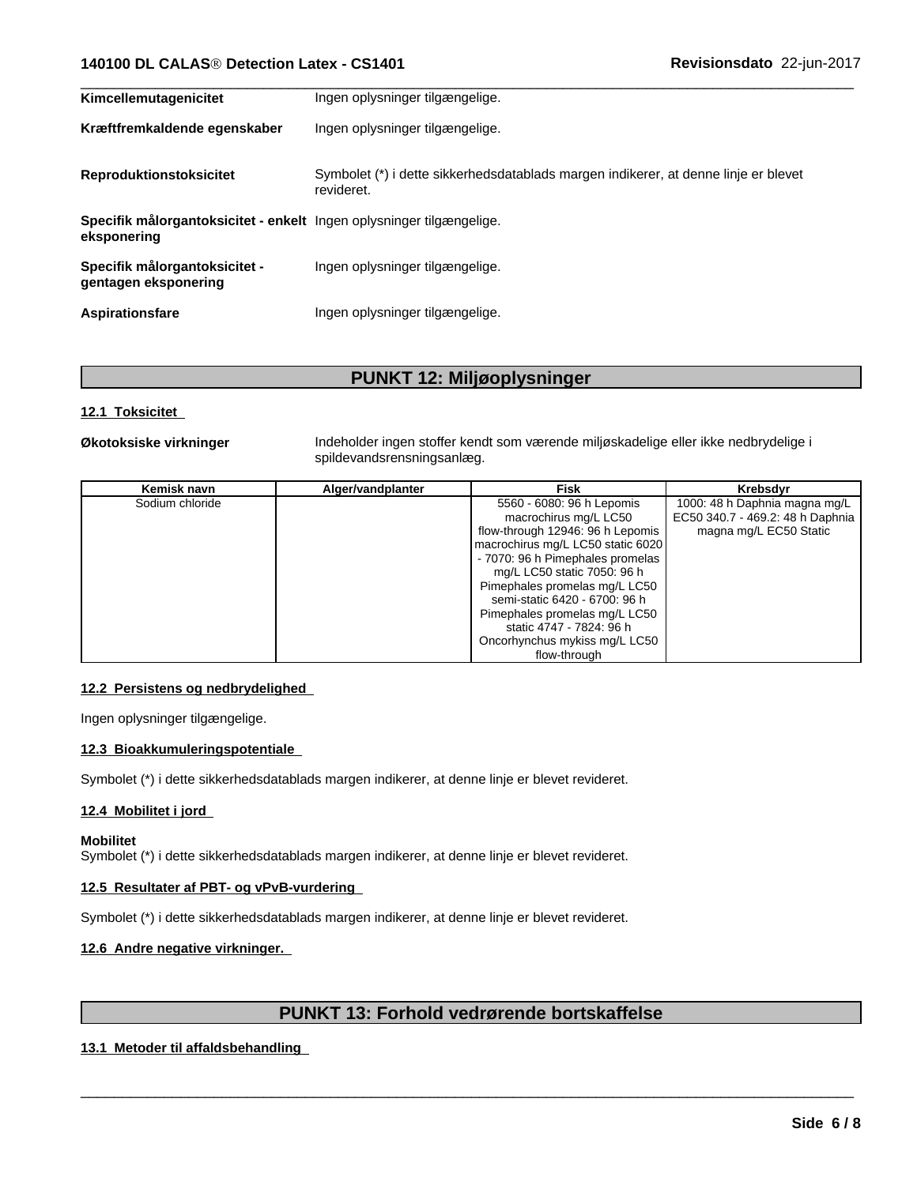| | |
|---|---|
| **Kimcellemutagenicitet** | Ingen oplysninger tilgængelige. |
| **Kræftfremkaldende egenskaber** | Ingen oplysninger tilgængelige. |
| **Reproduktionstoksicitet** | Symbolet (*) i dette sikkerhedsdatablads margen indikerer, at denne linje er blevet revideret. |
| **Specifik målorgantoksicitet - enkelt eksponering** | Ingen oplysninger tilgængelige. |
| **Specifik målorgantoksicitet - gentagen eksponering** | Ingen oplysninger tilgængelige. |
| **Aspirationsfare** | Ingen oplysninger tilgængelige. |

## PUNKT 12: Miljøoplysninger

### 12.1 Toksicitet

**Økotoksiske virkninger** Indeholder ingen stoffer kendt som værende miljøskadelige eller ikke nedbrydelige i spildevandsrensningsanlæg.

| Kemisk navn | Alger/vandplanter | Fisk | Krebsdyr |
|---|---|---|---|
| Sodium chloride | | 5560 - 6080: 96 h Lepomis macrochirus mg/L LC50 flow-through 12946: 96 h Lepomis macrochirus mg/L LC50 static 6020 - 7070: 96 h Pimephales promelas mg/L LC50 static 7050: 96 h Pimephales promelas mg/L LC50 semi-static 6420 - 6700: 96 h Pimephales promelas mg/L LC50 static 4747 - 7824: 96 h Oncorhynchus mykiss mg/L LC50 flow-through | 1000: 48 h Daphnia magna mg/L EC50 340.7 - 469.2: 48 h Daphnia magna mg/L EC50 Static |

### 12.2 Persistens og nedbrydelighed

Ingen oplysninger tilgængelige.

### 12.3 Bioakkumuleringspotentiale

Symbolet (*) i dette sikkerhedsdatablads margen indikerer, at denne linje er blevet revideret.

### 12.4 Mobilitet i jord

**Mobilitet**
Symbolet (*) i dette sikkerhedsdatablads margen indikerer, at denne linje er blevet revideret.

### 12.5 Resultater af PBT- og vPvB-vurdering

Symbolet (*) i dette sikkerhedsdatablads margen indikerer, at denne linje er blevet revideret.

### 12.6 Andre negative virkninger.

## PUNKT 13: Forhold vedrørende bortskaffelse

### 13.1 Metoder til affaldsbehandling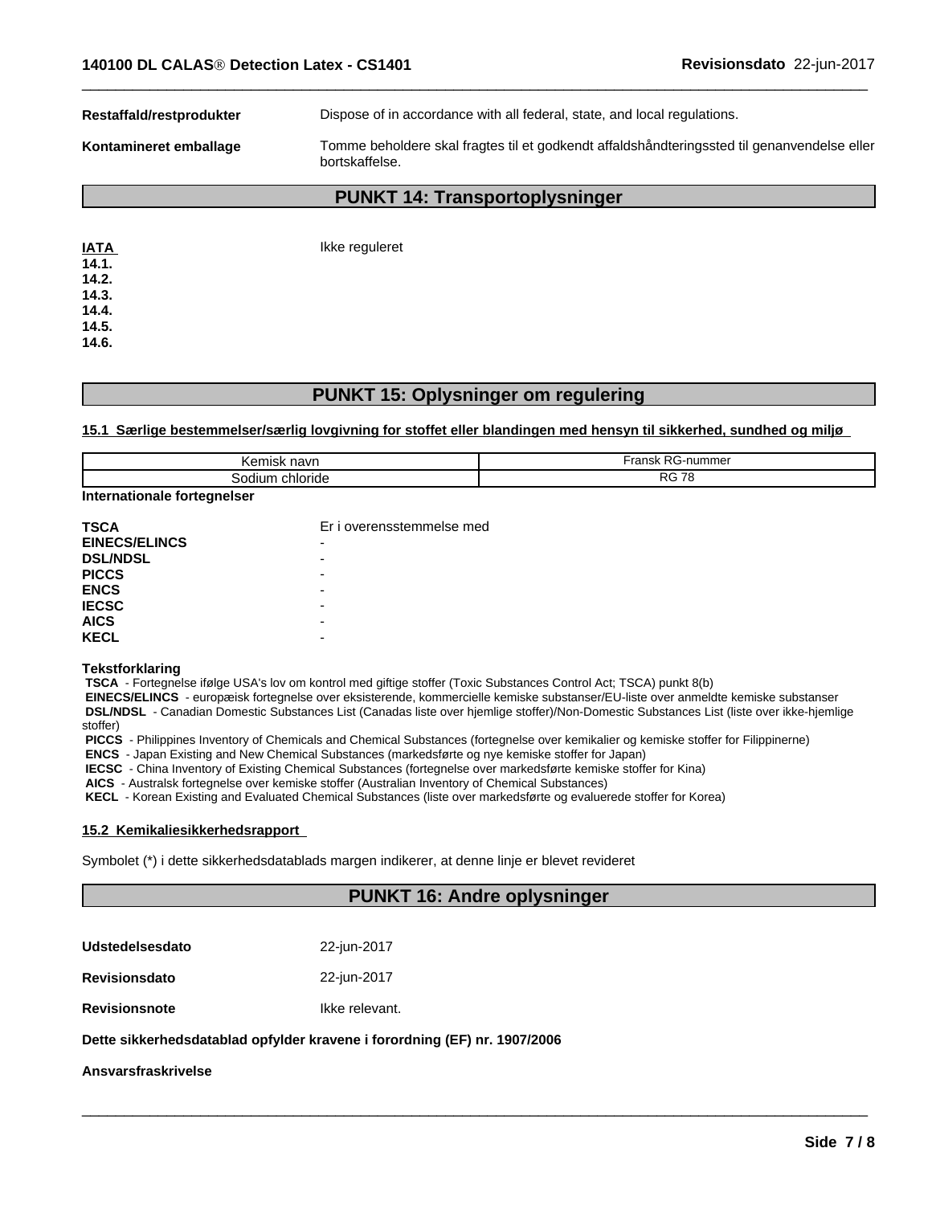**Restaffald/restprodukter** Dispose of in accordance with all federal, state, and local regulations.

**Kontamineret emballage** Tomme beholdere skal fragtes til et godkendt affaldshåndteringssted til genanvendelse eller bortskaffelse.

## PUNKT 14: Transportoplysninger

**IATA** Ikke reguleret

**14.1.**
**14.2.**
**14.3.**
**14.4.**
**14.5.**
**14.6.**

## PUNKT 15: Oplysninger om regulering

**15.1 Særlige bestemmelser/særlig lovgivning for stoffet eller blandingen med hensyn til sikkerhed, sundhed og miljø**

| Kemisk navn | Fransk RG-nummer |
|---|---|
| Sodium chloride | RG 78 |

**Internationale fortegnelser**

| | |
|---|---|
| **TSCA** | Er i overensstemmelse med |
| **EINECS/ELINCS** | - |
| **DSL/NDSL** | - |
| **PICCS** | - |
| **ENCS** | - |
| **IECSC** | - |
| **AICS** | - |
| **KECL** | - |

**Tekstforklaring**

**TSCA** - Fortegnelse ifølge USA's lov om kontrol med giftige stoffer (Toxic Substances Control Act; TSCA) punkt 8(b)
**EINECS/ELINCS** - europæisk fortegnelse over eksisterende, kommercielle kemiske substanser/EU-liste over anmeldte kemiske substanser
**DSL/NDSL** - Canadian Domestic Substances List (Canadas liste over hjemlige stoffer)/Non-Domestic Substances List (liste over ikke-hjemlige stoffer)
**PICCS** - Philippines Inventory of Chemicals and Chemical Substances (fortegnelse over kemikalier og kemiske stoffer for Filippinerne)
**ENCS** - Japan Existing and New Chemical Substances (markedsførte og nye kemiske stoffer for Japan)
**IECSC** - China Inventory of Existing Chemical Substances (fortegnelse over markedsførte kemiske stoffer for Kina)
**AICS** - Australsk fortegnelse over kemiske stoffer (Australian Inventory of Chemical Substances)
**KECL** - Korean Existing and Evaluated Chemical Substances (liste over markedsførte og evaluerede stoffer for Korea)

**15.2 Kemikaliesikkerhedsrapport**

Symbolet (*) i dette sikkerhedsdatablads margen indikerer, at denne linje er blevet revideret

## PUNKT 16: Andre oplysninger

**Udstedelsesdato** 22-jun-2017

**Revisionsdato** 22-jun-2017

**Revisionsnote** Ikke relevant.

**Dette sikkerhedsdatablad opfylder kravene i forordning (EF) nr. 1907/2006**

**Ansvarsfraskrivelse**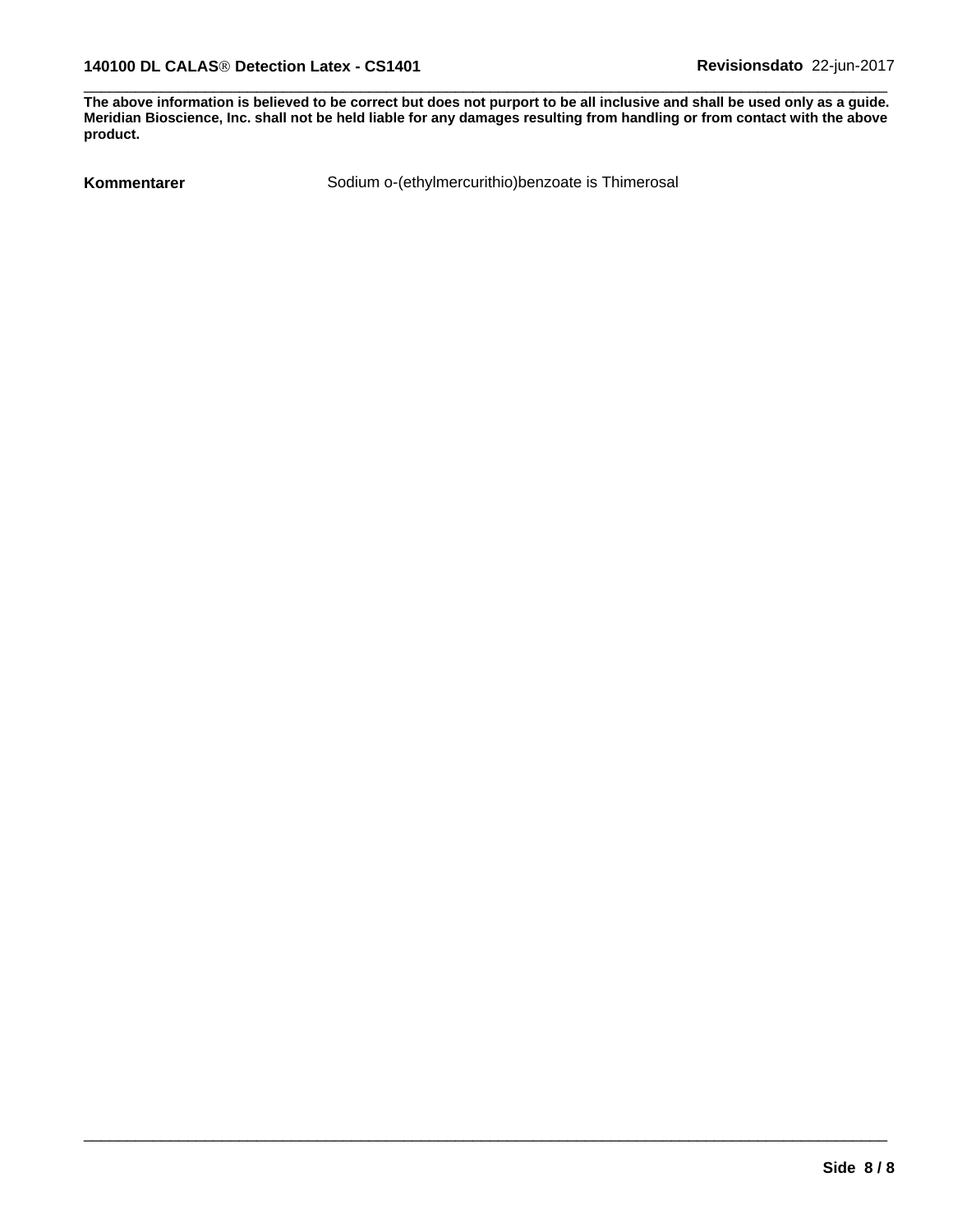**The above information is believed to be correct but does not purport to be all inclusive and shall be used only as a guide. Meridian Bioscience, Inc. shall not be held liable for any damages resulting from handling or from contact with the above product.**

**Kommentarer** Sodium o-(ethylmercurithio)benzoate is Thimerosal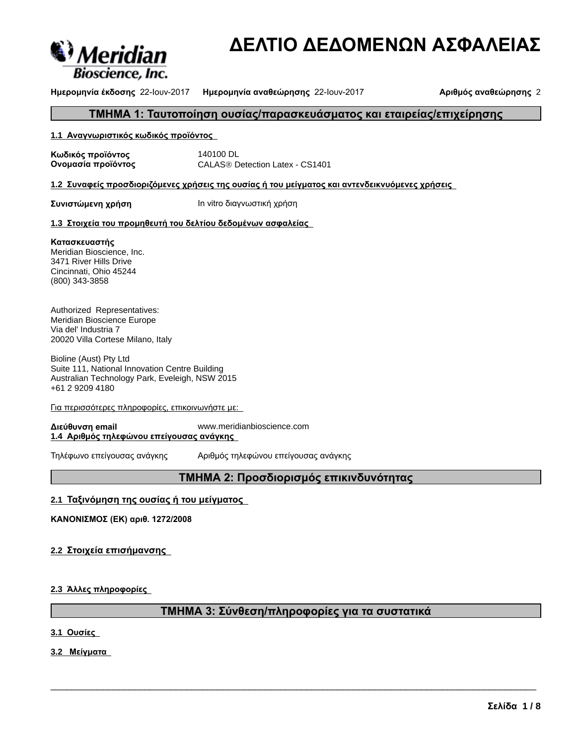# ΔΕΛΤΙΟ ΔΕΔΟΜΕΝΩΝ ΑΣΦΑΛΕΙΑΣ

**Ημερομηνία έκδοσης** 22-Ιουν-2017 **Ημερομηνία αναθεώρησης** 22-Ιουν-2017 **Αριθμός αναθεώρησης** 2

## ΤΜΗΜΑ 1: Ταυτοποίηση ουσίας/παρασκευάσματος και εταιρείας/επιχείρησης

### 1.1 Αναγνωριστικός κωδικός προϊόντος

**Κωδικός προϊόντος** 140100 DL
**Ονομασία προϊόντος** CALAS® Detection Latex - CS1401

### 1.2 Συναφείς προσδιοριζόμενες χρήσεις της ουσίας ή του μείγματος και αντενδεικνυόμενες χρήσεις

**Συνιστώμενη χρήση** In vitro διαγνωστική χρήση

### 1.3 Στοιχεία του προμηθευτή του δελτίου δεδομένων ασφαλείας

**Κατασκευαστής**
Meridian Bioscience, Inc.
3471 River Hills Drive
Cincinnati, Ohio 45244
(800) 343-3858

Authorized Representatives:
Meridian Bioscience Europe
Via del' Industria 7
20020 Villa Cortese Milano, Italy

Bioline (Aust) Pty Ltd
Suite 111, National Innovation Centre Building
Australian Technology Park, Eveleigh, NSW 2015
+61 2 9209 4180

Για περισσότερες πληροφορίες, επικοινωνήστε με:

**Διεύθυνση email** www.meridianbioscience.com

### 1.4 Αριθμός τηλεφώνου επείγουσας ανάγκης

Τηλέφωνο επείγουσας ανάγκης Αριθμός τηλεφώνου επείγουσας ανάγκης

## ΤΜΗΜΑ 2: Προσδιορισμός επικινδυνότητας

### 2.1 Ταξινόμηση της ουσίας ή του μείγματος

**ΚΑΝΟΝΙΣΜΟΣ (ΕΚ) αριθ. 1272/2008**

### 2.2 Στοιχεία επισήμανσης

### 2.3 Άλλες πληροφορίες

## ΤΜΗΜΑ 3: Σύνθεση/πληροφορίες για τα συστατικά

### 3.1 Ουσίες

### 3.2 Μείγματα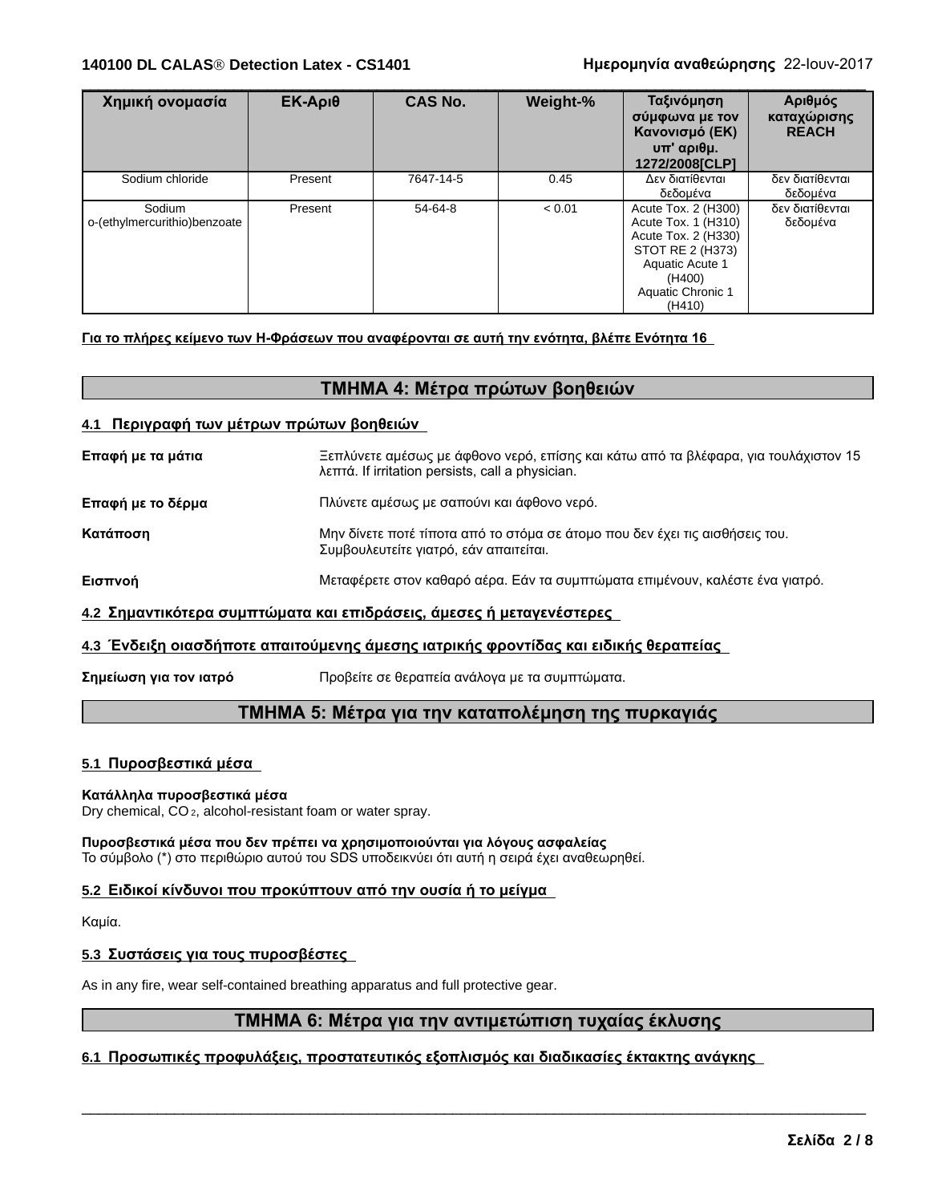| Χημική ονομασία | ΕΚ-Αριθ | CAS No. | Weight-% | Ταξινόμηση σύμφωνα με τον Κανονισμό (ΕΚ) υπ' αριθμ. 1272/2008[CLP] | Αριθμός καταχώρισης REACH |
|---|---|---|---|---|---|
| Sodium chloride | Present | 7647-14-5 | 0.45 | Δεν διατίθενται δεδομένα | δεν διατίθενται δεδομένα |
| Sodium o-(ethylmercurithio)benzoate | Present | 54-64-8 | < 0.01 | Acute Tox. 2 (H300) Acute Tox. 1 (H310) Acute Tox. 2 (H330) STOT RE 2 (H373) Aquatic Acute 1 (H400) Aquatic Chronic 1 (H410) | δεν διατίθενται δεδομένα |

Για το πλήρες κείμενο των Η-Φράσεων που αναφέρονται σε αυτή την ενότητα, βλέπε Ενότητα 16

## ΤΜΗΜΑ 4: Μέτρα πρώτων βοηθειών

### 4.1 Περιγραφή των μέτρων πρώτων βοηθειών

**Επαφή με τα μάτια** Ξεπλύνετε αμέσως με άφθονο νερό, επίσης και κάτω από τα βλέφαρα, για τουλάχιστον 15 λεπτά. If irritation persists, call a physician.

**Επαφή με το δέρμα** Πλύνετε αμέσως με σαπούνι και άφθονο νερό.

**Κατάποση** Μην δίνετε ποτέ τίποτα από το στόμα σε άτομο που δεν έχει τις αισθήσεις του. Συμβουλευτείτε γιατρό, εάν απαιτείται.

**Εισπνοή** Μεταφέρετε στον καθαρό αέρα. Εάν τα συμπτώματα επιμένουν, καλέστε ένα γιατρό.

### 4.2 Σημαντικότερα συμπτώματα και επιδράσεις, άμεσες ή μεταγενέστερες

### 4.3 Ένδειξη οιασδήποτε απαιτούμενης άμεσης ιατρικής φροντίδας και ειδικής θεραπείας

**Σημείωση για τον ιατρό** Προβείτε σε θεραπεία ανάλογα με τα συμπτώματα.

## ΤΜΗΜΑ 5: Μέτρα για την καταπολέμηση της πυρκαγιάς

### 5.1 Πυροσβεστικά μέσα

**Κατάλληλα πυροσβεστικά μέσα**
Dry chemical, $CO_2$, alcohol-resistant foam or water spray.

**Πυροσβεστικά μέσα που δεν πρέπει να χρησιμοποιούνται για λόγους ασφαλείας**
Το σύμβολο (*) στο περιθώριο αυτού του SDS υποδεικνύει ότι αυτή η σειρά έχει αναθεωρηθεί.

### 5.2 Ειδικοί κίνδυνοι που προκύπτουν από την ουσία ή το μείγμα

Καμία.

### 5.3 Συστάσεις για τους πυροσβέστες

As in any fire, wear self-contained breathing apparatus and full protective gear.

## ΤΜΗΜΑ 6: Μέτρα για την αντιμετώπιση τυχαίας έκλυσης

### 6.1 Προσωπικές προφυλάξεις, προστατευτικός εξοπλισμός και διαδικασίες έκτακτης ανάγκης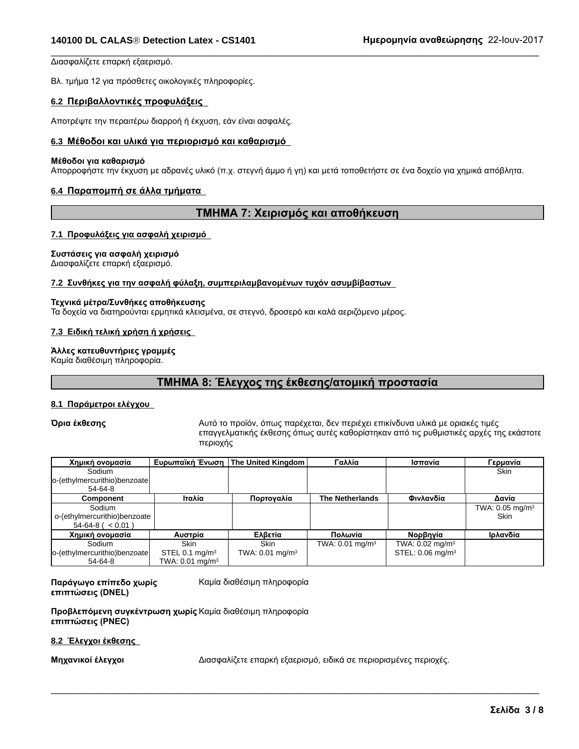Διασφαλίζετε επαρκή εξαερισμό.

Βλ. τμήμα 12 για πρόσθετες οικολογικές πληροφορίες.

### 6.2 Περιβαλλοντικές προφυλάξεις

Αποτρέψτε την περαιτέρω διαρροή ή έκχυση, εάν είναι ασφαλές.

### 6.3 Μέθοδοι και υλικά για περιορισμό και καθαρισμό

**Μέθοδοι για καθαρισμό**
Απορροφήστε την έκχυση με αδρανές υλικό (π.χ. στεγνή άμμο ή γη) και μετά τοποθετήστε σε ένα δοχείο για χημικά απόβλητα.

### 6.4 Παραπομπή σε άλλα τμήματα

## ΤΜΗΜΑ 7: Χειρισμός και αποθήκευση

### 7.1 Προφυλάξεις για ασφαλή χειρισμό

**Συστάσεις για ασφαλή χειρισμό**
Διασφαλίζετε επαρκή εξαερισμό.

### 7.2 Συνθήκες για την ασφαλή φύλαξη, συμπεριλαμβανομένων τυχόν ασυμβίβαστων

**Τεχνικά μέτρα/Συνθήκες αποθήκευσης**
Τα δοχεία να διατηρούνται ερμητικά κλεισμένα, σε στεγνό, δροσερό και καλά αεριζόμενο μέρος.

### 7.3 Ειδική τελική χρήση ή χρήσεις

**Άλλες κατευθυντήριες γραμμές**
Καμία διαθέσιμη πληροφορία.

## ΤΜΗΜΑ 8: Έλεγχος της έκθεσης/ατομική προστασία

### 8.1 Παράμετροι ελέγχου

**Όρια έκθεσης** Αυτό το προϊόν, όπως παρέχεται, δεν περιέχει επικίνδυνα υλικά με οριακές τιμές επαγγελματικής έκθεσης όπως αυτές καθορίστηκαν από τις ρυθμιστικές αρχές της εκάστοτε περιοχής

| Χημική ονομασία | Ευρωπαϊκή Ένωση | The United Kingdom | Γαλλία | Ισπανία | Γερμανία |
|---|---|---|---|---|---|
| Sodium o-(ethylmercurithio)benzoate 54-64-8 | | | | | Skin |

| Component | Ιταλία | Πορτογαλία | The Netherlands | Φινλανδία | Δανία |
|---|---|---|---|---|---|
| Sodium o-(ethylmercurithio)benzoate 54-64-8 ( < 0.01 ) | | | | | TWA: 0.05 mg/m³ Skin |

| Χημική ονομασία | Αυστρία | Ελβετία | Πολωνία | Νορβηγία | Ιρλανδία |
|---|---|---|---|---|---|
| Sodium o-(ethylmercurithio)benzoate 54-64-8 | Skin STEL 0.1 mg/m³ TWA: 0.01 mg/m³ | Skin TWA: 0.01 mg/m³ | TWA: 0.01 mg/m³ | TWA: 0.02 mg/m³ STEL: 0.06 mg/m³ | |

**Παράγωγο επίπεδο χωρίς επιπτώσεις (DNEL)** Καμία διαθέσιμη πληροφορία

**Προβλεπόμενη συγκέντρωση χωρίς επιπτώσεις (PNEC)** Καμία διαθέσιμη πληροφορία

### 8.2 Έλεγχοι έκθεσης

**Μηχανικοί έλεγχοι** Διασφαλίζετε επαρκή εξαερισμό, ειδικά σε περιορισμένες περιοχές.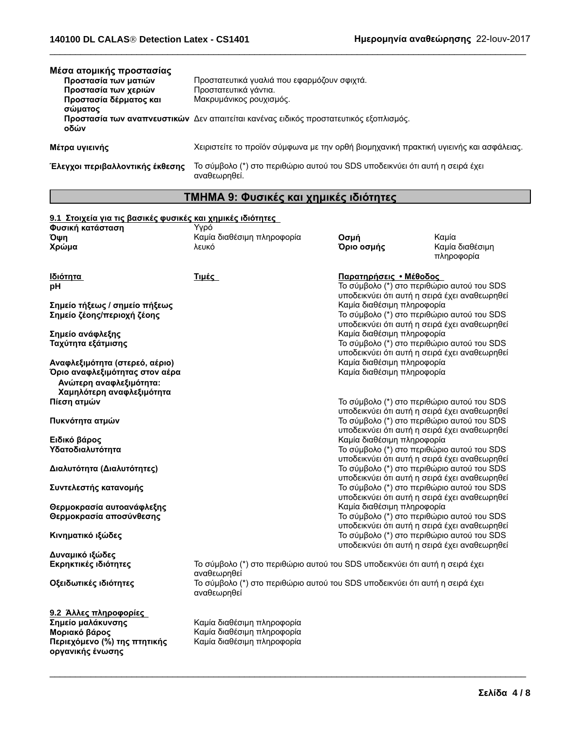**Μέσα ατομικής προστασίας**

| | |
|---|---|
| **Προστασία των ματιών** | Προστατευτικά γυαλιά που εφαρμόζουν σφιχτά. |
| **Προστασία των χεριών** | Προστατευτικά γάντια. |
| **Προστασία δέρματος και σώματος** | Μακρυμάνικος ρουχισμός. |
| **Προστασία των αναπνευστικών οδών** | Δεν απαιτείται κανένας ειδικός προστατευτικός εξοπλισμός. |

| | |
|---|---|
| **Μέτρα υγιεινής** | Χειριστείτε το προϊόν σύμφωνα με την ορθή βιομηχανική πρακτική υγιεινής και ασφάλειας. |
| **Έλεγχοι περιβαλλοντικής έκθεσης** | Το σύμβολο (*) στο περιθώριο αυτού του SDS υποδεικνύει ότι αυτή η σειρά έχει αναθεωρηθεί. |

## ΤΜΗΜΑ 9: Φυσικές και χημικές ιδιότητες

**9.1 Στοιχεία για τις βασικές φυσικές και χημικές ιδιότητες**

| | | | |
|---|---|---|---|
| **Φυσική κατάσταση** | Υγρό | | |
| **Όψη** | Καμία διαθέσιμη πληροφορία | **Οσμή** | Καμία |
| **Χρώμα** | λευκό | **Όριο οσμής** | Καμία διαθέσιμη πληροφορία |

| **Ιδιότητα** | **Τιμές** | **Παρατηρήσεις • Μέθοδος** |
|---|---|---|
| **pH** | | Το σύμβολο (*) στο περιθώριο αυτού του SDS υποδεικνύει ότι αυτή η σειρά έχει αναθεωρηθεί |
| **Σημείο τήξεως / σημείο πήξεως** | | Καμία διαθέσιμη πληροφορία |
| **Σημείο ζέσης/περιοχή ζέσης** | | Το σύμβολο (*) στο περιθώριο αυτού του SDS υποδεικνύει ότι αυτή η σειρά έχει αναθεωρηθεί |
| **Σημείο ανάφλεξης** | | Καμία διαθέσιμη πληροφορία |
| **Ταχύτητα εξάτμισης** | | Το σύμβολο (*) στο περιθώριο αυτού του SDS υποδεικνύει ότι αυτή η σειρά έχει αναθεωρηθεί |
| **Αναφλεξιμότητα (στερεό, αέριο)** | | Καμία διαθέσιμη πληροφορία |
| **Όριο αναφλεξιμότητας στον αέρα** | | Καμία διαθέσιμη πληροφορία |
| **Ανώτερη αναφλεξιμότητα:** | | |
| **Χαμηλότερη αναφλεξιμότητα** | | |
| **Πίεση ατμών** | | Το σύμβολο (*) στο περιθώριο αυτού του SDS υποδεικνύει ότι αυτή η σειρά έχει αναθεωρηθεί |
| **Πυκνότητα ατμών** | | Το σύμβολο (*) στο περιθώριο αυτού του SDS υποδεικνύει ότι αυτή η σειρά έχει αναθεωρηθεί |
| **Ειδικό βάρος** | | Καμία διαθέσιμη πληροφορία |
| **Υδατοδιαλυτότητα** | | Το σύμβολο (*) στο περιθώριο αυτού του SDS υποδεικνύει ότι αυτή η σειρά έχει αναθεωρηθεί |
| **Διαλυτότητα (Διαλυτότητες)** | | Το σύμβολο (*) στο περιθώριο αυτού του SDS υποδεικνύει ότι αυτή η σειρά έχει αναθεωρηθεί |
| **Συντελεστής κατανομής** | | Το σύμβολο (*) στο περιθώριο αυτού του SDS υποδεικνύει ότι αυτή η σειρά έχει αναθεωρηθεί |
| **Θερμοκρασία αυτοανάφλεξης** | | Καμία διαθέσιμη πληροφορία |
| **Θερμοκρασία αποσύνθεσης** | | Το σύμβολο (*) στο περιθώριο αυτού του SDS υποδεικνύει ότι αυτή η σειρά έχει αναθεωρηθεί |
| **Κινηματικό ιξώδες** | | Το σύμβολο (*) στο περιθώριο αυτού του SDS υποδεικνύει ότι αυτή η σειρά έχει αναθεωρηθεί |
| **Δυναμικό ιξώδες** | | |
| **Εκρηκτικές ιδιότητες** | Το σύμβολο (*) στο περιθώριο αυτού του SDS υποδεικνύει ότι αυτή η σειρά έχει αναθεωρηθεί | |
| **Οξειδωτικές ιδιότητες** | Το σύμβολο (*) στο περιθώριο αυτού του SDS υποδεικνύει ότι αυτή η σειρά έχει αναθεωρηθεί | |

**9.2 Άλλες πληροφορίες**

| | |
|---|---|
| **Σημείο μαλάκυνσης** | Καμία διαθέσιμη πληροφορία |
| **Μοριακό βάρος** | Καμία διαθέσιμη πληροφορία |
| **Περιεχόμενο (%) της πτητικής οργανικής ένωσης** | Καμία διαθέσιμη πληροφορία |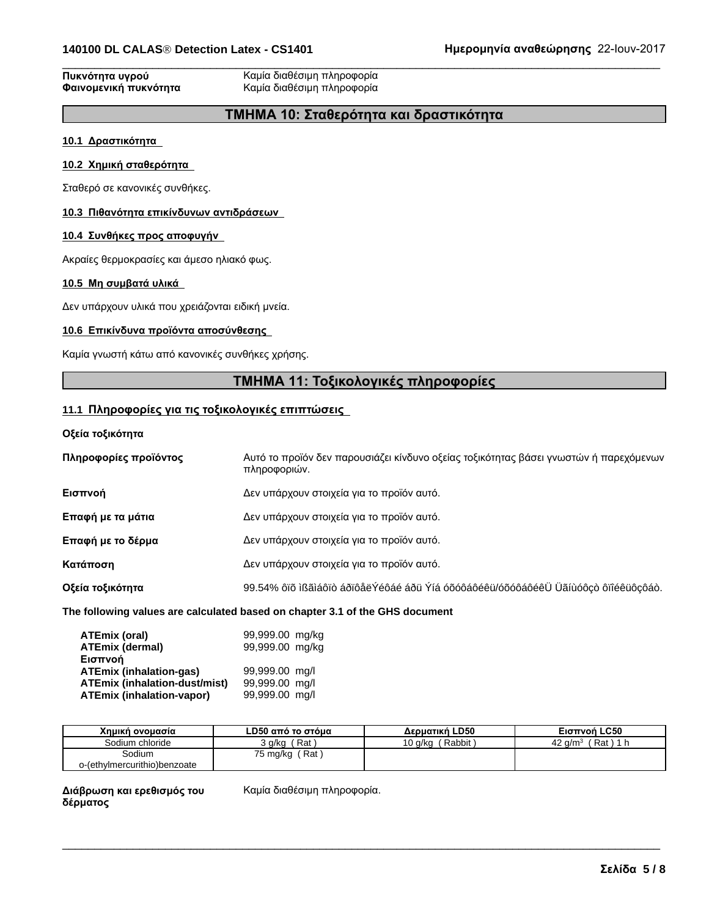| | |
|---|---|
| **Πυκνότητα υγρού** | Καμία διαθέσιμη πληροφορία |
| **Φαινομενική πυκνότητα** | Καμία διαθέσιμη πληροφορία |

## ΤΜΗΜΑ 10: Σταθερότητα και δραστικότητα

**10.1 Δραστικότητα**

**10.2 Χημική σταθερότητα**

Σταθερό σε κανονικές συνθήκες.

**10.3 Πιθανότητα επικίνδυνων αντιδράσεων**

**10.4 Συνθήκες προς αποφυγήν**

Ακραίες θερμοκρασίες και άμεσο ηλιακό φως.

**10.5 Μη συμβατά υλικά**

Δεν υπάρχουν υλικά που χρειάζονται ειδική μνεία.

**10.6 Επικίνδυνα προϊόντα αποσύνθεσης**

Καμία γνωστή κάτω από κανονικές συνθήκες χρήσης.

## ΤΜΗΜΑ 11: Τοξικολογικές πληροφορίες

**11.1 Πληροφορίες για τις τοξικολογικές επιπτώσεις**

**Οξεία τοξικότητα**

**Πληροφορίες προϊόντος** — Αυτό το προϊόν δεν παρουσιάζει κίνδυνο οξείας τοξικότητας βάσει γνωστών ή παρεχόμενων πληροφοριών.

**Εισπνοή** — Δεν υπάρχουν στοιχεία για το προϊόν αυτό.

**Επαφή με τα μάτια** — Δεν υπάρχουν στοιχεία για το προϊόν αυτό.

**Επαφή με το δέρμα** — Δεν υπάρχουν στοιχεία για το προϊόν αυτό.

**Κατάποση** — Δεν υπάρχουν στοιχεία για το προϊόν αυτό.

**Οξεία τοξικότητα** — 99.54% ôïõ ìßãìáôïò áðïôåëåßôáé áðü Ýíá óõóôáôéêü/óõóôáôéêÜ Üãíùóôçò ôïîéêüôçôáò.

**The following values are calculated based on chapter 3.1 of the GHS document**

| | |
|---|---|
| **ATEmix (oral)** | 99,999.00 mg/kg |
| **ATEmix (dermal)** | 99,999.00 mg/kg |
| **Εισπνοή** | |
| **ATEmix (inhalation-gas)** | 99,999.00 mg/l |
| **ATEmix (inhalation-dust/mist)** | 99,999.00 mg/l |
| **ATEmix (inhalation-vapor)** | 99,999.00 mg/l |

| Χημική ονομασία | LD50 από το στόμα | Δερματική LD50 | Εισπνοή LC50 |
|---|---|---|---|
| Sodium chloride | 3 g/kg ( Rat ) | 10 g/kg ( Rabbit ) | 42 g/m$^3$ ( Rat ) 1 h |
| Sodium o-(ethylmercurithio)benzoate | 75 mg/kg ( Rat ) | | |

**Διάβρωση και ερεθισμός του δέρματος** — Καμία διαθέσιμη πληροφορία.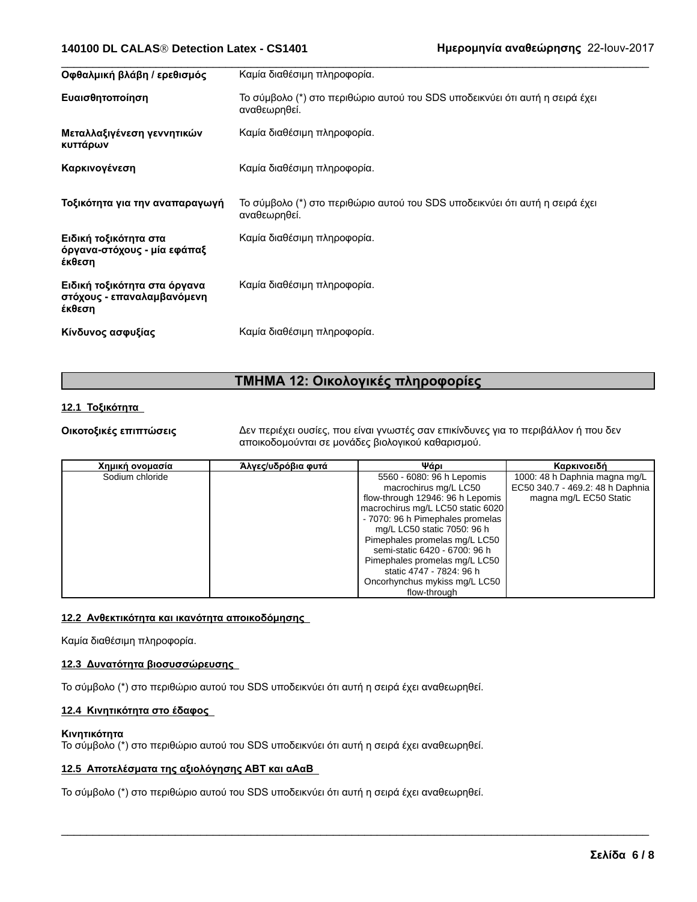| | |
|---|---|
| **Οφθαλμική βλάβη / ερεθισμός** | Καμία διαθέσιμη πληροφορία. |
| **Ευαισθητοποίηση** | Το σύμβολο (*) στο περιθώριο αυτού του SDS υποδεικνύει ότι αυτή η σειρά έχει αναθεωρηθεί. |
| **Μεταλλαξιγένεση γεννητικών κυττάρων** | Καμία διαθέσιμη πληροφορία. |
| **Καρκινογένεση** | Καμία διαθέσιμη πληροφορία. |
| **Τοξικότητα για την αναπαραγωγή** | Το σύμβολο (*) στο περιθώριο αυτού του SDS υποδεικνύει ότι αυτή η σειρά έχει αναθεωρηθεί. |
| **Ειδική τοξικότητα στα όργανα-στόχους - μία εφάπαξ έκθεση** | Καμία διαθέσιμη πληροφορία. |
| **Ειδική τοξικότητα στα όργανα στόχους - επαναλαμβανόμενη έκθεση** | Καμία διαθέσιμη πληροφορία. |
| **Κίνδυνος ασφυξίας** | Καμία διαθέσιμη πληροφορία. |

## ΤΜΗΜΑ 12: Οικολογικές πληροφορίες

### 12.1 Τοξικότητα

**Οικοτοξικές επιπτώσεις** Δεν περιέχει ουσίες, που είναι γνωστές σαν επικίνδυνες για το περιβάλλον ή που δεν αποικοδομούνται σε μονάδες βιολογικού καθαρισμού.

| Χημική ονομασία | Άλγες/υδρόβια φυτά | Ψάρι | Καρκινοειδή |
|---|---|---|---|
| Sodium chloride | | 5560 - 6080: 96 h Lepomis macrochirus mg/L LC50 flow-through 12946: 96 h Lepomis macrochirus mg/L LC50 static 6020 - 7070: 96 h Pimephales promelas mg/L LC50 static 7050: 96 h Pimephales promelas mg/L LC50 semi-static 6420 - 6700: 96 h Pimephales promelas mg/L LC50 static 4747 - 7824: 96 h Oncorhynchus mykiss mg/L LC50 flow-through | 1000: 48 h Daphnia magna mg/L EC50 340.7 - 469.2: 48 h Daphnia magna mg/L EC50 Static |

### 12.2 Ανθεκτικότητα και ικανότητα αποικοδόμησης

Καμία διαθέσιμη πληροφορία.

### 12.3 Δυνατότητα βιοσυσσώρευσης

Το σύμβολο (*) στο περιθώριο αυτού του SDS υποδεικνύει ότι αυτή η σειρά έχει αναθεωρηθεί.

### 12.4 Κινητικότητα στο έδαφος

**Κινητικότητα**
Το σύμβολο (*) στο περιθώριο αυτού του SDS υποδεικνύει ότι αυτή η σειρά έχει αναθεωρηθεί.

### 12.5 Αποτελέσματα της αξιολόγησης ΑΒΤ και αΑαΒ

Το σύμβολο (*) στο περιθώριο αυτού του SDS υποδεικνύει ότι αυτή η σειρά έχει αναθεωρηθεί.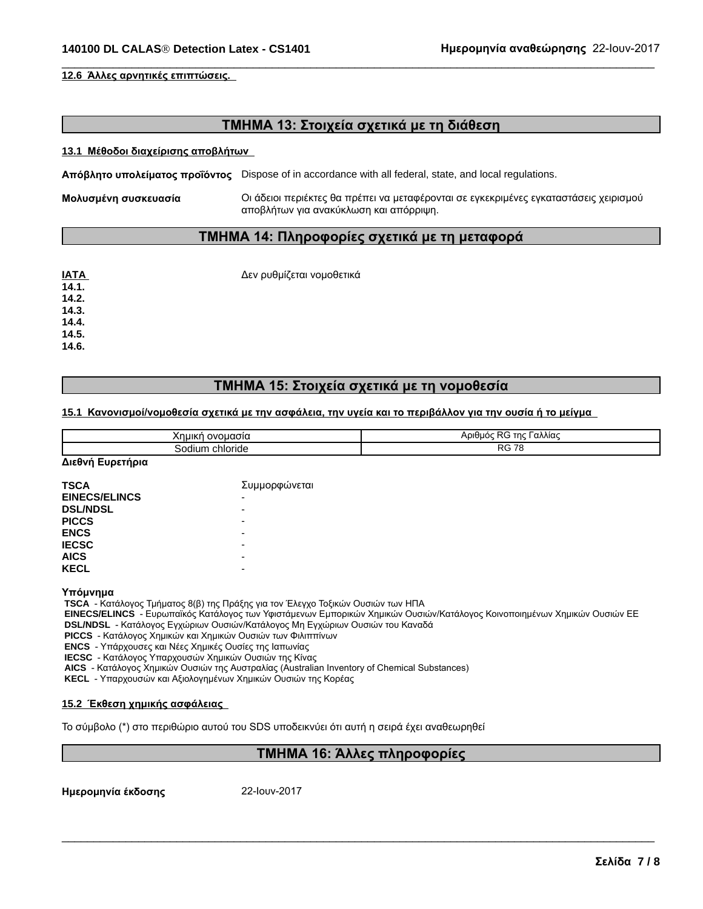**12.6 Άλλες αρνητικές επιπτώσεις.**

## ΤΜΗΜΑ 13: Στοιχεία σχετικά με τη διάθεση

**13.1 Μέθοδοι διαχείρισης αποβλήτων**

**Απόβλητο υπολείματος προϊόντος** Dispose of in accordance with all federal, state, and local regulations.

**Μολυσμένη συσκευασία** Οι άδειοι περιέκτες θα πρέπει να μεταφέρονται σε εγκεκριμένες εγκαταστάσεις χειρισμού αποβλήτων για ανακύκλωση και απόρριψη.

## ΤΜΗΜΑ 14: Πληροφορίες σχετικά με τη μεταφορά

**IATA** Δεν ρυθμίζεται νομοθετικά

**14.1.**
**14.2.**
**14.3.**
**14.4.**
**14.5.**
**14.6.**

## ΤΜΗΜΑ 15: Στοιχεία σχετικά με τη νομοθεσία

**15.1 Κανονισμοί/νομοθεσία σχετικά με την ασφάλεια, την υγεία και το περιβάλλον για την ουσία ή το μείγμα**

| Χημική ονομασία | Αριθμός RG της Γαλλίας |
|---|---|
| Sodium chloride | RG 78 |

**Διεθνή Ευρετήρια**

| | |
|---|---|
| **TSCA** | Συμμορφώνεται |
| **EINECS/ELINCS** | - |
| **DSL/NDSL** | - |
| **PICCS** | - |
| **ENCS** | - |
| **IECSC** | - |
| **AICS** | - |
| **KECL** | - |

**Υπόμνημα**
**TSCA** - Κατάλογος Τμήματος 8(β) της Πράξης για τον Έλεγχο Τοξικών Ουσιών των ΗΠΑ
**EINECS/ELINCS** - Ευρωπαϊκός Κατάλογος των Υφιστάμενων Εμπορικών Χημικών Ουσιών/Κατάλογος Κοινοποιημένων Χημικών Ουσιών ΕΕ
**DSL/NDSL** - Κατάλογος Εγχώριων Ουσιών/Κατάλογος Μη Εγχώριων Ουσιών του Καναδά
**PICCS** - Κατάλογος Χημικών και Χημικών Ουσιών των Φιλιππίνων
**ENCS** - Υπάρχουσες και Νέες Χημικές Ουσίες της Ιαπωνίας
**IECSC** - Κατάλογος Υπαρχουσών Χημικών Ουσιών της Κίνας
**AICS** - Κατάλογος Χημικών Ουσιών της Αυστραλίας (Australian Inventory of Chemical Substances)
**KECL** - Υπαρχουσών και Αξιολογημένων Χημικών Ουσιών της Κορέας

**15.2 Έκθεση χημικής ασφάλειας**

Το σύμβολο (*) στο περιθώριο αυτού του SDS υποδεικνύει ότι αυτή η σειρά έχει αναθεωρηθεί

## ΤΜΗΜΑ 16: Άλλες πληροφορίες

**Ημερομηνία έκδοσης** 22-Ιουν-2017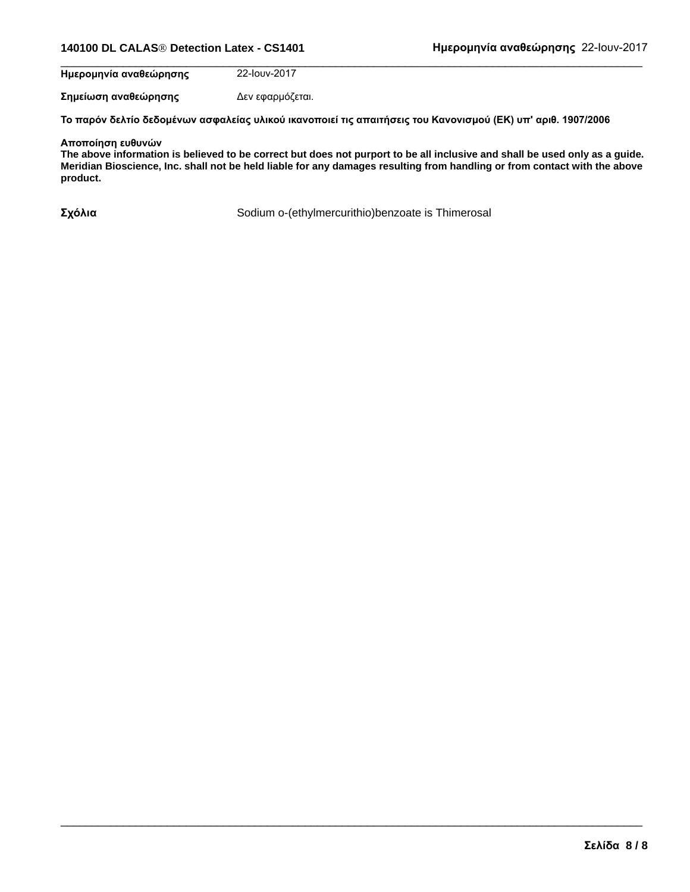**Ημερομηνία αναθεώρησης** 22-Ιουν-2017

**Σημείωση αναθεώρησης** Δεν εφαρμόζεται.

**Το παρόν δελτίο δεδομένων ασφαλείας υλικού ικανοποιεί τις απαιτήσεις του Κανονισμού (ΕΚ) υπ' αριθ. 1907/2006**

**Αποποίηση ευθυνών**
**The above information is believed to be correct but does not purport to be all inclusive and shall be used only as a guide. Meridian Bioscience, Inc. shall not be held liable for any damages resulting from handling or from contact with the above product.**

**Σχόλια** Sodium o-(ethylmercurithio)benzoate is Thimerosal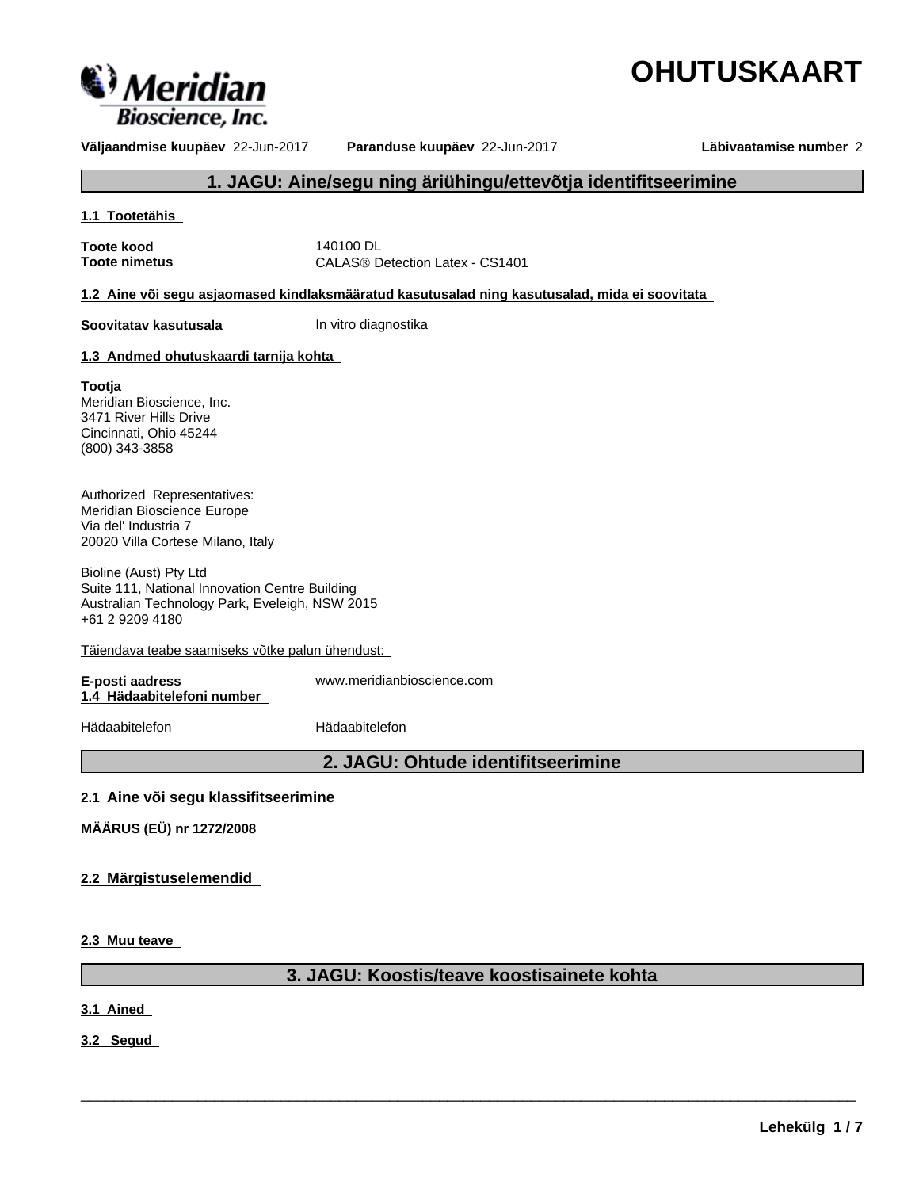# OHUTUSKAART

**Väljaandmise kuupäev** 22-Jun-2017 **Paranduse kuupäev** 22-Jun-2017 **Läbivaatamise number** 2

## 1. JAGU: Aine/segu ning äriühingu/ettevõtja identifitseerimine

### 1.1 Tootetähis

**Toote kood** 140100 DL
**Toote nimetus** CALAS® Detection Latex - CS1401

### 1.2 Aine või segu asjaomased kindlaksmääratud kasutusalad ning kasutusalad, mida ei soovitata

**Soovitatav kasutusala** In vitro diagnostika

### 1.3 Andmed ohutuskaardi tarnija kohta

**Tootja**
Meridian Bioscience, Inc.
3471 River Hills Drive
Cincinnati, Ohio 45244
(800) 343-3858

Authorized Representatives:
Meridian Bioscience Europe
Via del' Industria 7
20020 Villa Cortese Milano, Italy

Bioline (Aust) Pty Ltd
Suite 111, National Innovation Centre Building
Australian Technology Park, Eveleigh, NSW 2015
+61 2 9209 4180

Täiendava teabe saamiseks võtke palun ühendust:

**E-posti aadress** www.meridianbioscience.com

### 1.4 Hädaabitelefoni number

Hädaabitelefon Hädaabitelefon

## 2. JAGU: Ohtude identifitseerimine

### 2.1 Aine või segu klassifitseerimine

**MÄÄRUS (EÜ) nr 1272/2008**

### 2.2 Märgistuselemendid

### 2.3 Muu teave

## 3. JAGU: Koostis/teave koostisainete kohta

### 3.1 Ained

### 3.2 Segud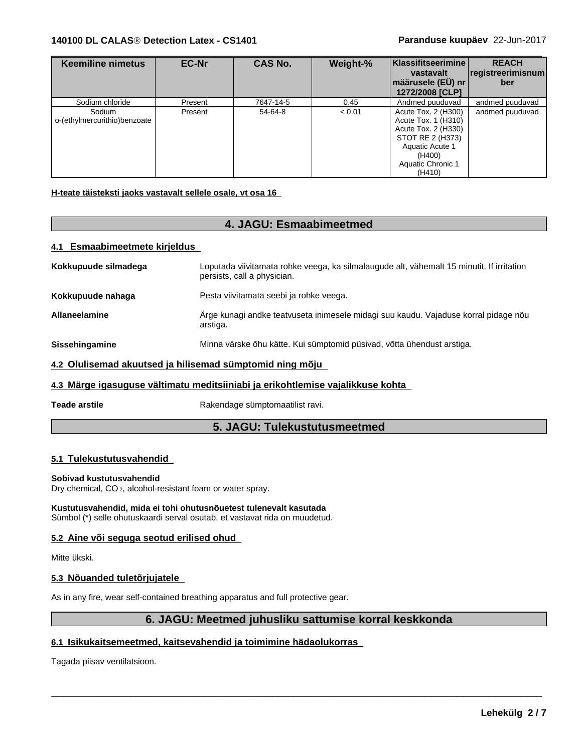| Keemiline nimetus | EC-Nr | CAS No. | Weight-% | Klassifitseerimine vastavalt määrusele (EÜ) nr 1272/2008 [CLP] | REACH registreerimisnumber |
|---|---|---|---|---|---|
| Sodium chloride | Present | 7647-14-5 | 0.45 | Andmed puuduvad | andmed puuduvad |
| Sodium o-(ethylmercurithio)benzoate | Present | 54-64-8 | < 0.01 | Acute Tox. 2 (H300) Acute Tox. 1 (H310) Acute Tox. 2 (H330) STOT RE 2 (H373) Aquatic Acute 1 (H400) Aquatic Chronic 1 (H410) | andmed puuduvad |

**H-teate täisteksti jaoks vastavalt sellele osale, vt osa 16**

## 4. JAGU: Esmaabimeetmed

### 4.1 Esmaabimeetmete kirjeldus

**Kokkupuude silmadega** Loputada viivitamata rohke veega, ka silmalaugude alt, vähemalt 15 minutit. If irritation persists, call a physician.

**Kokkupuude nahaga** Pesta viivitamata seebi ja rohke veega.

**Allaneelamine** Ärge kunagi andke teatvuseta inimesele midagi suu kaudu. Vajaduse korral pidage nõu arstiga.

**Sissehingamine** Minna värske õhu kätte. Kui sümptomid püsivad, võtta ühendust arstiga.

### 4.2 Olulisemad akuutsed ja hilisemad sümptomid ning mõju

### 4.3 Märge igasuguse vältimatu meditsiiniabi ja erikohtlemise vajalikkuse kohta

**Teade arstile** Rakendage sümptomaatilist ravi.

## 5. JAGU: Tulekustutusmeetmed

### 5.1 Tulekustutusvahendid

**Sobivad kustutusvahendid**
Dry chemical, $CO_2$, alcohol-resistant foam or water spray.

**Kustutusvahendid, mida ei tohi ohutusnõuetest tulenevalt kasutada**
Sümbol (*) selle ohutuskaardi serval osutab, et vastavat rida on muudetud.

### 5.2 Aine või seguga seotud erilised ohud

Mitte ükski.

### 5.3 Nõuanded tuletõrjujatele

As in any fire, wear self-contained breathing apparatus and full protective gear.

## 6. JAGU: Meetmed juhusliku sattumise korral keskkonda

### 6.1 Isikukaitsemeetmed, kaitsevahendid ja toimimine hädaolukorras

Tagada piisav ventilatsioon.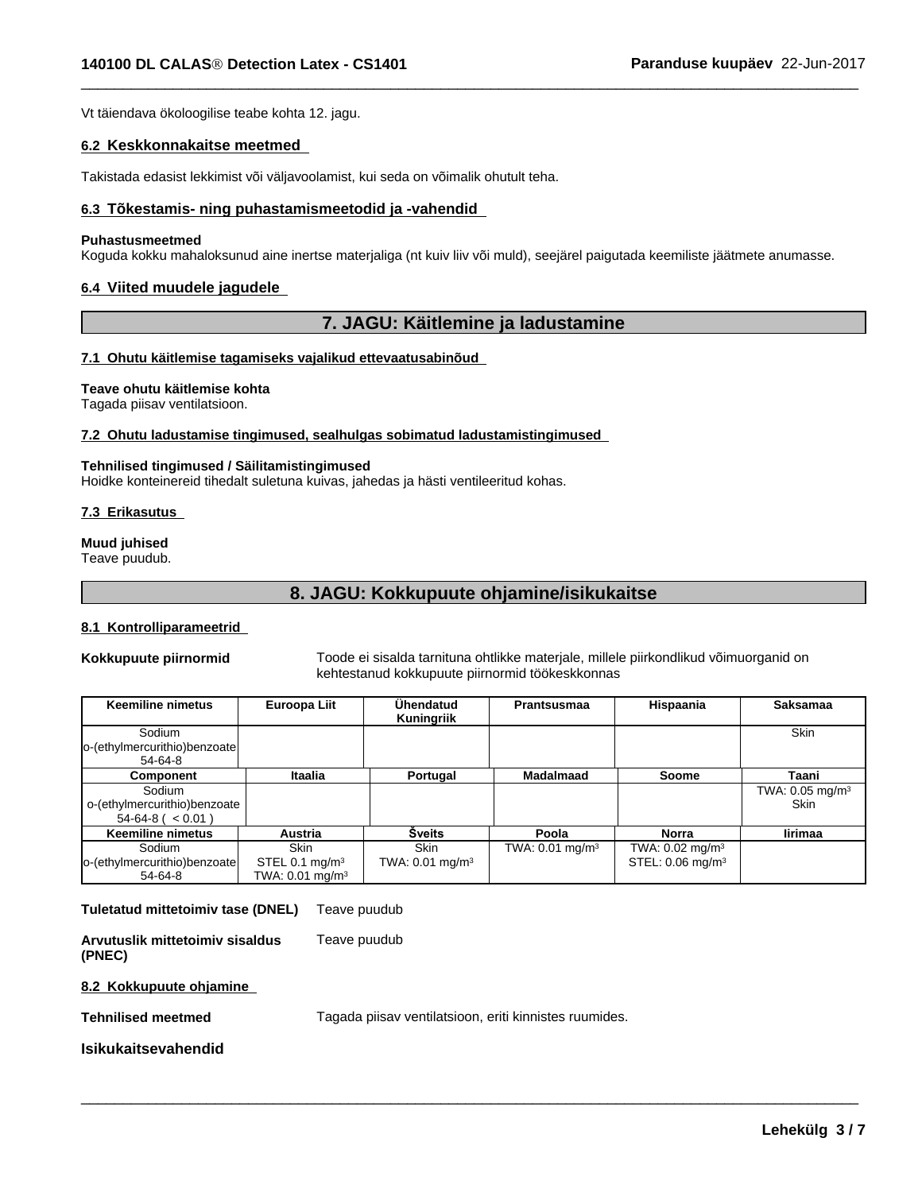Vt täiendava ökoloogilise teabe kohta 12. jagu.

### 6.2 Keskkonnakaitse meetmed

Takistada edasist lekkimist või väljavoolamist, kui seda on võimalik ohutult teha.

### 6.3 Tõkestamis- ning puhastamismeetodid ja -vahendid

**Puhastusmeetmed**
Koguda kokku mahaloksunud aine inertse materjaliga (nt kuiv liiv või muld), seejärel paigutada keemiliste jäätmete anumasse.

### 6.4 Viited muudele jagudele

## 7. JAGU: Käitlemine ja ladustamine

### 7.1 Ohutu käitlemise tagamiseks vajalikud ettevaatusabinõud

**Teave ohutu käitlemise kohta**
Tagada piisav ventilatsioon.

### 7.2 Ohutu ladustamise tingimused, sealhulgas sobimatud ladustamistingimused

**Tehnilised tingimused / Säilitamistingimused**
Hoidke konteinereid tihedalt suletuna kuivas, jahedas ja hästi ventileeritud kohas.

### 7.3 Erikasutus

**Muud juhised**
Teave puudub.

## 8. JAGU: Kokkupuute ohjamine/isikukaitse

### 8.1 Kontrolliparameetrid

**Kokkupuute piirnormid** Toode ei sisalda tarnituna ohtlikke materjale, millele piirkondlikud võimuorganid on kehtestanud kokkupuute piirnormid töökeskkonnas

| Keemiline nimetus | Euroopa Liit | Ühendatud Kuningriik | Prantsusmaa | Hispaania | Saksamaa |
|---|---|---|---|---|---|
| Sodium o-(ethylmercurithio)benzoate 54-64-8 | | | | | Skin |
| **Component** | **Itaalia** | **Portugal** | **Madalmaad** | **Soome** | **Taani** |
| Sodium o-(ethylmercurithio)benzoate 54-64-8 ( < 0.01 ) | | | | | TWA: 0.05 mg/m³ Skin |
| **Keemiline nimetus** | **Austria** | **Šveits** | **Poola** | **Norra** | **Iirimaa** |
| Sodium o-(ethylmercurithio)benzoate 54-64-8 | Skin STEL 0.1 mg/m³ TWA: 0.01 mg/m³ | Skin TWA: 0.01 mg/m³ | TWA: 0.01 mg/m³ | TWA: 0.02 mg/m³ STEL: 0.06 mg/m³ | |

**Tuletatud mittetoimiv tase (DNEL)** Teave puudub

**Arvutuslik mittetoimiv sisaldus (PNEC)** Teave puudub

### 8.2 Kokkupuute ohjamine

**Tehnilised meetmed** Tagada piisav ventilatsioon, eriti kinnistes ruumides.

**Isikukaitsevahendid**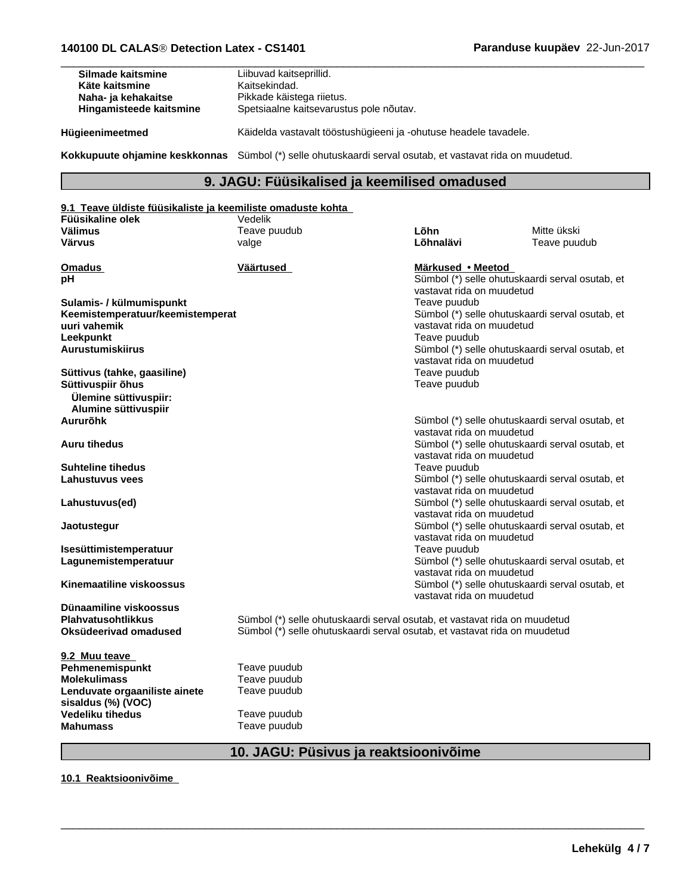| | |
|---|---|
| **Silmade kaitsmine** | Liibuvad kaitseprillid. |
| **Käte kaitsmine** | Kaitsekindad. |
| **Naha- ja kehakaitse** | Pikkade käistega riietus. |
| **Hingamisteede kaitsmine** | Spetsiaalne kaitsevarustus pole nõutav. |

**Hügieenimeetmed** Käidelda vastavalt tööstushügieeni ja -ohutuse headele tavadele.

**Kokkupuute ohjamine keskkonnas** Sümbol (*) selle ohutuskaardi serval osutab, et vastavat rida on muudetud.

## 9. JAGU: Füüsikalised ja keemilised omadused

**9.1 Teave üldiste füüsikaliste ja keemiliste omaduste kohta**

| | | | |
|---|---|---|---|
| **Füüsikaline olek** | Vedelik | | |
| **Välimus** | Teave puudub | **Lõhn** | Mitte ükski |
| **Värvus** | valge | **Lõhnalävi** | Teave puudub |

| **Omadus** | **Väärtused** | **Märkused • Meetod** |
|---|---|---|
| **pH** | | Sümbol (*) selle ohutuskaardi serval osutab, et vastavat rida on muudetud |
| **Sulamis- / külmumispunkt** | | Teave puudub |
| **Keemistemperatuur/keemistemperatuuri vahemik** | | Sümbol (*) selle ohutuskaardi serval osutab, et vastavat rida on muudetud |
| **Leekpunkt** | | Teave puudub |
| **Aurustumiskiirus** | | Sümbol (*) selle ohutuskaardi serval osutab, et vastavat rida on muudetud |
| **Süttivus (tahke, gaasiline)** | | Teave puudub |
| **Süttivuspiir õhus** | | Teave puudub |
| **Ülemine süttivuspiir:** | | |
| **Alumine süttivuspiir** | | |
| **Aururõhk** | | Sümbol (*) selle ohutuskaardi serval osutab, et vastavat rida on muudetud |
| **Auru tihedus** | | Sümbol (*) selle ohutuskaardi serval osutab, et vastavat rida on muudetud |
| **Suhteline tihedus** | | Teave puudub |
| **Lahustuvus vees** | | Sümbol (*) selle ohutuskaardi serval osutab, et vastavat rida on muudetud |
| **Lahustuvus(ed)** | | Sümbol (*) selle ohutuskaardi serval osutab, et vastavat rida on muudetud |
| **Jaotustegur** | | Sümbol (*) selle ohutuskaardi serval osutab, et vastavat rida on muudetud |
| **Isesüttimistemperatuur** | | Teave puudub |
| **Lagunemistemperatuur** | | Sümbol (*) selle ohutuskaardi serval osutab, et vastavat rida on muudetud |
| **Kinemaatiline viskoossus** | | Sümbol (*) selle ohutuskaardi serval osutab, et vastavat rida on muudetud |
| **Dünaamiline viskoossus** | | |
| **Plahvatusohtlikkus** | Sümbol (*) selle ohutuskaardi serval osutab, et vastavat rida on muudetud | |
| **Oksüdeerivad omadused** | Sümbol (*) selle ohutuskaardi serval osutab, et vastavat rida on muudetud | |

**9.2 Muu teave**

| | |
|---|---|
| **Pehmenemispunkt** | Teave puudub |
| **Molekulimass** | Teave puudub |
| **Lenduvate orgaaniliste ainete sisaldus (%) (VOC)** | Teave puudub |
| **Vedeliku tihedus** | Teave puudub |
| **Mahumass** | Teave puudub |

## 10. JAGU: Püsivus ja reaktsioonivõime

**10.1 Reaktsioonivõime**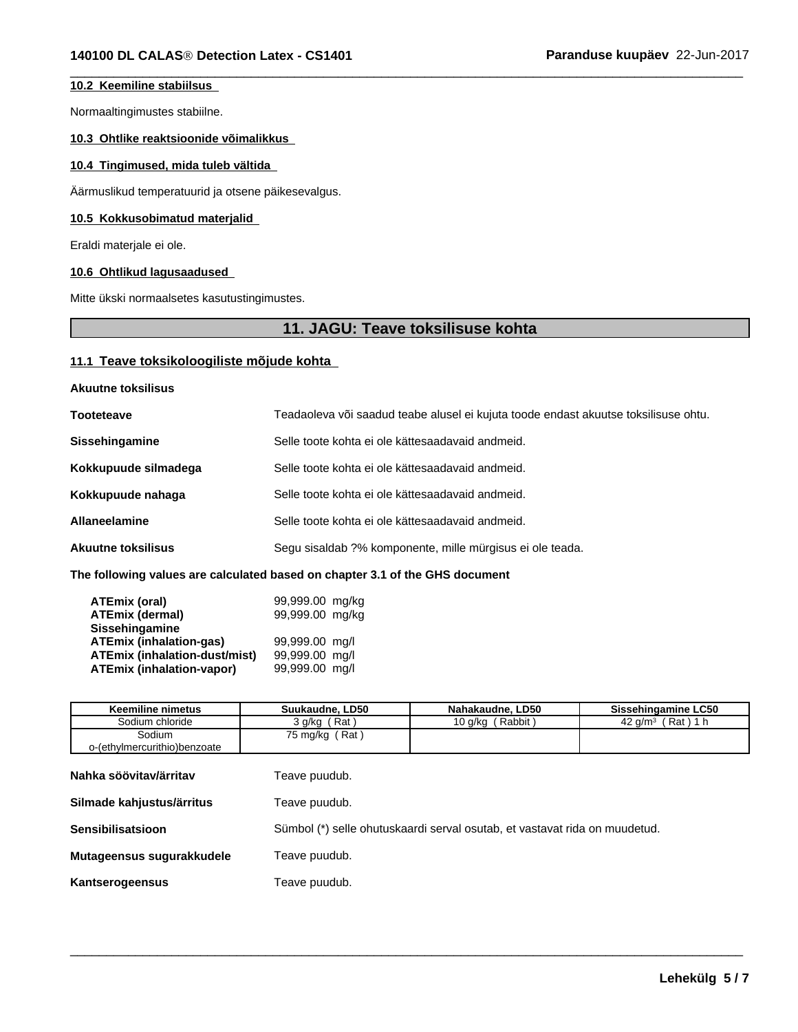#### 10.2 Keemiline stabiilsus

Normaaltingimustes stabiilne.

#### 10.3 Ohtlike reaktsioonide võimalikkus

#### 10.4 Tingimused, mida tuleb vältida

Äärmuslikud temperatuurid ja otsene päikesevalgus.

#### 10.5 Kokkusobimatud materjalid

Eraldi materjale ei ole.

#### 10.6 Ohtlikud lagusaadused

Mitte ükski normaalsetes kasutustingimustes.

## 11. JAGU: Teave toksilisuse kohta

### 11.1 Teave toksikoloogiliste mõjude kohta

**Akuutne toksilisus**

**Tooteteave** Teadaoleva või saadud teabe alusel ei kujuta toode endast akuutse toksilisuse ohtu.

**Sissehingamine** Selle toote kohta ei ole kättesaadavaid andmeid.

**Kokkupuude silmadega** Selle toote kohta ei ole kättesaadavaid andmeid.

**Kokkupuude nahaga** Selle toote kohta ei ole kättesaadavaid andmeid.

**Allaneelamine** Selle toote kohta ei ole kättesaadavaid andmeid.

**Akuutne toksilisus** Segu sisaldab ?% komponente, mille mürgisus ei ole teada.

**The following values are calculated based on chapter 3.1 of the GHS document**

**ATEmix (oral)** 99,999.00 mg/kg
**ATEmix (dermal)** 99,999.00 mg/kg
**Sissehingamine**
**ATEmix (inhalation-gas)** 99,999.00 mg/l
**ATEmix (inhalation-dust/mist)** 99,999.00 mg/l
**ATEmix (inhalation-vapor)** 99,999.00 mg/l

| Keemiline nimetus | Suukaudne, LD50 | Nahakaudne, LD50 | Sissehingamine LC50 |
|---|---|---|---|
| Sodium chloride | 3 g/kg ( Rat ) | 10 g/kg ( Rabbit ) | 42 g/m³ ( Rat ) 1 h |
| Sodium o-(ethylmercurithio)benzoate | 75 mg/kg ( Rat ) | | |

**Nahka söövitav/ärritav** Teave puudub.

**Silmade kahjustus/ärritus** Teave puudub.

**Sensibilisatsioon** Sümbol (*) selle ohutuskaardi serval osutab, et vastavat rida on muudetud.

**Mutageensus sugurakkudele** Teave puudub.

**Kantserogeensus** Teave puudub.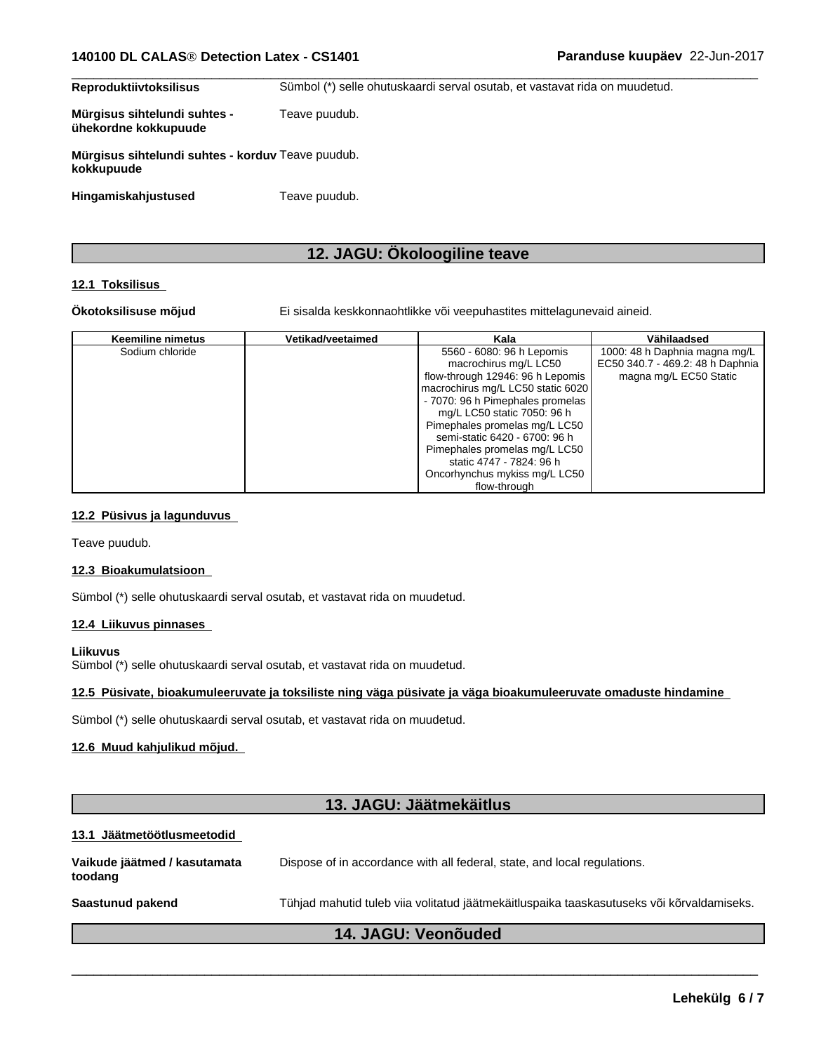**Reproduktiivtoksilisus** Sümbol (*) selle ohutuskaardi serval osutab, et vastavat rida on muudetud.

**Mürgisus sihtelundi suhtes - ühekordne kokkupuude** Teave puudub.

**Mürgisus sihtelundi suhtes - korduv kokkupuude** Teave puudub.

**Hingamiskahjustused** Teave puudub.

## 12. JAGU: Ökoloogiline teave

### 12.1 Toksilisus

**Ökotoksilisuse mõjud** Ei sisalda keskkonnaohtlikke või veepuhastites mittelagunevaid aineid.

| Keemiline nimetus | Vetikad/veetaimed | Kala | Vähilaadsed |
|---|---|---|---|
| Sodium chloride | | 5560 - 6080: 96 h Lepomis macrochirus mg/L LC50 flow-through 12946: 96 h Lepomis macrochirus mg/L LC50 static 6020 - 7070: 96 h Pimephales promelas mg/L LC50 static 7050: 96 h Pimephales promelas mg/L LC50 semi-static 6420 - 6700: 96 h Pimephales promelas mg/L LC50 static 4747 - 7824: 96 h Oncorhynchus mykiss mg/L LC50 flow-through | 1000: 48 h Daphnia magna mg/L EC50 340.7 - 469.2: 48 h Daphnia magna mg/L EC50 Static |

### 12.2 Püsivus ja lagunduvus

Teave puudub.

### 12.3 Bioakumulatsioon

Sümbol (*) selle ohutuskaardi serval osutab, et vastavat rida on muudetud.

### 12.4 Liikuvus pinnases

**Liikuvus**
Sümbol (*) selle ohutuskaardi serval osutab, et vastavat rida on muudetud.

### 12.5 Püsivate, bioakumuleeruvate ja toksiliste ning väga püsivate ja väga bioakumuleeruvate omaduste hindamine

Sümbol (*) selle ohutuskaardi serval osutab, et vastavat rida on muudetud.

### 12.6 Muud kahjulikud mõjud.

## 13. JAGU: Jäätmekäitlus

### 13.1 Jäätmetöötlusmeetodid

**Vaikude jäätmed / kasutamata toodang** Dispose of in accordance with all federal, state, and local regulations.

**Saastunud pakend** Tühjad mahutid tuleb viia volitatud jäätmekäitluspaika taaskasutuseks või kõrvaldamiseks.

## 14. JAGU: Veonõuded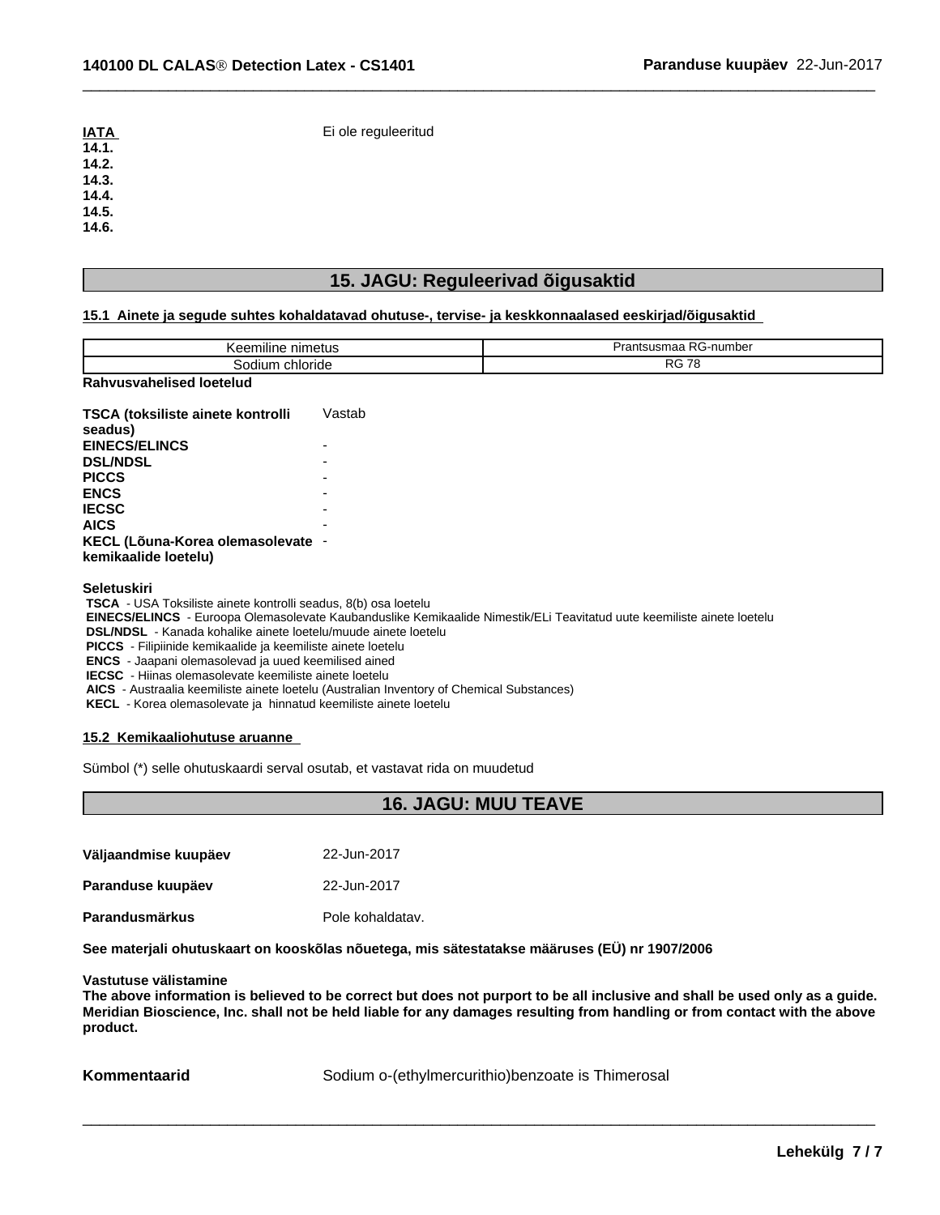**IATA** Ei ole reguleeritud

**14.1.**
**14.2.**
**14.3.**
**14.4.**
**14.5.**
**14.6.**

## 15. JAGU: Reguleerivad õigusaktid

### 15.1 Ainete ja segude suhtes kohaldatavad ohutuse-, tervise- ja keskkonnaalased eeskirjad/õigusaktid

| Keemiline nimetus | Prantsusmaa RG-number |
|---|---|
| Sodium chloride | RG 78 |

**Rahvusvahelised loetelud**

| | |
|---|---|
| **TSCA (toksiliste ainete kontrolli seadus)** | Vastab |
| **EINECS/ELINCS** | - |
| **DSL/NDSL** | - |
| **PICCS** | - |
| **ENCS** | - |
| **IECSC** | - |
| **AICS** | - |
| **KECL (Lõuna-Korea olemasolevate kemikaalide loetelu)** | - |

**Seletuskiri**

**TSCA** - USA Toksiliste ainete kontrolli seadus, 8(b) osa loetelu
**EINECS/ELINCS** - Euroopa Olemasolevate Kaubanduslike Kemikaalide Nimestik/ELi Teavitatud uute keemiliste ainete loetelu
**DSL/NDSL** - Kanada kohalike ainete loetelu/muude ainete loetelu
**PICCS** - Filipiinide kemikaalide ja keemiliste ainete loetelu
**ENCS** - Jaapani olemasolevad ja uued keemilised ained
**IECSC** - Hiinas olemasolevate keemiliste ainete loetelu
**AICS** - Austraalia keemiliste ainete loetelu (Australian Inventory of Chemical Substances)
**KECL** - Korea olemasolevate ja hinnatud keemiliste ainete loetelu

### 15.2 Kemikaaliohutuse aruanne

Sümbol (*) selle ohutuskaardi serval osutab, et vastavat rida on muudetud

## 16. JAGU: MUU TEAVE

**Väljaandmise kuupäev** 22-Jun-2017

**Paranduse kuupäev** 22-Jun-2017

**Parandusmärkus** Pole kohaldatav.

**See materjali ohutuskaart on kooskõlas nõuetega, mis sätestatakse määruses (EÜ) nr 1907/2006**

**Vastutuse välistamine**
**The above information is believed to be correct but does not purport to be all inclusive and shall be used only as a guide. Meridian Bioscience, Inc. shall not be held liable for any damages resulting from handling or from contact with the above product.**

**Kommentaarid** Sodium o-(ethylmercurithio)benzoate is Thimerosal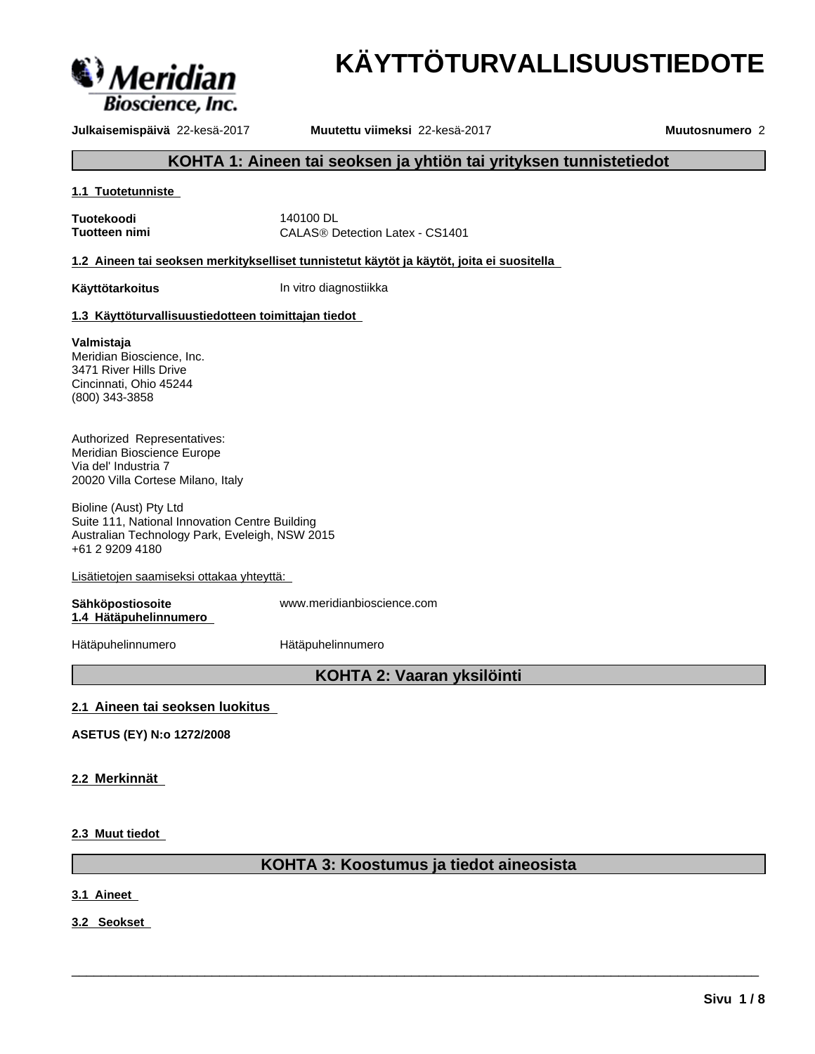# KÄYTTÖTURVALLISUUSTIEDOTE

**Julkaisemispäivä** 22-kesä-2017 **Muutettu viimeksi** 22-kesä-2017 **Muutosnumero** 2

## KOHTA 1: Aineen tai seoksen ja yhtiön tai yrityksen tunnistetiedot

### 1.1 Tuotetunniste

**Tuotekoodi** 140100 DL
**Tuotteen nimi** CALAS® Detection Latex - CS1401

### 1.2 Aineen tai seoksen merkitykselliset tunnistetut käytöt ja käytöt, joita ei suositella

**Käyttötarkoitus** In vitro diagnostiikka

### 1.3 Käyttöturvallisuustiedotteen toimittajan tiedot

**Valmistaja**
Meridian Bioscience, Inc.
3471 River Hills Drive
Cincinnati, Ohio 45244
(800) 343-3858

Authorized Representatives:
Meridian Bioscience Europe
Via del' Industria 7
20020 Villa Cortese Milano, Italy

Bioline (Aust) Pty Ltd
Suite 111, National Innovation Centre Building
Australian Technology Park, Eveleigh, NSW 2015
+61 2 9209 4180

Lisätietojen saamiseksi ottakaa yhteyttä:

**Sähköpostiosoite** www.meridianbioscience.com

### 1.4 Hätäpuhelinnumero

Hätäpuhelinnumero Hätäpuhelinnumero

## KOHTA 2: Vaaran yksilöinti

### 2.1 Aineen tai seoksen luokitus

**ASETUS (EY) N:o 1272/2008**

### 2.2 Merkinnät

### 2.3 Muut tiedot

## KOHTA 3: Koostumus ja tiedot aineosista

### 3.1 Aineet

### 3.2 Seokset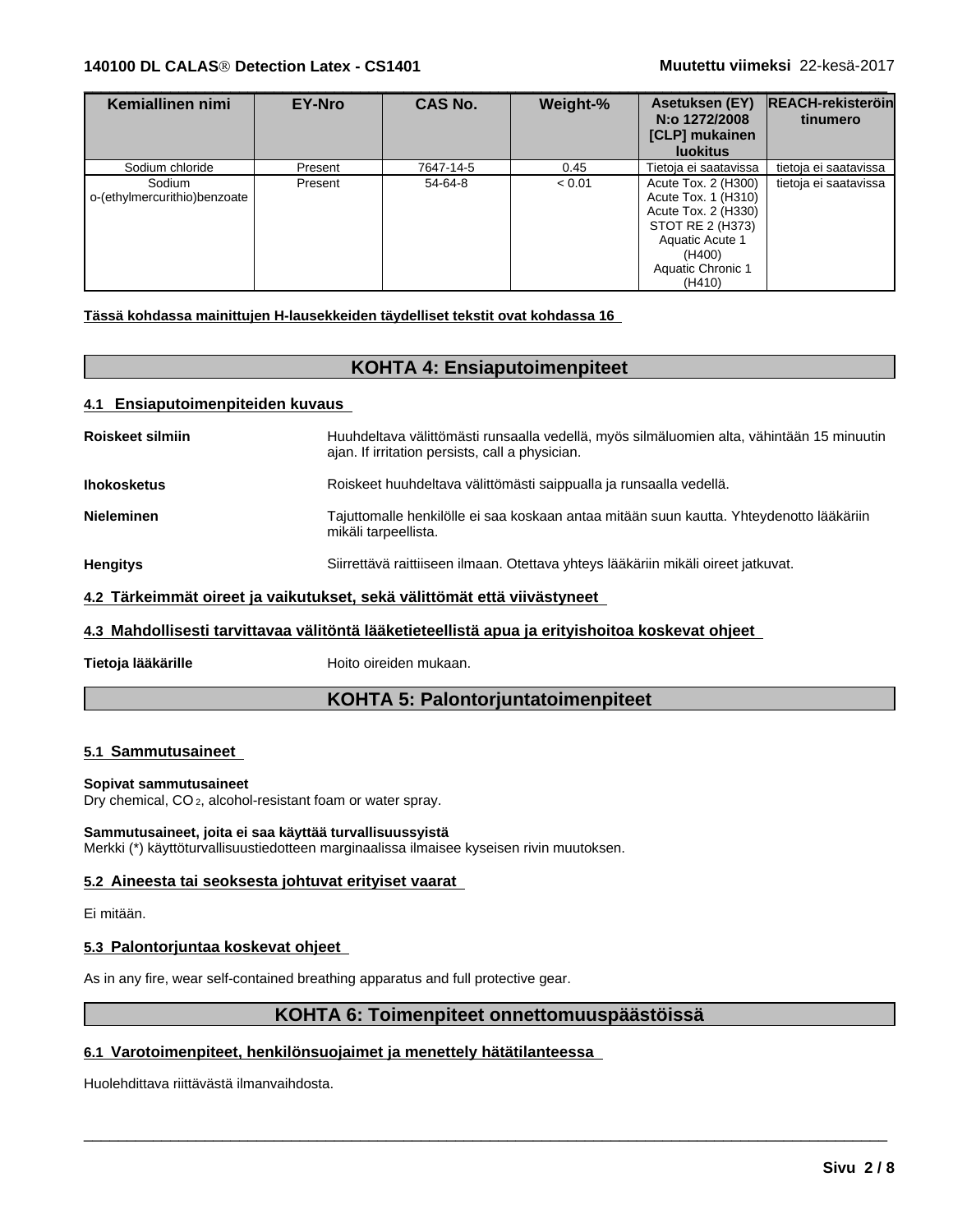| Kemiallinen nimi | EY-Nro | CAS No. | Weight-% | Asetuksen (EY) N:o 1272/2008 [CLP] mukainen luokitus | REACH-rekisteröintinumero |
|---|---|---|---|---|---|
| Sodium chloride | Present | 7647-14-5 | 0.45 | Tietoja ei saatavissa | tietoja ei saatavissa |
| Sodium o-(ethylmercurithio)benzoate | Present | 54-64-8 | < 0.01 | Acute Tox. 2 (H300) Acute Tox. 1 (H310) Acute Tox. 2 (H330) STOT RE 2 (H373) Aquatic Acute 1 (H400) Aquatic Chronic 1 (H410) | tietoja ei saatavissa |

**Tässä kohdassa mainittujen H-lausekkeiden täydelliset tekstit ovat kohdassa 16**

## KOHTA 4: Ensiaputoimenpiteet

### 4.1 Ensiaputoimenpiteiden kuvaus

**Roiskeet silmiin** Huuhdeltava välittömästi runsaalla vedellä, myös silmäluomien alta, vähintään 15 minuutin ajan. If irritation persists, call a physician.

**Ihokosketus** Roiskeet huuhdeltava välittömästi saippualla ja runsaalla vedellä.

**Nieleminen** Tajuttomalle henkilölle ei saa koskaan antaa mitään suun kautta. Yhteydenotto lääkäriin mikäli tarpeellista.

**Hengitys** Siirrettävä raittiiseen ilmaan. Otettava yhteys lääkäriin mikäli oireet jatkuvat.

### 4.2 Tärkeimmät oireet ja vaikutukset, sekä välittömät että viivästyneet

### 4.3 Mahdollisesti tarvittavaa välitöntä lääketieteellistä apua ja erityishoitoa koskevat ohjeet

**Tietoja lääkärille** Hoito oireiden mukaan.

## KOHTA 5: Palontorjuntatoimenpiteet

### 5.1 Sammutusaineet

**Sopivat sammutusaineet**
Dry chemical, $CO_2$, alcohol-resistant foam or water spray.

**Sammutusaineet, joita ei saa käyttää turvallisuussyistä**
Merkki (*) käyttöturvallisuustiedotteen marginaalissa ilmaisee kyseisen rivin muutoksen.

### 5.2 Aineesta tai seoksesta johtuvat erityiset vaarat

Ei mitään.

### 5.3 Palontorjuntaa koskevat ohjeet

As in any fire, wear self-contained breathing apparatus and full protective gear.

## KOHTA 6: Toimenpiteet onnettomuuspäästöissä

### 6.1 Varotoimenpiteet, henkilönsuojaimet ja menettely hätätilanteessa

Huolehdittava riittävästä ilmanvaihdosta.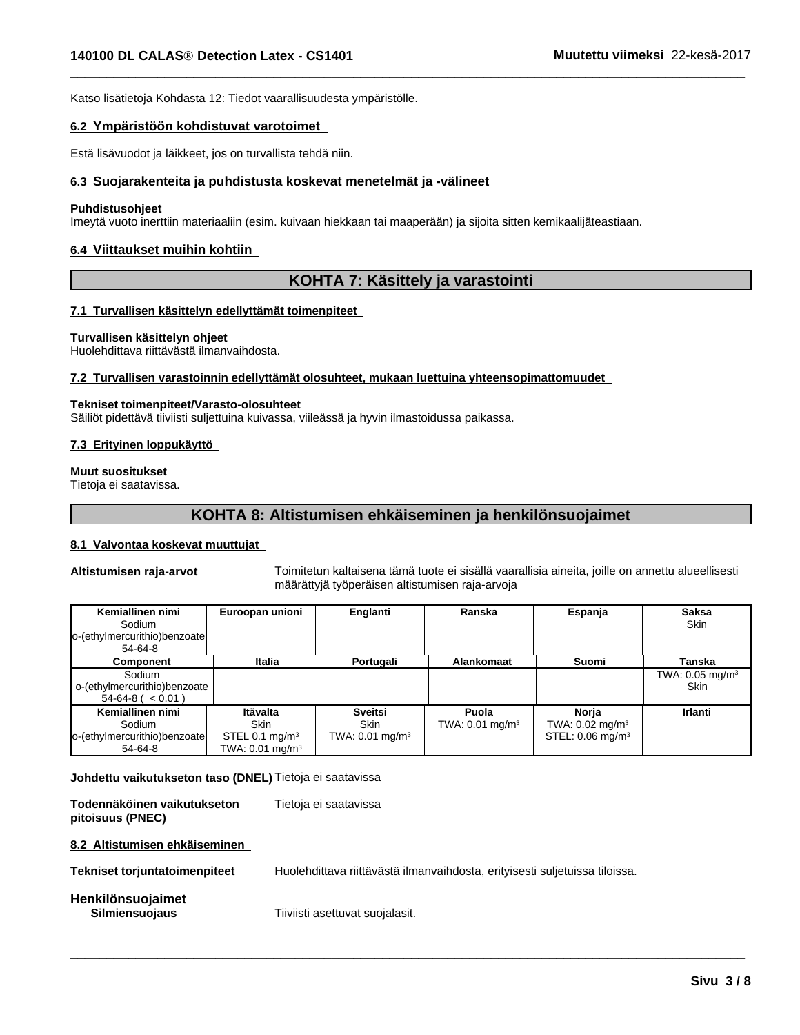Katso lisätietoja Kohdasta 12: Tiedot vaarallisuudesta ympäristölle.

### 6.2 Ympäristöön kohdistuvat varotoimet

Estä lisävuodot ja läikkeet, jos on turvallista tehdä niin.

### 6.3 Suojarakenteita ja puhdistusta koskevat menetelmät ja -välineet

**Puhdistusohjeet**
Imeytä vuoto inerttiin materiaaliin (esim. kuivaan hiekkaan tai maaperään) ja sijoita sitten kemikaalijäteastiaan.

### 6.4 Viittaukset muihin kohtiin

## KOHTA 7: Käsittely ja varastointi

### 7.1 Turvallisen käsittelyn edellyttämät toimenpiteet

**Turvallisen käsittelyn ohjeet**
Huolehdittava riittävästä ilmanvaihdosta.

### 7.2 Turvallisen varastoinnin edellyttämät olosuhteet, mukaan luettuina yhteensopimattomuudet

**Tekniset toimenpiteet/Varasto-olosuhteet**
Säiliöt pidettävä tiiviisti suljettuina kuivassa, viileässä ja hyvin ilmastoidussa paikassa.

### 7.3 Erityinen loppukäyttö

**Muut suositukset**
Tietoja ei saatavissa.

## KOHTA 8: Altistumisen ehkäiseminen ja henkilönsuojaimet

### 8.1 Valvontaa koskevat muuttujat

**Altistumisen raja-arvot** Toimitetun kaltaisena tämä tuote ei sisällä vaarallisia aineita, joille on annettu alueellisesti määrättyjä työperäisen altistumisen raja-arvoja

| Kemiallinen nimi | Euroopan unioni | Englanti | Ranska | Espanja | Saksa |
|---|---|---|---|---|---|
| Sodium o-(ethylmercurithio)benzoate 54-64-8 | | | | | Skin |
| **Component** | **Italia** | **Portugali** | **Alankomaat** | **Suomi** | **Tanska** |
| Sodium o-(ethylmercurithio)benzoate 54-64-8 ( < 0.01 ) | | | | | TWA: 0.05 mg/m³ Skin |
| **Kemiallinen nimi** | **Itävalta** | **Sveitsi** | **Puola** | **Norja** | **Irlanti** |
| Sodium o-(ethylmercurithio)benzoate 54-64-8 | Skin STEL 0.1 mg/m³ TWA: 0.01 mg/m³ | Skin TWA: 0.01 mg/m³ | TWA: 0.01 mg/m³ | TWA: 0.02 mg/m³ STEL: 0.06 mg/m³ | |

**Johdettu vaikutukseton taso (DNEL)** Tietoja ei saatavissa

**Todennäköinen vaikutukseton pitoisuus (PNEC)** Tietoja ei saatavissa

### 8.2 Altistumisen ehkäiseminen

**Tekniset torjuntatoimenpiteet** Huolehdittava riittävästä ilmanvaihdosta, erityisesti suljetuissa tiloissa.

**Henkilönsuojaimet**

**Silmiensuojaus** Tiiviisti asettuvat suojalasit.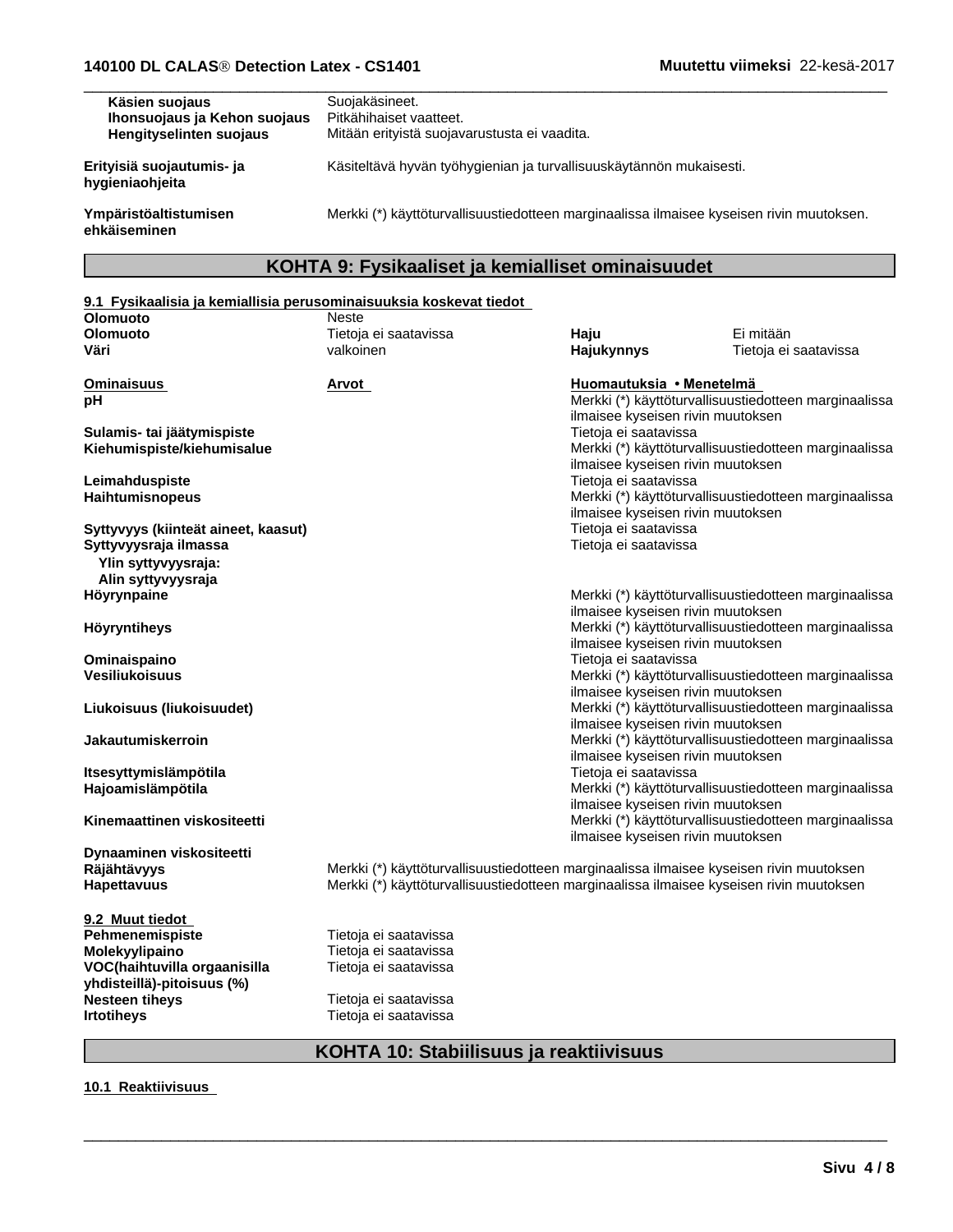| | |
|---|---|
| **Käsien suojaus** | Suojakäsineet. |
| **Ihonsuojaus ja Kehon suojaus** | Pitkähihaiset vaatteet. |
| **Hengityselinten suojaus** | Mitään erityistä suojavarustusta ei vaadita. |

**Erityisiä suojautumis- ja hygieniaohjeita** — Käsiteltävä hyvän työhygienian ja turvallisuuskäytännön mukaisesti.

**Ympäristöaltistumisen ehkäiseminen** — Merkki (*) käyttöturvallisuustiedotteen marginaalissa ilmaisee kyseisen rivin muutoksen.

## KOHTA 9: Fysikaaliset ja kemialliset ominaisuudet

**9.1 Fysikaalisia ja kemiallisia perusominaisuuksia koskevat tiedot**

| | | | |
|---|---|---|---|
| **Olomuoto** | Neste | | |
| **Olomuoto** | Tietoja ei saatavissa | **Haju** | Ei mitään |
| **Väri** | valkoinen | **Hajukynnys** | Tietoja ei saatavissa |

| Ominaisuus | Arvot | Huomautuksia • Menetelmä |
|---|---|---|
| **pH** | | Merkki (*) käyttöturvallisuustiedotteen marginaalissa ilmaisee kyseisen rivin muutoksen |
| **Sulamis- tai jäätymispiste** | | Tietoja ei saatavissa |
| **Kiehumispiste/kiehumisalue** | | Merkki (*) käyttöturvallisuustiedotteen marginaalissa ilmaisee kyseisen rivin muutoksen |
| **Leimahduspiste** | | Tietoja ei saatavissa |
| **Haihtumisnopeus** | | Merkki (*) käyttöturvallisuustiedotteen marginaalissa ilmaisee kyseisen rivin muutoksen |
| **Syttyvyys (kiinteät aineet, kaasut)** | | Tietoja ei saatavissa |
| **Syttyvyysraja ilmassa** | | Tietoja ei saatavissa |
| **Ylin syttyvyysraja:** | | |
| **Alin syttyvyysraja** | | |
| **Höyrynpaine** | | Merkki (*) käyttöturvallisuustiedotteen marginaalissa ilmaisee kyseisen rivin muutoksen |
| **Höyryntiheys** | | Merkki (*) käyttöturvallisuustiedotteen marginaalissa ilmaisee kyseisen rivin muutoksen |
| **Ominaispaino** | | Tietoja ei saatavissa |
| **Vesiliukoisuus** | | Merkki (*) käyttöturvallisuustiedotteen marginaalissa ilmaisee kyseisen rivin muutoksen |
| **Liukoisuus (liukoisuudet)** | | Merkki (*) käyttöturvallisuustiedotteen marginaalissa ilmaisee kyseisen rivin muutoksen |
| **Jakautumiskerroin** | | Merkki (*) käyttöturvallisuustiedotteen marginaalissa ilmaisee kyseisen rivin muutoksen |
| **Itsesyttymislämpötila** | | Tietoja ei saatavissa |
| **Hajoamislämpötila** | | Merkki (*) käyttöturvallisuustiedotteen marginaalissa ilmaisee kyseisen rivin muutoksen |
| **Kinemaattinen viskositeetti** | | Merkki (*) käyttöturvallisuustiedotteen marginaalissa ilmaisee kyseisen rivin muutoksen |
| **Dynaaminen viskositeetti** | | |
| **Räjähtävyys** | Merkki (*) käyttöturvallisuustiedotteen marginaalissa ilmaisee kyseisen rivin muutoksen | |
| **Hapettavuus** | Merkki (*) käyttöturvallisuustiedotteen marginaalissa ilmaisee kyseisen rivin muutoksen | |

**9.2 Muut tiedot**

| | |
|---|---|
| **Pehmenemispiste** | Tietoja ei saatavissa |
| **Molekyylipaino** | Tietoja ei saatavissa |
| **VOC(haihtuvilla orgaanisilla yhdisteillä)-pitoisuus (%)** | Tietoja ei saatavissa |
| **Nesteen tiheys** | Tietoja ei saatavissa |
| **Irtotiheys** | Tietoja ei saatavissa |

## KOHTA 10: Stabiilisuus ja reaktiivisuus

**10.1 Reaktiivisuus**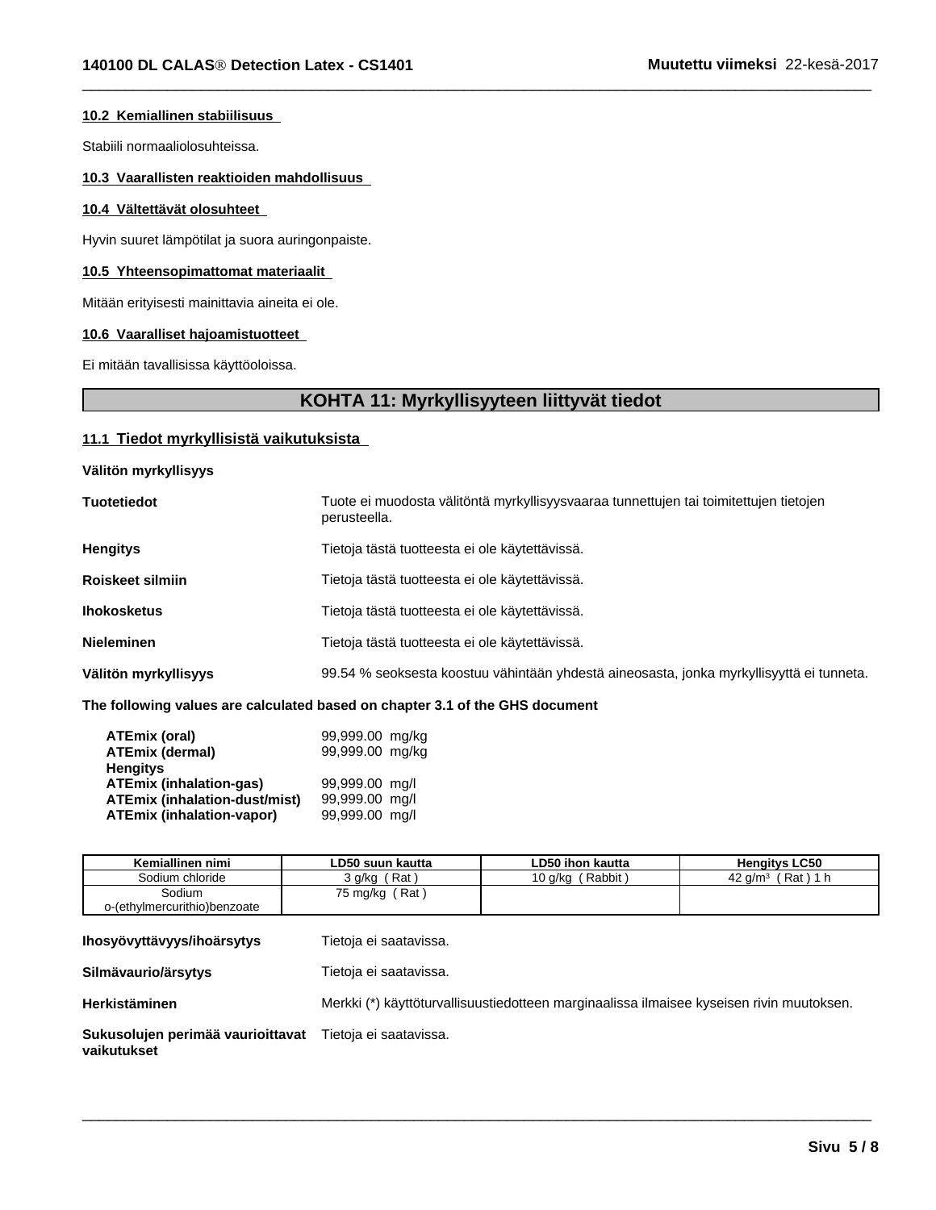#### 10.2 Kemiallinen stabiilisuus

Stabiili normaaliolosuhteissa.

#### 10.3 Vaarallisten reaktioiden mahdollisuus

#### 10.4 Vältettävät olosuhteet

Hyvin suuret lämpötilat ja suora auringonpaiste.

#### 10.5 Yhteensopimattomat materiaalit

Mitään erityisesti mainittavia aineita ei ole.

#### 10.6 Vaaralliset hajoamistuotteet

Ei mitään tavallisissa käyttöoloissa.

## KOHTA 11: Myrkyllisyyteen liittyvät tiedot

### 11.1 Tiedot myrkyllisistä vaikutuksista

**Välitön myrkyllisyys**

**Tuotetiedot** Tuote ei muodosta välitöntä myrkyllisyysvaaraa tunnettujen tai toimitettujen tietojen perusteella.

**Hengitys** Tietoja tästä tuotteesta ei ole käytettävissä.

**Roiskeet silmiin** Tietoja tästä tuotteesta ei ole käytettävissä.

**Ihokosketus** Tietoja tästä tuotteesta ei ole käytettävissä.

**Nieleminen** Tietoja tästä tuotteesta ei ole käytettävissä.

**Välitön myrkyllisyys** 99.54 % seoksesta koostuu vähintään yhdestä aineosasta, jonka myrkyllisyyttä ei tunneta.

**The following values are calculated based on chapter 3.1 of the GHS document**

**ATEmix (oral)** 99,999.00 mg/kg
**ATEmix (dermal)** 99,999.00 mg/kg
**Hengitys**
**ATEmix (inhalation-gas)** 99,999.00 mg/l
**ATEmix (inhalation-dust/mist)** 99,999.00 mg/l
**ATEmix (inhalation-vapor)** 99,999.00 mg/l

| Kemiallinen nimi | LD50 suun kautta | LD50 ihon kautta | Hengitys LC50 |
|---|---|---|---|
| Sodium chloride | 3 g/kg ( Rat ) | 10 g/kg ( Rabbit ) | 42 g/m³ ( Rat ) 1 h |
| Sodium o-(ethylmercurithio)benzoate | 75 mg/kg ( Rat ) | | |

**Ihosyövyttävyys/ihoärsytys** Tietoja ei saatavissa.

**Silmävaurio/ärsytys** Tietoja ei saatavissa.

**Herkistäminen** Merkki (*) käyttöturvallisuustiedotteen marginaalissa ilmaisee kyseisen rivin muutoksen.

**Sukusolujen perimää vaurioittavat vaikutukset** Tietoja ei saatavissa.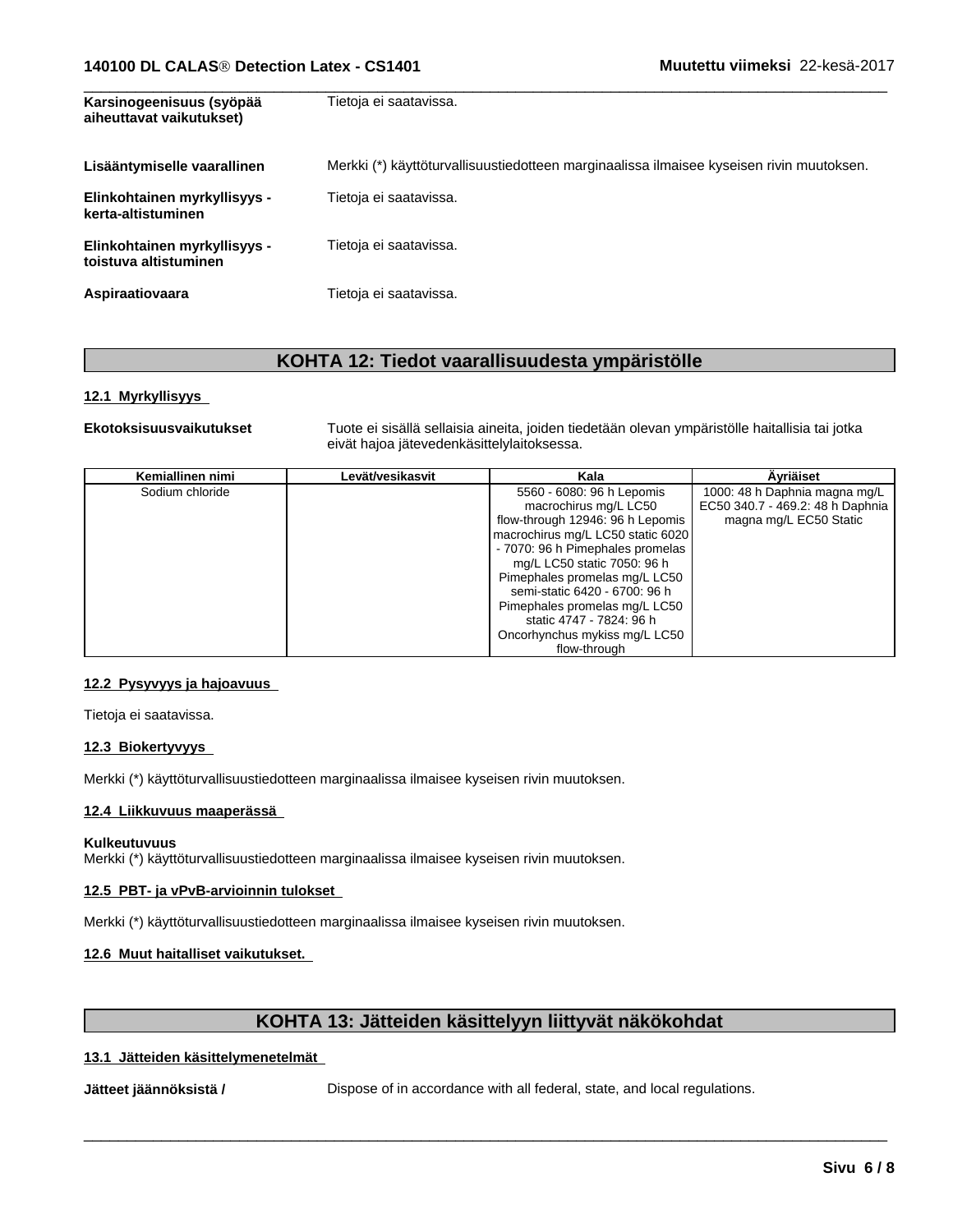| | |
|---|---|
| **Karsinogeenisuus (syöpää aiheuttavat vaikutukset)** | Tietoja ei saatavissa. |
| **Lisääntymiselle vaarallinen** | Merkki (*) käyttöturvallisuustiedotteen marginaalissa ilmaisee kyseisen rivin muutoksen. |
| **Elinkohtainen myrkyllisyys - kerta-altistuminen** | Tietoja ei saatavissa. |
| **Elinkohtainen myrkyllisyys - toistuva altistuminen** | Tietoja ei saatavissa. |
| **Aspiraatiovaara** | Tietoja ei saatavissa. |

## KOHTA 12: Tiedot vaarallisuudesta ympäristölle

### 12.1 Myrkyllisyys

**Ekotoksisuusvaikutukset** Tuote ei sisällä sellaisia aineita, joiden tiedetään olevan ympäristölle haitallisia tai jotka eivät hajoa jätevedenkäsittelylaitoksessa.

| Kemiallinen nimi | Levät/vesikasvit | Kala | Äyriäiset |
|---|---|---|---|
| Sodium chloride | | 5560 - 6080: 96 h Lepomis macrochirus mg/L LC50 flow-through 12946: 96 h Lepomis macrochirus mg/L LC50 static 6020 - 7070: 96 h Pimephales promelas mg/L LC50 static 7050: 96 h Pimephales promelas mg/L LC50 semi-static 6420 - 6700: 96 h Pimephales promelas mg/L LC50 static 4747 - 7824: 96 h Oncorhynchus mykiss mg/L LC50 flow-through | 1000: 48 h Daphnia magna mg/L EC50 340.7 - 469.2: 48 h Daphnia magna mg/L EC50 Static |

### 12.2 Pysyvyys ja hajoavuus

Tietoja ei saatavissa.

### 12.3 Biokertyvyys

Merkki (*) käyttöturvallisuustiedotteen marginaalissa ilmaisee kyseisen rivin muutoksen.

### 12.4 Liikkuvuus maaperässä

**Kulkeutuvuus**
Merkki (*) käyttöturvallisuustiedotteen marginaalissa ilmaisee kyseisen rivin muutoksen.

### 12.5 PBT- ja vPvB-arvioinnin tulokset

Merkki (*) käyttöturvallisuustiedotteen marginaalissa ilmaisee kyseisen rivin muutoksen.

### 12.6 Muut haitalliset vaikutukset.

## KOHTA 13: Jätteiden käsittelyyn liittyvät näkökohdat

### 13.1 Jätteiden käsittelymenetelmät

**Jätteet jäännöksistä /** Dispose of in accordance with all federal, state, and local regulations.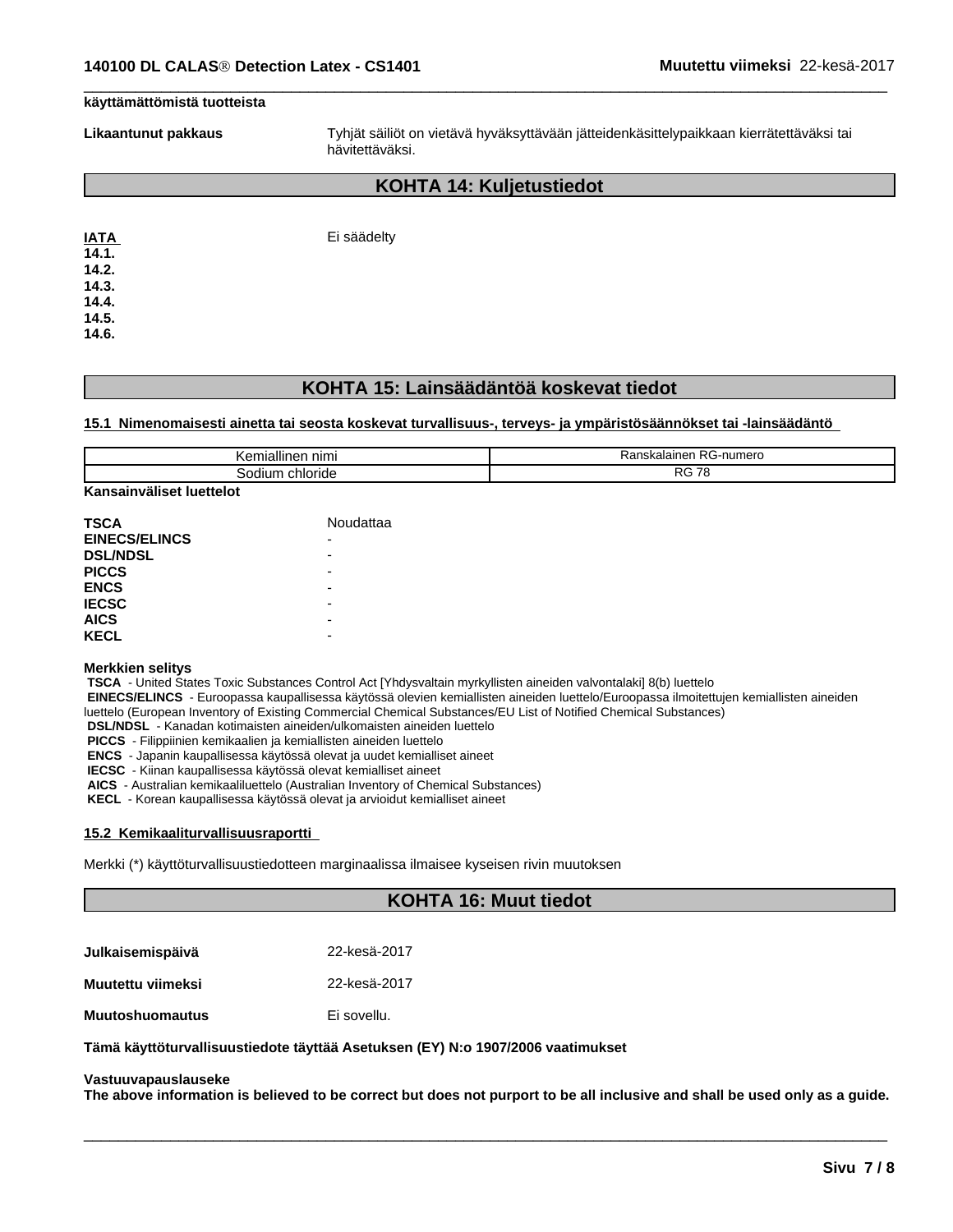**käyttämättömistä tuotteista**

**Likaantunut pakkaus** Tyhjät säiliöt on vietävä hyväksyttävään jätteidenkäsittelypaikkaan kierrätettäväksi tai hävitettäväksi.

## KOHTA 14: Kuljetustiedot

**IATA** Ei säädelty

**14.1.**
**14.2.**
**14.3.**
**14.4.**
**14.5.**
**14.6.**

## KOHTA 15: Lainsäädäntöä koskevat tiedot

### 15.1 Nimenomaisesti ainetta tai seosta koskevat turvallisuus-, terveys- ja ympäristösäännökset tai -lainsäädäntö

| Kemiallinen nimi | Ranskalainen RG-numero |
| --- | --- |
| Sodium chloride | RG 78 |

**Kansainväliset luettelot**

| | |
| --- | --- |
| **TSCA** | Noudattaa |
| **EINECS/ELINCS** | - |
| **DSL/NDSL** | - |
| **PICCS** | - |
| **ENCS** | - |
| **IECSC** | - |
| **AICS** | - |
| **KECL** | - |

**Merkkien selitys**

**TSCA** - United States Toxic Substances Control Act [Yhdysvaltain myrkyllisten aineiden valvontalaki] 8(b) luettelo
**EINECS/ELINCS** - Euroopassa kaupallisessa käytössä olevien kemiallisten aineiden luettelo/Euroopassa ilmoitettujen kemiallisten aineiden luettelo (European Inventory of Existing Commercial Chemical Substances/EU List of Notified Chemical Substances)
**DSL/NDSL** - Kanadan kotimaisten aineiden/ulkomaisten aineiden luettelo
**PICCS** - Filippiinien kemikaalien ja kemiallisten aineiden luettelo
**ENCS** - Japanin kaupallisessa käytössä olevat ja uudet kemialliset aineet
**IECSC** - Kiinan kaupallisessa käytössä olevat kemialliset aineet
**AICS** - Australian kemikaaliluettelo (Australian Inventory of Chemical Substances)
**KECL** - Korean kaupallisessa käytössä olevat ja arvioidut kemialliset aineet

### 15.2 Kemikaaliturvallisuusraportti

Merkki (*) käyttöturvallisuustiedotteen marginaalissa ilmaisee kyseisen rivin muutoksen

## KOHTA 16: Muut tiedot

**Julkaisemispäivä** 22-kesä-2017

**Muutettu viimeksi** 22-kesä-2017

**Muutoshuomautus** Ei sovellu.

**Tämä käyttöturvallisuustiedote täyttää Asetuksen (EY) N:o 1907/2006 vaatimukset**

**Vastuuvapauslauseke**
**The above information is believed to be correct but does not purport to be all inclusive and shall be used only as a guide.**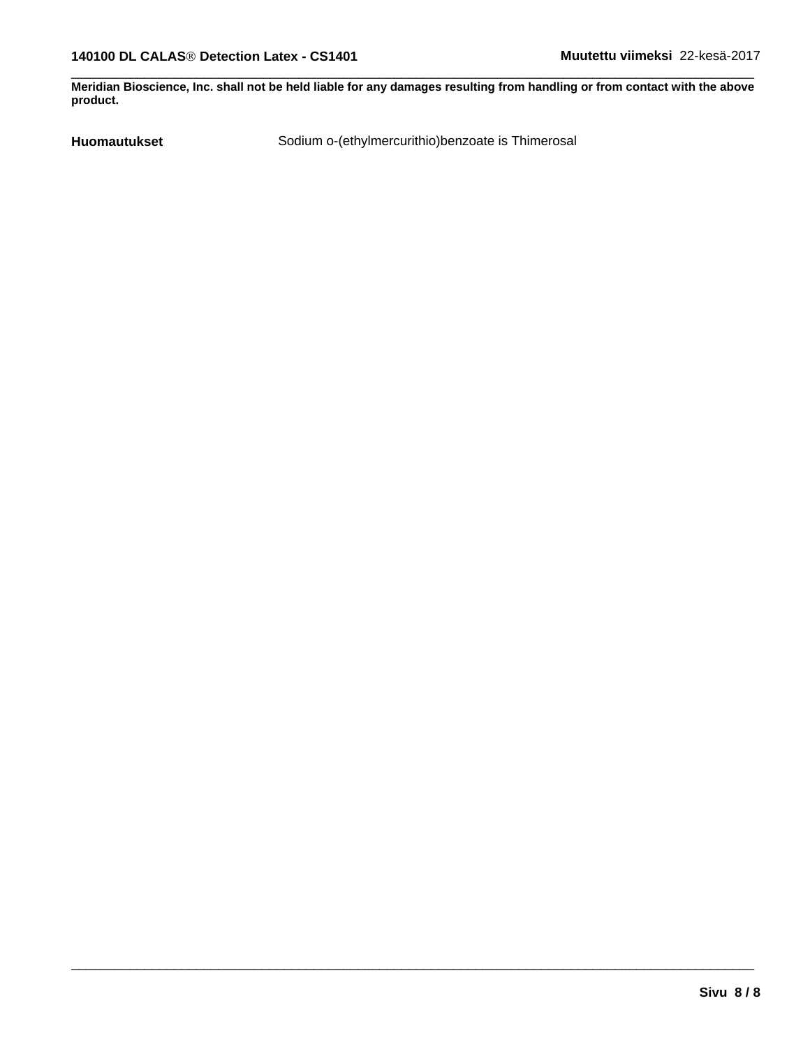**Meridian Bioscience, Inc. shall not be held liable for any damages resulting from handling or from contact with the above product.**

**Huomautukset** Sodium o-(ethylmercurithio)benzoate is Thimerosal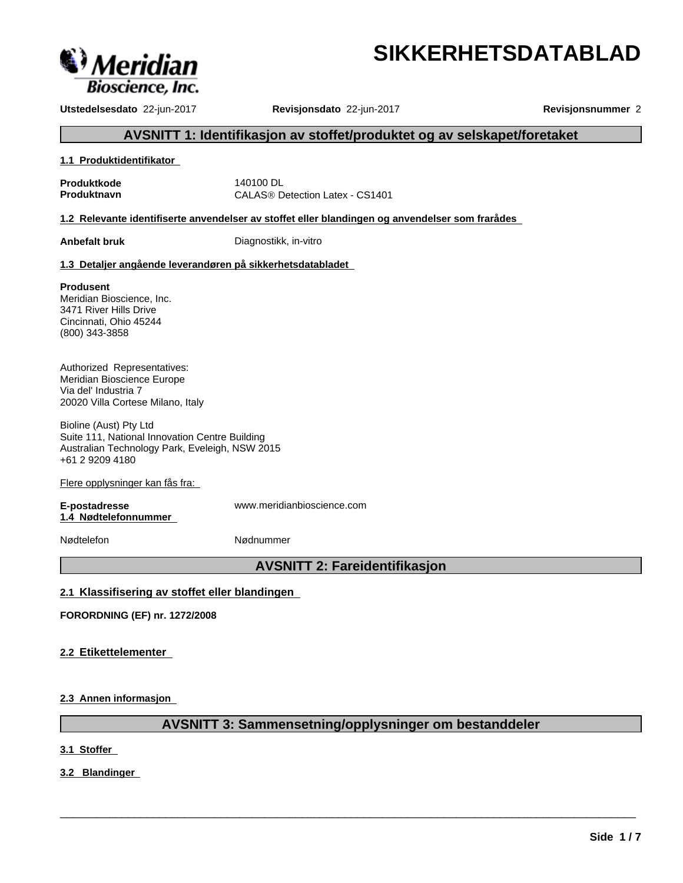# SIKKERHETSDATABLAD

**Utstedelsesdato** 22-jun-2017 **Revisjonsdato** 22-jun-2017 **Revisjonsnummer** 2

## AVSNITT 1: Identifikasjon av stoffet/produktet og av selskapet/foretaket

### 1.1 Produktidentifikator

| | |
|---|---|
| **Produktkode** | 140100 DL |
| **Produktnavn** | CALAS® Detection Latex - CS1401 |

### 1.2 Relevante identifiserte anvendelser av stoffet eller blandingen og anvendelser som frarådes

**Anbefalt bruk** Diagnostikk, in-vitro

### 1.3 Detaljer angående leverandøren på sikkerhetsdatabladet

**Produsent**
Meridian Bioscience, Inc.
3471 River Hills Drive
Cincinnati, Ohio 45244
(800) 343-3858

Authorized Representatives:
Meridian Bioscience Europe
Via del' Industria 7
20020 Villa Cortese Milano, Italy

Bioline (Aust) Pty Ltd
Suite 111, National Innovation Centre Building
Australian Technology Park, Eveleigh, NSW 2015
+61 2 9209 4180

Flere opplysninger kan fås fra:

**E-postadresse** www.meridianbioscience.com

### 1.4 Nødtelefonnummer

Nødtelefon Nødnummer

## AVSNITT 2: Fareidentifikasjon

### 2.1 Klassifisering av stoffet eller blandingen

**FORORDNING (EF) nr. 1272/2008**

### 2.2 Etikettelementer

### 2.3 Annen informasjon

## AVSNITT 3: Sammensetning/opplysninger om bestanddeler

### 3.1 Stoffer

### 3.2 Blandinger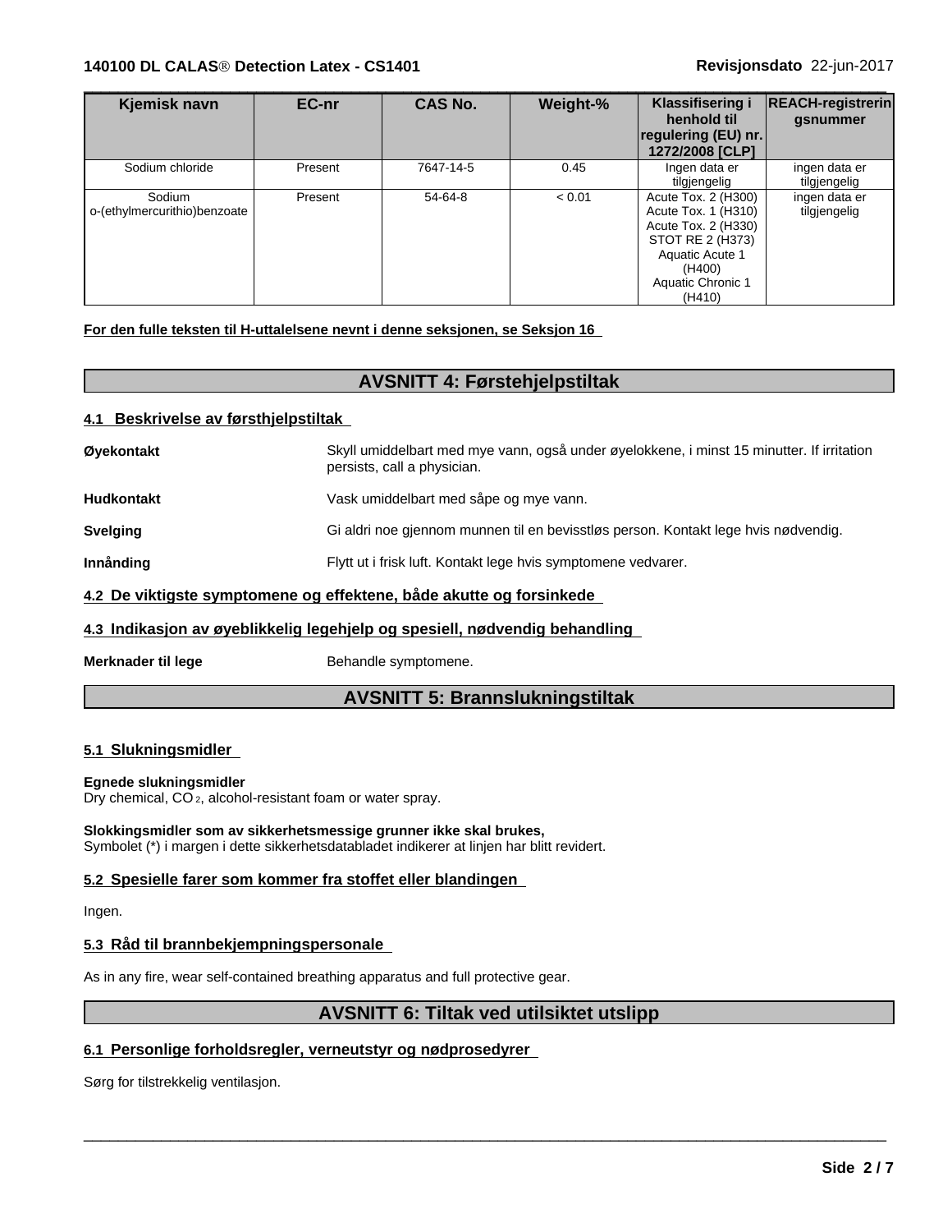| Kjemisk navn | EC-nr | CAS No. | Weight-% | Klassifisering i henhold til regulering (EU) nr. 1272/2008 [CLP] | REACH-registreringsnummer |
|---|---|---|---|---|---|
| Sodium chloride | Present | 7647-14-5 | 0.45 | Ingen data er tilgjengelig | ingen data er tilgjengelig |
| Sodium o-(ethylmercurithio)benzoate | Present | 54-64-8 | < 0.01 | Acute Tox. 2 (H300) Acute Tox. 1 (H310) Acute Tox. 2 (H330) STOT RE 2 (H373) Aquatic Acute 1 (H400) Aquatic Chronic 1 (H410) | ingen data er tilgjengelig |

**For den fulle teksten til H-uttalelsene nevnt i denne seksjonen, se Seksjon 16**

## AVSNITT 4: Førstehjelpstiltak

### 4.1 Beskrivelse av førsthjelpstiltak

**Øyekontakt** Skyll umiddelbart med mye vann, også under øyelokkene, i minst 15 minutter. If irritation persists, call a physician.

**Hudkontakt** Vask umiddelbart med såpe og mye vann.

**Svelging** Gi aldri noe gjennom munnen til en bevisstløs person. Kontakt lege hvis nødvendig.

**Innånding** Flytt ut i frisk luft. Kontakt lege hvis symptomene vedvarer.

### 4.2 De viktigste symptomene og effektene, både akutte og forsinkede

### 4.3 Indikasjon av øyeblikkelig legehjelp og spesiell, nødvendig behandling

**Merknader til lege** Behandle symptomene.

## AVSNITT 5: Brannslukningstiltak

### 5.1 Slukningsmidler

**Egnede slukningsmidler**
Dry chemical, $CO_2$, alcohol-resistant foam or water spray.

**Slokkingsmidler som av sikkerhetsmessige grunner ikke skal brukes,**
Symbolet (*) i margen i dette sikkerhetsdatabladet indikerer at linjen har blitt revidert.

### 5.2 Spesielle farer som kommer fra stoffet eller blandingen

Ingen.

### 5.3 Råd til brannbekjempningspersonale

As in any fire, wear self-contained breathing apparatus and full protective gear.

## AVSNITT 6: Tiltak ved utilsiktet utslipp

### 6.1 Personlige forholdsregler, verneutstyr og nødprosedyrer

Sørg for tilstrekkelig ventilasjon.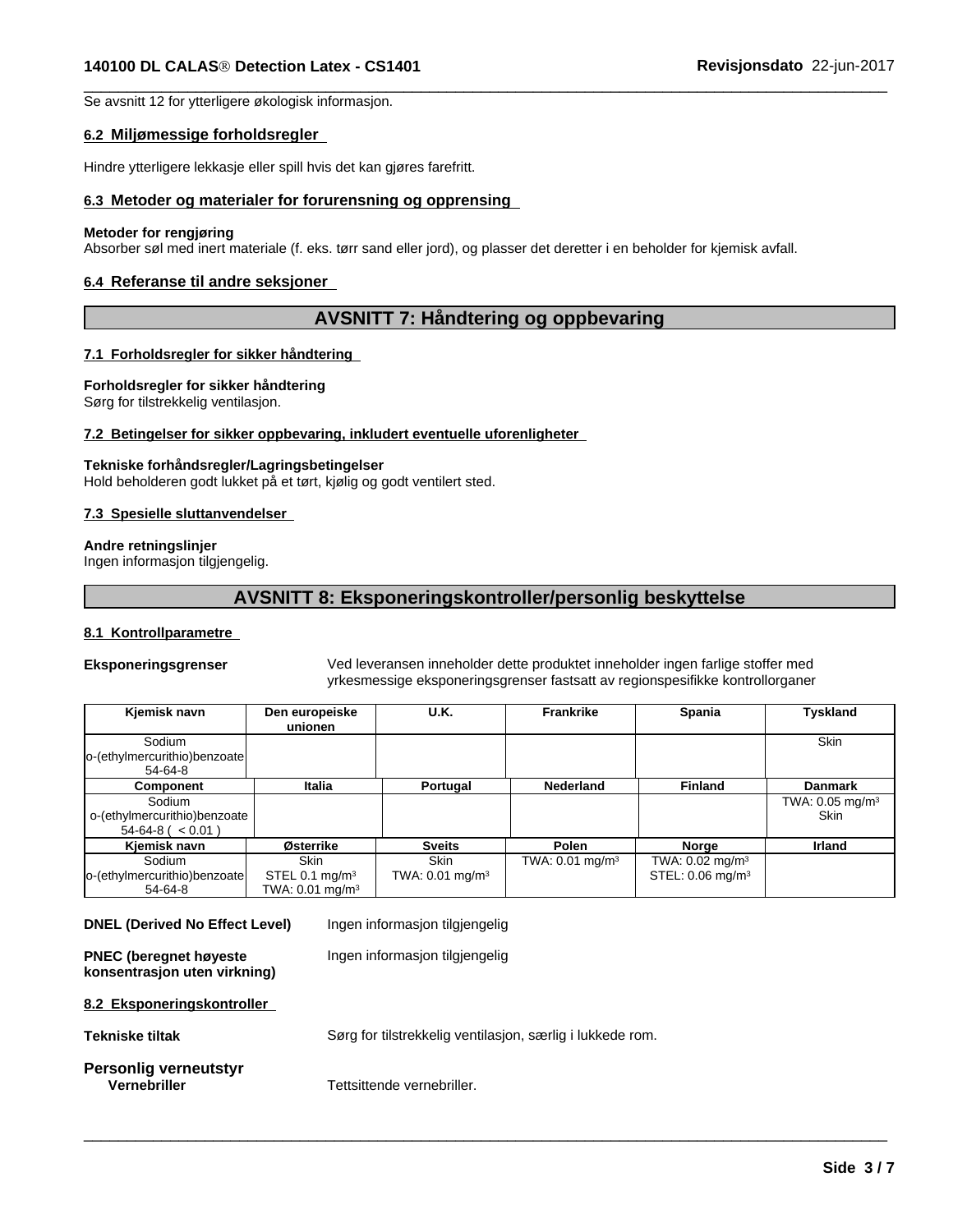Se avsnitt 12 for ytterligere økologisk informasjon.

### 6.2 Miljømessige forholdsregler

Hindre ytterligere lekkasje eller spill hvis det kan gjøres farefritt.

### 6.3 Metoder og materialer for forurensning og opprensing

**Metoder for rengjøring**
Absorber søl med inert materiale (f. eks. tørr sand eller jord), og plasser det deretter i en beholder for kjemisk avfall.

### 6.4 Referanse til andre seksjoner

## AVSNITT 7: Håndtering og oppbevaring

### 7.1 Forholdsregler for sikker håndtering

**Forholdsregler for sikker håndtering**
Sørg for tilstrekkelig ventilasjon.

### 7.2 Betingelser for sikker oppbevaring, inkludert eventuelle uforenligheter

**Tekniske forhåndsregler/Lagringsbetingelser**
Hold beholderen godt lukket på et tørt, kjølig og godt ventilert sted.

### 7.3 Spesielle sluttanvendelser

**Andre retningslinjer**
Ingen informasjon tilgjengelig.

## AVSNITT 8: Eksponeringskontroller/personlig beskyttelse

### 8.1 Kontrollparametre

**Eksponeringsgrenser** Ved leveransen inneholder dette produktet inneholder ingen farlige stoffer med yrkesmessige eksponeringsgrenser fastsatt av regionspesifikke kontrollorganer

| Kjemisk navn | Den europeiske unionen | U.K. | Frankrike | Spania | Tyskland |
|---|---|---|---|---|---|
| Sodium o-(ethylmercurithio)benzoate 54-64-8 | | | | | Skin |
| **Component** | **Italia** | **Portugal** | **Nederland** | **Finland** | **Danmark** |
| Sodium o-(ethylmercurithio)benzoate 54-64-8 ( < 0.01 ) | | | | | TWA: 0.05 mg/m³ Skin |
| **Kjemisk navn** | **Østerrike** | **Sveits** | **Polen** | **Norge** | **Irland** |
| Sodium o-(ethylmercurithio)benzoate 54-64-8 | Skin STEL 0.1 mg/m³ TWA: 0.01 mg/m³ | Skin TWA: 0.01 mg/m³ | TWA: 0.01 mg/m³ | TWA: 0.02 mg/m³ STEL: 0.06 mg/m³ | |

**DNEL (Derived No Effect Level)** Ingen informasjon tilgjengelig

**PNEC (beregnet høyeste konsentrasjon uten virkning)** Ingen informasjon tilgjengelig

### 8.2 Eksponeringskontroller

**Tekniske tiltak** Sørg for tilstrekkelig ventilasjon, særlig i lukkede rom.

**Personlig verneutstyr**

**Vernebriller** Tettsittende vernebriller.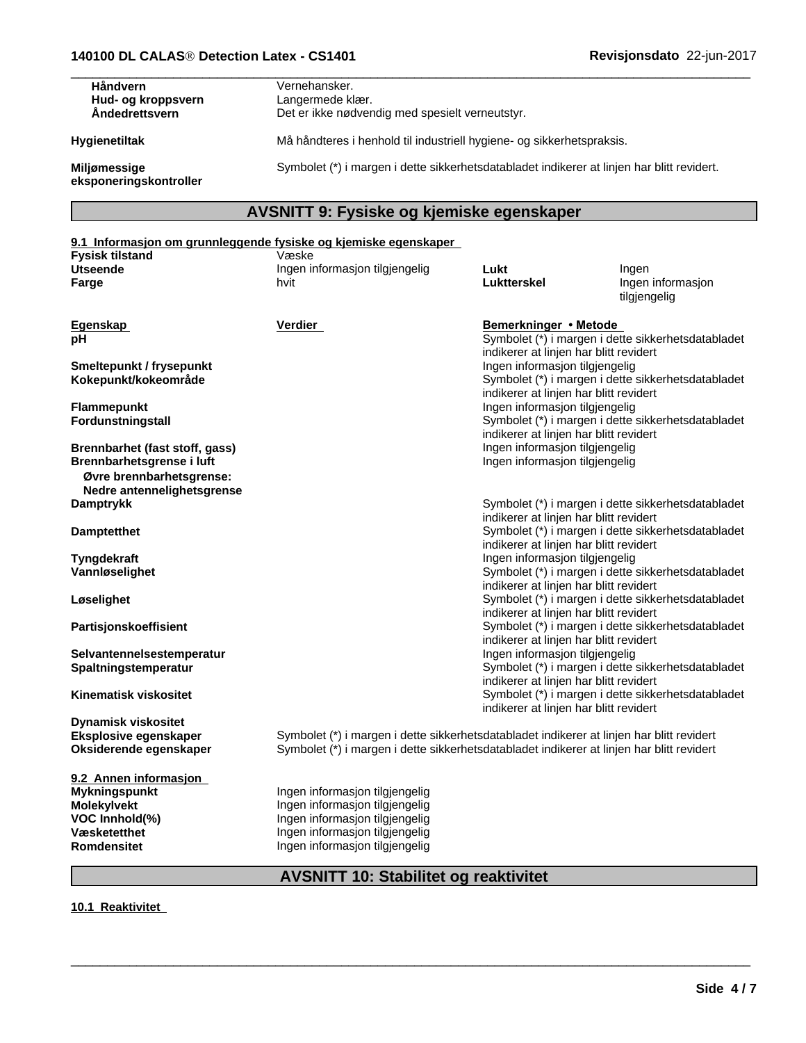| | |
|---|---|
| **Håndvern** | Vernehansker. |
| **Hud- og kroppsvern** | Langermede klær. |
| **Åndedrettsvern** | Det er ikke nødvendig med spesielt verneutstyr. |

**Hygienetiltak** Må håndteres i henhold til industriell hygiene- og sikkerhetspraksis.

**Miljømessige eksponeringskontroller** Symbolet (*) i margen i dette sikkerhetsdatabladet indikerer at linjen har blitt revidert.

## AVSNITT 9: Fysiske og kjemiske egenskaper

### 9.1 Informasjon om grunnleggende fysiske og kjemiske egenskaper

| | | | |
|---|---|---|---|
| **Fysisk tilstand** | Væske | | |
| **Utseende** | Ingen informasjon tilgjengelig | **Lukt** | Ingen |
| **Farge** | hvit | **Luktterskel** | Ingen informasjon tilgjengelig |

| Egenskap | Verdier | Bemerkninger • Metode |
|---|---|---|
| **pH** | | Symbolet (*) i margen i dette sikkerhetsdatabladet indikerer at linjen har blitt revidert |
| **Smeltepunkt / frysepunkt** | | Ingen informasjon tilgjengelig |
| **Kokepunkt/kokeområde** | | Symbolet (*) i margen i dette sikkerhetsdatabladet indikerer at linjen har blitt revidert |
| **Flammepunkt** | | Ingen informasjon tilgjengelig |
| **Fordunstningstall** | | Symbolet (*) i margen i dette sikkerhetsdatabladet indikerer at linjen har blitt revidert |
| **Brennbarhet (fast stoff, gass)** | | Ingen informasjon tilgjengelig |
| **Brennbarhetsgrense i luft** | | Ingen informasjon tilgjengelig |
| **Øvre brennbarhetsgrense:** | | |
| **Nedre antennelighetsgrense** | | |
| **Damptrykk** | | Symbolet (*) i margen i dette sikkerhetsdatabladet indikerer at linjen har blitt revidert |
| **Damptetthet** | | Symbolet (*) i margen i dette sikkerhetsdatabladet indikerer at linjen har blitt revidert |
| **Tyngdekraft** | | Ingen informasjon tilgjengelig |
| **Vannløselighet** | | Symbolet (*) i margen i dette sikkerhetsdatabladet indikerer at linjen har blitt revidert |
| **Løselighet** | | Symbolet (*) i margen i dette sikkerhetsdatabladet indikerer at linjen har blitt revidert |
| **Partisjonskoeffisient** | | Symbolet (*) i margen i dette sikkerhetsdatabladet indikerer at linjen har blitt revidert |
| **Selvantennelsestemperatur** | | Ingen informasjon tilgjengelig |
| **Spaltningstemperatur** | | Symbolet (*) i margen i dette sikkerhetsdatabladet indikerer at linjen har blitt revidert |
| **Kinematisk viskositet** | | Symbolet (*) i margen i dette sikkerhetsdatabladet indikerer at linjen har blitt revidert |
| **Dynamisk viskositet** | | |
| **Eksplosive egenskaper** | Symbolet (*) i margen i dette sikkerhetsdatabladet indikerer at linjen har blitt revidert | |
| **Oksiderende egenskaper** | Symbolet (*) i margen i dette sikkerhetsdatabladet indikerer at linjen har blitt revidert | |

### 9.2 Annen informasjon

| | |
|---|---|
| **Mykningspunkt** | Ingen informasjon tilgjengelig |
| **Molekylvekt** | Ingen informasjon tilgjengelig |
| **VOC Innhold(%)** | Ingen informasjon tilgjengelig |
| **Væsketetthet** | Ingen informasjon tilgjengelig |
| **Romdensitet** | Ingen informasjon tilgjengelig |

## AVSNITT 10: Stabilitet og reaktivitet

### 10.1 Reaktivitet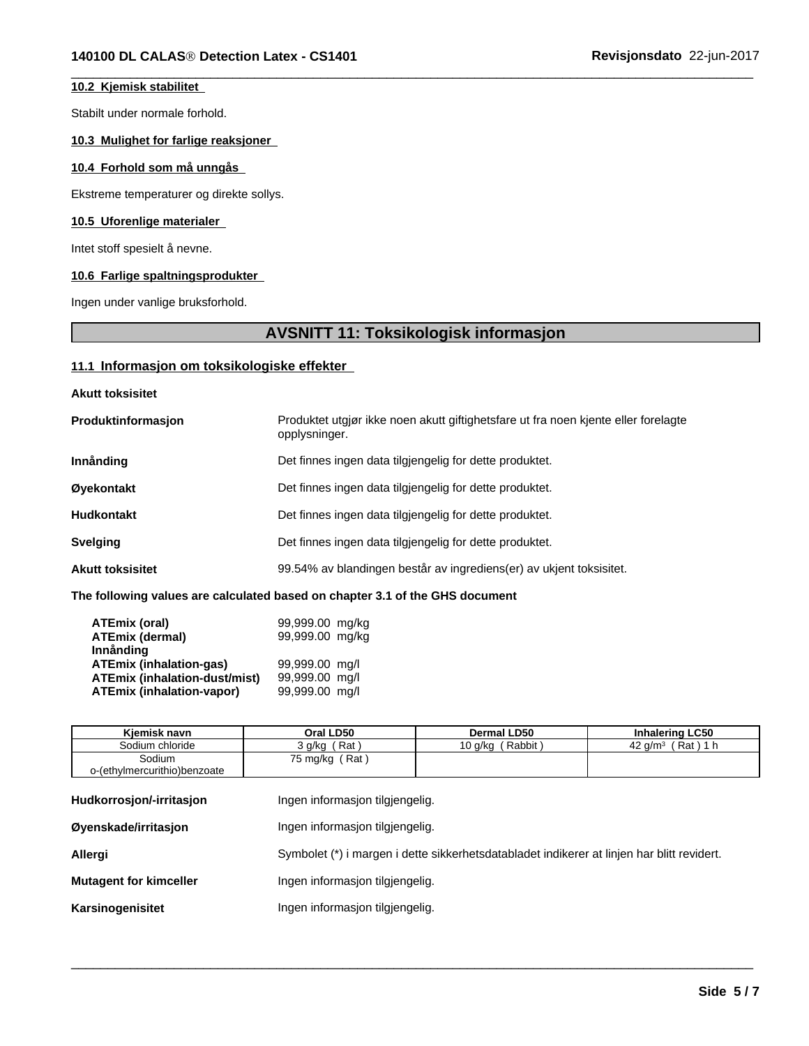#### 10.2 Kjemisk stabilitet

Stabilt under normale forhold.

#### 10.3 Mulighet for farlige reaksjoner

#### 10.4 Forhold som må unngås

Ekstreme temperaturer og direkte sollys.

#### 10.5 Uforenlige materialer

Intet stoff spesielt å nevne.

#### 10.6 Farlige spaltningsprodukter

Ingen under vanlige bruksforhold.

## AVSNITT 11: Toksikologisk informasjon

### 11.1 Informasjon om toksikologiske effekter

**Akutt toksisitet**

**Produktinformasjon** Produktet utgjør ikke noen akutt giftighetsfare ut fra noen kjente eller forelagte opplysninger.

**Innånding** Det finnes ingen data tilgjengelig for dette produktet.

**Øyekontakt** Det finnes ingen data tilgjengelig for dette produktet.

**Hudkontakt** Det finnes ingen data tilgjengelig for dette produktet.

**Svelging** Det finnes ingen data tilgjengelig for dette produktet.

**Akutt toksisitet** 99.54% av blandingen består av ingrediens(er) av ukjent toksisitet.

**The following values are calculated based on chapter 3.1 of the GHS document**

**ATEmix (oral)** 99,999.00 mg/kg
**ATEmix (dermal)** 99,999.00 mg/kg
**Innånding**
**ATEmix (inhalation-gas)** 99,999.00 mg/l
**ATEmix (inhalation-dust/mist)** 99,999.00 mg/l
**ATEmix (inhalation-vapor)** 99,999.00 mg/l

| Kjemisk navn | Oral LD50 | Dermal LD50 | Inhalering LC50 |
|---|---|---|---|
| Sodium chloride | 3 g/kg ( Rat ) | 10 g/kg ( Rabbit ) | 42 g/m³ ( Rat ) 1 h |
| Sodium o-(ethylmercurithio)benzoate | 75 mg/kg ( Rat ) | | |

**Hudkorrosjon/-irritasjon** Ingen informasjon tilgjengelig.

**Øyenskade/irritasjon** Ingen informasjon tilgjengelig.

**Allergi** Symbolet (*) i margen i dette sikkerhetsdatabladet indikerer at linjen har blitt revidert.

**Mutagent for kimceller** Ingen informasjon tilgjengelig.

**Karsinogenisitet** Ingen informasjon tilgjengelig.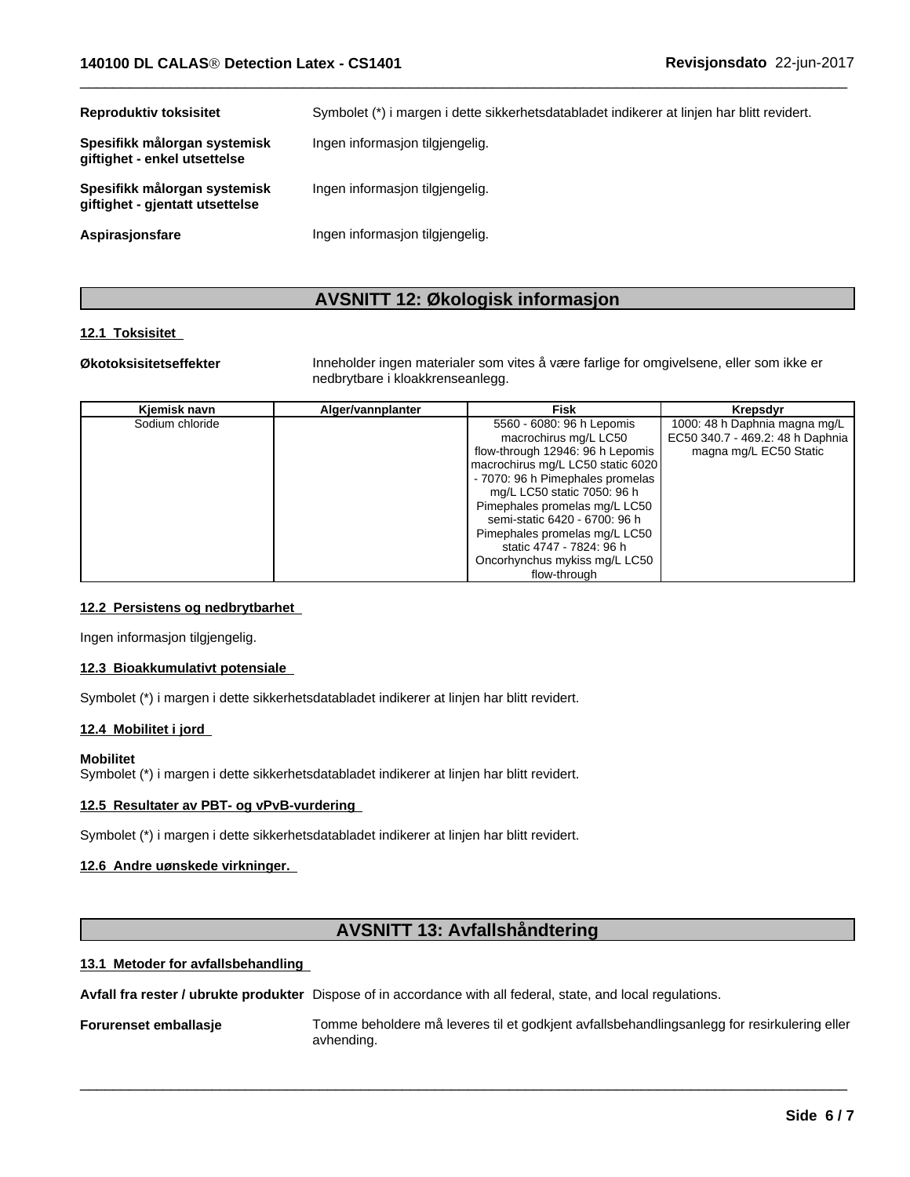**Reproduktiv toksisitet** Symbolet (*) i margen i dette sikkerhetsdatabladet indikerer at linjen har blitt revidert.

**Spesifikk målorgan systemisk giftighet - enkel utsettelse** Ingen informasjon tilgjengelig.

**Spesifikk målorgan systemisk giftighet - gjentatt utsettelse** Ingen informasjon tilgjengelig.

**Aspirasjonsfare** Ingen informasjon tilgjengelig.

## AVSNITT 12: Økologisk informasjon

### 12.1 Toksisitet

**Økotoksisitetseffekter** Inneholder ingen materialer som vites å være farlige for omgivelsene, eller som ikke er nedbrytbare i kloakkrenseanlegg.

| Kjemisk navn | Alger/vannplanter | Fisk | Krepsdyr |
|---|---|---|---|
| Sodium chloride | | 5560 - 6080: 96 h Lepomis macrochirus mg/L LC50 flow-through 12946: 96 h Lepomis macrochirus mg/L LC50 static 6020 - 7070: 96 h Pimephales promelas mg/L LC50 static 7050: 96 h Pimephales promelas mg/L LC50 semi-static 6420 - 6700: 96 h Pimephales promelas mg/L LC50 static 4747 - 7824: 96 h Oncorhynchus mykiss mg/L LC50 flow-through | 1000: 48 h Daphnia magna mg/L EC50 340.7 - 469.2: 48 h Daphnia magna mg/L EC50 Static |

### 12.2 Persistens og nedbrytbarhet

Ingen informasjon tilgjengelig.

### 12.3 Bioakkumulativt potensiale

Symbolet (*) i margen i dette sikkerhetsdatabladet indikerer at linjen har blitt revidert.

### 12.4 Mobilitet i jord

**Mobilitet**
Symbolet (*) i margen i dette sikkerhetsdatabladet indikerer at linjen har blitt revidert.

### 12.5 Resultater av PBT- og vPvB-vurdering

Symbolet (*) i margen i dette sikkerhetsdatabladet indikerer at linjen har blitt revidert.

### 12.6 Andre uønskede virkninger.

## AVSNITT 13: Avfallshåndtering

### 13.1 Metoder for avfallsbehandling

**Avfall fra rester / ubrukte produkter** Dispose of in accordance with all federal, state, and local regulations.

**Forurenset emballasje** Tomme beholdere må leveres til et godkjent avfallsbehandlingsanlegg for resirkulering eller avhending.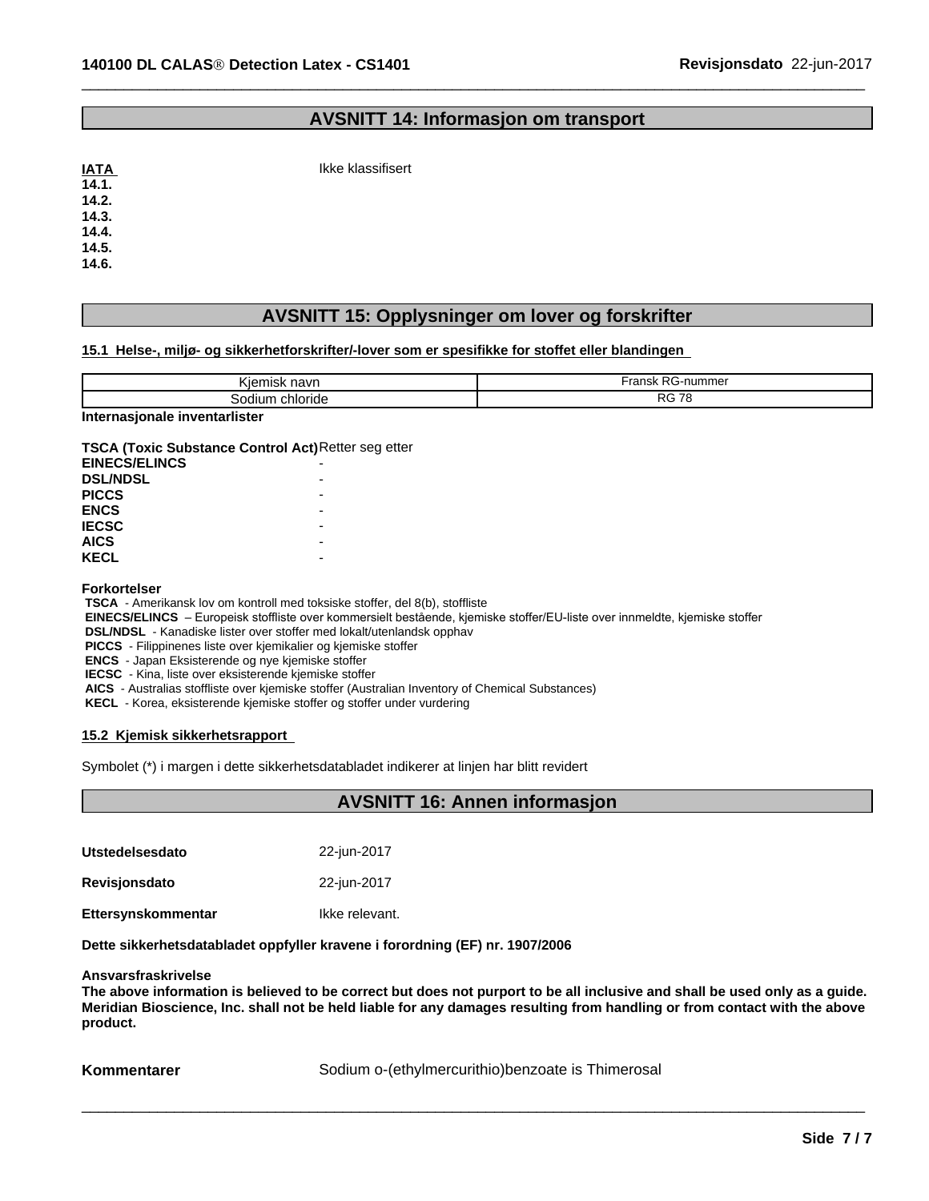## AVSNITT 14: Informasjon om transport

**IATA** Ikke klassifisert

**14.1.**
**14.2.**
**14.3.**
**14.4.**
**14.5.**
**14.6.**

## AVSNITT 15: Opplysninger om lover og forskrifter

**15.1 Helse-, miljø- og sikkerhetforskrifter/-lover som er spesifikke for stoffet eller blandingen**

| Kjemisk navn | Fransk RG-nummer |
|---|---|
| Sodium chloride | RG 78 |

**Internasjonale inventarlister**

| | |
|---|---|
| **TSCA (Toxic Substance Control Act)** | Retter seg etter |
| **EINECS/ELINCS** | - |
| **DSL/NDSL** | - |
| **PICCS** | - |
| **ENCS** | - |
| **IECSC** | - |
| **AICS** | - |
| **KECL** | - |

**Forkortelser**

**TSCA** - Amerikansk lov om kontroll med toksiske stoffer, del 8(b), stoffliste
**EINECS/ELINCS** – Europeisk stoffliste over kommersielt bestående, kjemiske stoffer/EU-liste over innmeldte, kjemiske stoffer
**DSL/NDSL** - Kanadiske lister over stoffer med lokalt/utenlandsk opphav
**PICCS** - Filippinenes liste over kjemikalier og kjemiske stoffer
**ENCS** - Japan Eksisterende og nye kjemiske stoffer
**IECSC** - Kina, liste over eksisterende kjemiske stoffer
**AICS** - Australias stoffliste over kjemiske stoffer (Australian Inventory of Chemical Substances)
**KECL** - Korea, eksisterende kjemiske stoffer og stoffer under vurdering

**15.2 Kjemisk sikkerhetsrapport**

Symbolet (*) i margen i dette sikkerhetsdatabladet indikerer at linjen har blitt revidert

## AVSNITT 16: Annen informasjon

**Utstedelsesdato** 22-jun-2017

**Revisjonsdato** 22-jun-2017

**Ettersynskommentar** Ikke relevant.

**Dette sikkerhetsdatabladet oppfyller kravene i forordning (EF) nr. 1907/2006**

**Ansvarsfraskrivelse**
**The above information is believed to be correct but does not purport to be all inclusive and shall be used only as a guide. Meridian Bioscience, Inc. shall not be held liable for any damages resulting from handling or from contact with the above product.**

**Kommentarer** Sodium o-(ethylmercurithio)benzoate is Thimerosal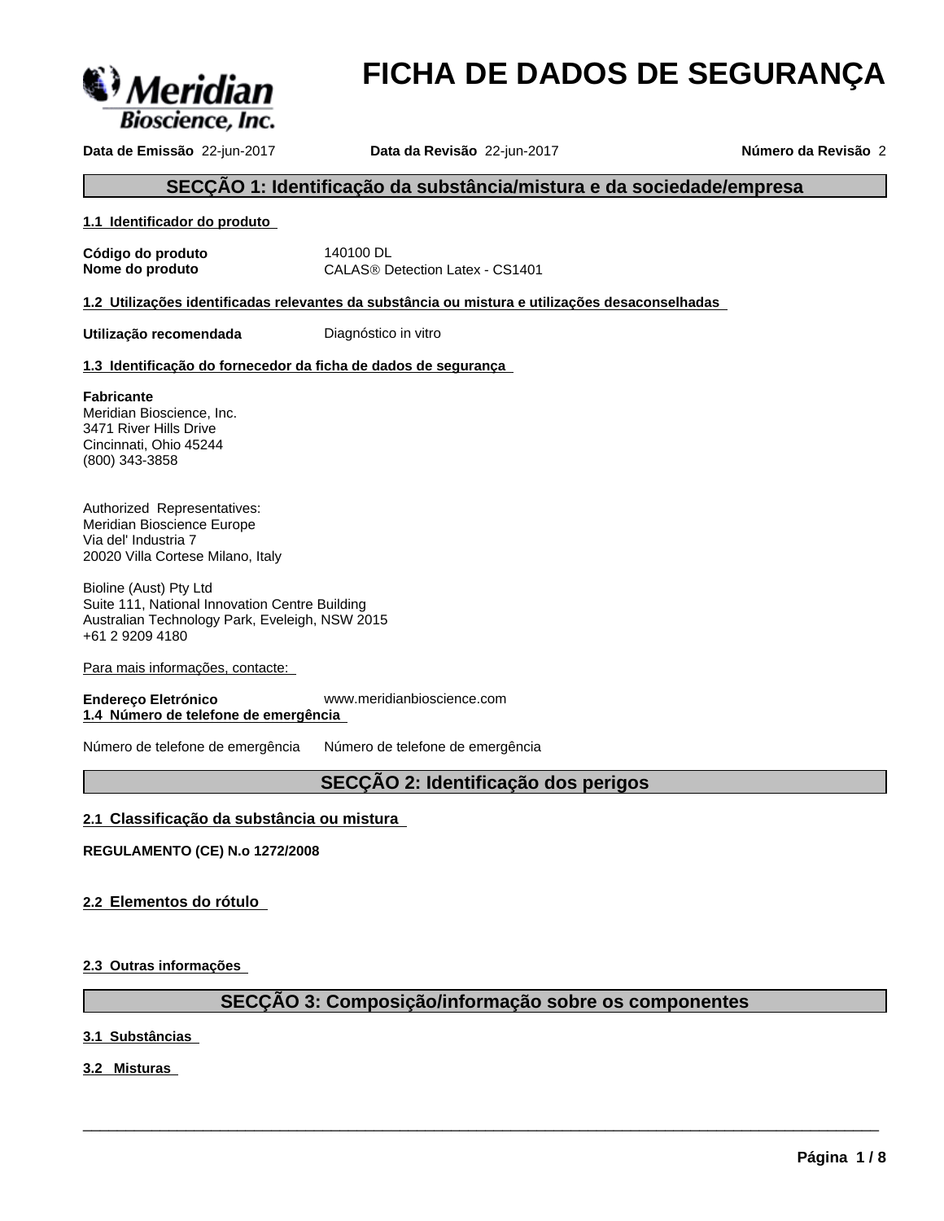# FICHA DE DADOS DE SEGURANÇA

**Data de Emissão** 22-jun-2017 **Data da Revisão** 22-jun-2017 **Número da Revisão** 2

## SECÇÃO 1: Identificação da substância/mistura e da sociedade/empresa

### 1.1 Identificador do produto

**Código do produto** 140100 DL
**Nome do produto** CALAS® Detection Latex - CS1401

### 1.2 Utilizações identificadas relevantes da substância ou mistura e utilizações desaconselhadas

**Utilização recomendada** Diagnóstico in vitro

### 1.3 Identificação do fornecedor da ficha de dados de segurança

**Fabricante**
Meridian Bioscience, Inc.
3471 River Hills Drive
Cincinnati, Ohio 45244
(800) 343-3858

Authorized Representatives:
Meridian Bioscience Europe
Via del' Industria 7
20020 Villa Cortese Milano, Italy

Bioline (Aust) Pty Ltd
Suite 111, National Innovation Centre Building
Australian Technology Park, Eveleigh, NSW 2015
+61 2 9209 4180

Para mais informações, contacte:

**Endereço Eletrónico** www.meridianbioscience.com

### 1.4 Número de telefone de emergência

Número de telefone de emergência Número de telefone de emergência

## SECÇÃO 2: Identificação dos perigos

### 2.1 Classificação da substância ou mistura

**REGULAMENTO (CE) N.o 1272/2008**

### 2.2 Elementos do rótulo

### 2.3 Outras informações

## SECÇÃO 3: Composição/informação sobre os componentes

### 3.1 Substâncias

### 3.2 Misturas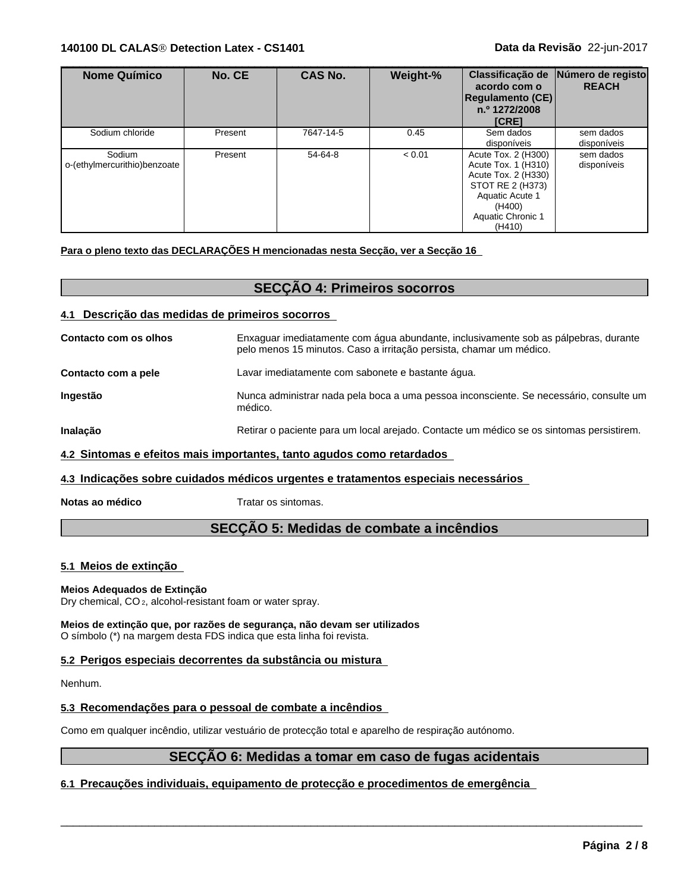| Nome Químico | No. CE | CAS No. | Weight-% | Classificação de acordo com o Regulamento (CE) n.º 1272/2008 [CRE] | Número de registo REACH |
|---|---|---|---|---|---|
| Sodium chloride | Present | 7647-14-5 | 0.45 | Sem dados disponíveis | sem dados disponíveis |
| Sodium o-(ethylmercurithio)benzoate | Present | 54-64-8 | < 0.01 | Acute Tox. 2 (H300) Acute Tox. 1 (H310) Acute Tox. 2 (H330) STOT RE 2 (H373) Aquatic Acute 1 (H400) Aquatic Chronic 1 (H410) | sem dados disponíveis |

**Para o pleno texto das DECLARAÇÕES H mencionadas nesta Secção, ver a Secção 16**

## SECÇÃO 4: Primeiros socorros

### 4.1 Descrição das medidas de primeiros socorros

**Contacto com os olhos** Enxaguar imediatamente com água abundante, inclusivamente sob as pálpebras, durante pelo menos 15 minutos. Caso a irritação persista, chamar um médico.

**Contacto com a pele** Lavar imediatamente com sabonete e bastante água.

**Ingestão** Nunca administrar nada pela boca a uma pessoa inconsciente. Se necessário, consulte um médico.

**Inalação** Retirar o paciente para um local arejado. Contacte um médico se os sintomas persistirem.

### 4.2 Sintomas e efeitos mais importantes, tanto agudos como retardados

### 4.3 Indicações sobre cuidados médicos urgentes e tratamentos especiais necessários

**Notas ao médico** Tratar os sintomas.

## SECÇÃO 5: Medidas de combate a incêndios

### 5.1 Meios de extinção

**Meios Adequados de Extinção**
Dry chemical, $CO_2$, alcohol-resistant foam or water spray.

**Meios de extinção que, por razões de segurança, não devam ser utilizados**
O símbolo (*) na margem desta FDS indica que esta linha foi revista.

### 5.2 Perigos especiais decorrentes da substância ou mistura

Nenhum.

### 5.3 Recomendações para o pessoal de combate a incêndios

Como em qualquer incêndio, utilizar vestuário de protecção total e aparelho de respiração autónomo.

## SECÇÃO 6: Medidas a tomar em caso de fugas acidentais

### 6.1 Precauções individuais, equipamento de protecção e procedimentos de emergência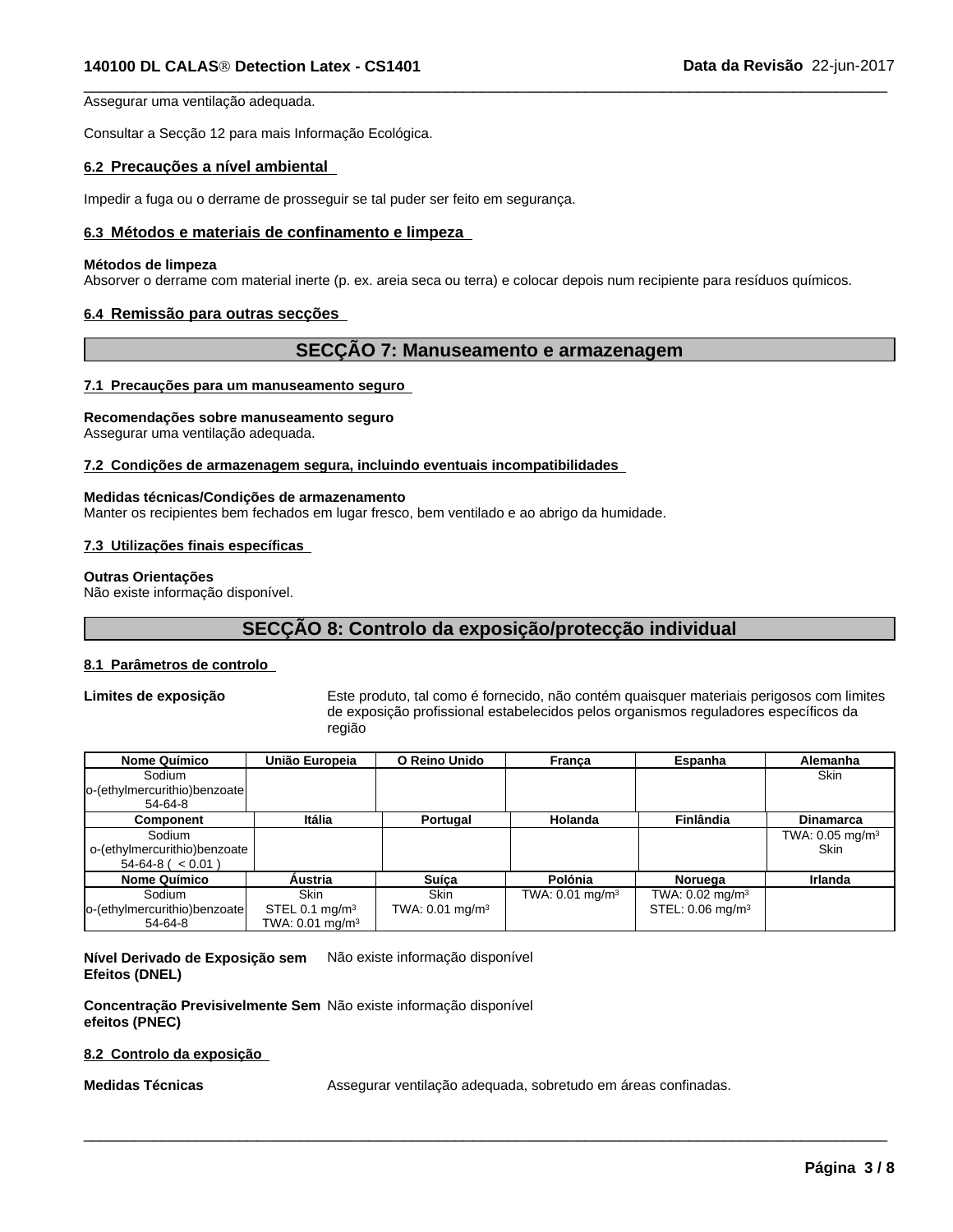Assegurar uma ventilação adequada.

Consultar a Secção 12 para mais Informação Ecológica.

### 6.2 Precauções a nível ambiental

Impedir a fuga ou o derrame de prosseguir se tal puder ser feito em segurança.

### 6.3 Métodos e materiais de confinamento e limpeza

**Métodos de limpeza**
Absorver o derrame com material inerte (p. ex. areia seca ou terra) e colocar depois num recipiente para resíduos químicos.

### 6.4 Remissão para outras secções

## SECÇÃO 7: Manuseamento e armazenagem

### 7.1 Precauções para um manuseamento seguro

**Recomendações sobre manuseamento seguro**
Assegurar uma ventilação adequada.

### 7.2 Condições de armazenagem segura, incluindo eventuais incompatibilidades

**Medidas técnicas/Condições de armazenamento**
Manter os recipientes bem fechados em lugar fresco, bem ventilado e ao abrigo da humidade.

### 7.3 Utilizações finais específicas

**Outras Orientações**
Não existe informação disponível.

## SECÇÃO 8: Controlo da exposição/protecção individual

### 8.1 Parâmetros de controlo

**Limites de exposição** Este produto, tal como é fornecido, não contém quaisquer materiais perigosos com limites de exposição profissional estabelecidos pelos organismos reguladores específicos da região

| Nome Químico | União Europeia | O Reino Unido | França | Espanha | Alemanha |
|---|---|---|---|---|---|
| Sodium o-(ethylmercurithio)benzoate 54-64-8 | | | | | Skin |
| **Component** | **Itália** | **Portugal** | **Holanda** | **Finlândia** | **Dinamarca** |
| Sodium o-(ethylmercurithio)benzoate 54-64-8 ( < 0.01 ) | | | | | TWA: 0.05 mg/m³ Skin |
| **Nome Químico** | **Áustria** | **Suíça** | **Polónia** | **Noruega** | **Irlanda** |
| Sodium o-(ethylmercurithio)benzoate 54-64-8 | Skin STEL 0.1 mg/m³ TWA: 0.01 mg/m³ | Skin TWA: 0.01 mg/m³ | TWA: 0.01 mg/m³ | TWA: 0.02 mg/m³ STEL: 0.06 mg/m³ | |

**Nível Derivado de Exposição sem Efeitos (DNEL)** Não existe informação disponível

**Concentração Previsivelmente Sem efeitos (PNEC)** Não existe informação disponível

### 8.2 Controlo da exposição

**Medidas Técnicas** Assegurar ventilação adequada, sobretudo em áreas confinadas.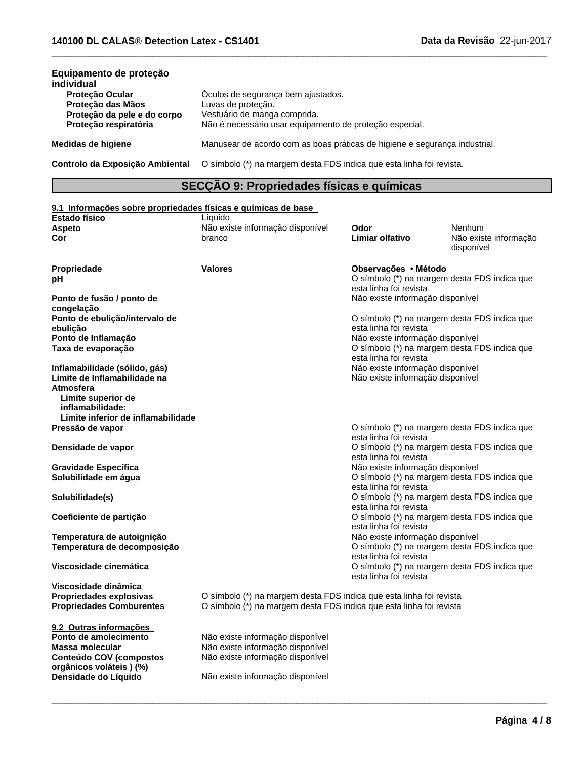**Equipamento de proteção individual**

| | |
|---|---|
| **Proteção Ocular** | Óculos de segurança bem ajustados. |
| **Proteção das Mãos** | Luvas de proteção. |
| **Proteção da pele e do corpo** | Vestuário de manga comprida. |
| **Proteção respiratória** | Não é necessário usar equipamento de proteção especial. |

**Medidas de higiene** — Manusear de acordo com as boas práticas de higiene e segurança industrial.

**Controlo da Exposição Ambiental** — O símbolo (*) na margem desta FDS indica que esta linha foi revista.

## SECÇÃO 9: Propriedades físicas e químicas

**9.1 Informações sobre propriedades físicas e químicas de base**

| | | | |
|---|---|---|---|
| **Estado físico** | Líquido | | |
| **Aspeto** | Não existe informação disponível | **Odor** | Nenhum |
| **Cor** | branco | **Limiar olfativo** | Não existe informação disponível |

| Propriedade | Valores | Observações • Método |
|---|---|---|
| **pH** | | O símbolo (*) na margem desta FDS indica que esta linha foi revista |
| **Ponto de fusão / ponto de congelação** | | Não existe informação disponível |
| **Ponto de ebulição/intervalo de ebulição** | | O símbolo (*) na margem desta FDS indica que esta linha foi revista |
| **Ponto de Inflamação** | | Não existe informação disponível |
| **Taxa de evaporação** | | O símbolo (*) na margem desta FDS indica que esta linha foi revista |
| **Inflamabilidade (sólido, gás)** | | Não existe informação disponível |
| **Limite de Inflamabilidade na Atmosfera** | | Não existe informação disponível |
| **Limite superior de inflamabilidade:** | | |
| **Limite inferior de inflamabilidade** | | |
| **Pressão de vapor** | | O símbolo (*) na margem desta FDS indica que esta linha foi revista |
| **Densidade de vapor** | | O símbolo (*) na margem desta FDS indica que esta linha foi revista |
| **Gravidade Específica** | | Não existe informação disponível |
| **Solubilidade em água** | | O símbolo (*) na margem desta FDS indica que esta linha foi revista |
| **Solubilidade(s)** | | O símbolo (*) na margem desta FDS indica que esta linha foi revista |
| **Coeficiente de partição** | | O símbolo (*) na margem desta FDS indica que esta linha foi revista |
| **Temperatura de autoignição** | | Não existe informação disponível |
| **Temperatura de decomposição** | | O símbolo (*) na margem desta FDS indica que esta linha foi revista |
| **Viscosidade cinemática** | | O símbolo (*) na margem desta FDS indica que esta linha foi revista |
| **Viscosidade dinâmica** | | |
| **Propriedades explosivas** | O símbolo (*) na margem desta FDS indica que esta linha foi revista | |
| **Propriedades Comburentes** | O símbolo (*) na margem desta FDS indica que esta linha foi revista | |

**9.2 Outras informações**

| | |
|---|---|
| **Ponto de amolecimento** | Não existe informação disponível |
| **Massa molecular** | Não existe informação disponível |
| **Conteúdo COV (compostos orgânicos voláteis ) (%)** | Não existe informação disponível |
| **Densidade do Líquido** | Não existe informação disponível |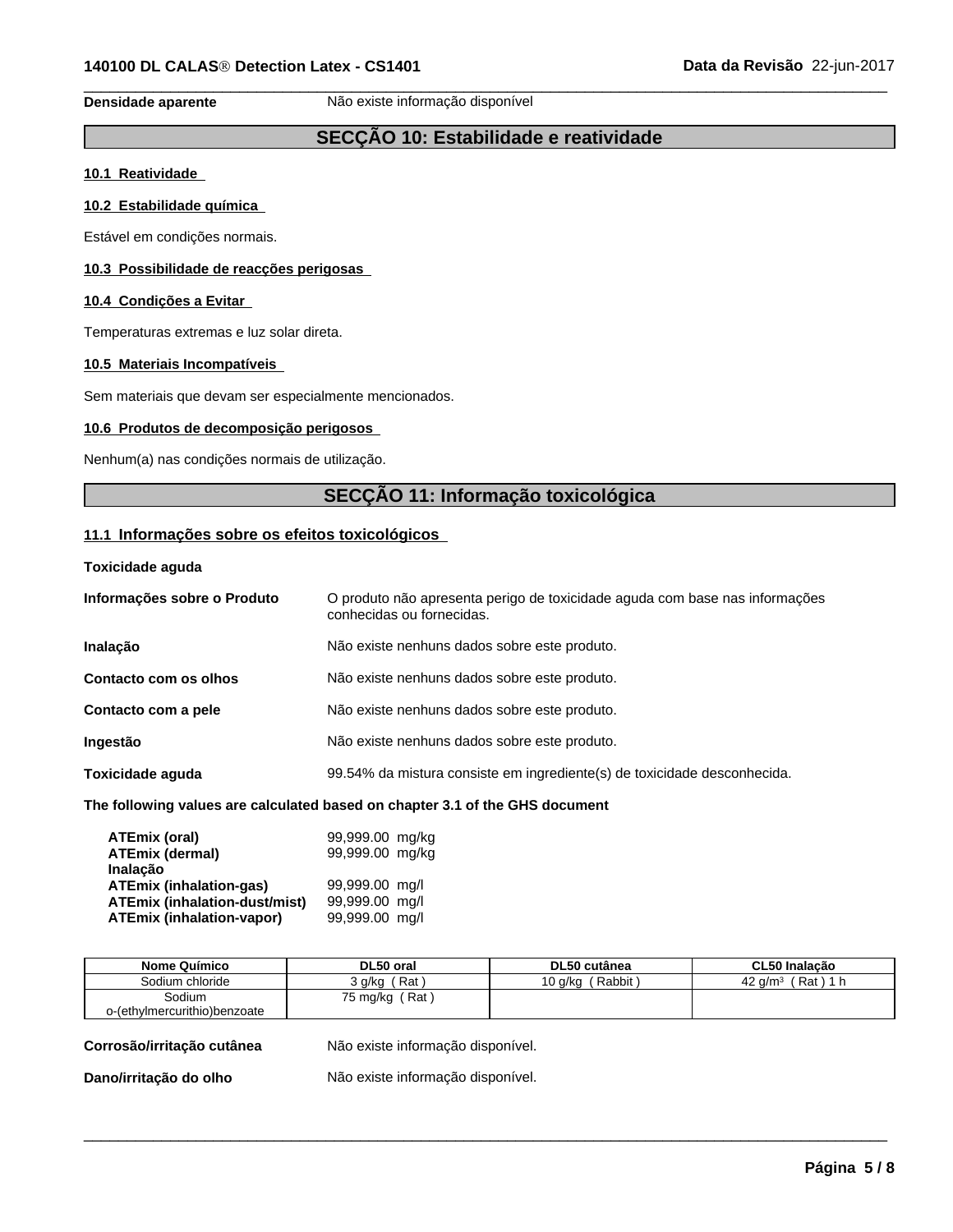**Densidade aparente** Não existe informação disponível

## SECÇÃO 10: Estabilidade e reatividade

**10.1 Reatividade**

**10.2 Estabilidade química**

Estável em condições normais.

**10.3 Possibilidade de reacções perigosas**

**10.4 Condições a Evitar**

Temperaturas extremas e luz solar direta.

**10.5 Materiais Incompatíveis**

Sem materiais que devam ser especialmente mencionados.

**10.6 Produtos de decomposição perigosos**

Nenhum(a) nas condições normais de utilização.

## SECÇÃO 11: Informação toxicológica

**11.1 Informações sobre os efeitos toxicológicos**

**Toxicidade aguda**

**Informações sobre o Produto** O produto não apresenta perigo de toxicidade aguda com base nas informações conhecidas ou fornecidas.

**Inalação** Não existe nenhuns dados sobre este produto.

**Contacto com os olhos** Não existe nenhuns dados sobre este produto.

**Contacto com a pele** Não existe nenhuns dados sobre este produto.

**Ingestão** Não existe nenhuns dados sobre este produto.

**Toxicidade aguda** 99.54% da mistura consiste em ingrediente(s) de toxicidade desconhecida.

**The following values are calculated based on chapter 3.1 of the GHS document**

**ATEmix (oral)** 99,999.00 mg/kg
**ATEmix (dermal)** 99,999.00 mg/kg
**Inalação**
**ATEmix (inhalation-gas)** 99,999.00 mg/l
**ATEmix (inhalation-dust/mist)** 99,999.00 mg/l
**ATEmix (inhalation-vapor)** 99,999.00 mg/l

| Nome Químico | DL50 oral | DL50 cutânea | CL50 Inalação |
|---|---|---|---|
| Sodium chloride | 3 g/kg ( Rat ) | 10 g/kg ( Rabbit ) | 42 g/m³ ( Rat ) 1 h |
| Sodium o-(ethylmercurithio)benzoate | 75 mg/kg ( Rat ) | | |

**Corrosão/irritação cutânea** Não existe informação disponível.

**Dano/irritação do olho** Não existe informação disponível.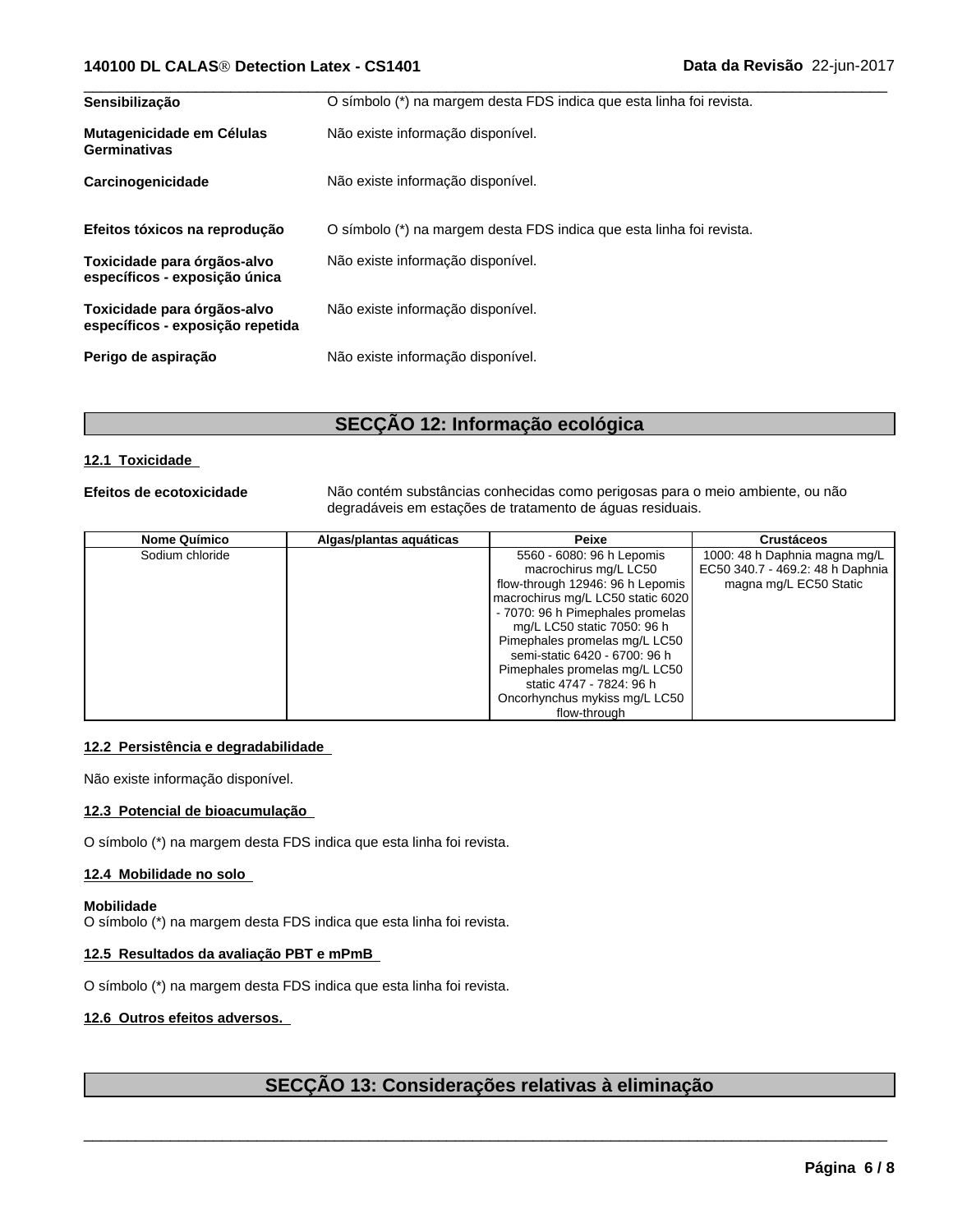| | |
|---|---|
| **Sensibilização** | O símbolo (*) na margem desta FDS indica que esta linha foi revista. |
| **Mutagenicidade em Células Germinativas** | Não existe informação disponível. |
| **Carcinogenicidade** | Não existe informação disponível. |
| **Efeitos tóxicos na reprodução** | O símbolo (*) na margem desta FDS indica que esta linha foi revista. |
| **Toxicidade para órgãos-alvo específicos - exposição única** | Não existe informação disponível. |
| **Toxicidade para órgãos-alvo específicos - exposição repetida** | Não existe informação disponível. |
| **Perigo de aspiração** | Não existe informação disponível. |

## SECÇÃO 12: Informação ecológica

### 12.1 Toxicidade

**Efeitos de ecotoxicidade** Não contém substâncias conhecidas como perigosas para o meio ambiente, ou não degradáveis em estações de tratamento de águas residuais.

| Nome Químico | Algas/plantas aquáticas | Peixe | Crustáceos |
|---|---|---|---|
| Sodium chloride | | 5560 - 6080: 96 h Lepomis macrochirus mg/L LC50 flow-through 12946: 96 h Lepomis macrochirus mg/L LC50 static 6020 - 7070: 96 h Pimephales promelas mg/L LC50 static 7050: 96 h Pimephales promelas mg/L LC50 semi-static 6420 - 6700: 96 h Pimephales promelas mg/L LC50 static 4747 - 7824: 96 h Oncorhynchus mykiss mg/L LC50 flow-through | 1000: 48 h Daphnia magna mg/L EC50 340.7 - 469.2: 48 h Daphnia magna mg/L EC50 Static |

### 12.2 Persistência e degradabilidade

Não existe informação disponível.

### 12.3 Potencial de bioacumulação

O símbolo (*) na margem desta FDS indica que esta linha foi revista.

### 12.4 Mobilidade no solo

**Mobilidade**
O símbolo (*) na margem desta FDS indica que esta linha foi revista.

### 12.5 Resultados da avaliação PBT e mPmB

O símbolo (*) na margem desta FDS indica que esta linha foi revista.

### 12.6 Outros efeitos adversos.

## SECÇÃO 13: Considerações relativas à eliminação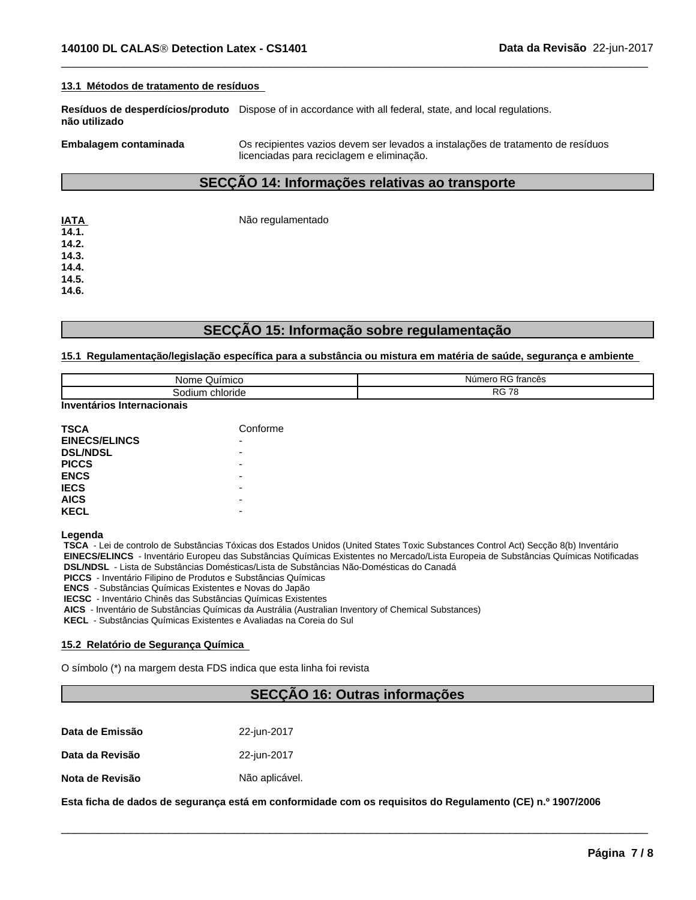#### 13.1 Métodos de tratamento de resíduos

| | |
|---|---|
| **Resíduos de desperdícios/produto não utilizado** | Dispose of in accordance with all federal, state, and local regulations. |
| **Embalagem contaminada** | Os recipientes vazios devem ser levados a instalações de tratamento de resíduos licenciadas para reciclagem e eliminação. |

## SECÇÃO 14: Informações relativas ao transporte

**IATA** Não regulamentado
**14.1.**
**14.2.**
**14.3.**
**14.4.**
**14.5.**
**14.6.**

## SECÇÃO 15: Informação sobre regulamentação

#### 15.1 Regulamentação/legislação específica para a substância ou mistura em matéria de saúde, segurança e ambiente

| Nome Químico | Número RG francês |
|---|---|
| Sodium chloride | RG 78 |

**Inventários Internacionais**

| | |
|---|---|
| **TSCA** | Conforme |
| **EINECS/ELINCS** | - |
| **DSL/NDSL** | - |
| **PICCS** | - |
| **ENCS** | - |
| **IECS** | - |
| **AICS** | - |
| **KECL** | - |

**Legenda**
**TSCA** - Lei de controlo de Substâncias Tóxicas dos Estados Unidos (United States Toxic Substances Control Act) Secção 8(b) Inventário
**EINECS/ELINCS** - Inventário Europeu das Substâncias Químicas Existentes no Mercado/Lista Europeia de Substâncias Químicas Notificadas
**DSL/NDSL** - Lista de Substâncias Domésticas/Lista de Substâncias Não-Domésticas do Canadá
**PICCS** - Inventário Filipino de Produtos e Substâncias Químicas
**ENCS** - Substâncias Químicas Existentes e Novas do Japão
**IECSC** - Inventário Chinês das Substâncias Químicas Existentes
**AICS** - Inventário de Substâncias Químicas da Austrália (Australian Inventory of Chemical Substances)
**KECL** - Substâncias Químicas Existentes e Avaliadas na Coreia do Sul

#### 15.2 Relatório de Segurança Química

O símbolo (*) na margem desta FDS indica que esta linha foi revista

## SECÇÃO 16: Outras informações

| | |
|---|---|
| **Data de Emissão** | 22-jun-2017 |
| **Data da Revisão** | 22-jun-2017 |
| **Nota de Revisão** | Não aplicável. |

**Esta ficha de dados de segurança está em conformidade com os requisitos do Regulamento (CE) n.º 1907/2006**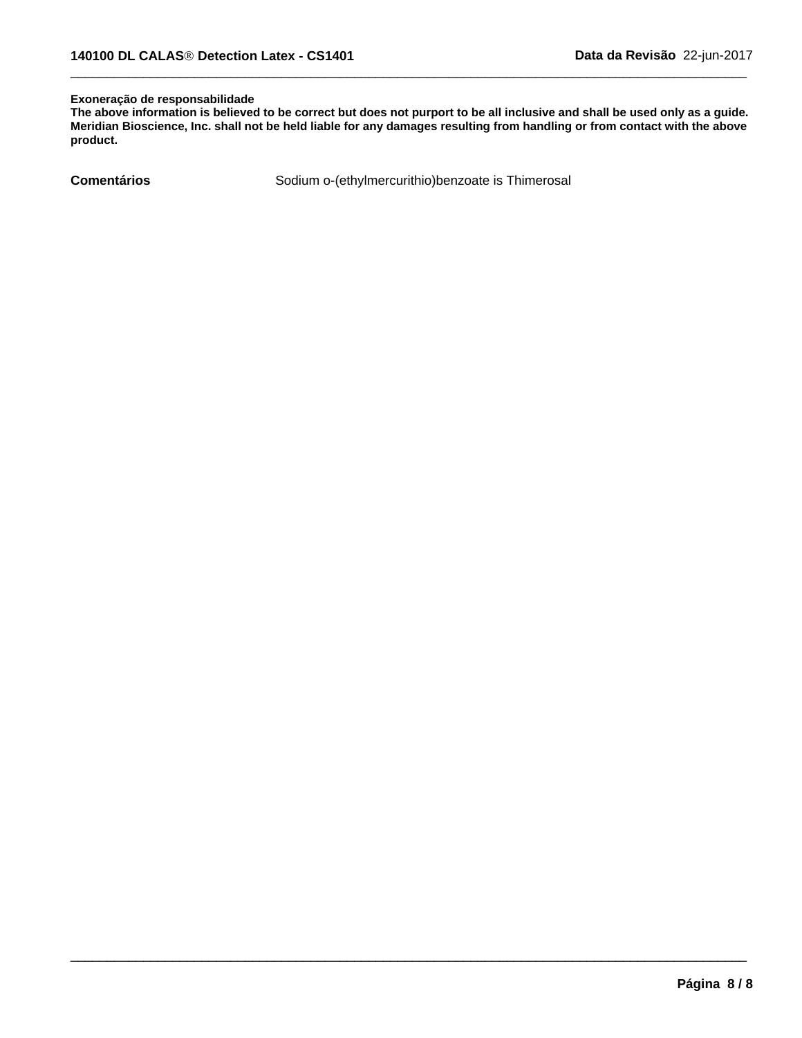**Exoneração de responsabilidade**

**The above information is believed to be correct but does not purport to be all inclusive and shall be used only as a guide. Meridian Bioscience, Inc. shall not be held liable for any damages resulting from handling or from contact with the above product.**

**Comentários** Sodium o-(ethylmercurithio)benzoate is Thimerosal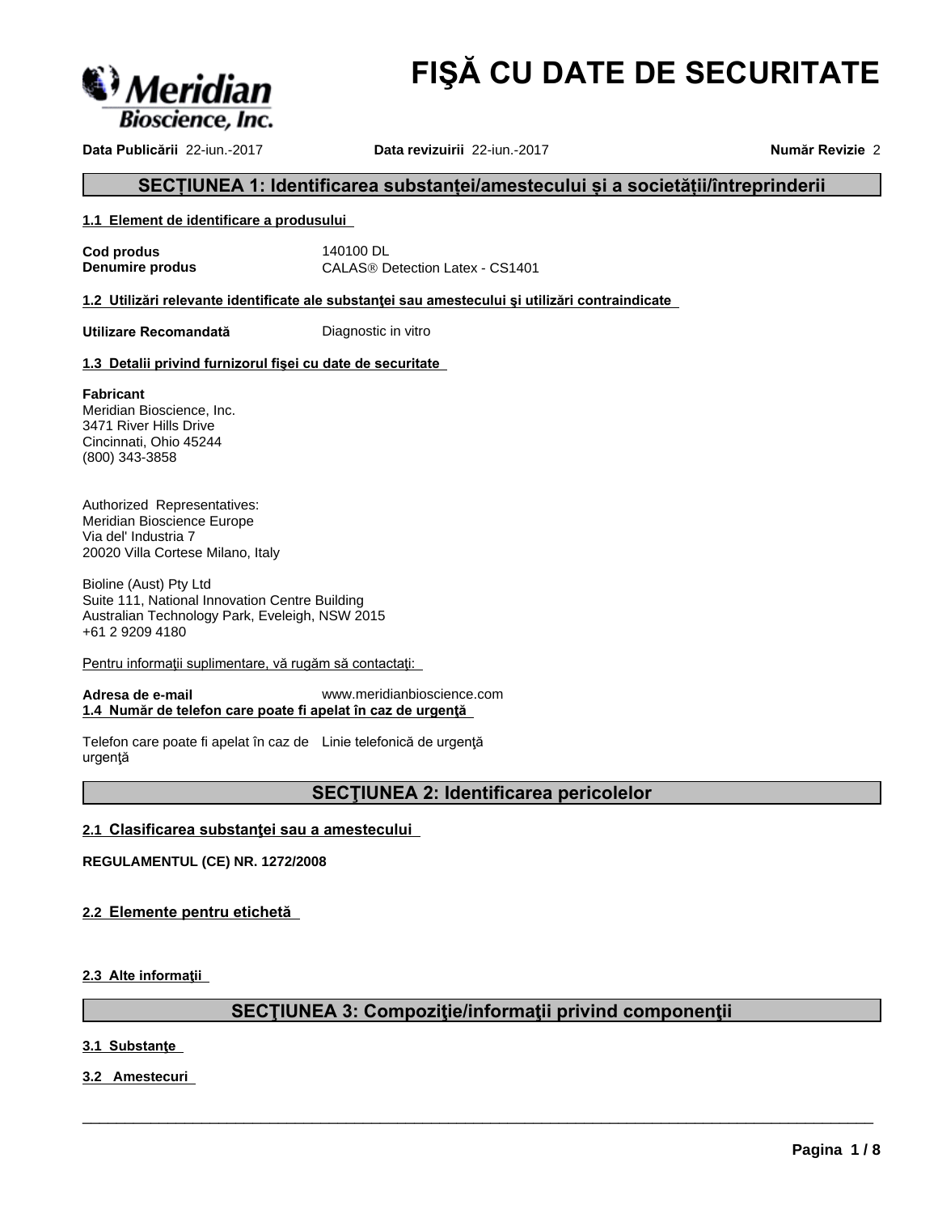# FIŞĂ CU DATE DE SECURITATE

**Data Publicării** 22-iun.-2017 **Data revizuirii** 22-iun.-2017 **Număr Revizie** 2

## SECȚIUNEA 1: Identificarea substanței/amestecului și a societății/întreprinderii

### 1.1 Element de identificare a produsului

| | |
|---|---|
| **Cod produs** | 140100 DL |
| **Denumire produs** | CALAS® Detection Latex - CS1401 |

### 1.2 Utilizări relevante identificate ale substanţei sau amestecului şi utilizări contraindicate

**Utilizare Recomandată** Diagnostic in vitro

### 1.3 Detalii privind furnizorul fişei cu date de securitate

**Fabricant**
Meridian Bioscience, Inc.
3471 River Hills Drive
Cincinnati, Ohio 45244
(800) 343-3858

Authorized Representatives:
Meridian Bioscience Europe
Via del' Industria 7
20020 Villa Cortese Milano, Italy

Bioline (Aust) Pty Ltd
Suite 111, National Innovation Centre Building
Australian Technology Park, Eveleigh, NSW 2015
+61 2 9209 4180

Pentru informaţii suplimentare, vă rugăm să contactaţi:

**Adresa de e-mail** www.meridianbioscience.com

### 1.4 Număr de telefon care poate fi apelat în caz de urgenţă

Telefon care poate fi apelat în caz de urgenţă Linie telefonică de urgenţă

## SECŢIUNEA 2: Identificarea pericolelor

### 2.1 Clasificarea substanţei sau a amestecului

**REGULAMENTUL (CE) NR. 1272/2008**

### 2.2 Elemente pentru etichetă

### 2.3 Alte informaţii

## SECŢIUNEA 3: Compoziţie/informaţii privind componenţii

### 3.1 Substanţe

### 3.2 Amestecuri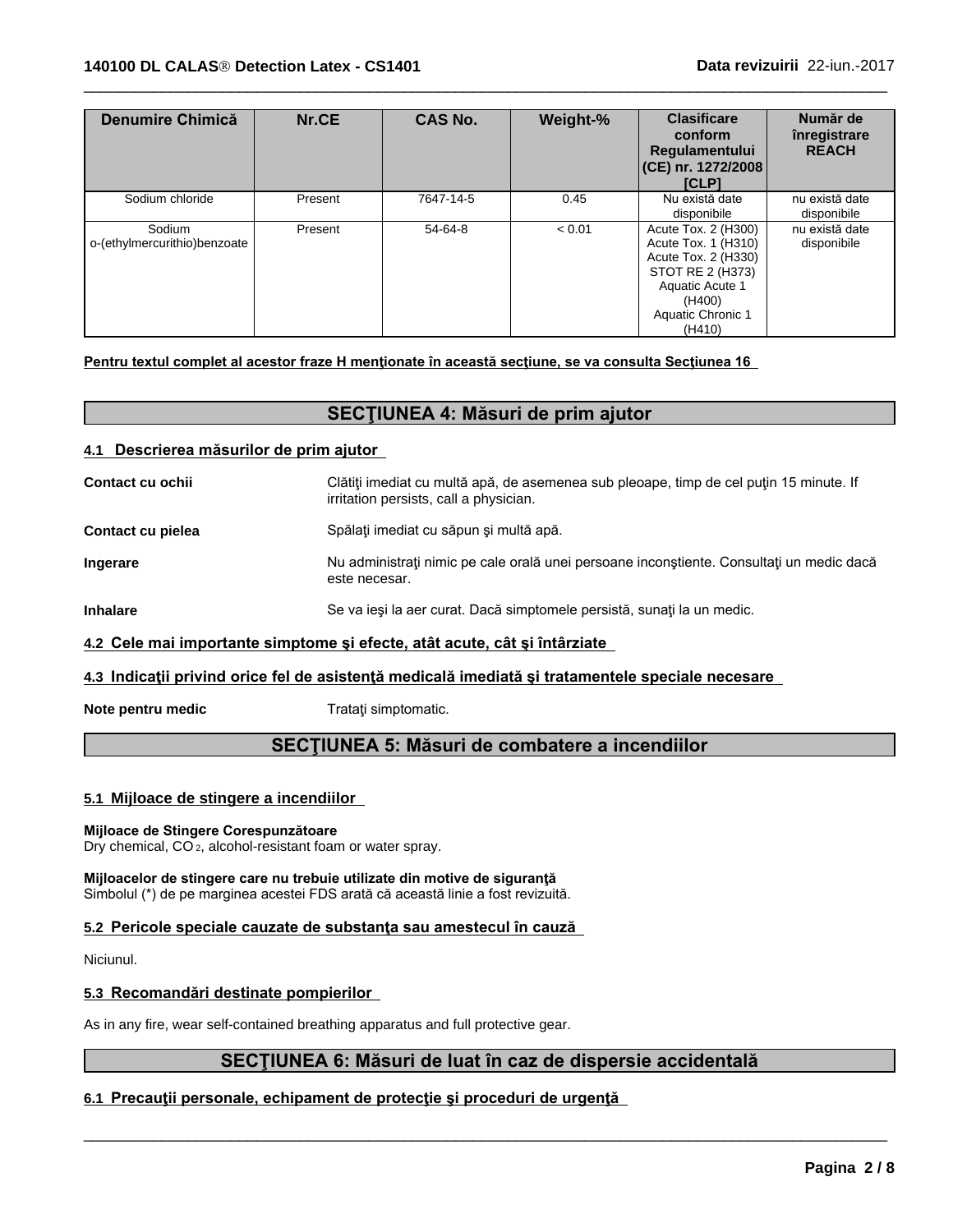| Denumire Chimică | Nr.CE | CAS No. | Weight-% | Clasificare conform Regulamentului (CE) nr. 1272/2008 [CLP] | Număr de înregistrare REACH |
|---|---|---|---|---|---|
| Sodium chloride | Present | 7647-14-5 | 0.45 | Nu există date disponibile | nu există date disponibile |
| Sodium o-(ethylmercurithio)benzoate | Present | 54-64-8 | < 0.01 | Acute Tox. 2 (H300) Acute Tox. 1 (H310) Acute Tox. 2 (H330) STOT RE 2 (H373) Aquatic Acute 1 (H400) Aquatic Chronic 1 (H410) | nu există date disponibile |

**Pentru textul complet al acestor fraze H menţionate în această secţiune, se va consulta Secţiunea 16**

## SECŢIUNEA 4: Măsuri de prim ajutor

### 4.1 Descrierea măsurilor de prim ajutor

**Contact cu ochii** Clătiţi imediat cu multă apă, de asemenea sub pleoape, timp de cel puţin 15 minute. If irritation persists, call a physician.

**Contact cu pielea** Spălaţi imediat cu săpun şi multă apă.

**Ingerare** Nu administraţi nimic pe cale orală unei persoane inconştiente. Consultaţi un medic dacă este necesar.

**Inhalare** Se va ieşi la aer curat. Dacă simptomele persistă, sunaţi la un medic.

### 4.2 Cele mai importante simptome şi efecte, atât acute, cât şi întârziate

### 4.3 Indicaţii privind orice fel de asistenţă medicală imediată şi tratamentele speciale necesare

**Note pentru medic** Trataţi simptomatic.

## SECŢIUNEA 5: Măsuri de combatere a incendiilor

### 5.1 Mijloace de stingere a incendiilor

**Mijloace de Stingere Corespunzătoare**
Dry chemical, $CO_2$, alcohol-resistant foam or water spray.

**Mijloacelor de stingere care nu trebuie utilizate din motive de siguranţă**
Simbolul (*) de pe marginea acestei FDS arată că această linie a fost revizuită.

### 5.2 Pericole speciale cauzate de substanţa sau amestecul în cauză

Niciunul.

### 5.3 Recomandări destinate pompierilor

As in any fire, wear self-contained breathing apparatus and full protective gear.

## SECŢIUNEA 6: Măsuri de luat în caz de dispersie accidentală

### 6.1 Precauţii personale, echipament de protecţie şi proceduri de urgenţă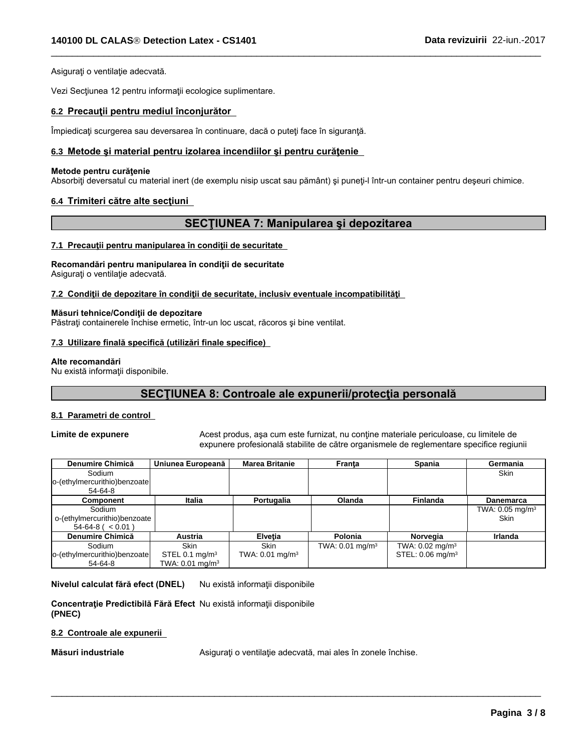Asiguraţi o ventilaţie adecvată.

Vezi Secţiunea 12 pentru informaţii ecologice suplimentare.

### 6.2 Precauţii pentru mediul înconjurător

Împiedicaţi scurgerea sau deversarea în continuare, dacă o puteţi face în siguranţă.

### 6.3 Metode şi material pentru izolarea incendiilor şi pentru curăţenie

**Metode pentru curăţenie**
Absorbiţi deversatul cu material inert (de exemplu nisip uscat sau pământ) şi puneţi-l într-un container pentru deşeuri chimice.

### 6.4 Trimiteri către alte secţiuni

## SECŢIUNEA 7: Manipularea şi depozitarea

### 7.1 Precauţii pentru manipularea în condiţii de securitate

**Recomandări pentru manipularea în condiţii de securitate**
Asiguraţi o ventilaţie adecvată.

### 7.2 Condiţii de depozitare în condiţii de securitate, inclusiv eventuale incompatibilităţi

**Măsuri tehnice/Condiţii de depozitare**
Păstraţi containerele închise ermetic, într-un loc uscat, răcoros şi bine ventilat.

### 7.3 Utilizare finală specifică (utilizări finale specifice)

**Alte recomandări**
Nu există informaţii disponibile.

## SECŢIUNEA 8: Controale ale expunerii/protecţia personală

### 8.1 Parametri de control

**Limite de expunere** Acest produs, aşa cum este furnizat, nu conţine materiale periculoase, cu limitele de expunere profesională stabilite de către organismele de reglementare specifice regiunii

| Denumire Chimică | Uniunea Europeană | Marea Britanie | Franţa | Spania | Germania |
|---|---|---|---|---|---|
| Sodium o-(ethylmercurithio)benzoate 54-64-8 | | | | | Skin |
| **Component** | **Italia** | **Portugalia** | **Olanda** | **Finlanda** | **Danemarca** |
| Sodium o-(ethylmercurithio)benzoate 54-64-8 ( < 0.01 ) | | | | | TWA: 0.05 mg/m³ Skin |
| **Denumire Chimică** | **Austria** | **Elveţia** | **Polonia** | **Norvegia** | **Irlanda** |
| Sodium o-(ethylmercurithio)benzoate 54-64-8 | Skin STEL 0.1 mg/m³ TWA: 0.01 mg/m³ | Skin TWA: 0.01 mg/m³ | TWA: 0.01 mg/m³ | TWA: 0.02 mg/m³ STEL: 0.06 mg/m³ | |

**Nivelul calculat fără efect (DNEL)** Nu există informaţii disponibile

**Concentraţie Predictibilă Fără Efect (PNEC)** Nu există informaţii disponibile

### 8.2 Controale ale expunerii

**Măsuri industriale** Asiguraţi o ventilaţie adecvată, mai ales în zonele închise.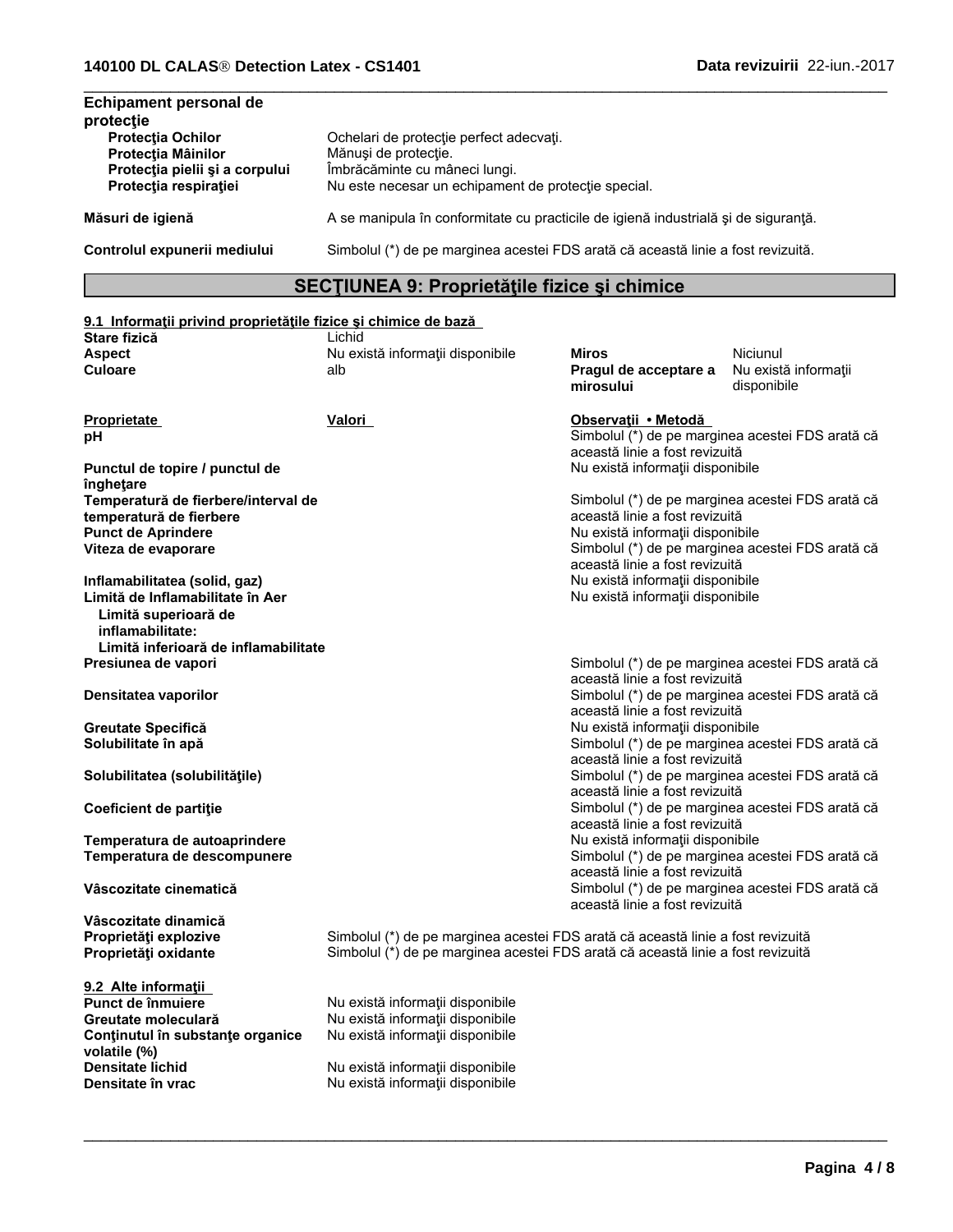**Echipament personal de protecţie**

| | |
|---|---|
| **Protecţia Ochilor** | Ochelari de protecţie perfect adecvaţi. |
| **Protecţia Mâinilor** | Mănuşi de protecţie. |
| **Protecţia pielii şi a corpului** | Îmbrăcăminte cu mâneci lungi. |
| **Protecţia respiraţiei** | Nu este necesar un echipament de protecţie special. |

| | |
|---|---|
| **Măsuri de igienă** | A se manipula în conformitate cu practicile de igienă industrială şi de siguranţă. |
| **Controlul expunerii mediului** | Simbolul (*) de pe marginea acestei FDS arată că această linie a fost revizuită. |

## SECŢIUNEA 9: Proprietăţile fizice şi chimice

**9.1 Informaţii privind proprietăţile fizice şi chimice de bază**

| | | | |
|---|---|---|---|
| **Stare fizică** | Lichid | | |
| **Aspect** | Nu există informaţii disponibile | **Miros** | Niciunul |
| **Culoare** | alb | **Pragul de acceptare a mirosului** | Nu există informaţii disponibile |

| **Proprietate** | **Valori** | **Observaţii • Metodă** |
|---|---|---|
| **pH** | | Simbolul (*) de pe marginea acestei FDS arată că această linie a fost revizuită |
| **Punctul de topire / punctul de îngheţare** | | Nu există informaţii disponibile |
| **Temperatură de fierbere/interval de temperatură de fierbere** | | Simbolul (*) de pe marginea acestei FDS arată că această linie a fost revizuită |
| **Punct de Aprindere** | | Nu există informaţii disponibile |
| **Viteza de evaporare** | | Simbolul (*) de pe marginea acestei FDS arată că această linie a fost revizuită |
| **Inflamabilitatea (solid, gaz)** | | Nu există informaţii disponibile |
| **Limită de Inflamabilitate în Aer** | | Nu există informaţii disponibile |
| **Limită superioară de inflamabilitate:** | | |
| **Limită inferioară de inflamabilitate** | | |
| **Presiunea de vapori** | | Simbolul (*) de pe marginea acestei FDS arată că această linie a fost revizuită |
| **Densitatea vaporilor** | | Simbolul (*) de pe marginea acestei FDS arată că această linie a fost revizuită |
| **Greutate Specifică** | | Nu există informaţii disponibile |
| **Solubilitate în apă** | | Simbolul (*) de pe marginea acestei FDS arată că această linie a fost revizuită |
| **Solubilitatea (solubilităţile)** | | Simbolul (*) de pe marginea acestei FDS arată că această linie a fost revizuită |
| **Coeficient de partiţie** | | Simbolul (*) de pe marginea acestei FDS arată că această linie a fost revizuită |
| **Temperatura de autoaprindere** | | Nu există informaţii disponibile |
| **Temperatura de descompunere** | | Simbolul (*) de pe marginea acestei FDS arată că această linie a fost revizuită |
| **Vâscozitate cinematică** | | Simbolul (*) de pe marginea acestei FDS arată că această linie a fost revizuită |
| **Vâscozitate dinamică** | | |
| **Proprietăţi explozive** | Simbolul (*) de pe marginea acestei FDS arată că această linie a fost revizuită | |
| **Proprietăţi oxidante** | Simbolul (*) de pe marginea acestei FDS arată că această linie a fost revizuită | |

**9.2 Alte informaţii**

| | |
|---|---|
| **Punct de înmuiere** | Nu există informaţii disponibile |
| **Greutate moleculară** | Nu există informaţii disponibile |
| **Conţinutul în substanţe organice volatile (%)** | Nu există informaţii disponibile |
| **Densitate lichid** | Nu există informaţii disponibile |
| **Densitate în vrac** | Nu există informaţii disponibile |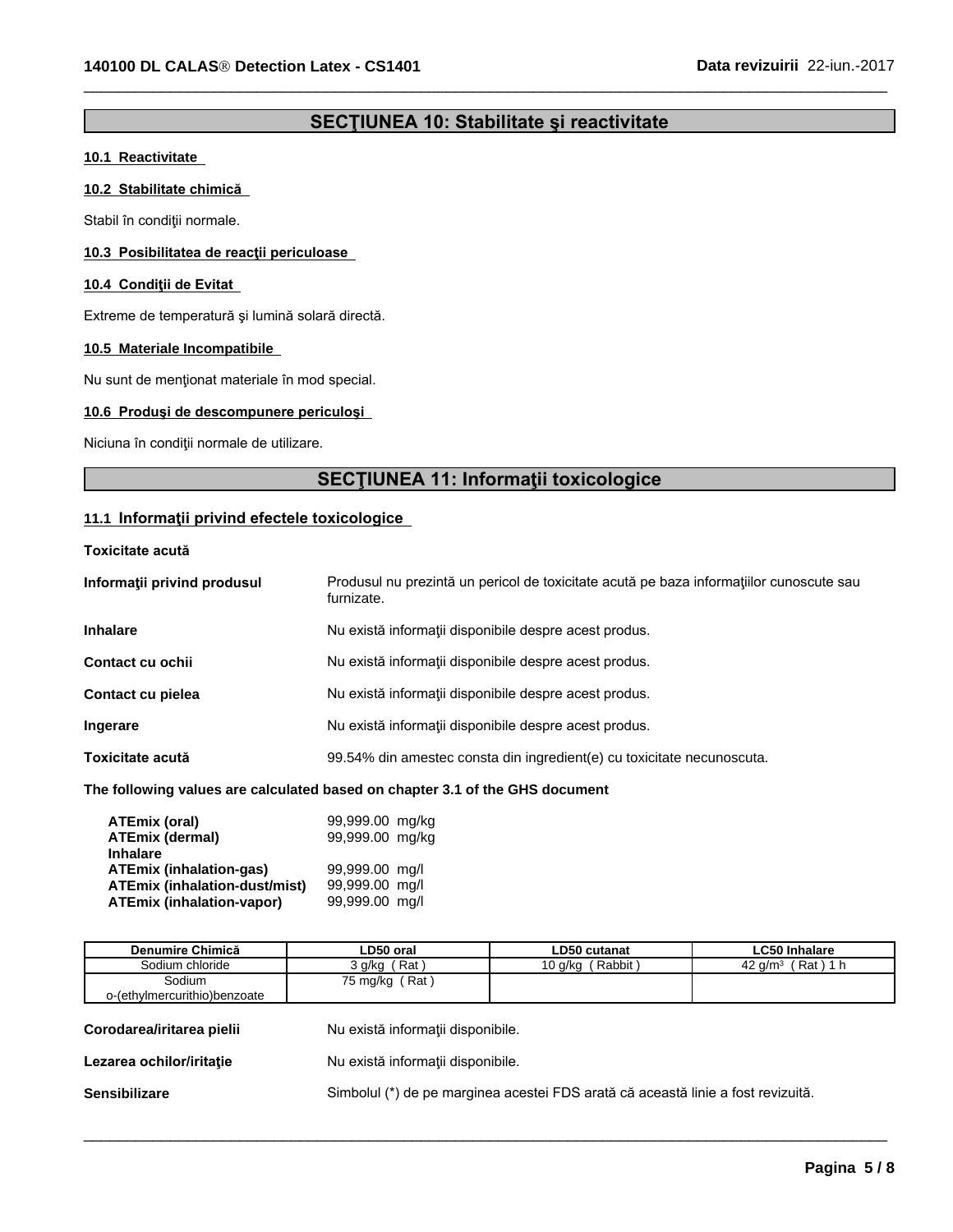## SECŢIUNEA 10: Stabilitate şi reactivitate

**10.1 Reactivitate**

**10.2 Stabilitate chimică**

Stabil în condiţii normale.

**10.3 Posibilitatea de reacţii periculoase**

**10.4 Condiţii de Evitat**

Extreme de temperatură şi lumină solară directă.

**10.5 Materiale Incompatibile**

Nu sunt de menţionat materiale în mod special.

**10.6 Produşi de descompunere periculoşi**

Niciuna în condiţii normale de utilizare.

## SECŢIUNEA 11: Informaţii toxicologice

**11.1 Informaţii privind efectele toxicologice**

**Toxicitate acută**

**Informaţii privind produsul** Produsul nu prezintă un pericol de toxicitate acută pe baza informaţiilor cunoscute sau furnizate.

**Inhalare** Nu există informaţii disponibile despre acest produs.

**Contact cu ochii** Nu există informaţii disponibile despre acest produs.

**Contact cu pielea** Nu există informaţii disponibile despre acest produs.

**Ingerare** Nu există informaţii disponibile despre acest produs.

**Toxicitate acută** 99.54% din amestec consta din ingredient(e) cu toxicitate necunoscuta.

**The following values are calculated based on chapter 3.1 of the GHS document**

**ATEmix (oral)** 99,999.00 mg/kg
**ATEmix (dermal)** 99,999.00 mg/kg
**Inhalare**
**ATEmix (inhalation-gas)** 99,999.00 mg/l
**ATEmix (inhalation-dust/mist)** 99,999.00 mg/l
**ATEmix (inhalation-vapor)** 99,999.00 mg/l

| Denumire Chimică | LD50 oral | LD50 cutanat | LC50 Inhalare |
|---|---|---|---|
| Sodium chloride | 3 g/kg ( Rat ) | 10 g/kg ( Rabbit ) | 42 g/m³ ( Rat ) 1 h |
| Sodium o-(ethylmercurithio)benzoate | 75 mg/kg ( Rat ) | | |

**Corodarea/iritarea pielii** Nu există informaţii disponibile.

**Lezarea ochilor/iritaţie** Nu există informaţii disponibile.

**Sensibilizare** Simbolul (*) de pe marginea acestei FDS arată că această linie a fost revizuită.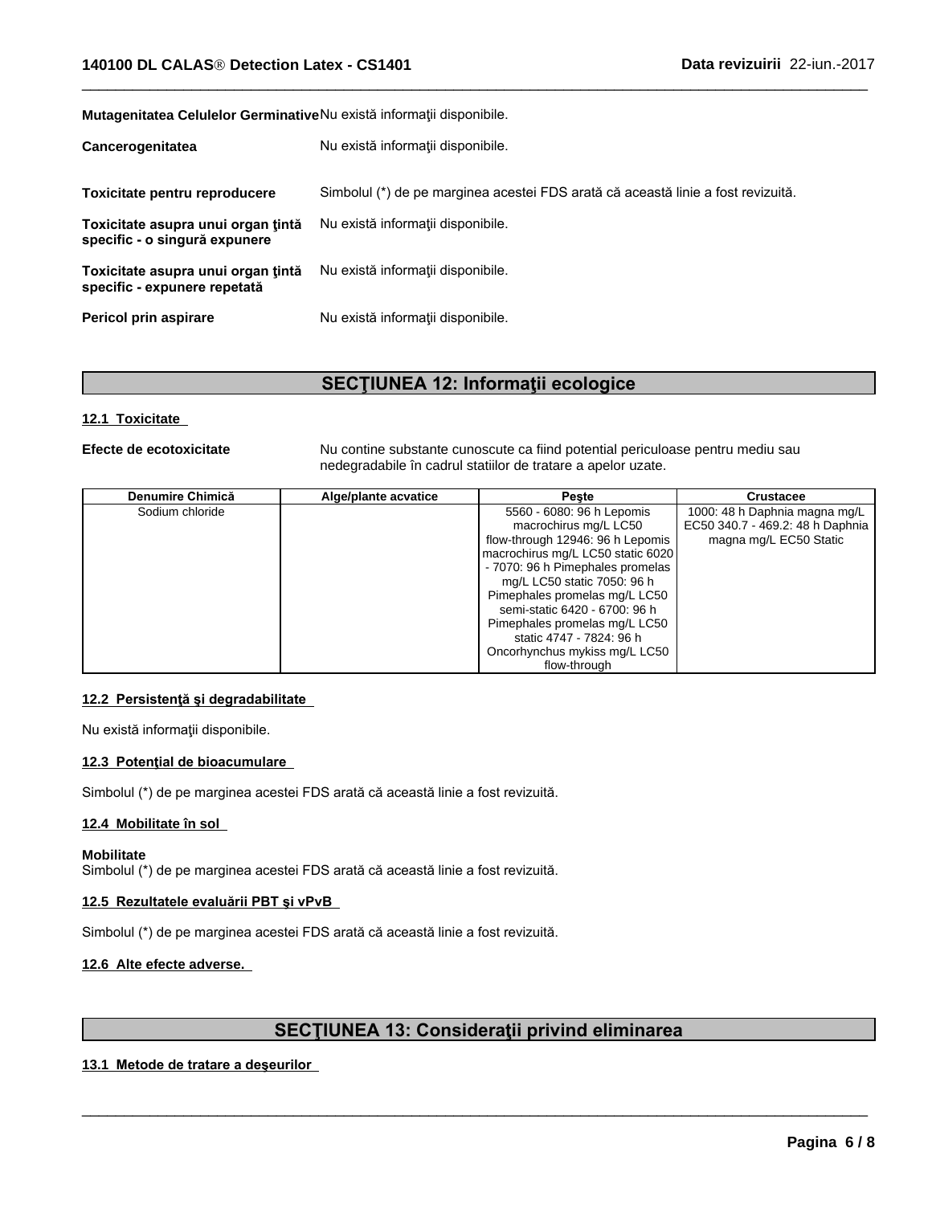**Mutagenitatea Celulelor Germinative** Nu există informaţii disponibile.

**Cancerogenitatea** Nu există informaţii disponibile.

**Toxicitate pentru reproducere** Simbolul (*) de pe marginea acestei FDS arată că această linie a fost revizuită.

**Toxicitate asupra unui organ ţintă specific - o singură expunere** Nu există informaţii disponibile.

**Toxicitate asupra unui organ ţintă specific - expunere repetată** Nu există informaţii disponibile.

**Pericol prin aspirare** Nu există informaţii disponibile.

## SECŢIUNEA 12: Informaţii ecologice

### 12.1 Toxicitate

**Efecte de ecotoxicitate** Nu contine substante cunoscute ca fiind potential periculoase pentru mediu sau nedegradabile în cadrul statiilor de tratare a apelor uzate.

| Denumire Chimică | Alge/plante acvatice | Peşte | Crustacee |
| --- | --- | --- | --- |
| Sodium chloride | | 5560 - 6080: 96 h Lepomis macrochirus mg/L LC50 flow-through 12946: 96 h Lepomis macrochirus mg/L LC50 static 6020 - 7070: 96 h Pimephales promelas mg/L LC50 static 7050: 96 h Pimephales promelas mg/L LC50 semi-static 6420 - 6700: 96 h Pimephales promelas mg/L LC50 static 4747 - 7824: 96 h Oncorhynchus mykiss mg/L LC50 flow-through | 1000: 48 h Daphnia magna mg/L EC50 340.7 - 469.2: 48 h Daphnia magna mg/L EC50 Static |

### 12.2 Persistenţă şi degradabilitate

Nu există informaţii disponibile.

### 12.3 Potenţial de bioacumulare

Simbolul (*) de pe marginea acestei FDS arată că această linie a fost revizuită.

### 12.4 Mobilitate în sol

**Mobilitate**
Simbolul (*) de pe marginea acestei FDS arată că această linie a fost revizuită.

### 12.5 Rezultatele evaluării PBT şi vPvB

Simbolul (*) de pe marginea acestei FDS arată că această linie a fost revizuită.

### 12.6 Alte efecte adverse.

## SECŢIUNEA 13: Consideraţii privind eliminarea

### 13.1 Metode de tratare a deşeurilor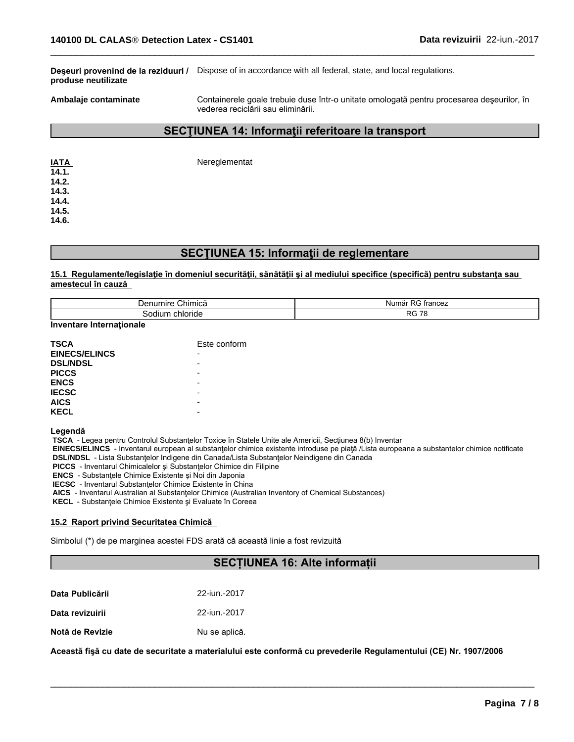| | |
|---|---|
| **Deşeuri provenind de la reziduuri / produse neutilizate** | Dispose of in accordance with all federal, state, and local regulations. |
| **Ambalaje contaminate** | Containerele goale trebuie duse într-o unitate omologată pentru procesarea deşeurilor, în vederea reciclării sau eliminării. |

## SECŢIUNEA 14: Informaţii referitoare la transport

**IATA** Nereglementat
**14.1.**
**14.2.**
**14.3.**
**14.4.**
**14.5.**
**14.6.**

## SECŢIUNEA 15: Informaţii de reglementare

**15.1 Regulamente/legislaţie în domeniul securităţii, sănătăţii şi al mediului specifice (specifică) pentru substanţa sau amestecul în cauză**

| Denumire Chimică | Număr RG francez |
|---|---|
| Sodium chloride | RG 78 |

**Inventare Internaţionale**

| | |
|---|---|
| **TSCA** | Este conform |
| **EINECS/ELINCS** | - |
| **DSL/NDSL** | - |
| **PICCS** | - |
| **ENCS** | - |
| **IECSC** | - |
| **AICS** | - |
| **KECL** | - |

**Legendă**

**TSCA** - Legea pentru Controlul Substanţelor Toxice în Statele Unite ale Americii, Secţiunea 8(b) Inventar
**EINECS/ELINCS** - Inventarul european al substanţelor chimice existente introduse pe piaţă /Lista europeana a substantelor chimice notificate
**DSL/NDSL** - Lista Substanţelor Indigene din Canada/Lista Substanţelor Neindigene din Canada
**PICCS** - Inventarul Chimicalelor şi Substanţelor Chimice din Filipine
**ENCS** - Substanţele Chimice Existente şi Noi din Japonia
**IECSC** - Inventarul Substanţelor Chimice Existente în China
**AICS** - Inventarul Australian al Substanţelor Chimice (Australian Inventory of Chemical Substances)
**KECL** - Substanţele Chimice Existente şi Evaluate în Coreea

**15.2 Raport privind Securitatea Chimică**

Simbolul (*) de pe marginea acestei FDS arată că această linie a fost revizuită

## SECȚIUNEA 16: Alte informații

| | |
|---|---|
| **Data Publicării** | 22-iun.-2017 |
| **Data revizuirii** | 22-iun.-2017 |
| **Notă de Revizie** | Nu se aplică. |

**Această fişă cu date de securitate a materialului este conformă cu prevederile Regulamentului (CE) Nr. 1907/2006**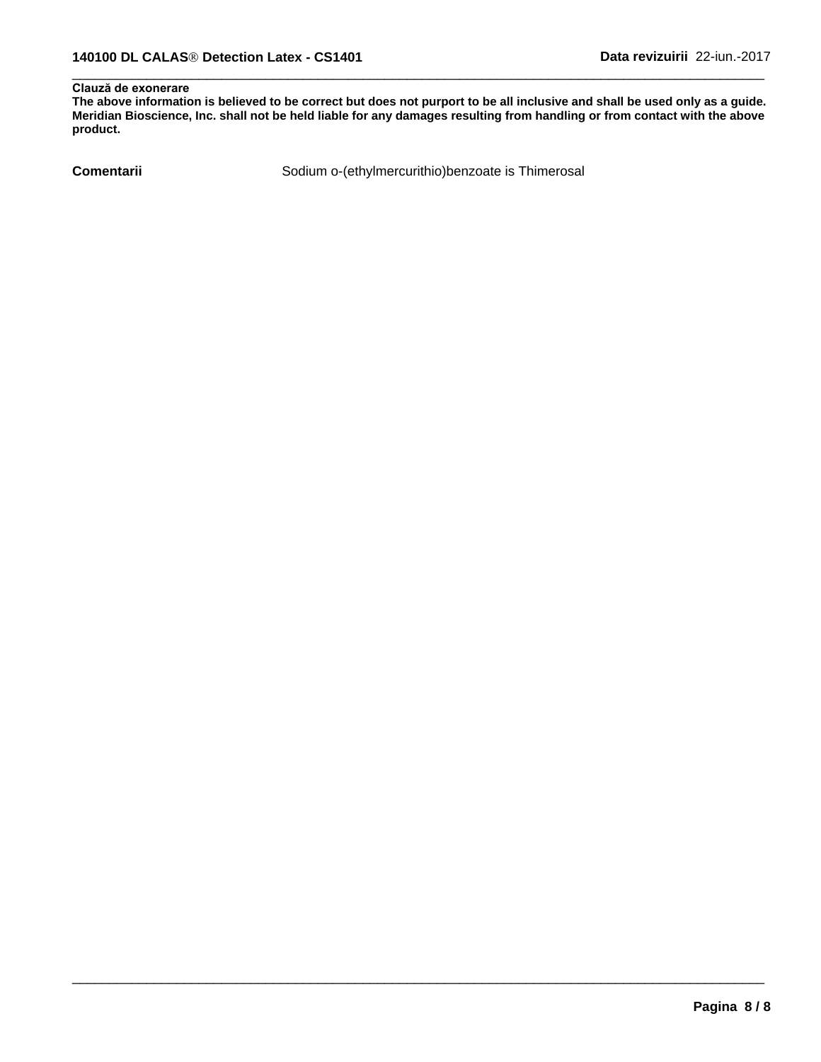**Clauză de exonerare**

**The above information is believed to be correct but does not purport to be all inclusive and shall be used only as a guide. Meridian Bioscience, Inc. shall not be held liable for any damages resulting from handling or from contact with the above product.**

**Comentarii** Sodium o-(ethylmercurithio)benzoate is Thimerosal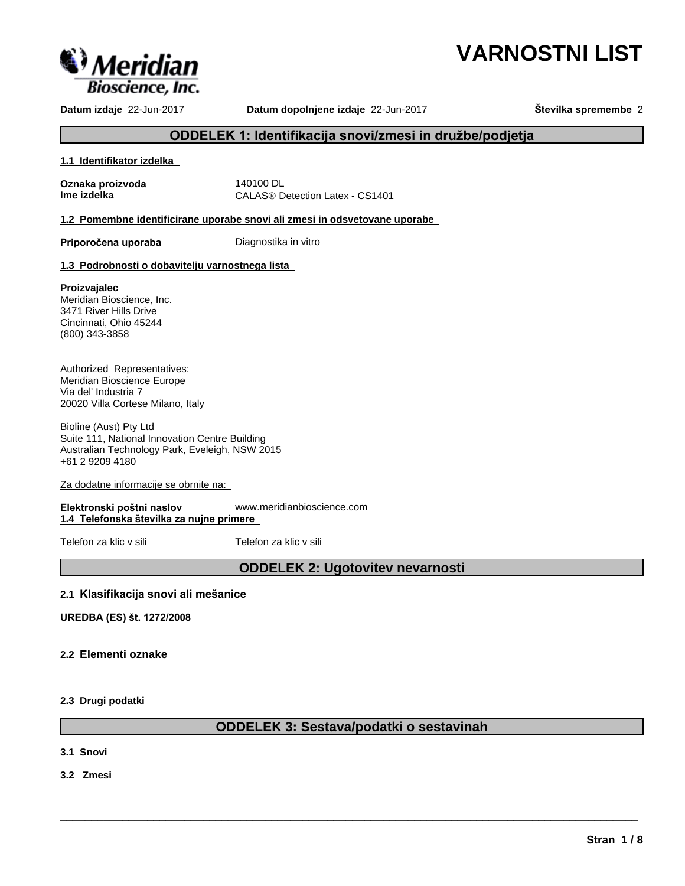# VARNOSTNI LIST

**Datum izdaje** 22-Jun-2017 **Datum dopolnjene izdaje** 22-Jun-2017 **Številka spremembe** 2

## ODDELEK 1: Identifikacija snovi/zmesi in družbe/podjetja

### 1.1 Identifikator izdelka

| | |
|---|---|
| **Oznaka proizvoda** | 140100 DL |
| **Ime izdelka** | CALAS® Detection Latex - CS1401 |

### 1.2 Pomembne identificirane uporabe snovi ali zmesi in odsvetovane uporabe

**Priporočena uporaba** Diagnostika in vitro

### 1.3 Podrobnosti o dobavitelju varnostnega lista

**Proizvajalec**
Meridian Bioscience, Inc.
3471 River Hills Drive
Cincinnati, Ohio 45244
(800) 343-3858

Authorized Representatives:
Meridian Bioscience Europe
Via del' Industria 7
20020 Villa Cortese Milano, Italy

Bioline (Aust) Pty Ltd
Suite 111, National Innovation Centre Building
Australian Technology Park, Eveleigh, NSW 2015
+61 2 9209 4180

Za dodatne informacije se obrnite na:

**Elektronski poštni naslov** www.meridianbioscience.com

### 1.4 Telefonska številka za nujne primere

Telefon za klic v sili Telefon za klic v sili

## ODDELEK 2: Ugotovitev nevarnosti

### 2.1 Klasifikacija snovi ali mešanice

**UREDBA (ES) št. 1272/2008**

### 2.2 Elementi oznake

### 2.3 Drugi podatki

## ODDELEK 3: Sestava/podatki o sestavinah

### 3.1 Snovi

### 3.2 Zmesi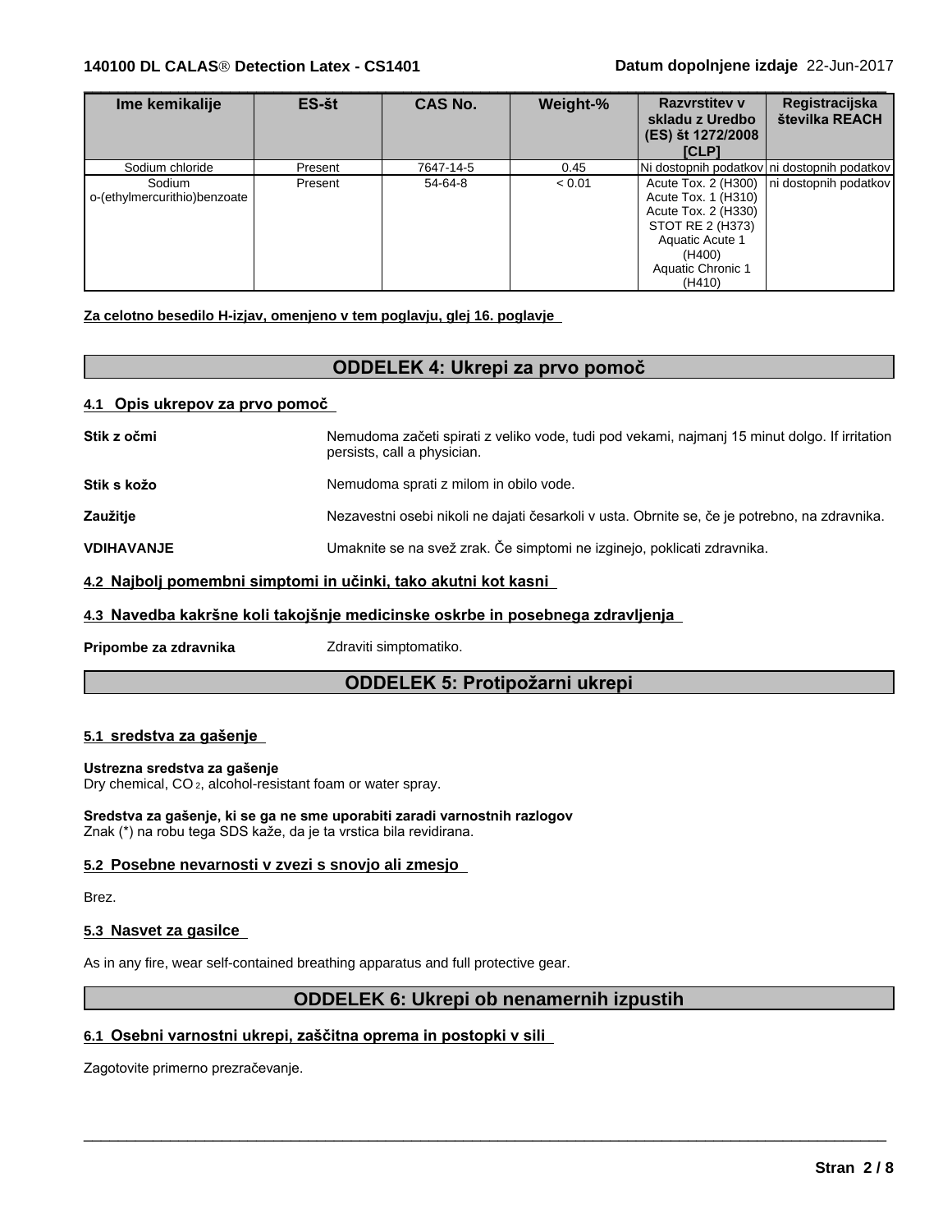| Ime kemikalije | ES-št | CAS No. | Weight-% | Razvrstitev v skladu z Uredbo (ES) št 1272/2008 [CLP] | Registracijska številka REACH |
|---|---|---|---|---|---|
| Sodium chloride | Present | 7647-14-5 | 0.45 | Ni dostopnih podatkov | ni dostopnih podatkov |
| Sodium o-(ethylmercurithio)benzoate | Present | 54-64-8 | < 0.01 | Acute Tox. 2 (H300) Acute Tox. 1 (H310) Acute Tox. 2 (H330) STOT RE 2 (H373) Aquatic Acute 1 (H400) Aquatic Chronic 1 (H410) | ni dostopnih podatkov |

**Za celotno besedilo H-izjav, omenjeno v tem poglavju, glej 16. poglavje**

## ODDELEK 4: Ukrepi za prvo pomoč

### 4.1 Opis ukrepov za prvo pomoč

**Stik z očmi** Nemudoma začeti spirati z veliko vode, tudi pod vekami, najmanj 15 minut dolgo. If irritation persists, call a physician.

**Stik s kožo** Nemudoma sprati z milom in obilo vode.

**Zaužitje** Nezavestni osebi nikoli ne dajati česarkoli v usta. Obrnite se, če je potrebno, na zdravnika.

**VDIHAVANJE** Umaknite se na svež zrak. Če simptomi ne izginejo, poklicati zdravnika.

### 4.2 Najbolj pomembni simptomi in učinki, tako akutni kot kasni

### 4.3 Navedba kakršne koli takojšnje medicinske oskrbe in posebnega zdravljenja

**Pripombe za zdravnika** Zdraviti simptomatiko.

## ODDELEK 5: Protipožarni ukrepi

### 5.1 sredstva za gašenje

**Ustrezna sredstva za gašenje**
Dry chemical, $CO_2$, alcohol-resistant foam or water spray.

**Sredstva za gašenje, ki se ga ne sme uporabiti zaradi varnostnih razlogov**
Znak (*) na robu tega SDS kaže, da je ta vrstica bila revidirana.

### 5.2 Posebne nevarnosti v zvezi s snovjo ali zmesjo

Brez.

### 5.3 Nasvet za gasilce

As in any fire, wear self-contained breathing apparatus and full protective gear.

## ODDELEK 6: Ukrepi ob nenamernih izpustih

### 6.1 Osebni varnostni ukrepi, zaščitna oprema in postopki v sili

Zagotovite primerno prezračevanje.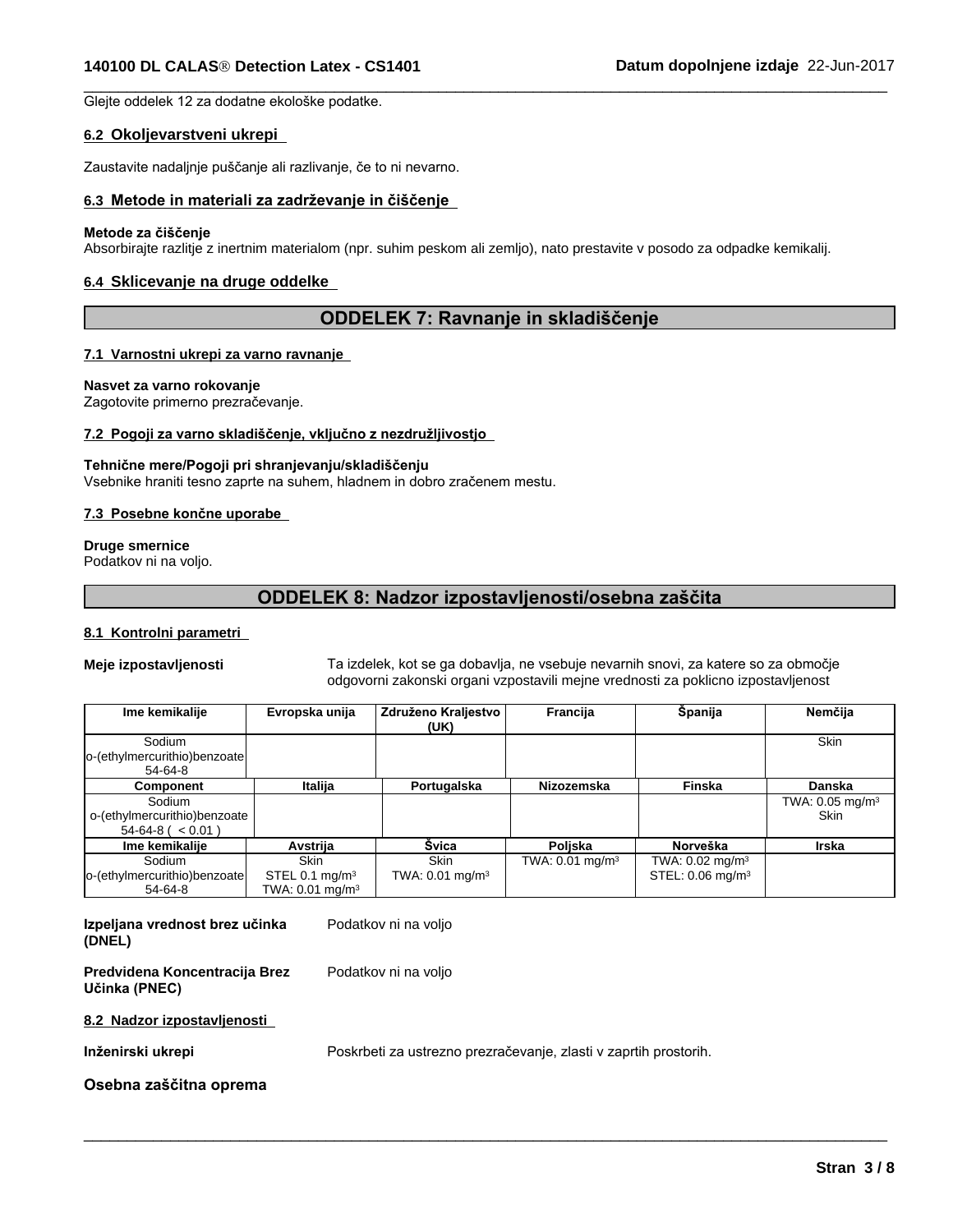Glejte oddelek 12 za dodatne ekološke podatke.

### 6.2 Okoljevarstveni ukrepi

Zaustavite nadaljnje puščanje ali razlivanje, če to ni nevarno.

### 6.3 Metode in materiali za zadrževanje in čiščenje

**Metode za čiščenje**
Absorbirajte razlitje z inertnim materialom (npr. suhim peskom ali zemljo), nato prestavite v posodo za odpadke kemikalij.

### 6.4 Sklicevanje na druge oddelke

## ODDELEK 7: Ravnanje in skladiščenje

### 7.1 Varnostni ukrepi za varno ravnanje

**Nasvet za varno rokovanje**
Zagotovite primerno prezračevanje.

### 7.2 Pogoji za varno skladiščenje, vključno z nezdružljivostjo

**Tehnične mere/Pogoji pri shranjevanju/skladiščenju**
Vsebnike hraniti tesno zaprte na suhem, hladnem in dobro zračenem mestu.

### 7.3 Posebne končne uporabe

**Druge smernice**
Podatkov ni na voljo.

## ODDELEK 8: Nadzor izpostavljenosti/osebna zaščita

### 8.1 Kontrolni parametri

**Meje izpostavljenosti** Ta izdelek, kot se ga dobavlja, ne vsebuje nevarnih snovi, za katere so za območje odgovorni zakonski organi vzpostavili mejne vrednosti za poklicno izpostavljenost

| Ime kemikalije | Evropska unija | Združeno Kraljestvo (UK) | Francija | Španija | Nemčija |
|---|---|---|---|---|---|
| Sodium o-(ethylmercurithio)benzoate 54-64-8 | | | | | Skin |
| **Component** | **Italija** | **Portugalska** | **Nizozemska** | **Finska** | **Danska** |
| Sodium o-(ethylmercurithio)benzoate 54-64-8 ( < 0.01 ) | | | | | TWA: 0.05 mg/m³ Skin |
| **Ime kemikalije** | **Avstrija** | **Švica** | **Poljska** | **Norveška** | **Irska** |
| Sodium o-(ethylmercurithio)benzoate 54-64-8 | Skin STEL 0.1 mg/m³ TWA: 0.01 mg/m³ | Skin TWA: 0.01 mg/m³ | TWA: 0.01 mg/m³ | TWA: 0.02 mg/m³ STEL: 0.06 mg/m³ | |

**Izpeljana vrednost brez učinka (DNEL)** Podatkov ni na voljo

**Predvidena Koncentracija Brez Učinka (PNEC)** Podatkov ni na voljo

### 8.2 Nadzor izpostavljenosti

**Inženirski ukrepi** Poskrbeti za ustrezno prezračevanje, zlasti v zaprtih prostorih.

**Osebna zaščitna oprema**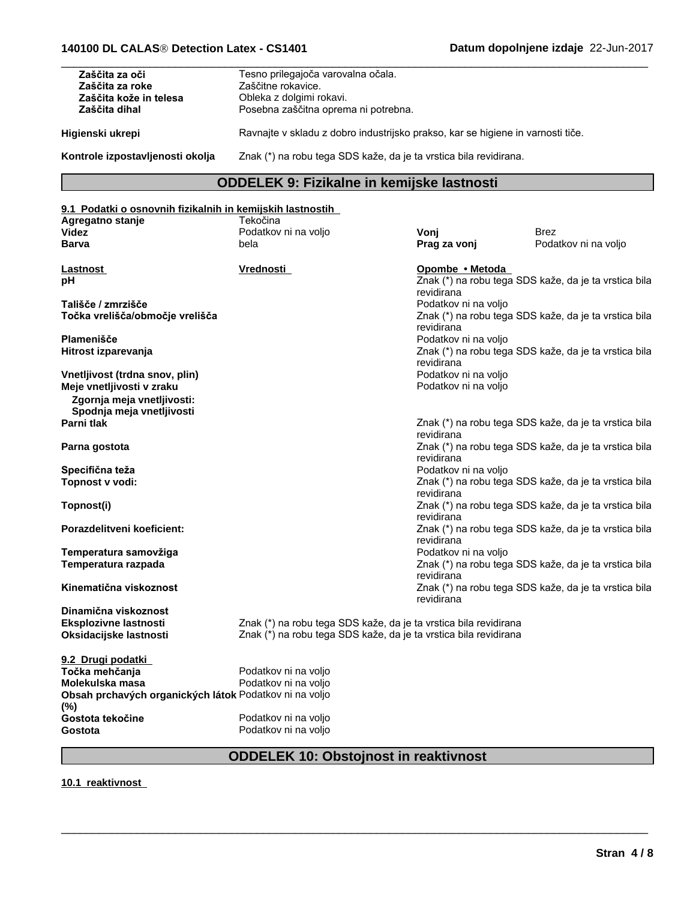| | |
|---|---|
| **Zaščita za oči** | Tesno prilegajoča varovalna očala. |
| **Zaščita za roke** | Zaščitne rokavice. |
| **Zaščita kože in telesa** | Obleka z dolgimi rokavi. |
| **Zaščita dihal** | Posebna zaščitna oprema ni potrebna. |

**Higienski ukrepi** Ravnajte v skladu z dobro industrijsko prakso, kar se higiene in varnosti tiče.

**Kontrole izpostavljenosti okolja** Znak (*) na robu tega SDS kaže, da je ta vrstica bila revidirana.

## ODDELEK 9: Fizikalne in kemijske lastnosti

### 9.1 Podatki o osnovnih fizikalnih in kemijskih lastnostih

| | | | |
|---|---|---|---|
| **Agregatno stanje** | Tekočina | | |
| **Videz** | Podatkov ni na voljo | **Vonj** | Brez |
| **Barva** | bela | **Prag za vonj** | Podatkov ni na voljo |

| **Lastnost** | **Vrednosti** | **Opombe • Metoda** |
|---|---|---|
| **pH** | | Znak (*) na robu tega SDS kaže, da je ta vrstica bila revidirana |
| **Tališče / zmrzišče** | | Podatkov ni na voljo |
| **Točka vrelišča/območje vrelišča** | | Znak (*) na robu tega SDS kaže, da je ta vrstica bila revidirana |
| **Plamenišče** | | Podatkov ni na voljo |
| **Hitrost izparevanja** | | Znak (*) na robu tega SDS kaže, da je ta vrstica bila revidirana |
| **Vnetljivost (trdna snov, plin)** | | Podatkov ni na voljo |
| **Meje vnetljivosti v zraku** | | Podatkov ni na voljo |
| **Zgornja meja vnetljivosti:** | | |
| **Spodnja meja vnetljivosti** | | |
| **Parni tlak** | | Znak (*) na robu tega SDS kaže, da je ta vrstica bila revidirana |
| **Parna gostota** | | Znak (*) na robu tega SDS kaže, da je ta vrstica bila revidirana |
| **Specifična teža** | | Podatkov ni na voljo |
| **Topnost v vodi:** | | Znak (*) na robu tega SDS kaže, da je ta vrstica bila revidirana |
| **Topnost(i)** | | Znak (*) na robu tega SDS kaže, da je ta vrstica bila revidirana |
| **Porazdelitveni koeficient:** | | Znak (*) na robu tega SDS kaže, da je ta vrstica bila revidirana |
| **Temperatura samovžiga** | | Podatkov ni na voljo |
| **Temperatura razpada** | | Znak (*) na robu tega SDS kaže, da je ta vrstica bila revidirana |
| **Kinematična viskoznost** | | Znak (*) na robu tega SDS kaže, da je ta vrstica bila revidirana |
| **Dinamična viskoznost** | | |
| **Eksplozivne lastnosti** | Znak (*) na robu tega SDS kaže, da je ta vrstica bila revidirana | |
| **Oksidacijske lastnosti** | Znak (*) na robu tega SDS kaže, da je ta vrstica bila revidirana | |

### 9.2 Drugi podatki

| | |
|---|---|
| **Točka mehčanja** | Podatkov ni na voljo |
| **Molekulska masa** | Podatkov ni na voljo |
| **Obsah prchavých organických látok (%)** | Podatkov ni na voljo |
| **Gostota tekočine** | Podatkov ni na voljo |
| **Gostota** | Podatkov ni na voljo |

## ODDELEK 10: Obstojnost in reaktivnost

### 10.1 reaktivnost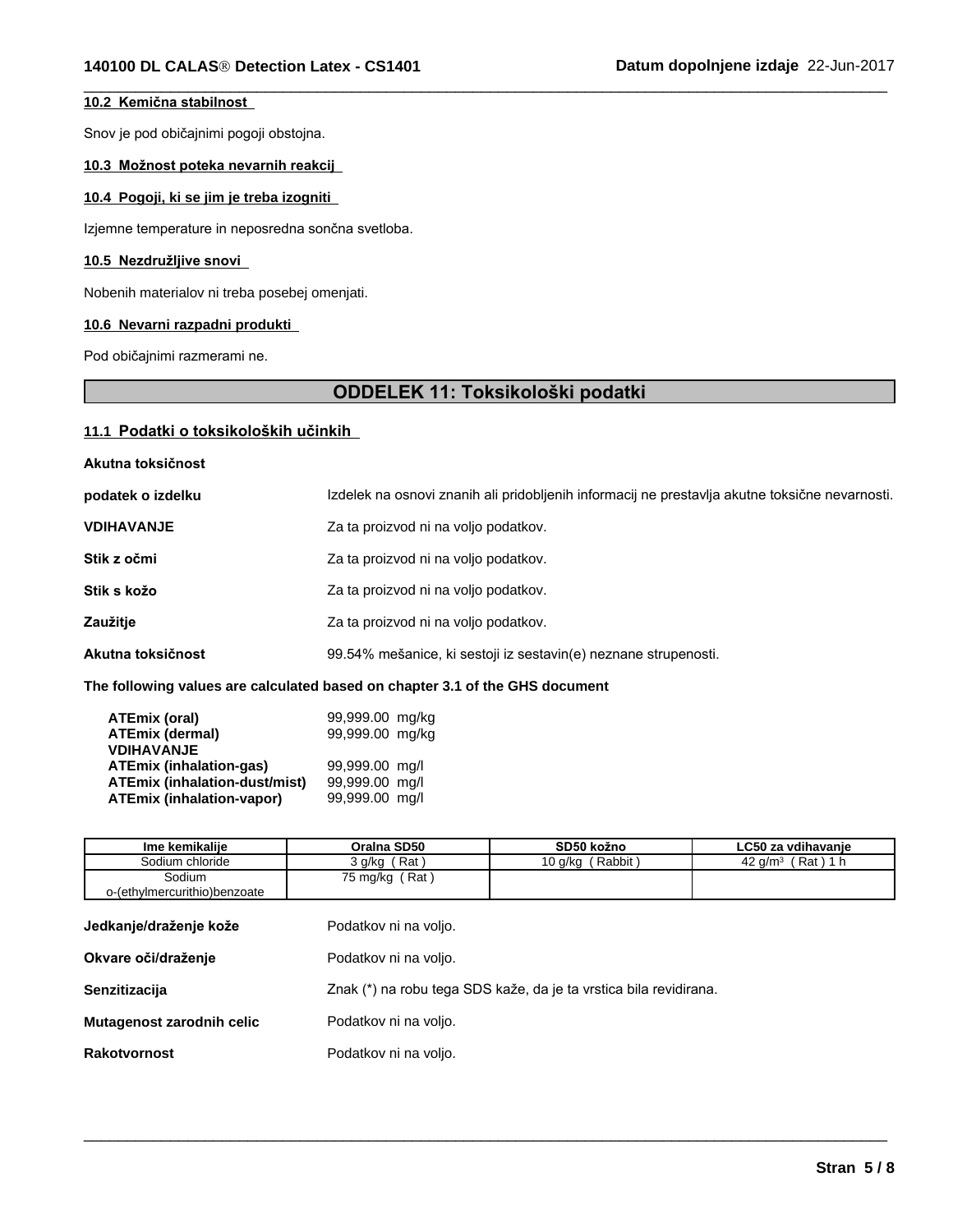**10.2 Kemična stabilnost**

Snov je pod običajnimi pogoji obstojna.

**10.3 Možnost poteka nevarnih reakcij**

**10.4 Pogoji, ki se jim je treba izogniti**

Izjemne temperature in neposredna sončna svetloba.

**10.5 Nezdružljive snovi**

Nobenih materialov ni treba posebej omenjati.

**10.6 Nevarni razpadni produkti**

Pod običajnimi razmerami ne.

## ODDELEK 11: Toksikološki podatki

### 11.1 Podatki o toksikoloških učinkih

**Akutna toksičnost**

| | |
|---|---|
| **podatek o izdelku** | Izdelek na osnovi znanih ali pridobljenih informacij ne prestavlja akutne toksične nevarnosti. |
| **VDIHAVANJE** | Za ta proizvod ni na voljo podatkov. |
| **Stik z očmi** | Za ta proizvod ni na voljo podatkov. |
| **Stik s kožo** | Za ta proizvod ni na voljo podatkov. |
| **Zaužitje** | Za ta proizvod ni na voljo podatkov. |
| **Akutna toksičnost** | 99.54% mešanice, ki sestoji iz sestavin(e) neznane strupenosti. |

**The following values are calculated based on chapter 3.1 of the GHS document**

| | |
|---|---|
| **ATEmix (oral)** | 99,999.00 mg/kg |
| **ATEmix (dermal)** | 99,999.00 mg/kg |
| **VDIHAVANJE** | |
| **ATEmix (inhalation-gas)** | 99,999.00 mg/l |
| **ATEmix (inhalation-dust/mist)** | 99,999.00 mg/l |
| **ATEmix (inhalation-vapor)** | 99,999.00 mg/l |

| Ime kemikalije | Oralna SD50 | SD50 kožno | LC50 za vdihavanje |
|---|---|---|---|
| Sodium chloride | 3 g/kg ( Rat ) | 10 g/kg ( Rabbit ) | 42 g/m³ ( Rat ) 1 h |
| Sodium o-(ethylmercurithio)benzoate | 75 mg/kg ( Rat ) | | |

| | |
|---|---|
| **Jedkanje/draženje kože** | Podatkov ni na voljo. |
| **Okvare oči/draženje** | Podatkov ni na voljo. |
| **Senzitizacija** | Znak (*) na robu tega SDS kaže, da je ta vrstica bila revidirana. |
| **Mutagenost zarodnih celic** | Podatkov ni na voljo. |
| **Rakotvornost** | Podatkov ni na voljo. |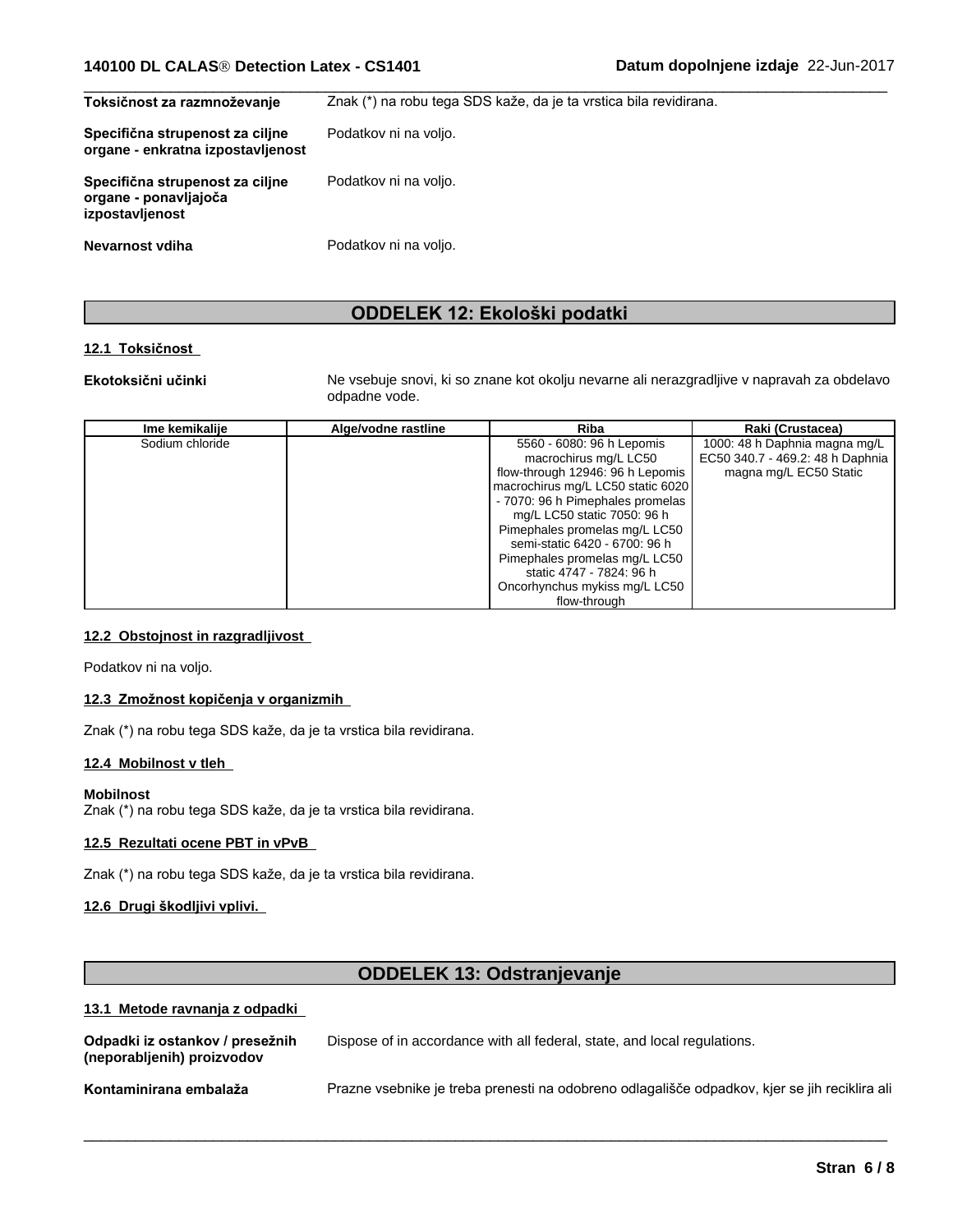**Toksičnost za razmnoževanje** Znak (*) na robu tega SDS kaže, da je ta vrstica bila revidirana.

**Specifična strupenost za ciljne organe - enkratna izpostavljenost** Podatkov ni na voljo.

**Specifična strupenost za ciljne organe - ponavljajoča izpostavljenost** Podatkov ni na voljo.

**Nevarnost vdiha** Podatkov ni na voljo.

## ODDELEK 12: Ekološki podatki

### 12.1 Toksičnost

**Ekotoksični učinki** Ne vsebuje snovi, ki so znane kot okolju nevarne ali nerazgradljive v napravah za obdelavo odpadne vode.

| Ime kemikalije | Alge/vodne rastline | Riba | Raki (Crustacea) |
|---|---|---|---|
| Sodium chloride | | 5560 - 6080: 96 h Lepomis macrochirus mg/L LC50 flow-through 12946: 96 h Lepomis macrochirus mg/L LC50 static 6020 - 7070: 96 h Pimephales promelas mg/L LC50 static 7050: 96 h Pimephales promelas mg/L LC50 semi-static 6420 - 6700: 96 h Pimephales promelas mg/L LC50 static 4747 - 7824: 96 h Oncorhynchus mykiss mg/L LC50 flow-through | 1000: 48 h Daphnia magna mg/L EC50 340.7 - 469.2: 48 h Daphnia magna mg/L EC50 Static |

### 12.2 Obstojnost in razgradljivost

Podatkov ni na voljo.

### 12.3 Zmožnost kopičenja v organizmih

Znak (*) na robu tega SDS kaže, da je ta vrstica bila revidirana.

### 12.4 Mobilnost v tleh

**Mobilnost**
Znak (*) na robu tega SDS kaže, da je ta vrstica bila revidirana.

### 12.5 Rezultati ocene PBT in vPvB

Znak (*) na robu tega SDS kaže, da je ta vrstica bila revidirana.

### 12.6 Drugi škodljivi vplivi.

## ODDELEK 13: Odstranjevanje

### 13.1 Metode ravnanja z odpadki

**Odpadki iz ostankov / presežnih (neporabljenih) proizvodov** Dispose of in accordance with all federal, state, and local regulations.

**Kontaminirana embalaža** Prazne vsebnike je treba prenesti na odobreno odlagališče odpadkov, kjer se jih reciklira ali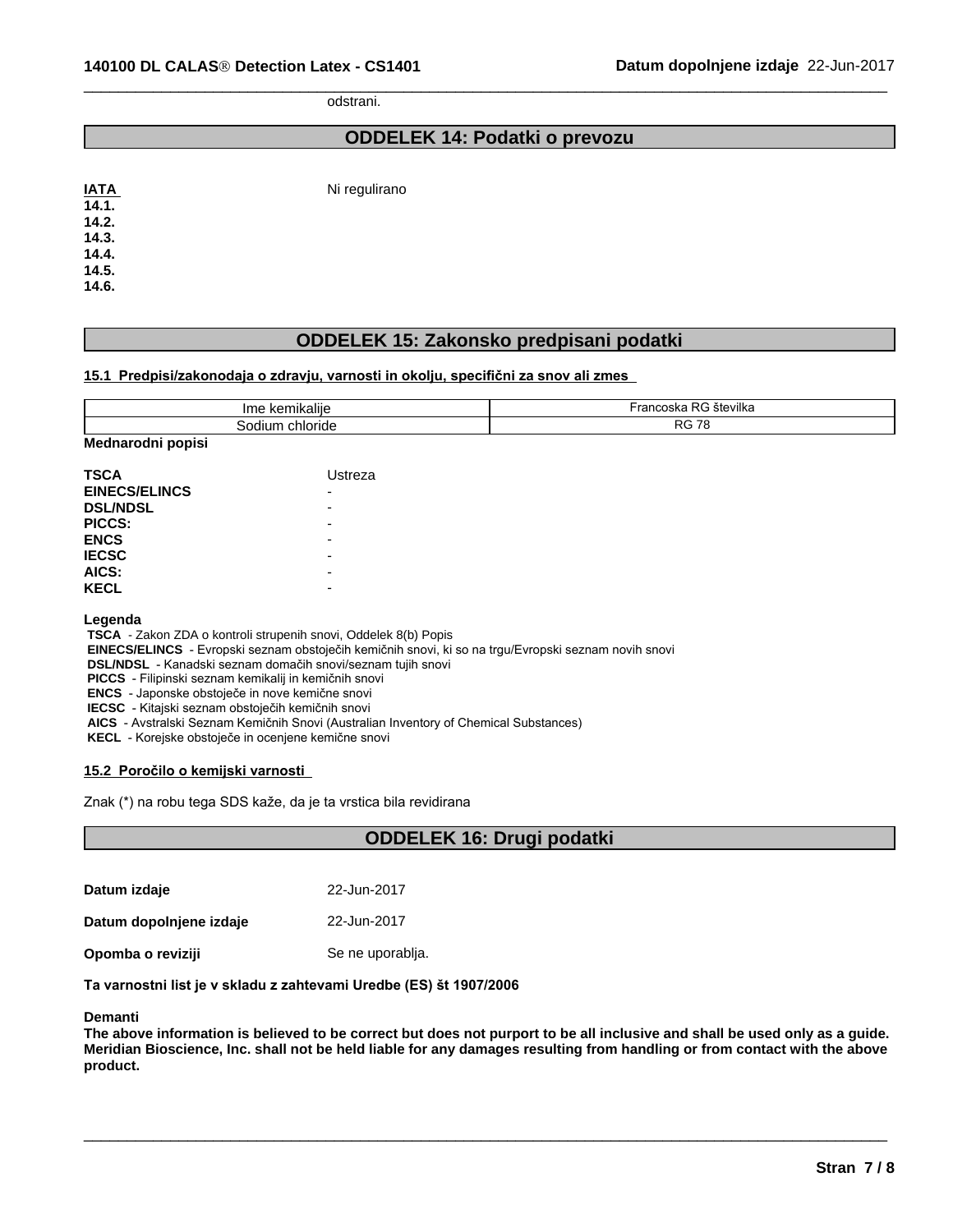odstrani.

## ODDELEK 14: Podatki o prevozu

**IATA** Ni regulirano

**14.1.**
**14.2.**
**14.3.**
**14.4.**
**14.5.**
**14.6.**

## ODDELEK 15: Zakonsko predpisani podatki

### 15.1 Predpisi/zakonodaja o zdravju, varnosti in okolju, specifični za snov ali zmes

| Ime kemikalije | Francoska RG številka |
|---|---|
| Sodium chloride | RG 78 |

**Mednarodni popisi**

| | |
|---|---|
| **TSCA** | Ustreza |
| **EINECS/ELINCS** | - |
| **DSL/NDSL** | - |
| **PICCS:** | - |
| **ENCS** | - |
| **IECSC** | - |
| **AICS:** | - |
| **KECL** | - |

**Legenda**
**TSCA** - Zakon ZDA o kontroli strupenih snovi, Oddelek 8(b) Popis
**EINECS/ELINCS** - Evropski seznam obstoječih kemičnih snovi, ki so na trgu/Evropski seznam novih snovi
**DSL/NDSL** - Kanadski seznam domačih snovi/seznam tujih snovi
**PICCS** - Filipinski seznam kemikalij in kemičnih snovi
**ENCS** - Japonske obstoječe in nove kemične snovi
**IECSC** - Kitajski seznam obstoječih kemičnih snovi
**AICS** - Avstralski Seznam Kemičnih Snovi (Australian Inventory of Chemical Substances)
**KECL** - Korejske obstoječe in ocenjene kemične snovi

### 15.2 Poročilo o kemijski varnosti

Znak (*) na robu tega SDS kaže, da je ta vrstica bila revidirana

## ODDELEK 16: Drugi podatki

**Datum izdaje** 22-Jun-2017

**Datum dopolnjene izdaje** 22-Jun-2017

**Opomba o reviziji** Se ne uporablja.

**Ta varnostni list je v skladu z zahtevami Uredbe (ES) št 1907/2006**

**Demanti**
**The above information is believed to be correct but does not purport to be all inclusive and shall be used only as a guide. Meridian Bioscience, Inc. shall not be held liable for any damages resulting from handling or from contact with the above product.**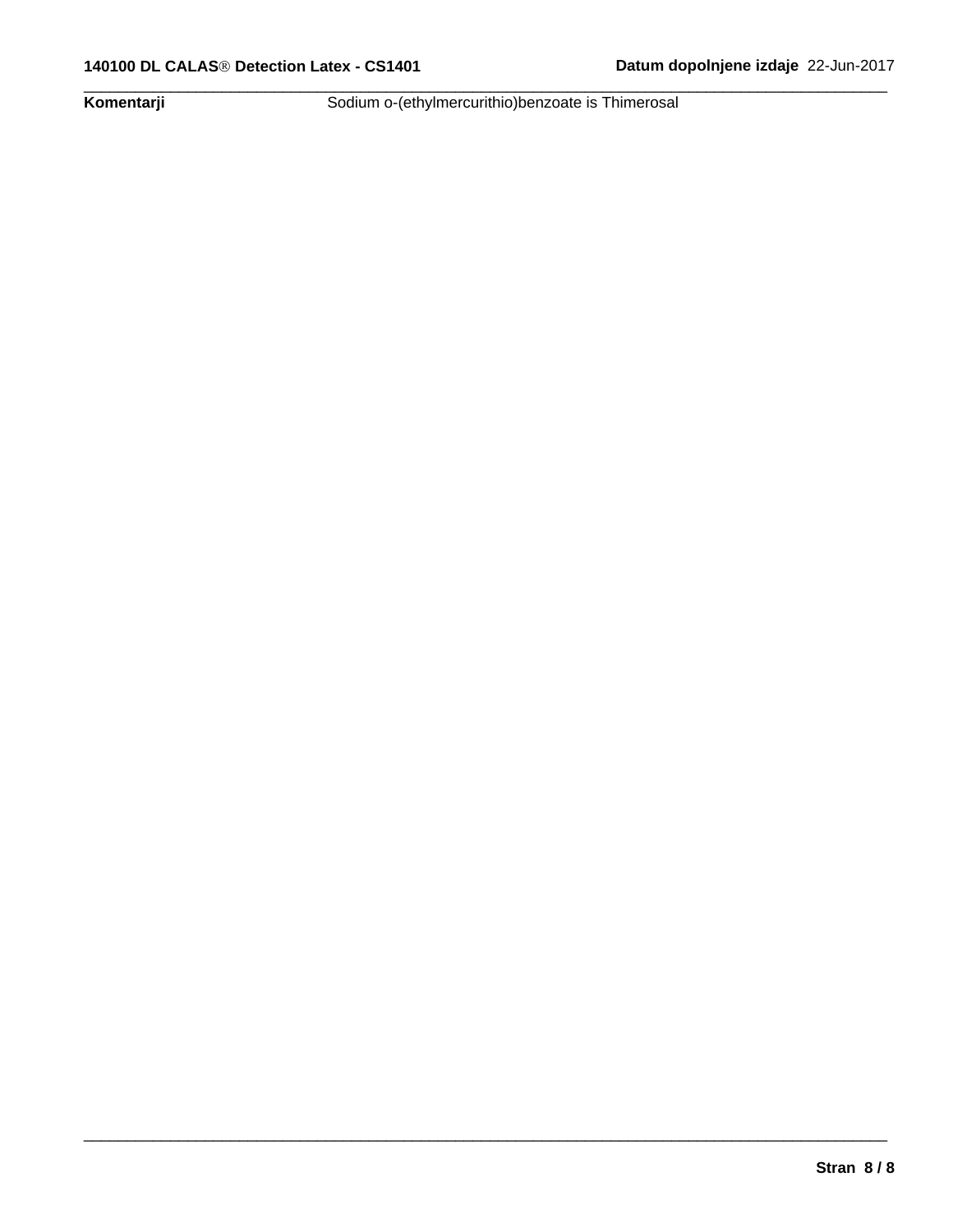**Komentarji** Sodium o-(ethylmercurithio)benzoate is Thimerosal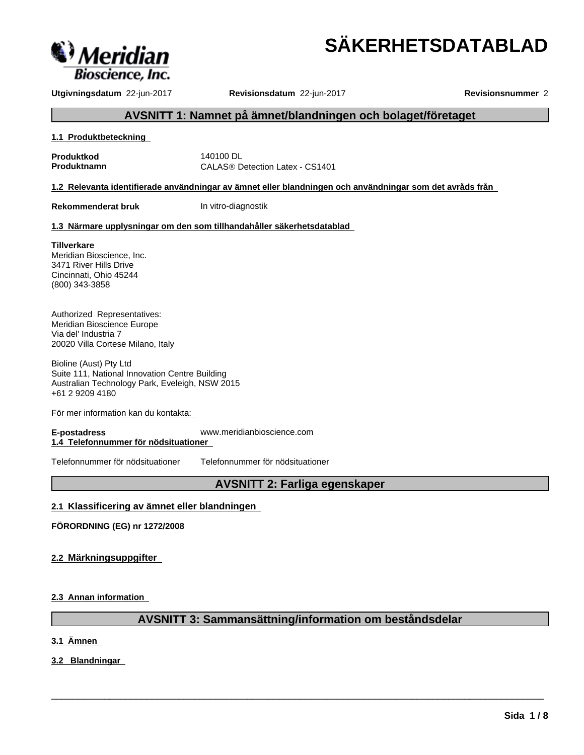# SÄKERHETSDATABLAD

**Utgivningsdatum** 22-jun-2017 **Revisionsdatum** 22-jun-2017 **Revisionsnummer** 2

## AVSNITT 1: Namnet på ämnet/blandningen och bolaget/företaget

### 1.1 Produktbeteckning

| | |
|---|---|
| **Produktkod** | 140100 DL |
| **Produktnamn** | CALAS® Detection Latex - CS1401 |

### 1.2 Relevanta identifierade användningar av ämnet eller blandningen och användningar som det avråds från

| | |
|---|---|
| **Rekommenderat bruk** | In vitro-diagnostik |

### 1.3 Närmare upplysningar om den som tillhandahåller säkerhetsdatablad

**Tillverkare**
Meridian Bioscience, Inc.
3471 River Hills Drive
Cincinnati, Ohio 45244
(800) 343-3858

Authorized Representatives:
Meridian Bioscience Europe
Via del' Industria 7
20020 Villa Cortese Milano, Italy

Bioline (Aust) Pty Ltd
Suite 111, National Innovation Centre Building
Australian Technology Park, Eveleigh, NSW 2015
+61 2 9209 4180

För mer information kan du kontakta:

| | |
|---|---|
| **E-postadress** | www.meridianbioscience.com |

### 1.4 Telefonnummer för nödsituationer

| | |
|---|---|
| Telefonnummer för nödsituationer | Telefonnummer för nödsituationer |

## AVSNITT 2: Farliga egenskaper

### 2.1 Klassificering av ämnet eller blandningen

**FÖRORDNING (EG) nr 1272/2008**

### 2.2 Märkningsuppgifter

### 2.3 Annan information

## AVSNITT 3: Sammansättning/information om beståndsdelar

### 3.1 Ämnen

### 3.2 Blandningar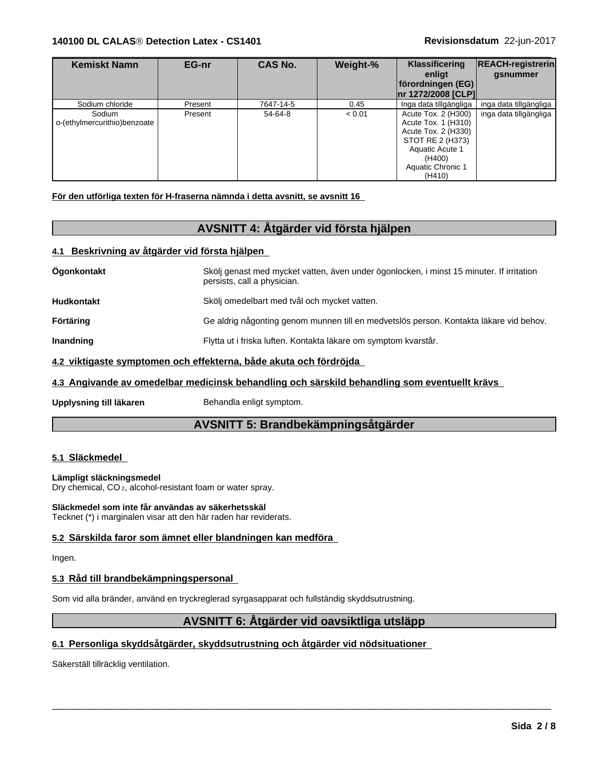| Kemiskt Namn | EG-nr | CAS No. | Weight-% | Klassificering enligt förordningen (EG) nr 1272/2008 [CLP] | REACH-registreringsnummer |
|---|---|---|---|---|---|
| Sodium chloride | Present | 7647-14-5 | 0.45 | Inga data tillgängliga | inga data tillgängliga |
| Sodium o-(ethylmercurithio)benzoate | Present | 54-64-8 | < 0.01 | Acute Tox. 2 (H300) Acute Tox. 1 (H310) Acute Tox. 2 (H330) STOT RE 2 (H373) Aquatic Acute 1 (H400) Aquatic Chronic 1 (H410) | inga data tillgängliga |

**För den utförliga texten för H-fraserna nämnda i detta avsnitt, se avsnitt 16**

## AVSNITT 4: Åtgärder vid första hjälpen

### 4.1 Beskrivning av åtgärder vid första hjälpen

**Ögonkontakt** Skölj genast med mycket vatten, även under ögonlocken, i minst 15 minuter. If irritation persists, call a physician.

**Hudkontakt** Skölj omedelbart med tvål och mycket vatten.

**Förtäring** Ge aldrig någonting genom munnen till en medvetslös person. Kontakta läkare vid behov.

**Inandning** Flytta ut i friska luften. Kontakta läkare om symptom kvarstår.

### 4.2 viktigaste symptomen och effekterna, både akuta och fördröjda

### 4.3 Angivande av omedelbar medicinsk behandling och särskild behandling som eventuellt krävs

**Upplysning till läkaren** Behandla enligt symptom.

## AVSNITT 5: Brandbekämpningsåtgärder

### 5.1 Släckmedel

**Lämpligt släckningsmedel**
Dry chemical, $CO_2$, alcohol-resistant foam or water spray.

**Släckmedel som inte får användas av säkerhetsskäl**
Tecknet (*) i marginalen visar att den här raden har reviderats.

### 5.2 Särskilda faror som ämnet eller blandningen kan medföra

Ingen.

### 5.3 Råd till brandbekämpningspersonal

Som vid alla bränder, använd en tryckreglerad syrgasapparat och fullständig skyddsutrustning.

## AVSNITT 6: Åtgärder vid oavsiktliga utsläpp

### 6.1 Personliga skyddsåtgärder, skyddsutrustning och åtgärder vid nödsituationer

Säkerställ tillräcklig ventilation.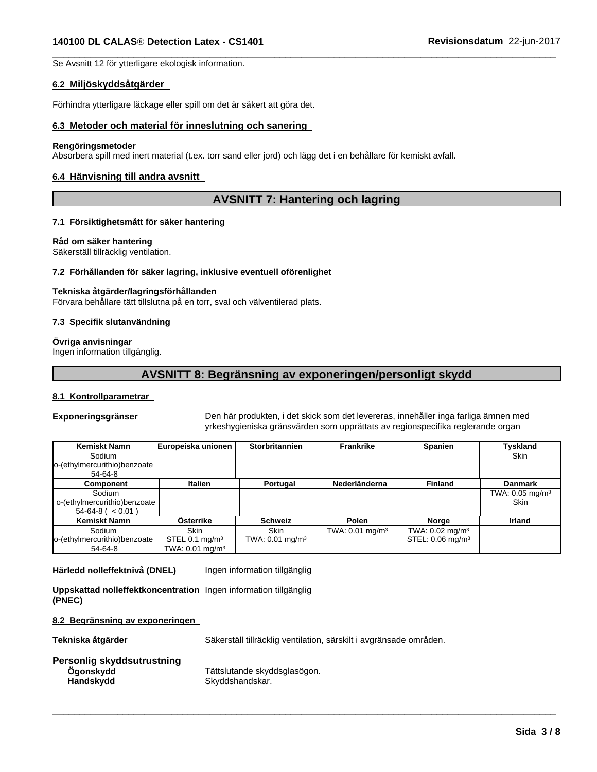Se Avsnitt 12 för ytterligare ekologisk information.

### 6.2 Miljöskyddsåtgärder

Förhindra ytterligare läckage eller spill om det är säkert att göra det.

### 6.3 Metoder och material för inneslutning och sanering

**Rengöringsmetoder**
Absorbera spill med inert material (t.ex. torr sand eller jord) och lägg det i en behållare för kemiskt avfall.

### 6.4 Hänvisning till andra avsnitt

## AVSNITT 7: Hantering och lagring

### 7.1 Försiktighetsmått för säker hantering

**Råd om säker hantering**
Säkerställ tillräcklig ventilation.

### 7.2 Förhållanden för säker lagring, inklusive eventuell oförenlighet

**Tekniska åtgärder/lagringsförhållanden**
Förvara behållare tätt tillslutna på en torr, sval och välventilerad plats.

### 7.3 Specifik slutanvändning

**Övriga anvisningar**
Ingen information tillgänglig.

## AVSNITT 8: Begränsning av exponeringen/personligt skydd

### 8.1 Kontrollparametrar

**Exponeringsgränser** Den här produkten, i det skick som det levereras, innehåller inga farliga ämnen med yrkeshygieniska gränsvärden som upprättats av regionspecifika reglerande organ

| Kemiskt Namn | Europeiska unionen | Storbritannien | Frankrike | Spanien | Tyskland |
|---|---|---|---|---|---|
| Sodium o-(ethylmercurithio)benzoate 54-64-8 | | | | | Skin |
| **Component** | **Italien** | **Portugal** | **Nederländerna** | **Finland** | **Danmark** |
| Sodium o-(ethylmercurithio)benzoate 54-64-8 ( < 0.01 ) | | | | | TWA: 0.05 mg/m³ Skin |
| **Kemiskt Namn** | **Österrike** | **Schweiz** | **Polen** | **Norge** | **Irland** |
| Sodium o-(ethylmercurithio)benzoate 54-64-8 | Skin STEL 0.1 mg/m³ TWA: 0.01 mg/m³ | Skin TWA: 0.01 mg/m³ | TWA: 0.01 mg/m³ | TWA: 0.02 mg/m³ STEL: 0.06 mg/m³ | |

**Härledd nolleffektnivå (DNEL)** Ingen information tillgänglig

**Uppskattad nolleffektkoncentration (PNEC)** Ingen information tillgänglig

### 8.2 Begränsning av exponeringen

**Tekniska åtgärder** Säkerställ tillräcklig ventilation, särskilt i avgränsade områden.

**Personlig skyddsutrustning**

**Ögonskydd** Tättslutande skyddsglasögon.

**Handskydd** Skyddshandskar.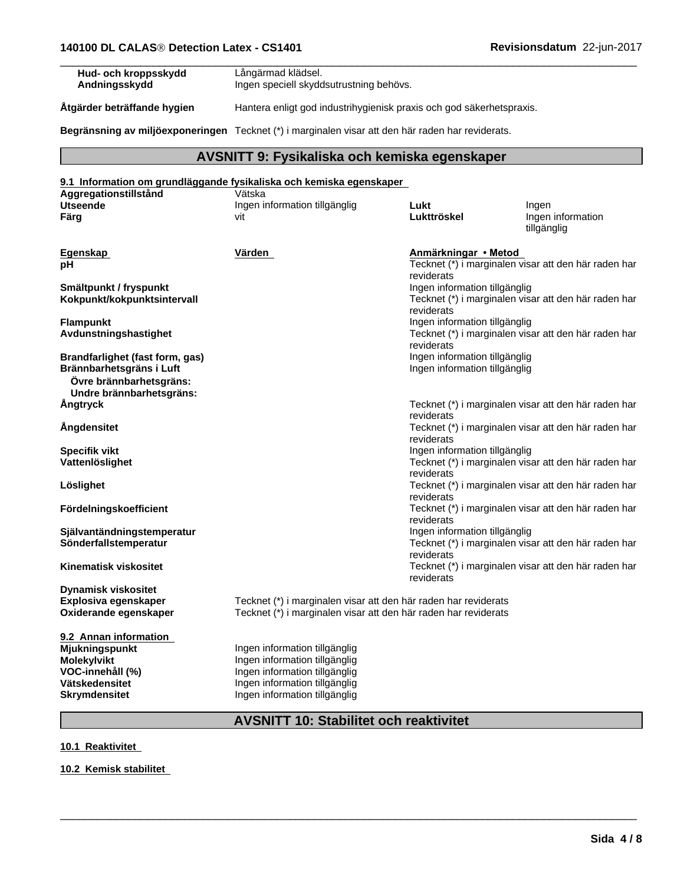| | |
|---|---|
| **Hud- och kroppsskydd** | Långärmad klädsel. |
| **Andningsskydd** | Ingen speciell skyddsutrustning behövs. |

**Åtgärder beträffande hygien** Hantera enligt god industrihygienisk praxis och god säkerhetspraxis.

**Begränsning av miljöexponeringen** Tecknet (*) i marginalen visar att den här raden har reviderats.

## AVSNITT 9: Fysikaliska och kemiska egenskaper

### 9.1 Information om grundläggande fysikaliska och kemiska egenskaper

| | | | |
|---|---|---|---|
| **Aggregationstillstånd** | Vätska | | |
| **Utseende** | Ingen information tillgänglig | **Lukt** | Ingen |
| **Färg** | vit | **Lukttröskel** | Ingen information tillgänglig |

| Egenskap | Värden | Anmärkningar • Metod |
|---|---|---|
| **pH** | | Tecknet (*) i marginalen visar att den här raden har reviderats |
| **Smältpunkt / fryspunkt** | | Ingen information tillgänglig |
| **Kokpunkt/kokpunktsintervall** | | Tecknet (*) i marginalen visar att den här raden har reviderats |
| **Flampunkt** | | Ingen information tillgänglig |
| **Avdunstningshastighet** | | Tecknet (*) i marginalen visar att den här raden har reviderats |
| **Brandfarlighet (fast form, gas)** | | Ingen information tillgänglig |
| **Brännbarhetsgräns i Luft** | | Ingen information tillgänglig |
| **Övre brännbarhetsgräns:** | | |
| **Undre brännbarhetsgräns:** | | |
| **Ångtryck** | | Tecknet (*) i marginalen visar att den här raden har reviderats |
| **Ångdensitet** | | Tecknet (*) i marginalen visar att den här raden har reviderats |
| **Specifik vikt** | | Ingen information tillgänglig |
| **Vattenlöslighet** | | Tecknet (*) i marginalen visar att den här raden har reviderats |
| **Löslighet** | | Tecknet (*) i marginalen visar att den här raden har reviderats |
| **Fördelningskoefficient** | | Tecknet (*) i marginalen visar att den här raden har reviderats |
| **Självantändningstemperatur** | | Ingen information tillgänglig |
| **Sönderfallstemperatur** | | Tecknet (*) i marginalen visar att den här raden har reviderats |
| **Kinematisk viskositet** | | Tecknet (*) i marginalen visar att den här raden har reviderats |
| **Dynamisk viskositet** | | |
| **Explosiva egenskaper** | Tecknet (*) i marginalen visar att den här raden har reviderats | |
| **Oxiderande egenskaper** | Tecknet (*) i marginalen visar att den här raden har reviderats | |

### 9.2 Annan information

| | |
|---|---|
| **Mjukningspunkt** | Ingen information tillgänglig |
| **Molekylvikt** | Ingen information tillgänglig |
| **VOC-innehåll (%)** | Ingen information tillgänglig |
| **Vätskedensitet** | Ingen information tillgänglig |
| **Skrymdensitet** | Ingen information tillgänglig |

## AVSNITT 10: Stabilitet och reaktivitet

### 10.1 Reaktivitet

### 10.2 Kemisk stabilitet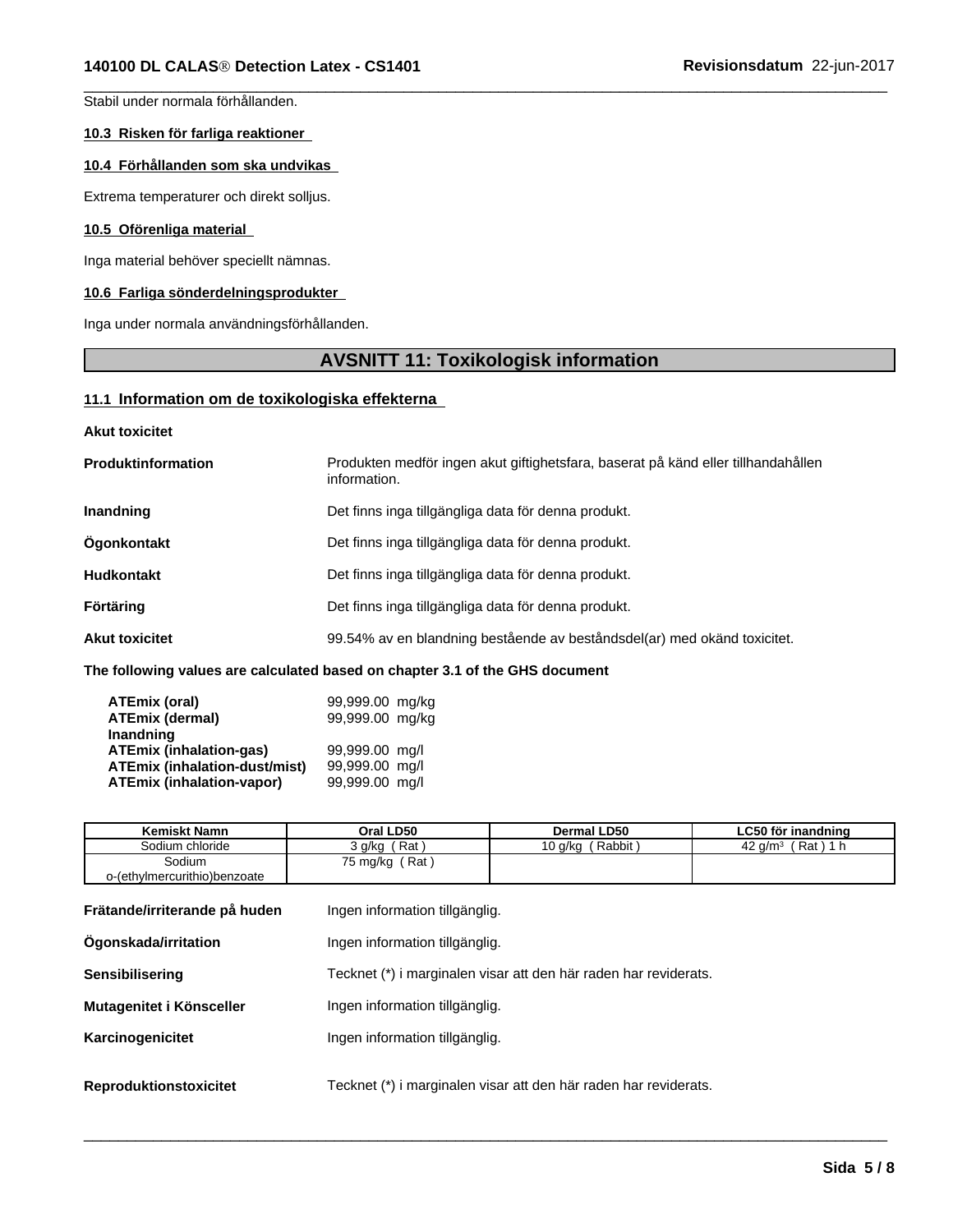Stabil under normala förhållanden.

### 10.3 Risken för farliga reaktioner

### 10.4 Förhållanden som ska undvikas

Extrema temperaturer och direkt solljus.

### 10.5 Oförenliga material

Inga material behöver speciellt nämnas.

### 10.6 Farliga sönderdelningsprodukter

Inga under normala användningsförhållanden.

## AVSNITT 11: Toxikologisk information

### 11.1 Information om de toxikologiska effekterna

**Akut toxicitet**

**Produktinformation** Produkten medför ingen akut giftighetsfara, baserat på känd eller tillhandahållen information.

**Inandning** Det finns inga tillgängliga data för denna produkt.

**Ögonkontakt** Det finns inga tillgängliga data för denna produkt.

**Hudkontakt** Det finns inga tillgängliga data för denna produkt.

**Förtäring** Det finns inga tillgängliga data för denna produkt.

**Akut toxicitet** 99.54% av en blandning bestående av beståndsdel(ar) med okänd toxicitet.

**The following values are calculated based on chapter 3.1 of the GHS document**

**ATEmix (oral)** 99,999.00 mg/kg
**ATEmix (dermal)** 99,999.00 mg/kg
**Inandning**
**ATEmix (inhalation-gas)** 99,999.00 mg/l
**ATEmix (inhalation-dust/mist)** 99,999.00 mg/l
**ATEmix (inhalation-vapor)** 99,999.00 mg/l

| Kemiskt Namn | Oral LD50 | Dermal LD50 | LC50 för inandning |
|---|---|---|---|
| Sodium chloride | 3 g/kg ( Rat ) | 10 g/kg ( Rabbit ) | 42 g/m³ ( Rat ) 1 h |
| Sodium o-(ethylmercurithio)benzoate | 75 mg/kg ( Rat ) | | |

**Frätande/irriterande på huden** Ingen information tillgänglig.

**Ögonskada/irritation** Ingen information tillgänglig.

**Sensibilisering** Tecknet (*) i marginalen visar att den här raden har reviderats.

**Mutagenitet i Könsceller** Ingen information tillgänglig.

**Karcinogenicitet** Ingen information tillgänglig.

**Reproduktionstoxicitet** Tecknet (*) i marginalen visar att den här raden har reviderats.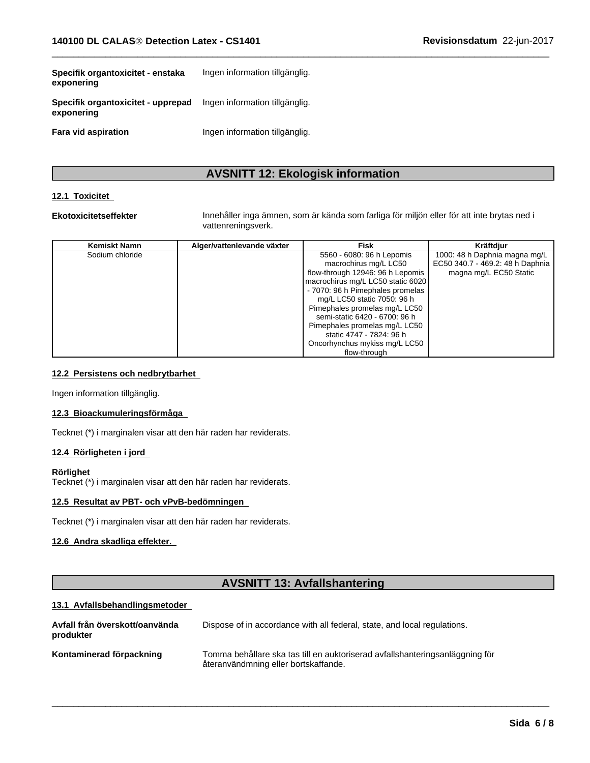**Specifik organtoxicitet - enstaka exponering** Ingen information tillgänglig.

**Specifik organtoxicitet - upprepad exponering** Ingen information tillgänglig.

**Fara vid aspiration** Ingen information tillgänglig.

## AVSNITT 12: Ekologisk information

### 12.1 Toxicitet

**Ekotoxicitetseffekter** Innehåller inga ämnen, som är kända som farliga för miljön eller för att inte brytas ned i vattenreningsverk.

| Kemiskt Namn | Alger/vattenlevande växter | Fisk | Kräftdjur |
|---|---|---|---|
| Sodium chloride | | 5560 - 6080: 96 h Lepomis macrochirus mg/L LC50 flow-through 12946: 96 h Lepomis macrochirus mg/L LC50 static 6020 - 7070: 96 h Pimephales promelas mg/L LC50 static 7050: 96 h Pimephales promelas mg/L LC50 semi-static 6420 - 6700: 96 h Pimephales promelas mg/L LC50 static 4747 - 7824: 96 h Oncorhynchus mykiss mg/L LC50 flow-through | 1000: 48 h Daphnia magna mg/L EC50 340.7 - 469.2: 48 h Daphnia magna mg/L EC50 Static |

### 12.2 Persistens och nedbrytbarhet

Ingen information tillgänglig.

### 12.3 Bioackumuleringsförmåga

Tecknet (*) i marginalen visar att den här raden har reviderats.

### 12.4 Rörligheten i jord

**Rörlighet**
Tecknet (*) i marginalen visar att den här raden har reviderats.

### 12.5 Resultat av PBT- och vPvB-bedömningen

Tecknet (*) i marginalen visar att den här raden har reviderats.

### 12.6 Andra skadliga effekter.

## AVSNITT 13: Avfallshantering

### 13.1 Avfallsbehandlingsmetoder

**Avfall från överskott/oanvända produkter** Dispose of in accordance with all federal, state, and local regulations.

**Kontaminerad förpackning** Tomma behållare ska tas till en auktoriserad avfallshanteringsanläggning för återanvändmning eller bortskaffande.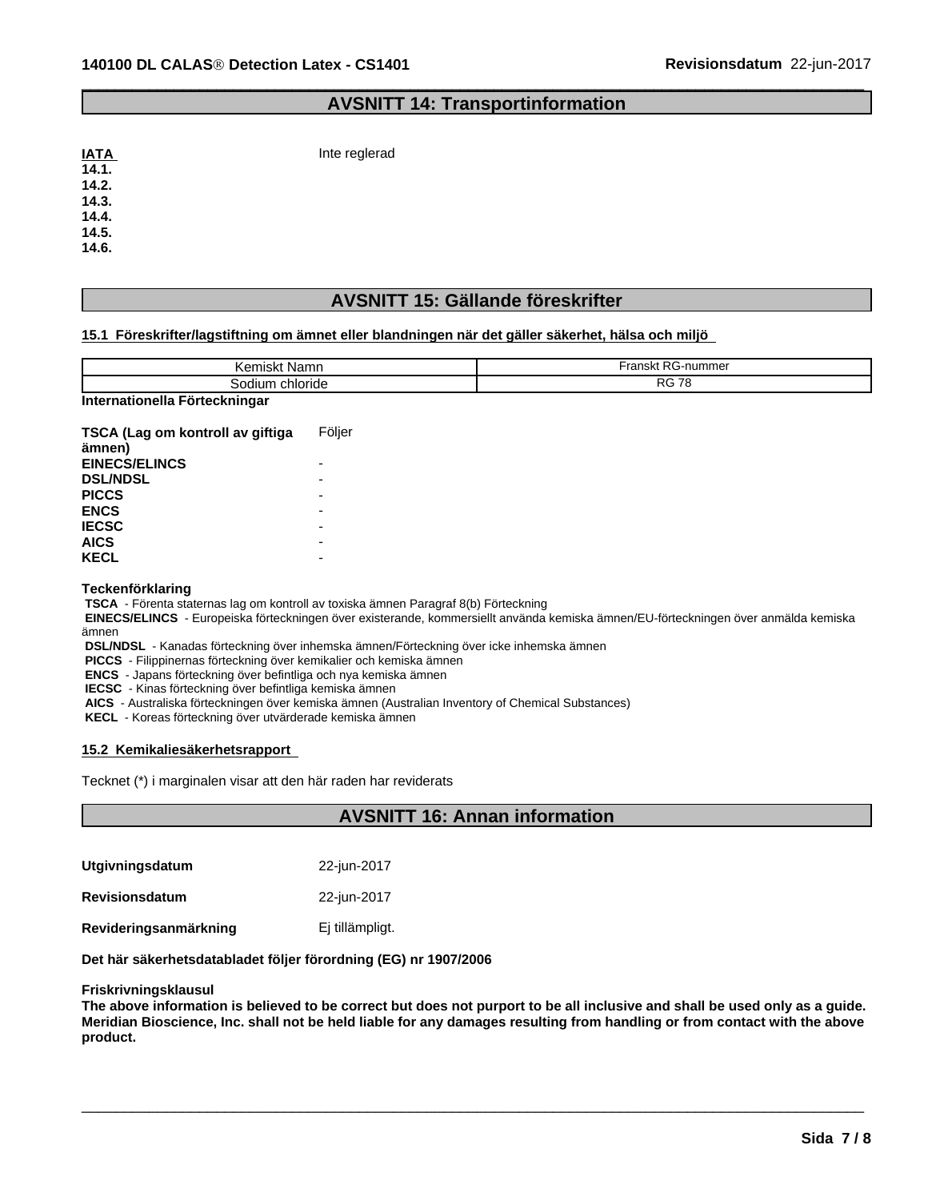## AVSNITT 14: Transportinformation

**IATA** Inte reglerad

**14.1.**
**14.2.**
**14.3.**
**14.4.**
**14.5.**
**14.6.**

## AVSNITT 15: Gällande föreskrifter

**15.1 Föreskrifter/lagstiftning om ämnet eller blandningen när det gäller säkerhet, hälsa och miljö**

| Kemiskt Namn | Franskt RG-nummer |
|---|---|
| Sodium chloride | RG 78 |

**Internationella Förteckningar**

| | |
|---|---|
| **TSCA (Lag om kontroll av giftiga ämnen)** | Följer |
| **EINECS/ELINCS** | - |
| **DSL/NDSL** | - |
| **PICCS** | - |
| **ENCS** | - |
| **IECSC** | - |
| **AICS** | - |
| **KECL** | - |

**Teckenförklaring**

**TSCA** - Förenta staternas lag om kontroll av toxiska ämnen Paragraf 8(b) Förteckning
**EINECS/ELINCS** - Europeiska förteckningen över existerande, kommersiellt använda kemiska ämnen/EU-förteckningen över anmälda kemiska ämnen
**DSL/NDSL** - Kanadas förteckning över inhemska ämnen/Förteckning över icke inhemska ämnen
**PICCS** - Filippinernas förteckning över kemikalier och kemiska ämnen
**ENCS** - Japans förteckning över befintliga och nya kemiska ämnen
**IECSC** - Kinas förteckning över befintliga kemiska ämnen
**AICS** - Australiska förteckningen över kemiska ämnen (Australian Inventory of Chemical Substances)
**KECL** - Koreas förteckning över utvärderade kemiska ämnen

**15.2 Kemikaliesäkerhetsrapport**

Tecknet (*) i marginalen visar att den här raden har reviderats

## AVSNITT 16: Annan information

**Utgivningsdatum** 22-jun-2017

**Revisionsdatum** 22-jun-2017

**Revideringsanmärkning** Ej tillämpligt.

**Det här säkerhetsdatabladet följer förordning (EG) nr 1907/2006**

**Friskrivningsklausul**
**The above information is believed to be correct but does not purport to be all inclusive and shall be used only as a guide. Meridian Bioscience, Inc. shall not be held liable for any damages resulting from handling or from contact with the above product.**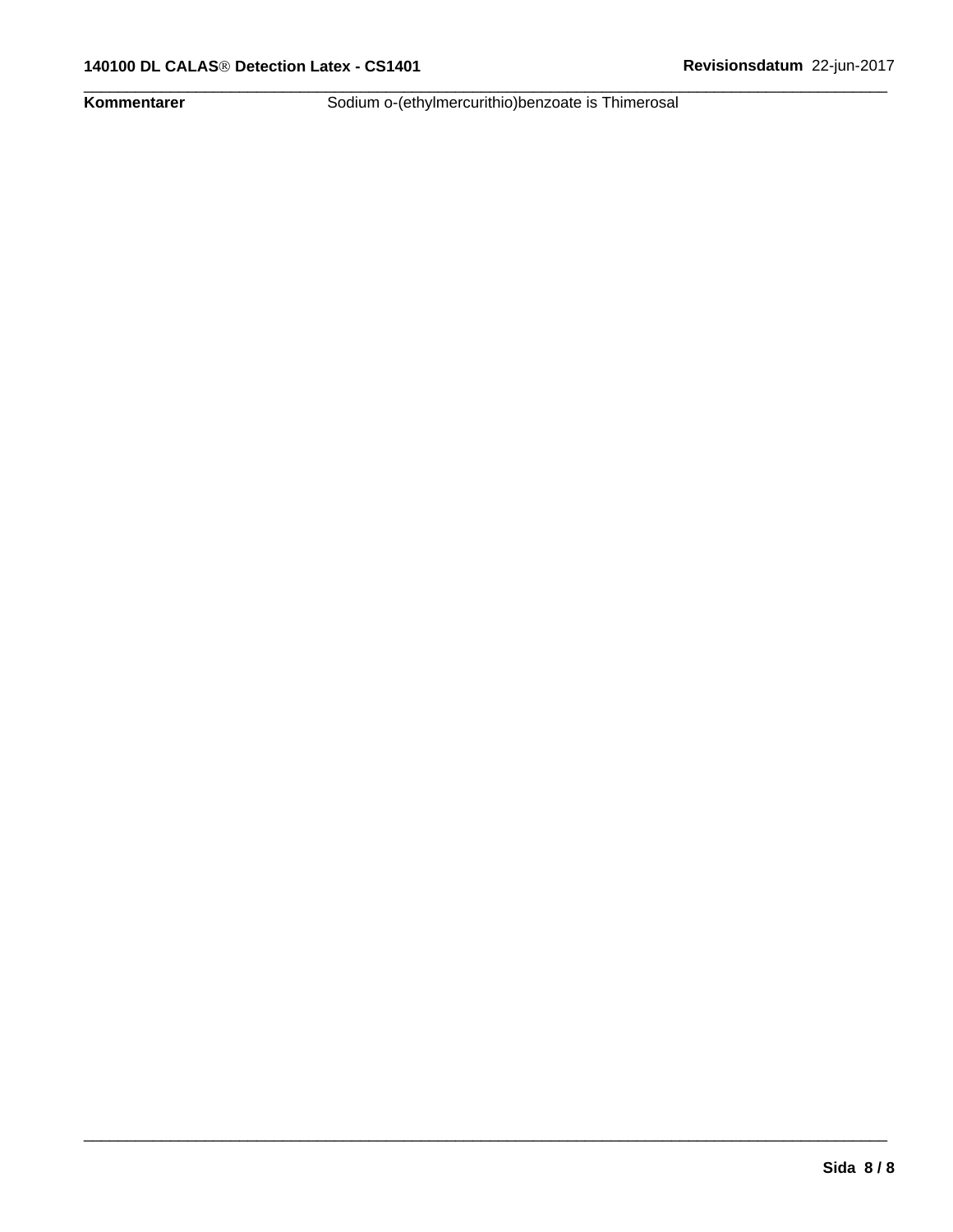**Kommentarer** Sodium o-(ethylmercurithio)benzoate is Thimerosal